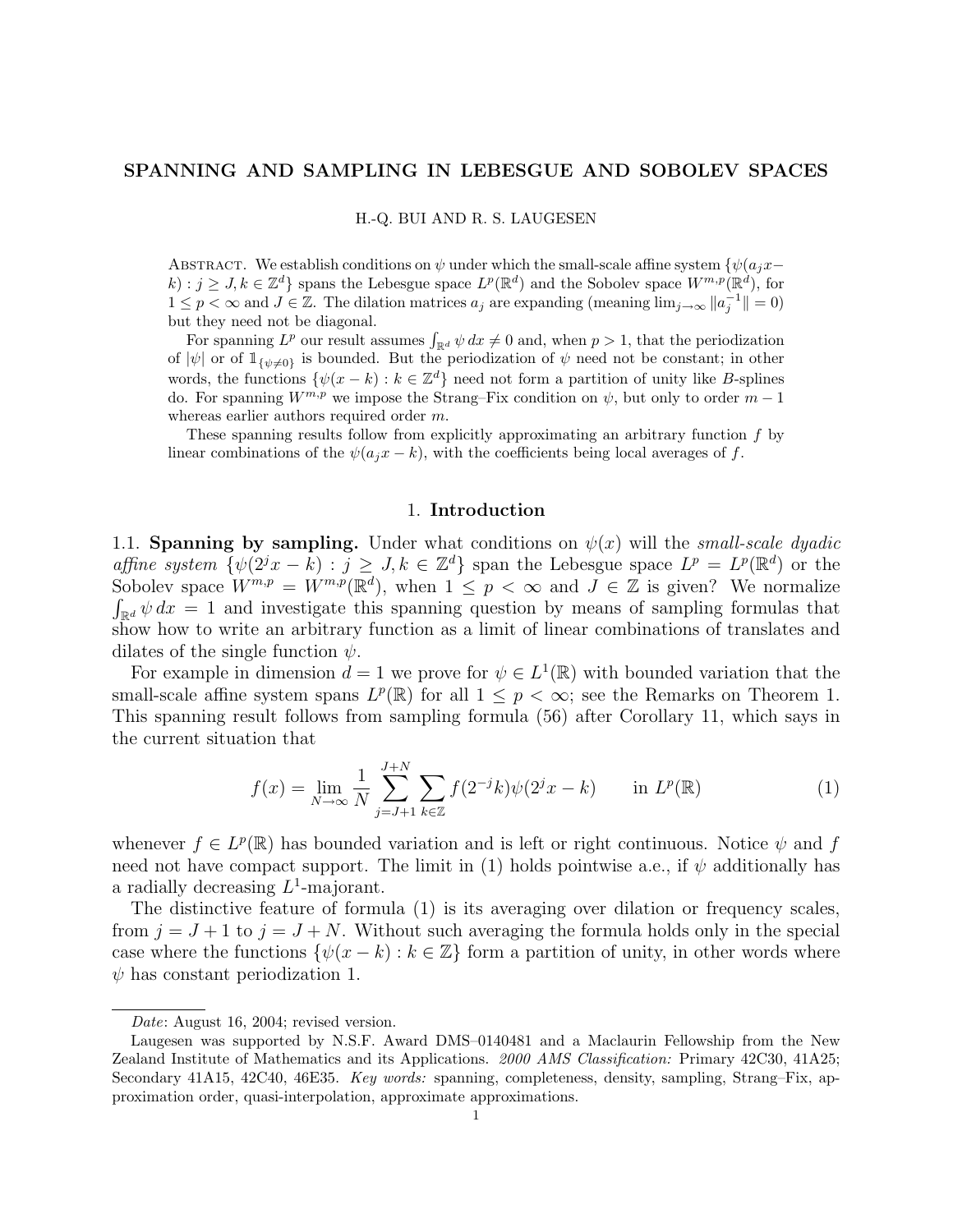# SPANNING AND SAMPLING IN LEBESGUE AND SOBOLEV SPACES

H.-Q. BUI AND R. S. LAUGESEN

Abstract. We establish conditions on $\psi$ under which the small-scale affine system $\{\psi(a_j x - k) : j \geq J, k \in \mathbb{Z}^d\}$ spans the Lebesgue space $L^p(\mathbb{R}^d)$ and the Sobolev space $W^{m,p}(\mathbb{R}^d)$, for $1 \leq p < \infty$ and $J \in \mathbb{Z}$. The dilation matrices $a_j$ are expanding (meaning $\lim_{j\to\infty} \|a_j^{-1}\| = 0$) but they need not be diagonal.

For spanning $L^p$ our result assumes $\int_{\mathbb{R}^d} \psi \, dx \neq 0$ and, when $p > 1$, that the periodization of $|\psi|$ or of $\mathbb{1}_{\{\psi \neq 0\}}$ is bounded. But the periodization of $\psi$ need not be constant; in other words, the functions $\{\psi(x-k) : k \in \mathbb{Z}^d\}$ need not form a partition of unity like $B$-splines do. For spanning $W^{m,p}$ we impose the Strang–Fix condition on $\psi$, but only to order $m-1$ whereas earlier authors required order $m$.

These spanning results follow from explicitly approximating an arbitrary function $f$ by linear combinations of the $\psi(a_j x - k)$, with the coefficients being local averages of $f$.

## 1. Introduction

1.1. **Spanning by sampling.** Under what conditions on $\psi(x)$ will the *small-scale dyadic affine system* $\{\psi(2^j x - k) : j \geq J, k \in \mathbb{Z}^d\}$ span the Lebesgue space $L^p = L^p(\mathbb{R}^d)$ or the Sobolev space $W^{m,p} = W^{m,p}(\mathbb{R}^d)$, when $1 \leq p < \infty$ and $J \in \mathbb{Z}$ is given? We normalize $\int_{\mathbb{R}^d} \psi \, dx = 1$ and investigate this spanning question by means of sampling formulas that show how to write an arbitrary function as a limit of linear combinations of translates and dilates of the single function $\psi$.

For example in dimension $d = 1$ we prove for $\psi \in L^1(\mathbb{R})$ with bounded variation that the small-scale affine system spans $L^p(\mathbb{R})$ for all $1 \leq p < \infty$; see the Remarks on Theorem 1. This spanning result follows from sampling formula (56) after Corollary 11, which says in the current situation that

$$f(x) = \lim_{N\to\infty} \frac{1}{N} \sum_{j=J+1}^{J+N} \sum_{k\in\mathbb{Z}} f(2^{-j}k)\psi(2^j x - k) \qquad \text{in } L^p(\mathbb{R}) \tag{1}$$

whenever $f \in L^p(\mathbb{R})$ has bounded variation and is left or right continuous. Notice $\psi$ and $f$ need not have compact support. The limit in (1) holds pointwise a.e., if $\psi$ additionally has a radially decreasing $L^1$-majorant.

The distinctive feature of formula (1) is its averaging over dilation or frequency scales, from $j = J + 1$ to $j = J + N$. Without such averaging the formula holds only in the special case where the functions $\{\psi(x - k) : k \in \mathbb{Z}\}$ form a partition of unity, in other words where $\psi$ has constant periodization 1.

---

*Date*: August 16, 2004; revised version.

Laugesen was supported by N.S.F. Award DMS–0140481 and a Maclaurin Fellowship from the New Zealand Institute of Mathematics and its Applications. *2000 AMS Classification:* Primary 42C30, 41A25; Secondary 41A15, 42C40, 46E35. *Key words:* spanning, completeness, density, sampling, Strang–Fix, approximation order, quasi-interpolation, approximate approximations.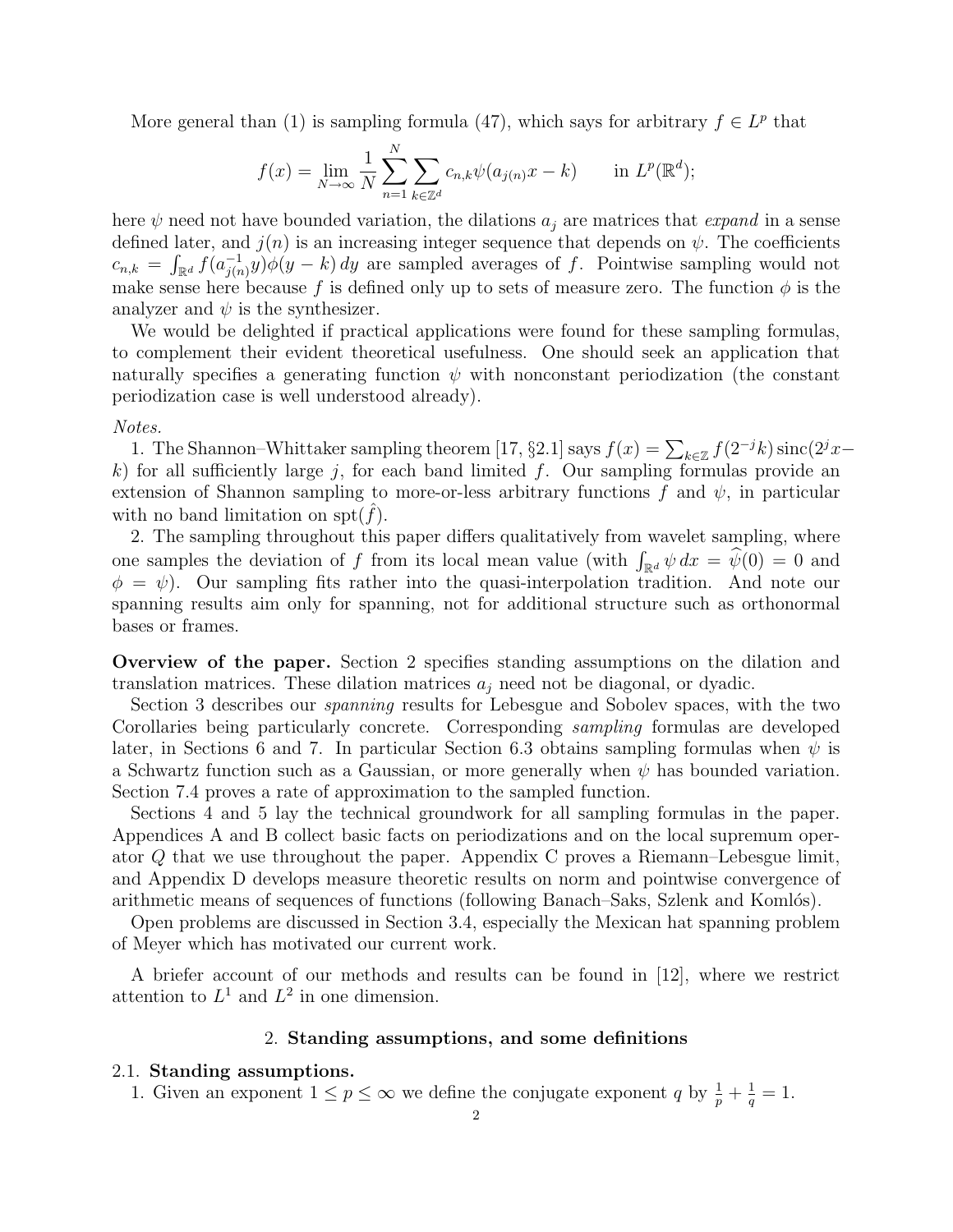More general than (1) is sampling formula (47), which says for arbitrary $f \in L^p$ that

$$f(x) = \lim_{N \to \infty} \frac{1}{N} \sum_{n=1}^{N} \sum_{k \in \mathbb{Z}^d} c_{n,k} \psi(a_{j(n)} x - k) \qquad \text{in } L^p(\mathbb{R}^d);$$

here $\psi$ need not have bounded variation, the dilations $a_j$ are matrices that *expand* in a sense defined later, and $j(n)$ is an increasing integer sequence that depends on $\psi$. The coefficients $c_{n,k} = \int_{\mathbb{R}^d} f(a_{j(n)}^{-1} y) \phi(y - k)\, dy$ are sampled averages of $f$. Pointwise sampling would not make sense here because $f$ is defined only up to sets of measure zero. The function $\phi$ is the analyzer and $\psi$ is the synthesizer.

We would be delighted if practical applications were found for these sampling formulas, to complement their evident theoretical usefulness. One should seek an application that naturally specifies a generating function $\psi$ with nonconstant periodization (the constant periodization case is well understood already).

*Notes.*

1. The Shannon–Whittaker sampling theorem [17, §2.1] says $f(x) = \sum_{k \in \mathbb{Z}} f(2^{-j}k) \operatorname{sinc}(2^j x - k)$ for all sufficiently large $j$, for each band limited $f$. Our sampling formulas provide an extension of Shannon sampling to more-or-less arbitrary functions $f$ and $\psi$, in particular with no band limitation on $\operatorname{spt}(\hat{f})$.

2. The sampling throughout this paper differs qualitatively from wavelet sampling, where one samples the deviation of $f$ from its local mean value (with $\int_{\mathbb{R}^d} \psi\, dx = \widehat{\psi}(0) = 0$ and $\phi = \psi$). Our sampling fits rather into the quasi-interpolation tradition. And note our spanning results aim only for spanning, not for additional structure such as orthonormal bases or frames.

**Overview of the paper.** Section 2 specifies standing assumptions on the dilation and translation matrices. These dilation matrices $a_j$ need not be diagonal, or dyadic.

Section 3 describes our *spanning* results for Lebesgue and Sobolev spaces, with the two Corollaries being particularly concrete. Corresponding *sampling* formulas are developed later, in Sections 6 and 7. In particular Section 6.3 obtains sampling formulas when $\psi$ is a Schwartz function such as a Gaussian, or more generally when $\psi$ has bounded variation. Section 7.4 proves a rate of approximation to the sampled function.

Sections 4 and 5 lay the technical groundwork for all sampling formulas in the paper. Appendices A and B collect basic facts on periodizations and on the local supremum operator $Q$ that we use throughout the paper. Appendix C proves a Riemann–Lebesgue limit, and Appendix D develops measure theoretic results on norm and pointwise convergence of arithmetic means of sequences of functions (following Banach–Saks, Szlenk and Komlós).

Open problems are discussed in Section 3.4, especially the Mexican hat spanning problem of Meyer which has motivated our current work.

A briefer account of our methods and results can be found in [12], where we restrict attention to $L^1$ and $L^2$ in one dimension.

## 2. Standing assumptions, and some definitions

### 2.1. Standing assumptions.

1. Given an exponent $1 \leq p \leq \infty$ we define the conjugate exponent $q$ by $\frac{1}{p} + \frac{1}{q} = 1$.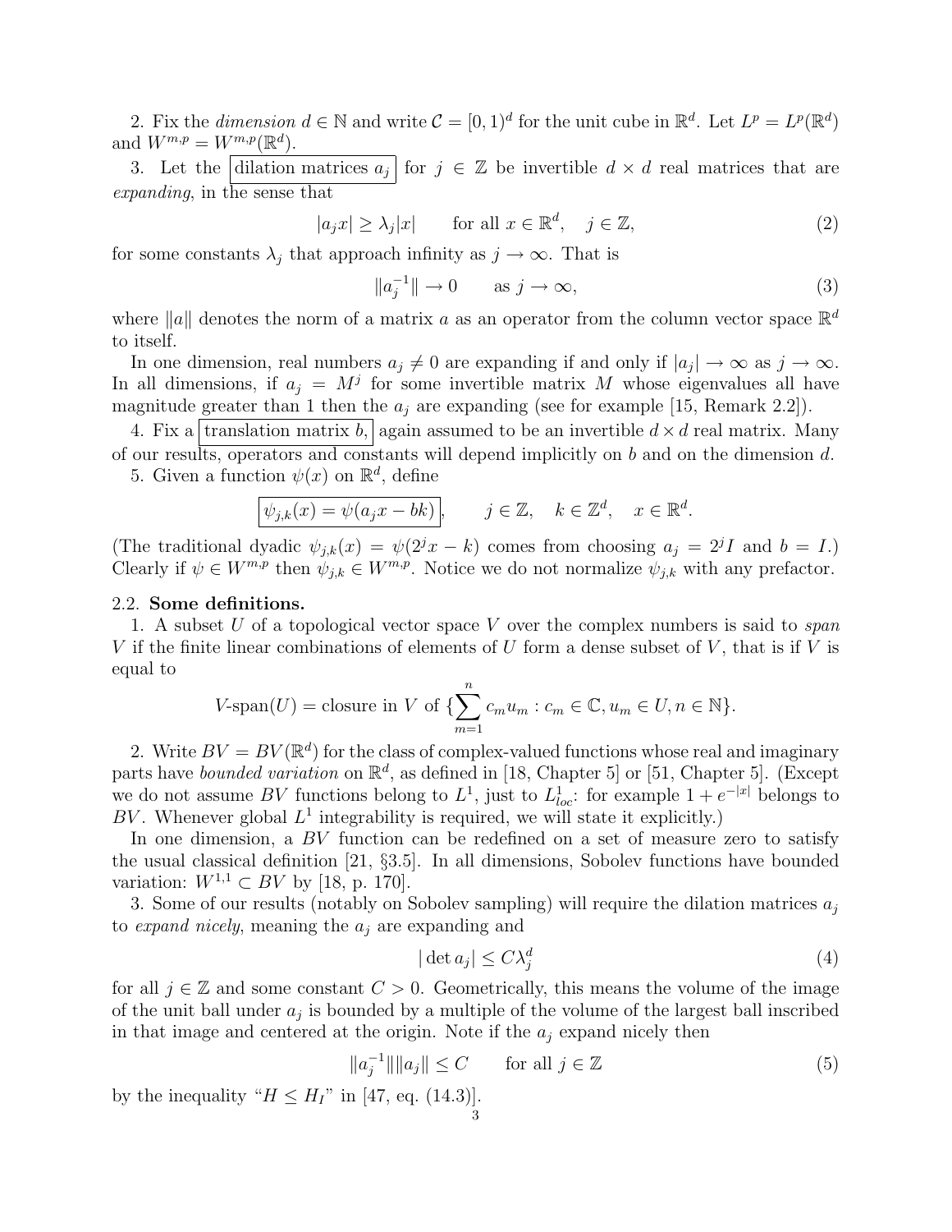2. Fix the *dimension* $d \in \mathbb{N}$ and write $\mathcal{C} = [0,1)^d$ for the unit cube in $\mathbb{R}^d$. Let $L^p = L^p(\mathbb{R}^d)$ and $W^{m,p} = W^{m,p}(\mathbb{R}^d)$.

3. Let the dilation matrices $a_j$ for $j \in \mathbb{Z}$ be invertible $d \times d$ real matrices that are *expanding*, in the sense that

$$|a_j x| \geq \lambda_j |x| \qquad \text{for all } x \in \mathbb{R}^d, \quad j \in \mathbb{Z}, \tag{2}$$

for some constants $\lambda_j$ that approach infinity as $j \to \infty$. That is

$$\|a_j^{-1}\| \to 0 \qquad \text{as } j \to \infty, \tag{3}$$

where $\|a\|$ denotes the norm of a matrix $a$ as an operator from the column vector space $\mathbb{R}^d$ to itself.

In one dimension, real numbers $a_j \neq 0$ are expanding if and only if $|a_j| \to \infty$ as $j \to \infty$. In all dimensions, if $a_j = M^j$ for some invertible matrix $M$ whose eigenvalues all have magnitude greater than 1 then the $a_j$ are expanding (see for example [15, Remark 2.2]).

4. Fix a translation matrix $b$, again assumed to be an invertible $d \times d$ real matrix. Many of our results, operators and constants will depend implicitly on $b$ and on the dimension $d$.

5. Given a function $\psi(x)$ on $\mathbb{R}^d$, define

$$\psi_{j,k}(x) = \psi(a_j x - bk), \qquad j \in \mathbb{Z}, \quad k \in \mathbb{Z}^d, \quad x \in \mathbb{R}^d.$$

(The traditional dyadic $\psi_{j,k}(x) = \psi(2^j x - k)$ comes from choosing $a_j = 2^j I$ and $b = I$.) Clearly if $\psi \in W^{m,p}$ then $\psi_{j,k} \in W^{m,p}$. Notice we do not normalize $\psi_{j,k}$ with any prefactor.

## 2.2. Some definitions.

1. A subset $U$ of a topological vector space $V$ over the complex numbers is said to *span* $V$ if the finite linear combinations of elements of $U$ form a dense subset of $V$, that is if $V$ is equal to

$$V\text{-span}(U) = \text{closure in } V \text{ of } \{\sum_{m=1}^{n} c_m u_m : c_m \in \mathbb{C}, u_m \in U, n \in \mathbb{N}\}.$$

2. Write $BV = BV(\mathbb{R}^d)$ for the class of complex-valued functions whose real and imaginary parts have *bounded variation* on $\mathbb{R}^d$, as defined in [18, Chapter 5] or [51, Chapter 5]. (Except we do not assume $BV$ functions belong to $L^1$, just to $L^1_{loc}$: for example $1 + e^{-|x|}$ belongs to $BV$. Whenever global $L^1$ integrability is required, we will state it explicitly.)

In one dimension, a $BV$ function can be redefined on a set of measure zero to satisfy the usual classical definition [21, §3.5]. In all dimensions, Sobolev functions have bounded variation: $W^{1,1} \subset BV$ by [18, p. 170].

3. Some of our results (notably on Sobolev sampling) will require the dilation matrices $a_j$ to *expand nicely*, meaning the $a_j$ are expanding and

$$|\det a_j| \leq C\lambda_j^d \tag{4}$$

for all $j \in \mathbb{Z}$ and some constant $C > 0$. Geometrically, this means the volume of the image of the unit ball under $a_j$ is bounded by a multiple of the volume of the largest ball inscribed in that image and centered at the origin. Note if the $a_j$ expand nicely then

$$\|a_j^{-1}\|\|a_j\| \leq C \qquad \text{for all } j \in \mathbb{Z} \tag{5}$$

by the inequality "$H \leq H_I$" in [47, eq. (14.3)].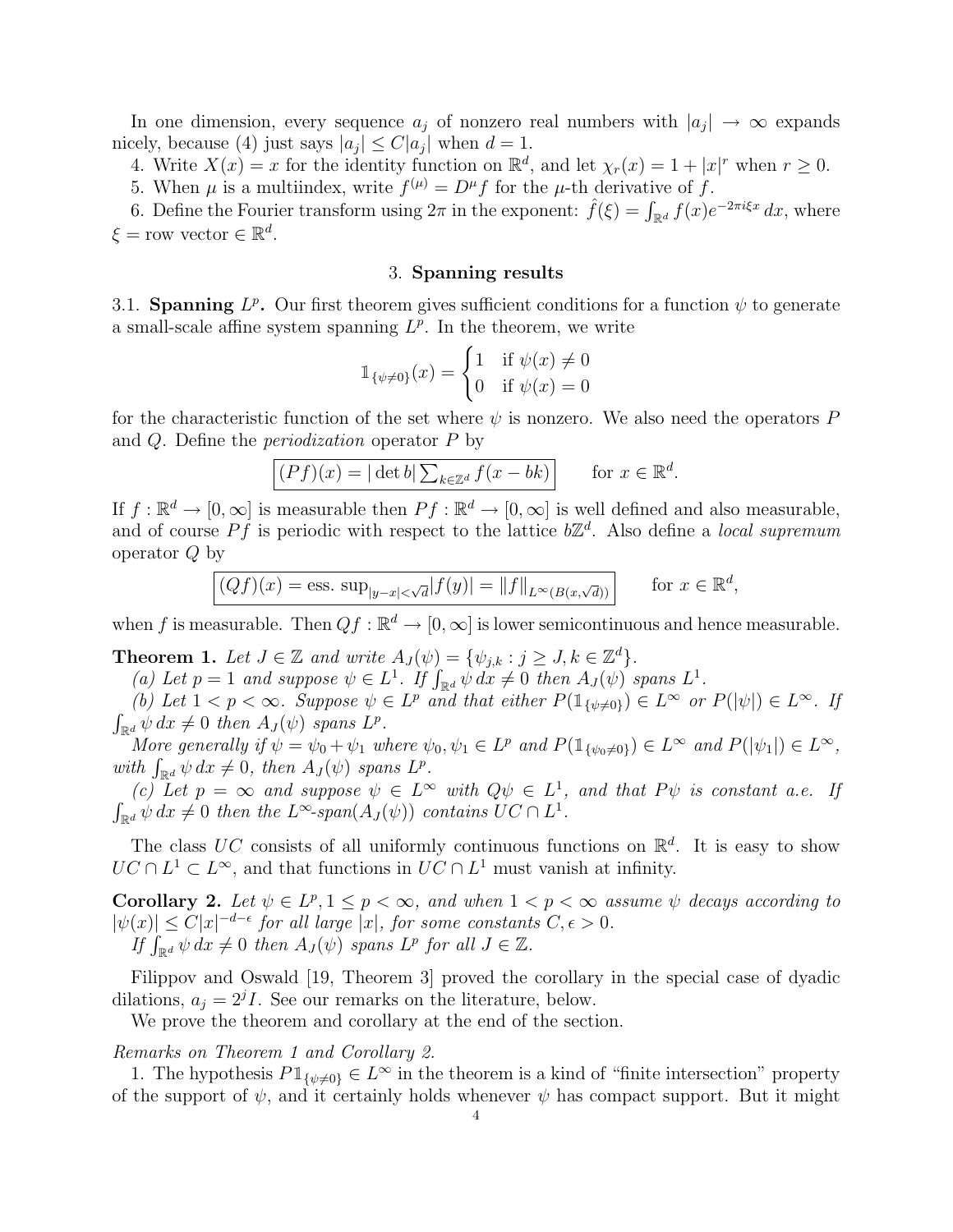In one dimension, every sequence $a_j$ of nonzero real numbers with $|a_j| \to \infty$ expands nicely, because (4) just says $|a_j| \le C|a_j|$ when $d = 1$.

4. Write $X(x) = x$ for the identity function on $\mathbb{R}^d$, and let $\chi_r(x) = 1 + |x|^r$ when $r \ge 0$.

5. When $\mu$ is a multiindex, write $f^{(\mu)} = D^\mu f$ for the $\mu$-th derivative of $f$.

6. Define the Fourier transform using $2\pi$ in the exponent: $\hat{f}(\xi) = \int_{\mathbb{R}^d} f(x) e^{-2\pi i \xi x}\, dx$, where $\xi$ = row vector $\in \mathbb{R}^d$.

## 3. Spanning results

3.1. **Spanning $L^p$.** Our first theorem gives sufficient conditions for a function $\psi$ to generate a small-scale affine system spanning $L^p$. In the theorem, we write

$$\mathbb{1}_{\{\psi \neq 0\}}(x) = \begin{cases} 1 & \text{if } \psi(x) \neq 0 \\ 0 & \text{if } \psi(x) = 0 \end{cases}$$

for the characteristic function of the set where $\psi$ is nonzero. We also need the operators $P$ and $Q$. Define the *periodization* operator $P$ by

$$\boxed{(Pf)(x) = |\det b| \textstyle\sum_{k \in \mathbb{Z}^d} f(x - bk)} \qquad \text{for } x \in \mathbb{R}^d.$$

If $f : \mathbb{R}^d \to [0, \infty]$ is measurable then $Pf : \mathbb{R}^d \to [0, \infty]$ is well defined and also measurable, and of course $Pf$ is periodic with respect to the lattice $b\mathbb{Z}^d$. Also define a *local supremum* operator $Q$ by

$$\boxed{(Qf)(x) = \text{ess. sup}_{|y-x|<\sqrt{d}} |f(y)| = \|f\|_{L^\infty(B(x,\sqrt{d}))}} \qquad \text{for } x \in \mathbb{R}^d,$$

when $f$ is measurable. Then $Qf : \mathbb{R}^d \to [0, \infty]$ is lower semicontinuous and hence measurable.

**Theorem 1.** *Let $J \in \mathbb{Z}$ and write $A_J(\psi) = \{\psi_{j,k} : j \ge J, k \in \mathbb{Z}^d\}$.*

*(a) Let $p = 1$ and suppose $\psi \in L^1$. If $\int_{\mathbb{R}^d} \psi\, dx \neq 0$ then $A_J(\psi)$ spans $L^1$.*

*(b) Let $1 < p < \infty$. Suppose $\psi \in L^p$ and that either $P(\mathbb{1}_{\{\psi \neq 0\}}) \in L^\infty$ or $P(|\psi|) \in L^\infty$. If $\int_{\mathbb{R}^d} \psi\, dx \neq 0$ then $A_J(\psi)$ spans $L^p$.*

*More generally if $\psi = \psi_0 + \psi_1$ where $\psi_0, \psi_1 \in L^p$ and $P(\mathbb{1}_{\{\psi_0 \neq 0\}}) \in L^\infty$ and $P(|\psi_1|) \in L^\infty$, with $\int_{\mathbb{R}^d} \psi\, dx \neq 0$, then $A_J(\psi)$ spans $L^p$.*

*(c) Let $p = \infty$ and suppose $\psi \in L^\infty$ with $Q\psi \in L^1$, and that $P\psi$ is constant a.e. If $\int_{\mathbb{R}^d} \psi\, dx \neq 0$ then the $L^\infty$-span$(A_J(\psi))$ contains $UC \cap L^1$.*

The class $UC$ consists of all uniformly continuous functions on $\mathbb{R}^d$. It is easy to show $UC \cap L^1 \subset L^\infty$, and that functions in $UC \cap L^1$ must vanish at infinity.

**Corollary 2.** *Let $\psi \in L^p, 1 \le p < \infty$, and when $1 < p < \infty$ assume $\psi$ decays according to $|\psi(x)| \le C|x|^{-d-\epsilon}$ for all large $|x|$, for some constants $C, \epsilon > 0$.*

*If $\int_{\mathbb{R}^d} \psi\, dx \neq 0$ then $A_J(\psi)$ spans $L^p$ for all $J \in \mathbb{Z}$.*

Filippov and Oswald [19, Theorem 3] proved the corollary in the special case of dyadic dilations, $a_j = 2^j I$. See our remarks on the literature, below.

We prove the theorem and corollary at the end of the section.

*Remarks on Theorem 1 and Corollary 2.*

1. The hypothesis $P\mathbb{1}_{\{\psi \neq 0\}} \in L^\infty$ in the theorem is a kind of "finite intersection" property of the support of $\psi$, and it certainly holds whenever $\psi$ has compact support. But it might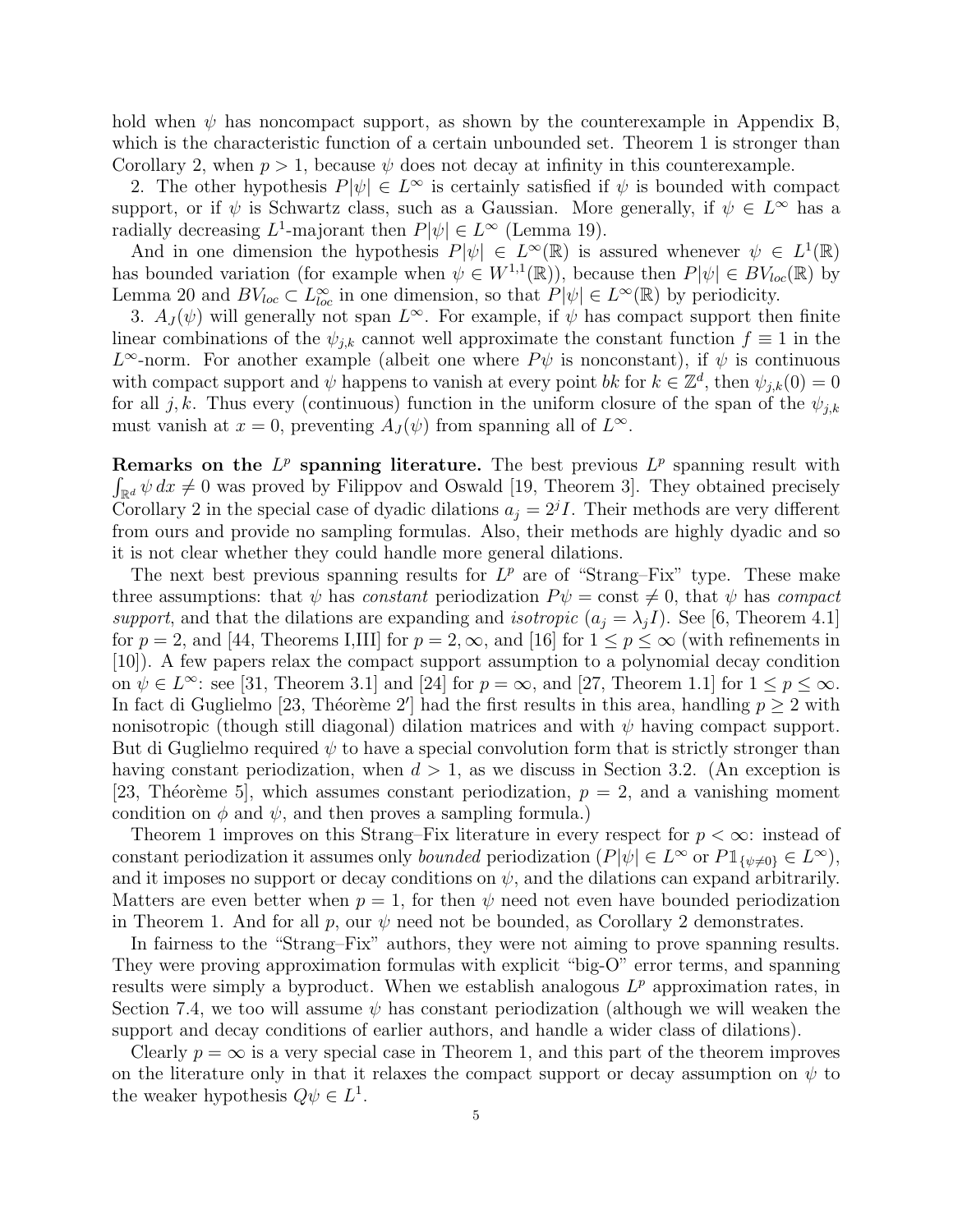hold when $\psi$ has noncompact support, as shown by the counterexample in Appendix B, which is the characteristic function of a certain unbounded set. Theorem 1 is stronger than Corollary 2, when $p > 1$, because $\psi$ does not decay at infinity in this counterexample.

2. The other hypothesis $P|\psi| \in L^\infty$ is certainly satisfied if $\psi$ is bounded with compact support, or if $\psi$ is Schwartz class, such as a Gaussian. More generally, if $\psi \in L^\infty$ has a radially decreasing $L^1$-majorant then $P|\psi| \in L^\infty$ (Lemma 19).

And in one dimension the hypothesis $P|\psi| \in L^\infty(\mathbb{R})$ is assured whenever $\psi \in L^1(\mathbb{R})$ has bounded variation (for example when $\psi \in W^{1,1}(\mathbb{R})$), because then $P|\psi| \in BV_{loc}(\mathbb{R})$ by Lemma 20 and $BV_{loc} \subset L^\infty_{loc}$ in one dimension, so that $P|\psi| \in L^\infty(\mathbb{R})$ by periodicity.

3. $A_J(\psi)$ will generally not span $L^\infty$. For example, if $\psi$ has compact support then finite linear combinations of the $\psi_{j,k}$ cannot well approximate the constant function $f \equiv 1$ in the $L^\infty$-norm. For another example (albeit one where $P\psi$ is nonconstant), if $\psi$ is continuous with compact support and $\psi$ happens to vanish at every point $bk$ for $k \in \mathbb{Z}^d$, then $\psi_{j,k}(0) = 0$ for all $j, k$. Thus every (continuous) function in the uniform closure of the span of the $\psi_{j,k}$ must vanish at $x = 0$, preventing $A_J(\psi)$ from spanning all of $L^\infty$.

**Remarks on the $L^p$ spanning literature.** The best previous $L^p$ spanning result with $\int_{\mathbb{R}^d} \psi \, dx \neq 0$ was proved by Filippov and Oswald [19, Theorem 3]. They obtained precisely Corollary 2 in the special case of dyadic dilations $a_j = 2^j I$. Their methods are very different from ours and provide no sampling formulas. Also, their methods are highly dyadic and so it is not clear whether they could handle more general dilations.

The next best previous spanning results for $L^p$ are of "Strang–Fix" type. These make three assumptions: that $\psi$ has *constant* periodization $P\psi = \text{const} \neq 0$, that $\psi$ has *compact support*, and that the dilations are expanding and *isotropic* ($a_j = \lambda_j I$). See [6, Theorem 4.1] for $p = 2$, and [44, Theorems I,III] for $p = 2, \infty$, and [16] for $1 \leq p \leq \infty$ (with refinements in [10]). A few papers relax the compact support assumption to a polynomial decay condition on $\psi \in L^\infty$: see [31, Theorem 3.1] and [24] for $p = \infty$, and [27, Theorem 1.1] for $1 \leq p \leq \infty$. In fact di Guglielmo [23, Théorème 2′] had the first results in this area, handling $p \geq 2$ with nonisotropic (though still diagonal) dilation matrices and with $\psi$ having compact support. But di Guglielmo required $\psi$ to have a special convolution form that is strictly stronger than having constant periodization, when $d > 1$, as we discuss in Section 3.2. (An exception is [23, Théorème 5], which assumes constant periodization, $p = 2$, and a vanishing moment condition on $\phi$ and $\psi$, and then proves a sampling formula.)

Theorem 1 improves on this Strang–Fix literature in every respect for $p < \infty$: instead of constant periodization it assumes only *bounded* periodization ($P|\psi| \in L^\infty$ or $P\mathbb{1}_{\{\psi \neq 0\}} \in L^\infty$), and it imposes no support or decay conditions on $\psi$, and the dilations can expand arbitrarily. Matters are even better when $p = 1$, for then $\psi$ need not even have bounded periodization in Theorem 1. And for all $p$, our $\psi$ need not be bounded, as Corollary 2 demonstrates.

In fairness to the "Strang–Fix" authors, they were not aiming to prove spanning results. They were proving approximation formulas with explicit "big-O" error terms, and spanning results were simply a byproduct. When we establish analogous $L^p$ approximation rates, in Section 7.4, we too will assume $\psi$ has constant periodization (although we will weaken the support and decay conditions of earlier authors, and handle a wider class of dilations).

Clearly $p = \infty$ is a very special case in Theorem 1, and this part of the theorem improves on the literature only in that it relaxes the compact support or decay assumption on $\psi$ to the weaker hypothesis $Q\psi \in L^1$.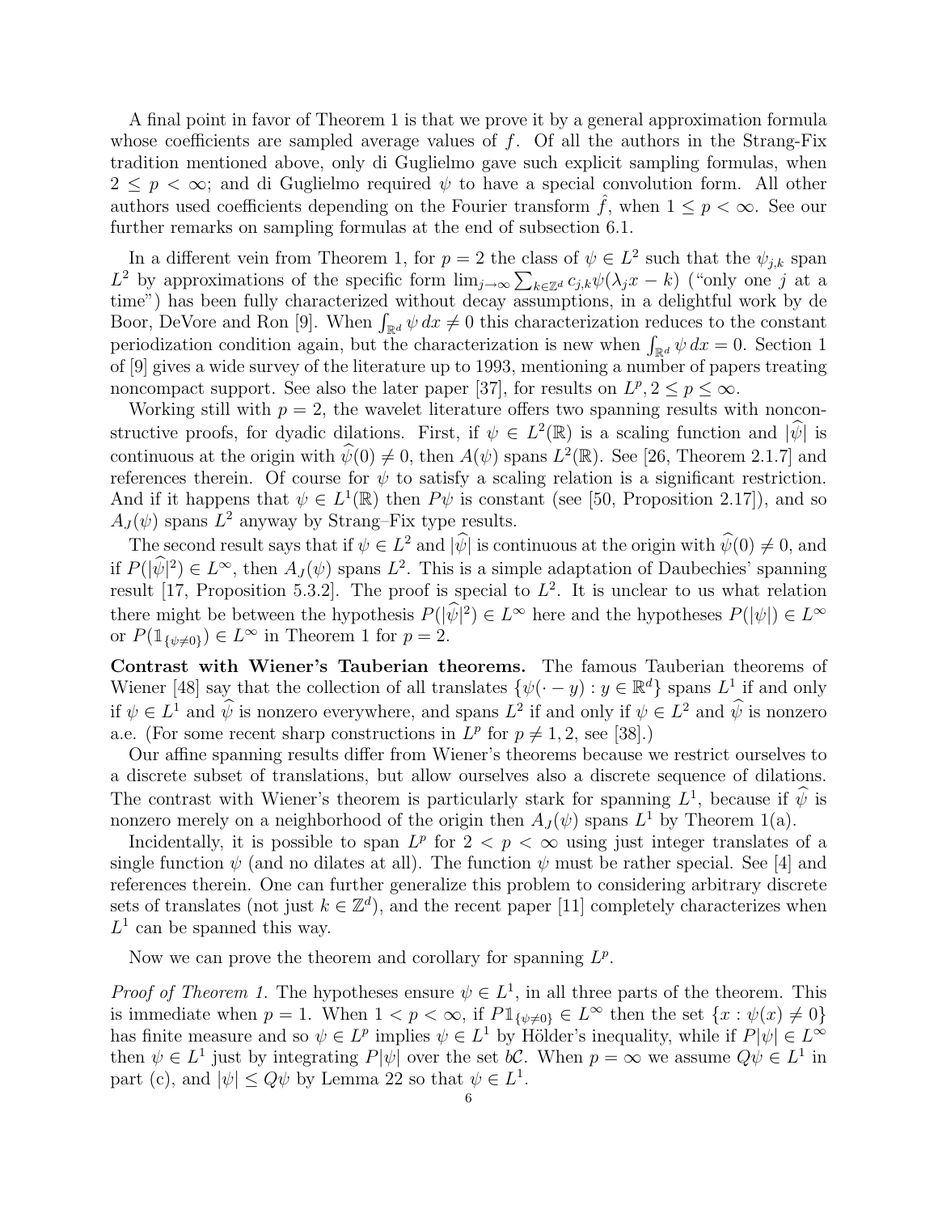A final point in favor of Theorem 1 is that we prove it by a general approximation formula whose coefficients are sampled average values of $f$. Of all the authors in the Strang-Fix tradition mentioned above, only di Guglielmo gave such explicit sampling formulas, when $2 \leq p < \infty$; and di Guglielmo required $\psi$ to have a special convolution form. All other authors used coefficients depending on the Fourier transform $\hat{f}$, when $1 \leq p < \infty$. See our further remarks on sampling formulas at the end of subsection 6.1.

In a different vein from Theorem 1, for $p = 2$ the class of $\psi \in L^2$ such that the $\psi_{j,k}$ span $L^2$ by approximations of the specific form $\lim_{j\to\infty} \sum_{k\in\mathbb{Z}^d} c_{j,k}\psi(\lambda_j x - k)$ ("only one $j$ at a time") has been fully characterized without decay assumptions, in a delightful work by de Boor, DeVore and Ron [9]. When $\int_{\mathbb{R}^d} \psi \, dx \neq 0$ this characterization reduces to the constant periodization condition again, but the characterization is new when $\int_{\mathbb{R}^d} \psi \, dx = 0$. Section 1 of [9] gives a wide survey of the literature up to 1993, mentioning a number of papers treating noncompact support. See also the later paper [37], for results on $L^p, 2 \leq p \leq \infty$.

Working still with $p = 2$, the wavelet literature offers two spanning results with nonconstructive proofs, for dyadic dilations. First, if $\psi \in L^2(\mathbb{R})$ is a scaling function and $|\widehat{\psi}|$ is continuous at the origin with $\widehat{\psi}(0) \neq 0$, then $A(\psi)$ spans $L^2(\mathbb{R})$. See [26, Theorem 2.1.7] and references therein. Of course for $\psi$ to satisfy a scaling relation is a significant restriction. And if it happens that $\psi \in L^1(\mathbb{R})$ then $P\psi$ is constant (see [50, Proposition 2.17]), and so $A_J(\psi)$ spans $L^2$ anyway by Strang–Fix type results.

The second result says that if $\psi \in L^2$ and $|\widehat{\psi}|$ is continuous at the origin with $\widehat{\psi}(0) \neq 0$, and if $P(|\widehat{\psi}|^2) \in L^\infty$, then $A_J(\psi)$ spans $L^2$. This is a simple adaptation of Daubechies' spanning result [17, Proposition 5.3.2]. The proof is special to $L^2$. It is unclear to us what relation there might be between the hypothesis $P(|\widehat{\psi}|^2) \in L^\infty$ here and the hypotheses $P(|\psi|) \in L^\infty$ or $P(\mathbb{1}_{\{\psi \neq 0\}}) \in L^\infty$ in Theorem 1 for $p = 2$.

**Contrast with Wiener's Tauberian theorems.** The famous Tauberian theorems of Wiener [48] say that the collection of all translates $\{\psi(\cdot - y) : y \in \mathbb{R}^d\}$ spans $L^1$ if and only if $\psi \in L^1$ and $\widehat{\psi}$ is nonzero everywhere, and spans $L^2$ if and only if $\psi \in L^2$ and $\widehat{\psi}$ is nonzero a.e. (For some recent sharp constructions in $L^p$ for $p \neq 1, 2$, see [38].)

Our affine spanning results differ from Wiener's theorems because we restrict ourselves to a discrete subset of translations, but allow ourselves also a discrete sequence of dilations. The contrast with Wiener's theorem is particularly stark for spanning $L^1$, because if $\widehat{\psi}$ is nonzero merely on a neighborhood of the origin then $A_J(\psi)$ spans $L^1$ by Theorem 1(a).

Incidentally, it is possible to span $L^p$ for $2 < p < \infty$ using just integer translates of a single function $\psi$ (and no dilates at all). The function $\psi$ must be rather special. See [4] and references therein. One can further generalize this problem to considering arbitrary discrete sets of translates (not just $k \in \mathbb{Z}^d$), and the recent paper [11] completely characterizes when $L^1$ can be spanned this way.

Now we can prove the theorem and corollary for spanning $L^p$.

*Proof of Theorem 1.* The hypotheses ensure $\psi \in L^1$, in all three parts of the theorem. This is immediate when $p = 1$. When $1 < p < \infty$, if $P\mathbb{1}_{\{\psi \neq 0\}} \in L^\infty$ then the set $\{x : \psi(x) \neq 0\}$ has finite measure and so $\psi \in L^p$ implies $\psi \in L^1$ by Hölder's inequality, while if $P|\psi| \in L^\infty$ then $\psi \in L^1$ just by integrating $P|\psi|$ over the set $b\mathcal{C}$. When $p = \infty$ we assume $Q\psi \in L^1$ in part (c), and $|\psi| \leq Q\psi$ by Lemma 22 so that $\psi \in L^1$.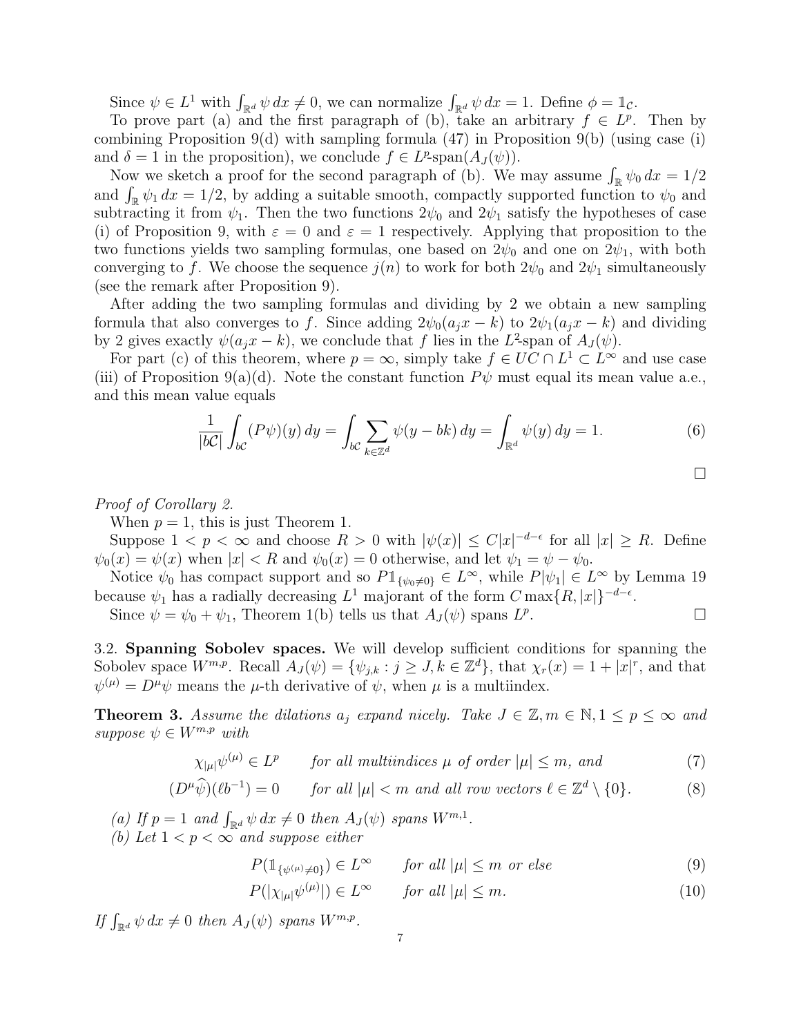Since $\psi \in L^1$ with $\int_{\mathbb{R}^d} \psi \, dx \neq 0$, we can normalize $\int_{\mathbb{R}^d} \psi \, dx = 1$. Define $\phi = \mathbb{1}_{\mathcal{C}}$.

To prove part (a) and the first paragraph of (b), take an arbitrary $f \in L^p$. Then by combining Proposition 9(d) with sampling formula (47) in Proposition 9(b) (using case (i) and $\delta = 1$ in the proposition), we conclude $f \in L^p\text{-span}(A_J(\psi))$.

Now we sketch a proof for the second paragraph of (b). We may assume $\int_{\mathbb{R}} \psi_0 \, dx = 1/2$ and $\int_{\mathbb{R}} \psi_1 \, dx = 1/2$, by adding a suitable smooth, compactly supported function to $\psi_0$ and subtracting it from $\psi_1$. Then the two functions $2\psi_0$ and $2\psi_1$ satisfy the hypotheses of case (i) of Proposition 9, with $\varepsilon = 0$ and $\varepsilon = 1$ respectively. Applying that proposition to the two functions yields two sampling formulas, one based on $2\psi_0$ and one on $2\psi_1$, with both converging to $f$. We choose the sequence $j(n)$ to work for both $2\psi_0$ and $2\psi_1$ simultaneously (see the remark after Proposition 9).

After adding the two sampling formulas and dividing by 2 we obtain a new sampling formula that also converges to $f$. Since adding $2\psi_0(a_j x - k)$ to $2\psi_1(a_j x - k)$ and dividing by 2 gives exactly $\psi(a_j x - k)$, we conclude that $f$ lies in the $L^2$-span of $A_J(\psi)$.

For part (c) of this theorem, where $p = \infty$, simply take $f \in UC \cap L^1 \subset L^\infty$ and use case (iii) of Proposition 9(a)(d). Note the constant function $P\psi$ must equal its mean value a.e., and this mean value equals

$$\frac{1}{|b\mathcal{C}|} \int_{b\mathcal{C}} (P\psi)(y) \, dy = \int_{b\mathcal{C}} \sum_{k \in \mathbb{Z}^d} \psi(y - bk) \, dy = \int_{\mathbb{R}^d} \psi(y) \, dy = 1. \tag{6}$$

□

*Proof of Corollary 2.*

When $p = 1$, this is just Theorem 1.

Suppose $1 < p < \infty$ and choose $R > 0$ with $|\psi(x)| \leq C|x|^{-d-\epsilon}$ for all $|x| \geq R$. Define $\psi_0(x) = \psi(x)$ when $|x| < R$ and $\psi_0(x) = 0$ otherwise, and let $\psi_1 = \psi - \psi_0$.

Notice $\psi_0$ has compact support and so $P\mathbb{1}_{\{\psi_0 \neq 0\}} \in L^\infty$, while $P|\psi_1| \in L^\infty$ by Lemma 19 because $\psi_1$ has a radially decreasing $L^1$ majorant of the form $C \max\{R, |x|\}^{-d-\epsilon}$.

Since $\psi = \psi_0 + \psi_1$, Theorem 1(b) tells us that $A_J(\psi)$ spans $L^p$. □

3.2. **Spanning Sobolev spaces.** We will develop sufficient conditions for spanning the Sobolev space $W^{m,p}$. Recall $A_J(\psi) = \{\psi_{j,k} : j \geq J, k \in \mathbb{Z}^d\}$, that $\chi_r(x) = 1 + |x|^r$, and that $\psi^{(\mu)} = D^\mu \psi$ means the $\mu$-th derivative of $\psi$, when $\mu$ is a multiindex.

**Theorem 3.** *Assume the dilations $a_j$ expand nicely. Take $J \in \mathbb{Z}, m \in \mathbb{N}, 1 \leq p \leq \infty$ and suppose $\psi \in W^{m,p}$ with*

$$\chi_{|\mu|} \psi^{(\mu)} \in L^p \qquad \text{for all multiindices } \mu \text{ of order } |\mu| \leq m, \text{ and} \tag{7}$$

$$(D^\mu \widehat{\psi})(\ell b^{-1}) = 0 \qquad \text{for all } |\mu| < m \text{ and all row vectors } \ell \in \mathbb{Z}^d \setminus \{0\}. \tag{8}$$

*(a) If $p = 1$ and $\int_{\mathbb{R}^d} \psi \, dx \neq 0$ then $A_J(\psi)$ spans $W^{m,1}$.*

*(b) Let $1 < p < \infty$ and suppose either*

$$P(\mathbb{1}_{\{\psi^{(\mu)} \neq 0\}}) \in L^\infty \qquad \text{for all } |\mu| \leq m \text{ or else} \tag{9}$$

$$P(|\chi_{|\mu|} \psi^{(\mu)}|) \in L^\infty \qquad \text{for all } |\mu| \leq m. \tag{10}$$

*If $\int_{\mathbb{R}^d} \psi \, dx \neq 0$ then $A_J(\psi)$ spans $W^{m,p}$.*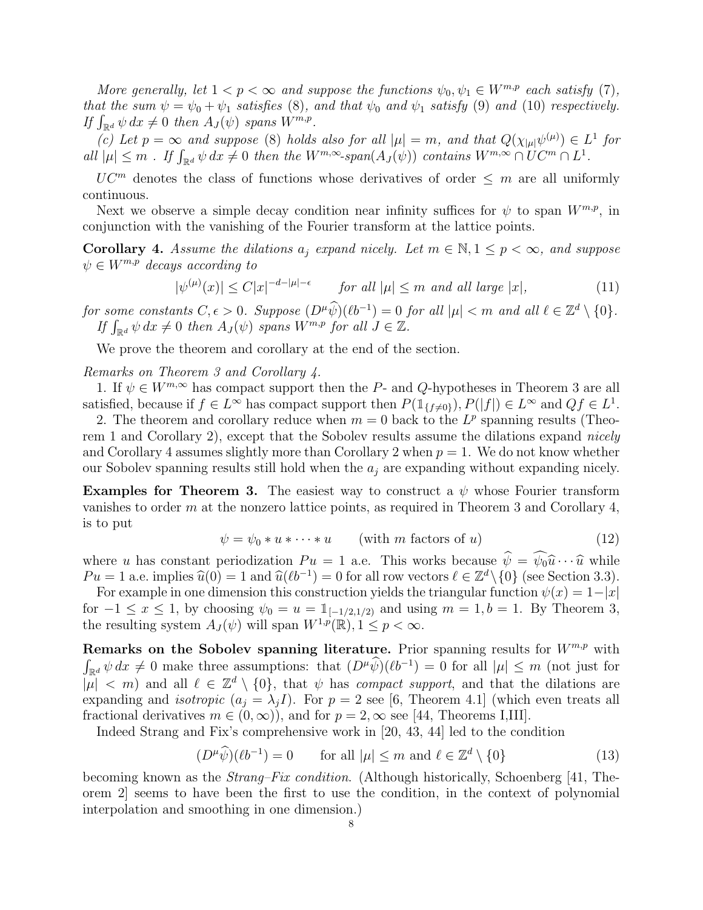*More generally, let $1 < p < \infty$ and suppose the functions $\psi_0, \psi_1 \in W^{m,p}$ each satisfy (7), that the sum $\psi = \psi_0 + \psi_1$ satisfies (8), and that $\psi_0$ and $\psi_1$ satisfy (9) and (10) respectively. If $\int_{\mathbb{R}^d} \psi \, dx \neq 0$ then $A_J(\psi)$ spans $W^{m,p}$.*

*(c) Let $p = \infty$ and suppose (8) holds also for all $|\mu| = m$, and that $Q(\chi_{|\mu|}\psi^{(\mu)}) \in L^1$ for all $|\mu| \leq m$ . If $\int_{\mathbb{R}^d} \psi \, dx \neq 0$ then the $W^{m,\infty}$-span$(A_J(\psi))$ contains $W^{m,\infty} \cap UC^m \cap L^1$.*

$UC^m$ denotes the class of functions whose derivatives of order $\leq m$ are all uniformly continuous.

Next we observe a simple decay condition near infinity suffices for $\psi$ to span $W^{m,p}$, in conjunction with the vanishing of the Fourier transform at the lattice points.

**Corollary 4.** *Assume the dilations $a_j$ expand nicely. Let $m \in \mathbb{N}, 1 \leq p < \infty$, and suppose $\psi \in W^{m,p}$ decays according to*

$$|\psi^{(\mu)}(x)| \leq C|x|^{-d-|\mu|-\epsilon} \qquad \text{for all } |\mu| \leq m \text{ and all large } |x|, \tag{11}$$

*for some constants $C, \epsilon > 0$. Suppose $(D^\mu \widehat{\psi})(\ell b^{-1}) = 0$ for all $|\mu| < m$ and all $\ell \in \mathbb{Z}^d \setminus \{0\}$.*

*If $\int_{\mathbb{R}^d} \psi \, dx \neq 0$ then $A_J(\psi)$ spans $W^{m,p}$ for all $J \in \mathbb{Z}$.*

We prove the theorem and corollary at the end of the section.

*Remarks on Theorem 3 and Corollary 4.*

1. If $\psi \in W^{m,\infty}$ has compact support then the $P$- and $Q$-hypotheses in Theorem 3 are all satisfied, because if $f \in L^\infty$ has compact support then $P(\mathbb{1}_{\{f\neq 0\}}), P(|f|) \in L^\infty$ and $Qf \in L^1$.

2. The theorem and corollary reduce when $m = 0$ back to the $L^p$ spanning results (Theorem 1 and Corollary 2), except that the Sobolev results assume the dilations expand *nicely* and Corollary 4 assumes slightly more than Corollary 2 when $p = 1$. We do not know whether our Sobolev spanning results still hold when the $a_j$ are expanding without expanding nicely.

**Examples for Theorem 3.** The easiest way to construct a $\psi$ whose Fourier transform vanishes to order $m$ at the nonzero lattice points, as required in Theorem 3 and Corollary 4, is to put

$$\psi = \psi_0 * u * \cdots * u \qquad \text{(with } m \text{ factors of } u\text{)} \tag{12}$$

where $u$ has constant periodization $Pu = 1$ a.e. This works because $\widehat{\psi} = \widehat{\psi_0}\widehat{u} \cdots \widehat{u}$ while $Pu = 1$ a.e. implies $\widehat{u}(0) = 1$ and $\widehat{u}(\ell b^{-1}) = 0$ for all row vectors $\ell \in \mathbb{Z}^d \setminus \{0\}$ (see Section 3.3).

For example in one dimension this construction yields the triangular function $\psi(x) = 1 - |x|$ for $-1 \leq x \leq 1$, by choosing $\psi_0 = u = \mathbb{1}_{[-1/2,1/2)}$ and using $m = 1, b = 1$. By Theorem 3, the resulting system $A_J(\psi)$ will span $W^{1,p}(\mathbb{R}), 1 \leq p < \infty$.

**Remarks on the Sobolev spanning literature.** Prior spanning results for $W^{m,p}$ with $\int_{\mathbb{R}^d} \psi \, dx \neq 0$ make three assumptions: that $(D^\mu \widehat{\psi})(\ell b^{-1}) = 0$ for all $|\mu| \leq m$ (not just for $|\mu| < m$) and all $\ell \in \mathbb{Z}^d \setminus \{0\}$, that $\psi$ has *compact support*, and that the dilations are expanding and *isotropic* ($a_j = \lambda_j I$). For $p = 2$ see [6, Theorem 4.1] (which even treats all fractional derivatives $m \in (0, \infty)$), and for $p = 2, \infty$ see [44, Theorems I,III].

Indeed Strang and Fix's comprehensive work in [20, 43, 44] led to the condition

$$(D^\mu \widehat{\psi})(\ell b^{-1}) = 0 \qquad \text{for all } |\mu| \leq m \text{ and } \ell \in \mathbb{Z}^d \setminus \{0\} \tag{13}$$

becoming known as the *Strang–Fix condition*. (Although historically, Schoenberg [41, Theorem 2] seems to have been the first to use the condition, in the context of polynomial interpolation and smoothing in one dimension.)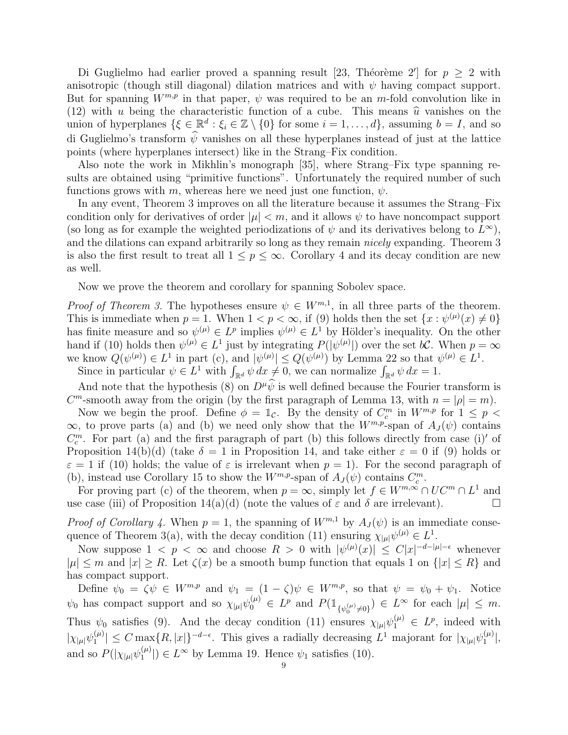Di Guglielmo had earlier proved a spanning result [23, Théorème 2′] for $p \geq 2$ with anisotropic (though still diagonal) dilation matrices and with $\psi$ having compact support. But for spanning $W^{m,p}$ in that paper, $\psi$ was required to be an $m$-fold convolution like in (12) with $u$ being the characteristic function of a cube. This means $\widehat{u}$ vanishes on the union of hyperplanes $\{\xi \in \mathbb{R}^d : \xi_i \in \mathbb{Z} \setminus \{0\}$ for some $i = 1, \ldots, d\}$, assuming $b = I$, and so di Guglielmo's transform $\widehat{\psi}$ vanishes on all these hyperplanes instead of just at the lattice points (where hyperplanes intersect) like in the Strang–Fix condition.

Also note the work in Mikhlin's monograph [35], where Strang–Fix type spanning results are obtained using "primitive functions". Unfortunately the required number of such functions grows with $m$, whereas here we need just one function, $\psi$.

In any event, Theorem 3 improves on all the literature because it assumes the Strang–Fix condition only for derivatives of order $|\mu| < m$, and it allows $\psi$ to have noncompact support (so long as for example the weighted periodizations of $\psi$ and its derivatives belong to $L^\infty$), and the dilations can expand arbitrarily so long as they remain *nicely* expanding. Theorem 3 is also the first result to treat all $1 \leq p \leq \infty$. Corollary 4 and its decay condition are new as well.

Now we prove the theorem and corollary for spanning Sobolev space.

*Proof of Theorem 3.* The hypotheses ensure $\psi \in W^{m,1}$, in all three parts of the theorem. This is immediate when $p = 1$. When $1 < p < \infty$, if (9) holds then the set $\{x : \psi^{(\mu)}(x) \neq 0\}$ has finite measure and so $\psi^{(\mu)} \in L^p$ implies $\psi^{(\mu)} \in L^1$ by Hölder's inequality. On the other hand if (10) holds then $\psi^{(\mu)} \in L^1$ just by integrating $P(|\psi^{(\mu)}|)$ over the set $b\mathcal{C}$. When $p = \infty$ we know $Q(\psi^{(\mu)}) \in L^1$ in part (c), and $|\psi^{(\mu)}| \leq Q(\psi^{(\mu)})$ by Lemma 22 so that $\psi^{(\mu)} \in L^1$.

Since in particular $\psi \in L^1$ with $\int_{\mathbb{R}^d} \psi \, dx \neq 0$, we can normalize $\int_{\mathbb{R}^d} \psi \, dx = 1$.

And note that the hypothesis (8) on $D^\mu \widehat{\psi}$ is well defined because the Fourier transform is $C^m$-smooth away from the origin (by the first paragraph of Lemma 13, with $n = |\rho| = m$).

Now we begin the proof. Define $\phi = \mathbb{1}_{\mathcal{C}}$. By the density of $C_c^m$ in $W^{m,p}$ for $1 \leq p < \infty$, to prove parts (a) and (b) we need only show that the $W^{m,p}$-span of $A_J(\psi)$ contains $C_c^m$. For part (a) and the first paragraph of part (b) this follows directly from case (i)′ of Proposition 14(b)(d) (take $\delta = 1$ in Proposition 14, and take either $\varepsilon = 0$ if (9) holds or $\varepsilon = 1$ if (10) holds; the value of $\varepsilon$ is irrelevant when $p = 1$). For the second paragraph of (b), instead use Corollary 15 to show the $W^{m,p}$-span of $A_J(\psi)$ contains $C_c^m$.

For proving part (c) of the theorem, when $p = \infty$, simply let $f \in W^{m,\infty} \cap UC^m \cap L^1$ and use case (iii) of Proposition 14(a)(d) (note the values of $\varepsilon$ and $\delta$ are irrelevant). $\square$

*Proof of Corollary 4.* When $p = 1$, the spanning of $W^{m,1}$ by $A_J(\psi)$ is an immediate consequence of Theorem 3(a), with the decay condition (11) ensuring $\chi_{|\mu|}\psi^{(\mu)} \in L^1$.

Now suppose $1 < p < \infty$ and choose $R > 0$ with $|\psi^{(\mu)}(x)| \leq C|x|^{-d-|\mu|-\epsilon}$ whenever $|\mu| \leq m$ and $|x| \geq R$. Let $\zeta(x)$ be a smooth bump function that equals 1 on $\{|x| \leq R\}$ and has compact support.

Define $\psi_0 = \zeta\psi \in W^{m,p}$ and $\psi_1 = (1 - \zeta)\psi \in W^{m,p}$, so that $\psi = \psi_0 + \psi_1$. Notice $\psi_0$ has compact support and so $\chi_{|\mu|}\psi_0^{(\mu)} \in L^p$ and $P(\mathbb{1}_{\{\psi_0^{(\mu)} \neq 0\}}) \in L^\infty$ for each $|\mu| \leq m$. Thus $\psi_0$ satisfies (9). And the decay condition (11) ensures $\chi_{|\mu|}\psi_1^{(\mu)} \in L^p$, indeed with $|\chi_{|\mu|}\psi_1^{(\mu)}| \leq C \max\{R, |x|\}^{-d-\epsilon}$. This gives a radially decreasing $L^1$ majorant for $|\chi_{|\mu|}\psi_1^{(\mu)}|$, and so $P(|\chi_{|\mu|}\psi_1^{(\mu)}|) \in L^\infty$ by Lemma 19. Hence $\psi_1$ satisfies (10).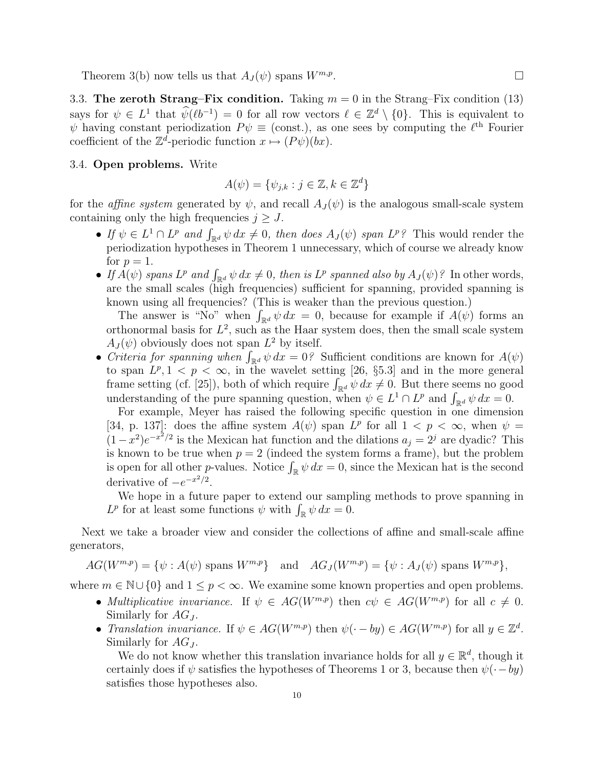Theorem 3(b) now tells us that $A_J(\psi)$ spans $W^{m,p}$. $\square$

### 3.3. The zeroth Strang–Fix condition.

Taking $m = 0$ in the Strang–Fix condition (13) says for $\psi \in L^1$ that $\widehat{\psi}(\ell b^{-1}) = 0$ for all row vectors $\ell \in \mathbb{Z}^d \setminus \{0\}$. This is equivalent to $\psi$ having constant periodization $P\psi \equiv$ (const.), as one sees by computing the $\ell^{\text{th}}$ Fourier coefficient of the $\mathbb{Z}^d$-periodic function $x \mapsto (P\psi)(bx)$.

### 3.4. Open problems.

Write

$$A(\psi) = \{\psi_{j,k} : j \in \mathbb{Z}, k \in \mathbb{Z}^d\}$$

for the *affine system* generated by $\psi$, and recall $A_J(\psi)$ is the analogous small-scale system containing only the high frequencies $j \geq J$.

- *If $\psi \in L^1 \cap L^p$ and $\int_{\mathbb{R}^d} \psi \, dx \neq 0$, then does $A_J(\psi)$ span $L^p$?* This would render the periodization hypotheses in Theorem 1 unnecessary, which of course we already know for $p = 1$.
- *If $A(\psi)$ spans $L^p$ and $\int_{\mathbb{R}^d} \psi \, dx \neq 0$, then is $L^p$ spanned also by $A_J(\psi)$?* In other words, are the small scales (high frequencies) sufficient for spanning, provided spanning is known using all frequencies? (This is weaker than the previous question.)

  The answer is "No" when $\int_{\mathbb{R}^d} \psi \, dx = 0$, because for example if $A(\psi)$ forms an orthonormal basis for $L^2$, such as the Haar system does, then the small scale system $A_J(\psi)$ obviously does not span $L^2$ by itself.
- *Criteria for spanning when $\int_{\mathbb{R}^d} \psi \, dx = 0$?* Sufficient conditions are known for $A(\psi)$ to span $L^p, 1 < p < \infty$, in the wavelet setting [26, §5.3] and in the more general frame setting (cf. [25]), both of which require $\int_{\mathbb{R}^d} \psi \, dx \neq 0$. But there seems no good understanding of the pure spanning question, when $\psi \in L^1 \cap L^p$ and $\int_{\mathbb{R}^d} \psi \, dx = 0$.

  For example, Meyer has raised the following specific question in one dimension [34, p. 137]: does the affine system $A(\psi)$ span $L^p$ for all $1 < p < \infty$, when $\psi = (1 - x^2)e^{-x^2/2}$ is the Mexican hat function and the dilations $a_j = 2^j$ are dyadic? This is known to be true when $p = 2$ (indeed the system forms a frame), but the problem is open for all other $p$-values. Notice $\int_{\mathbb{R}} \psi \, dx = 0$, since the Mexican hat is the second derivative of $-e^{-x^2/2}$.

  We hope in a future paper to extend our sampling methods to prove spanning in $L^p$ for at least some functions $\psi$ with $\int_{\mathbb{R}} \psi \, dx = 0$.

Next we take a broader view and consider the collections of affine and small-scale affine generators,

$$AG(W^{m,p}) = \{\psi : A(\psi) \text{ spans } W^{m,p}\} \quad \text{and} \quad AG_J(W^{m,p}) = \{\psi : A_J(\psi) \text{ spans } W^{m,p}\},$$

where $m \in \mathbb{N} \cup \{0\}$ and $1 \leq p < \infty$. We examine some known properties and open problems.

- *Multiplicative invariance.* If $\psi \in AG(W^{m,p})$ then $c\psi \in AG(W^{m,p})$ for all $c \neq 0$. Similarly for $AG_J$.
- *Translation invariance.* If $\psi \in AG(W^{m,p})$ then $\psi(\cdot - by) \in AG(W^{m,p})$ for all $y \in \mathbb{Z}^d$. Similarly for $AG_J$.

  We do not know whether this translation invariance holds for all $y \in \mathbb{R}^d$, though it certainly does if $\psi$ satisfies the hypotheses of Theorems 1 or 3, because then $\psi(\cdot - by)$ satisfies those hypotheses also.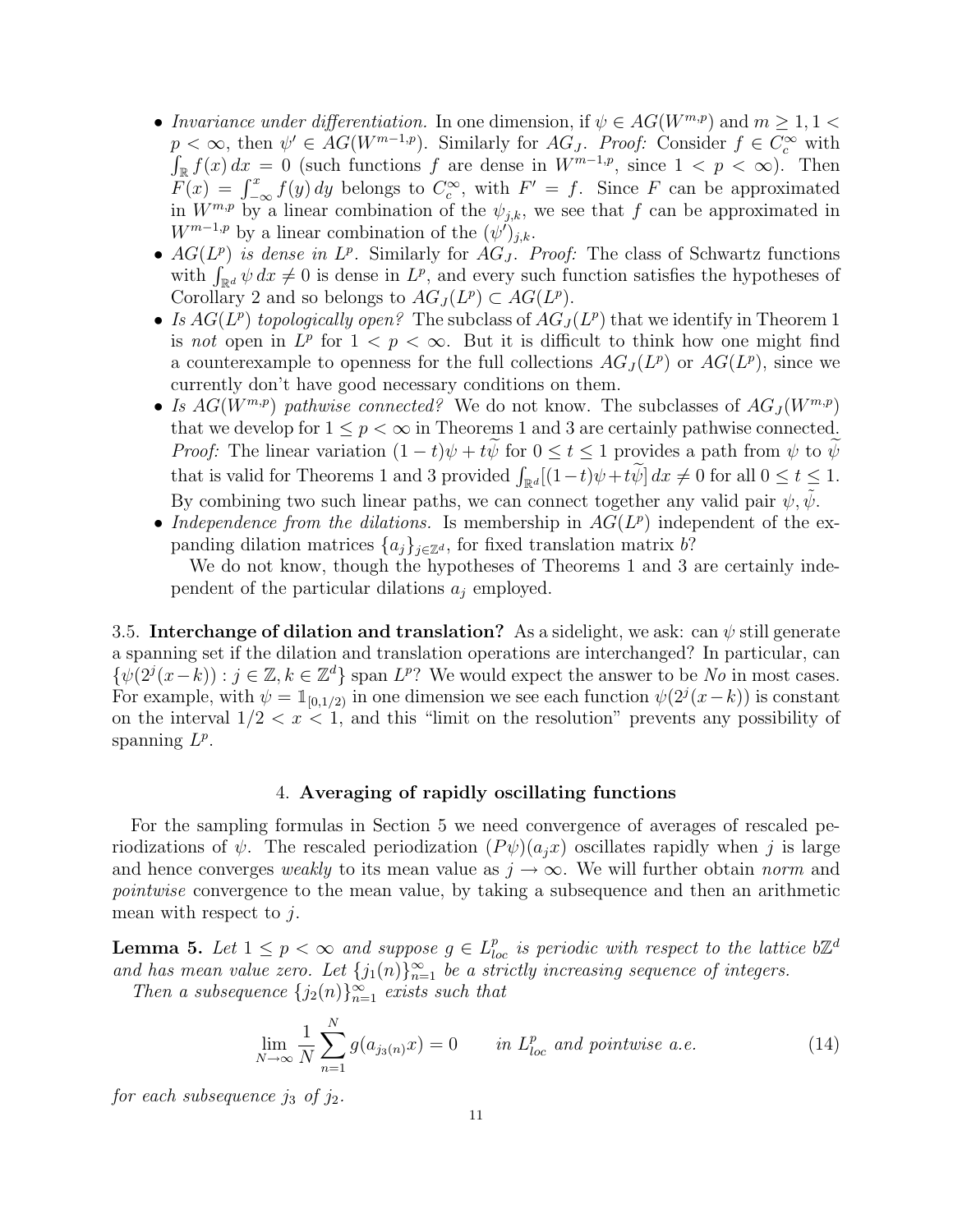- *Invariance under differentiation.* In one dimension, if $\psi \in AG(W^{m,p})$ and $m \geq 1, 1 < p < \infty$, then $\psi' \in AG(W^{m-1,p})$. Similarly for $AG_J$. *Proof:* Consider $f \in C_c^\infty$ with $\int_{\mathbb{R}} f(x)\,dx = 0$ (such functions $f$ are dense in $W^{m-1,p}$, since $1 < p < \infty$). Then $F(x) = \int_{-\infty}^x f(y)\,dy$ belongs to $C_c^\infty$, with $F' = f$. Since $F$ can be approximated in $W^{m,p}$ by a linear combination of the $\psi_{j,k}$, we see that $f$ can be approximated in $W^{m-1,p}$ by a linear combination of the $(\psi')_{j,k}$.
- *$AG(L^p)$ is dense in $L^p$.* Similarly for $AG_J$. *Proof:* The class of Schwartz functions with $\int_{\mathbb{R}^d} \psi\,dx \neq 0$ is dense in $L^p$, and every such function satisfies the hypotheses of Corollary 2 and so belongs to $AG_J(L^p) \subset AG(L^p)$.
- *Is $AG(L^p)$ topologically open?* The subclass of $AG_J(L^p)$ that we identify in Theorem 1 is *not* open in $L^p$ for $1 < p < \infty$. But it is difficult to think how one might find a counterexample to openness for the full collections $AG_J(L^p)$ or $AG(L^p)$, since we currently don't have good necessary conditions on them.
- *Is $AG(W^{m,p})$ pathwise connected?* We do not know. The subclasses of $AG_J(W^{m,p})$ that we develop for $1 \leq p < \infty$ in Theorems 1 and 3 are certainly pathwise connected. *Proof:* The linear variation $(1-t)\psi + t\widetilde{\psi}$ for $0 \leq t \leq 1$ provides a path from $\psi$ to $\widetilde{\psi}$ that is valid for Theorems 1 and 3 provided $\int_{\mathbb{R}^d}[(1-t)\psi + t\widetilde{\psi}]\,dx \neq 0$ for all $0 \leq t \leq 1$. By combining two such linear paths, we can connect together any valid pair $\psi, \widetilde{\psi}$.
- *Independence from the dilations.* Is membership in $AG(L^p)$ independent of the expanding dilation matrices $\{a_j\}_{j \in \mathbb{Z}^d}$, for fixed translation matrix $b$?

  We do not know, though the hypotheses of Theorems 1 and 3 are certainly independent of the particular dilations $a_j$ employed.

3.5. **Interchange of dilation and translation?** As a sidelight, we ask: can $\psi$ still generate a spanning set if the dilation and translation operations are interchanged? In particular, can $\{\psi(2^j(x-k)) : j \in \mathbb{Z}, k \in \mathbb{Z}^d\}$ span $L^p$? We would expect the answer to be *No* in most cases. For example, with $\psi = \mathbb{1}_{[0,1/2)}$ in one dimension we see each function $\psi(2^j(x-k))$ is constant on the interval $1/2 < x < 1$, and this "limit on the resolution" prevents any possibility of spanning $L^p$.

## 4. **Averaging of rapidly oscillating functions**

For the sampling formulas in Section 5 we need convergence of averages of rescaled periodizations of $\psi$. The rescaled periodization $(P\psi)(a_j x)$ oscillates rapidly when $j$ is large and hence converges *weakly* to its mean value as $j \to \infty$. We will further obtain *norm* and *pointwise* convergence to the mean value, by taking a subsequence and then an arithmetic mean with respect to $j$.

**Lemma 5.** *Let $1 \leq p < \infty$ and suppose $g \in L^p_{loc}$ is periodic with respect to the lattice $b\mathbb{Z}^d$ and has mean value zero. Let $\{j_1(n)\}_{n=1}^\infty$ be a strictly increasing sequence of integers.*

*Then a subsequence $\{j_2(n)\}_{n=1}^\infty$ exists such that*

$$\lim_{N \to \infty} \frac{1}{N} \sum_{n=1}^{N} g(a_{j_3(n)}x) = 0 \qquad \text{in } L^p_{loc} \text{ and pointwise a.e.} \tag{14}$$

*for each subsequence $j_3$ of $j_2$.*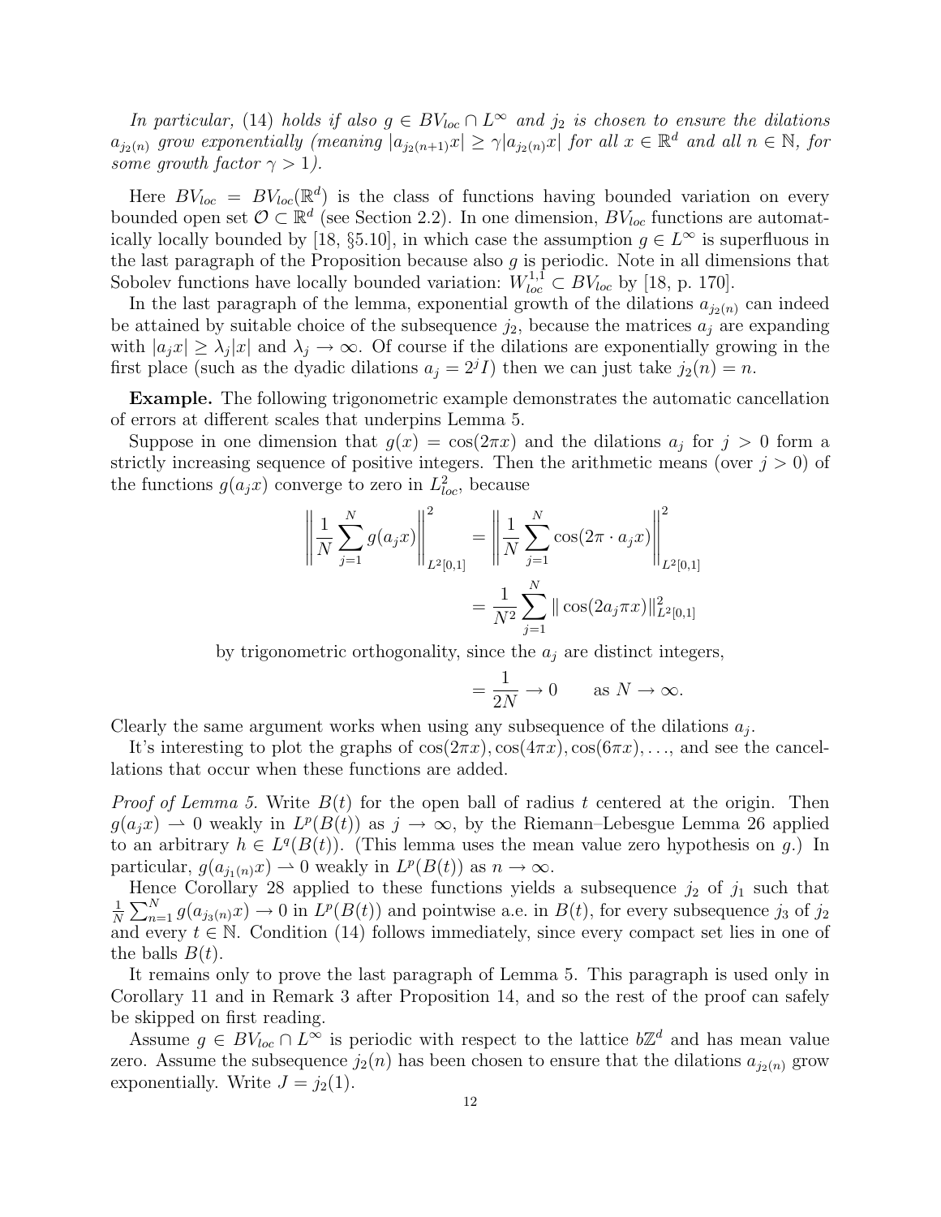*In particular,* (14) *holds if also* $g \in BV_{loc} \cap L^\infty$ *and* $j_2$ *is chosen to ensure the dilations* $a_{j_2(n)}$ *grow exponentially (meaning* $|a_{j_2(n+1)}x| \geq \gamma |a_{j_2(n)}x|$ *for all* $x \in \mathbb{R}^d$ *and all* $n \in \mathbb{N}$*, for some growth factor* $\gamma > 1$*).*

Here $BV_{loc} = BV_{loc}(\mathbb{R}^d)$ is the class of functions having bounded variation on every bounded open set $\mathcal{O} \subset \mathbb{R}^d$ (see Section 2.2). In one dimension, $BV_{loc}$ functions are automatically locally bounded by [18, §5.10], in which case the assumption $g \in L^\infty$ is superfluous in the last paragraph of the Proposition because also $g$ is periodic. Note in all dimensions that Sobolev functions have locally bounded variation: $W^{1,1}_{loc} \subset BV_{loc}$ by [18, p. 170].

In the last paragraph of the lemma, exponential growth of the dilations $a_{j_2(n)}$ can indeed be attained by suitable choice of the subsequence $j_2$, because the matrices $a_j$ are expanding with $|a_j x| \geq \lambda_j |x|$ and $\lambda_j \to \infty$. Of course if the dilations are exponentially growing in the first place (such as the dyadic dilations $a_j = 2^j I$) then we can just take $j_2(n) = n$.

**Example.** The following trigonometric example demonstrates the automatic cancellation of errors at different scales that underpins Lemma 5.

Suppose in one dimension that $g(x) = \cos(2\pi x)$ and the dilations $a_j$ for $j > 0$ form a strictly increasing sequence of positive integers. Then the arithmetic means (over $j > 0$) of the functions $g(a_j x)$ converge to zero in $L^2_{loc}$, because

$$\left\| \frac{1}{N} \sum_{j=1}^{N} g(a_j x) \right\|^2_{L^2[0,1]} = \left\| \frac{1}{N} \sum_{j=1}^{N} \cos(2\pi \cdot a_j x) \right\|^2_{L^2[0,1]}$$

$$= \frac{1}{N^2} \sum_{j=1}^{N} \| \cos(2a_j \pi x) \|^2_{L^2[0,1]}$$

by trigonometric orthogonality, since the $a_j$ are distinct integers,

$$= \frac{1}{2N} \to 0 \qquad \text{as } N \to \infty.$$

Clearly the same argument works when using any subsequence of the dilations $a_j$.

It's interesting to plot the graphs of $\cos(2\pi x), \cos(4\pi x), \cos(6\pi x), \ldots$, and see the cancellations that occur when these functions are added.

*Proof of Lemma 5.* Write $B(t)$ for the open ball of radius $t$ centered at the origin. Then $g(a_j x) \rightharpoonup 0$ weakly in $L^p(B(t))$ as $j \to \infty$, by the Riemann–Lebesgue Lemma 26 applied to an arbitrary $h \in L^q(B(t))$. (This lemma uses the mean value zero hypothesis on $g$.) In particular, $g(a_{j_1(n)} x) \rightharpoonup 0$ weakly in $L^p(B(t))$ as $n \to \infty$.

Hence Corollary 28 applied to these functions yields a subsequence $j_2$ of $j_1$ such that $\frac{1}{N} \sum_{n=1}^{N} g(a_{j_3(n)} x) \to 0$ in $L^p(B(t))$ and pointwise a.e. in $B(t)$, for every subsequence $j_3$ of $j_2$ and every $t \in \mathbb{N}$. Condition (14) follows immediately, since every compact set lies in one of the balls $B(t)$.

It remains only to prove the last paragraph of Lemma 5. This paragraph is used only in Corollary 11 and in Remark 3 after Proposition 14, and so the rest of the proof can safely be skipped on first reading.

Assume $g \in BV_{loc} \cap L^\infty$ is periodic with respect to the lattice $b\mathbb{Z}^d$ and has mean value zero. Assume the subsequence $j_2(n)$ has been chosen to ensure that the dilations $a_{j_2(n)}$ grow exponentially. Write $J = j_2(1)$.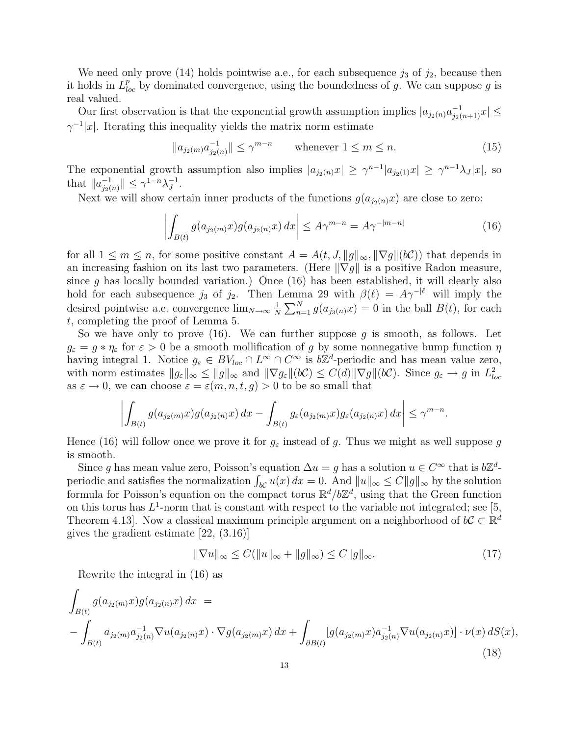We need only prove (14) holds pointwise a.e., for each subsequence $j_3$ of $j_2$, because then it holds in $L^p_{loc}$ by dominated convergence, using the boundedness of $g$. We can suppose $g$ is real valued.

Our first observation is that the exponential growth assumption implies $|a_{j_2(n)}a^{-1}_{j_2(n+1)}x| \leq \gamma^{-1}|x|$. Iterating this inequality yields the matrix norm estimate

$$\|a_{j_2(m)}a^{-1}_{j_2(n)}\| \leq \gamma^{m-n} \qquad \text{whenever } 1 \leq m \leq n. \tag{15}$$

The exponential growth assumption also implies $|a_{j_2(n)}x| \geq \gamma^{n-1}|a_{j_2(1)}x| \geq \gamma^{n-1}\lambda_J|x|$, so that $\|a^{-1}_{j_2(n)}\| \leq \gamma^{1-n}\lambda_J^{-1}$.

Next we will show certain inner products of the functions $g(a_{j_2(n)}x)$ are close to zero:

$$\left| \int_{B(t)} g(a_{j_2(m)}x)g(a_{j_2(n)}x)\,dx \right| \leq A\gamma^{m-n} = A\gamma^{-|m-n|} \tag{16}$$

for all $1 \leq m \leq n$, for some positive constant $A = A(t, J, \|g\|_\infty, \|\nabla g\|(b\mathcal{C}))$ that depends in an increasing fashion on its last two parameters. (Here $\|\nabla g\|$ is a positive Radon measure, since $g$ has locally bounded variation.) Once (16) has been established, it will clearly also hold for each subsequence $j_3$ of $j_2$. Then Lemma 29 with $\beta(\ell) = A\gamma^{-|\ell|}$ will imply the desired pointwise a.e. convergence $\lim_{N\to\infty} \frac{1}{N}\sum_{n=1}^N g(a_{j_3(n)}x) = 0$ in the ball $B(t)$, for each $t$, completing the proof of Lemma 5.

So we have only to prove (16). We can further suppose $g$ is smooth, as follows. Let $g_\varepsilon = g * \eta_\varepsilon$ for $\varepsilon > 0$ be a smooth mollification of $g$ by some nonnegative bump function $\eta$ having integral 1. Notice $g_\varepsilon \in BV_{loc} \cap L^\infty \cap C^\infty$ is $b\mathbb{Z}^d$-periodic and has mean value zero, with norm estimates $\|g_\varepsilon\|_\infty \leq \|g\|_\infty$ and $\|\nabla g_\varepsilon\|(b\mathcal{C}) \leq C(d)\|\nabla g\|(b\mathcal{C})$. Since $g_\varepsilon \to g$ in $L^2_{loc}$ as $\varepsilon \to 0$, we can choose $\varepsilon = \varepsilon(m, n, t, g) > 0$ to be so small that

$$\left| \int_{B(t)} g(a_{j_2(m)}x)g(a_{j_2(n)}x)\,dx - \int_{B(t)} g_\varepsilon(a_{j_2(m)}x)g_\varepsilon(a_{j_2(n)}x)\,dx \right| \leq \gamma^{m-n}.$$

Hence (16) will follow once we prove it for $g_\varepsilon$ instead of $g$. Thus we might as well suppose $g$ is smooth.

Since $g$ has mean value zero, Poisson's equation $\Delta u = g$ has a solution $u \in C^\infty$ that is $b\mathbb{Z}^d$-periodic and satisfies the normalization $\int_{b\mathcal{C}} u(x)\,dx = 0$. And $\|u\|_\infty \leq C\|g\|_\infty$ by the solution formula for Poisson's equation on the compact torus $\mathbb{R}^d/b\mathbb{Z}^d$, using that the Green function on this torus has $L^1$-norm that is constant with respect to the variable not integrated; see [5, Theorem 4.13]. Now a classical maximum principle argument on a neighborhood of $b\mathcal{C} \subset \mathbb{R}^d$ gives the gradient estimate [22, (3.16)]

$$\|\nabla u\|_\infty \leq C(\|u\|_\infty + \|g\|_\infty) \leq C\|g\|_\infty. \tag{17}$$

Rewrite the integral in (16) as

$$\begin{aligned}
&\int_{B(t)} g(a_{j_2(m)}x)g(a_{j_2(n)}x)\,dx \;= \\
&-\int_{B(t)} a_{j_2(m)}a^{-1}_{j_2(n)}\nabla u(a_{j_2(n)}x) \cdot \nabla g(a_{j_2(m)}x)\,dx + \int_{\partial B(t)} [g(a_{j_2(m)}x)a^{-1}_{j_2(n)}\nabla u(a_{j_2(n)}x)] \cdot \nu(x)\,dS(x),
\end{aligned} \tag{18}$$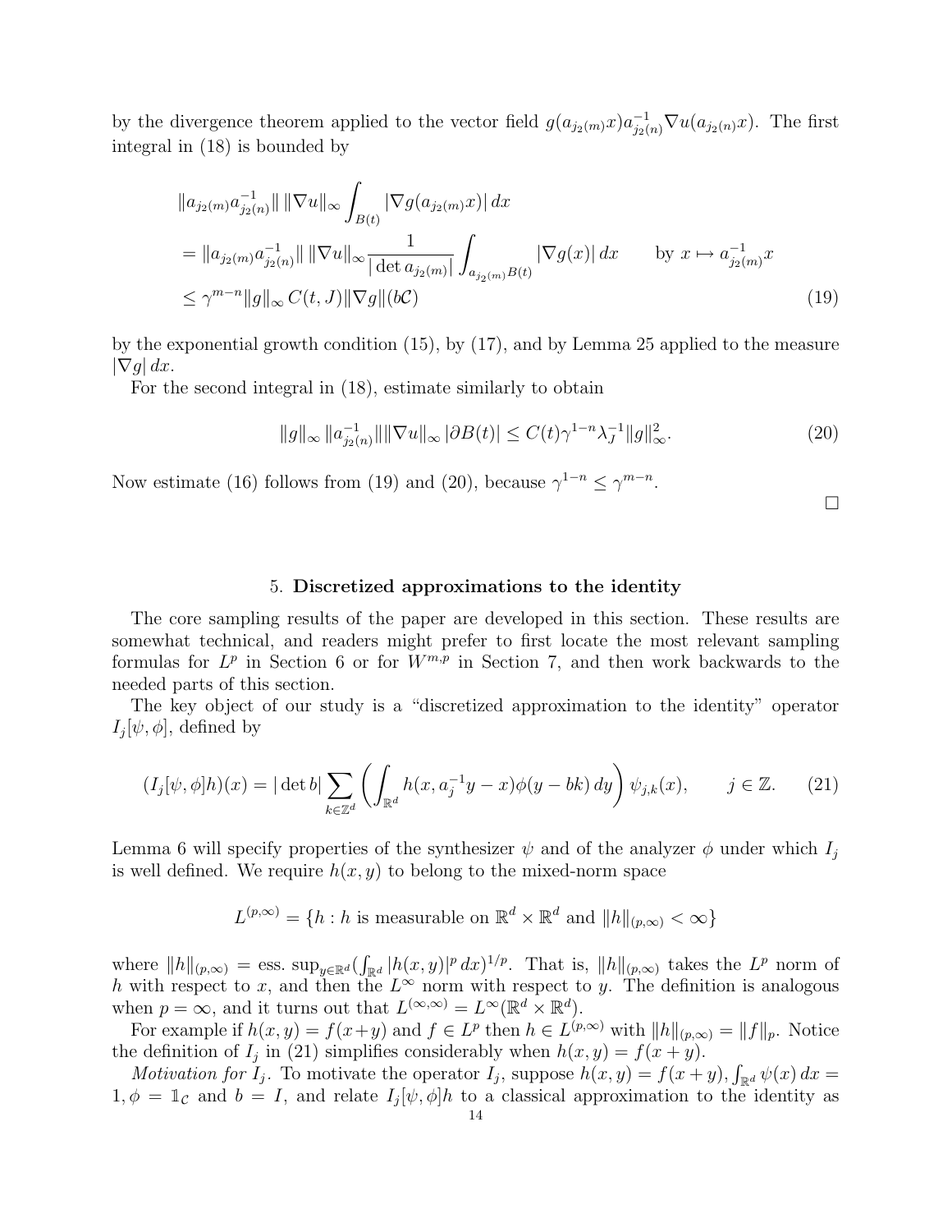by the divergence theorem applied to the vector field $g(a_{j_2(m)}x)a_{j_2(n)}^{-1}\nabla u(a_{j_2(n)}x)$. The first integral in (18) is bounded by

$$
\begin{aligned}
&\|a_{j_2(m)}a_{j_2(n)}^{-1}\| \, \|\nabla u\|_\infty \int_{B(t)} |\nabla g(a_{j_2(m)}x)| \, dx \\
&= \|a_{j_2(m)}a_{j_2(n)}^{-1}\| \, \|\nabla u\|_\infty \frac{1}{|\det a_{j_2(m)}|} \int_{a_{j_2(m)}B(t)} |\nabla g(x)| \, dx \qquad \text{by } x \mapsto a_{j_2(m)}^{-1}x \\
&\leq \gamma^{m-n} \|g\|_\infty \, C(t,J) \|\nabla g\|(b\mathcal{C}) \qquad (19)
\end{aligned}
$$

by the exponential growth condition (15), by (17), and by Lemma 25 applied to the measure $|\nabla g| \, dx$.

For the second integral in (18), estimate similarly to obtain

$$
\|g\|_\infty \, \|a_{j_2(n)}^{-1}\| \|\nabla u\|_\infty \, |\partial B(t)| \leq C(t)\gamma^{1-n}\lambda_J^{-1}\|g\|_\infty^2. \qquad (20)
$$

Now estimate (16) follows from (19) and (20), because $\gamma^{1-n} \leq \gamma^{m-n}$.

□

## 5. **Discretized approximations to the identity**

The core sampling results of the paper are developed in this section. These results are somewhat technical, and readers might prefer to first locate the most relevant sampling formulas for $L^p$ in Section 6 or for $W^{m,p}$ in Section 7, and then work backwards to the needed parts of this section.

The key object of our study is a "discretized approximation to the identity" operator $I_j[\psi, \phi]$, defined by

$$
(I_j[\psi,\phi]h)(x) = |\det b| \sum_{k \in \mathbb{Z}^d} \left( \int_{\mathbb{R}^d} h(x, a_j^{-1}y - x)\phi(y - bk) \, dy \right) \psi_{j,k}(x), \qquad j \in \mathbb{Z}. \qquad (21)
$$

Lemma 6 will specify properties of the synthesizer $\psi$ and of the analyzer $\phi$ under which $I_j$ is well defined. We require $h(x,y)$ to belong to the mixed-norm space

$$
L^{(p,\infty)} = \{h : h \text{ is measurable on } \mathbb{R}^d \times \mathbb{R}^d \text{ and } \|h\|_{(p,\infty)} < \infty\}
$$

where $\|h\|_{(p,\infty)} = \text{ess. sup}_{y \in \mathbb{R}^d} (\int_{\mathbb{R}^d} |h(x,y)|^p \, dx)^{1/p}$. That is, $\|h\|_{(p,\infty)}$ takes the $L^p$ norm of $h$ with respect to $x$, and then the $L^\infty$ norm with respect to $y$. The definition is analogous when $p = \infty$, and it turns out that $L^{(\infty,\infty)} = L^\infty(\mathbb{R}^d \times \mathbb{R}^d)$.

For example if $h(x,y) = f(x+y)$ and $f \in L^p$ then $h \in L^{(p,\infty)}$ with $\|h\|_{(p,\infty)} = \|f\|_p$. Notice the definition of $I_j$ in (21) simplifies considerably when $h(x,y) = f(x+y)$.

*Motivation for* $I_j$. To motivate the operator $I_j$, suppose $h(x,y) = f(x+y)$, $\int_{\mathbb{R}^d} \psi(x) \, dx = 1$, $\phi = \mathbb{1}_\mathcal{C}$ and $b = I$, and relate $I_j[\psi,\phi]h$ to a classical approximation to the identity as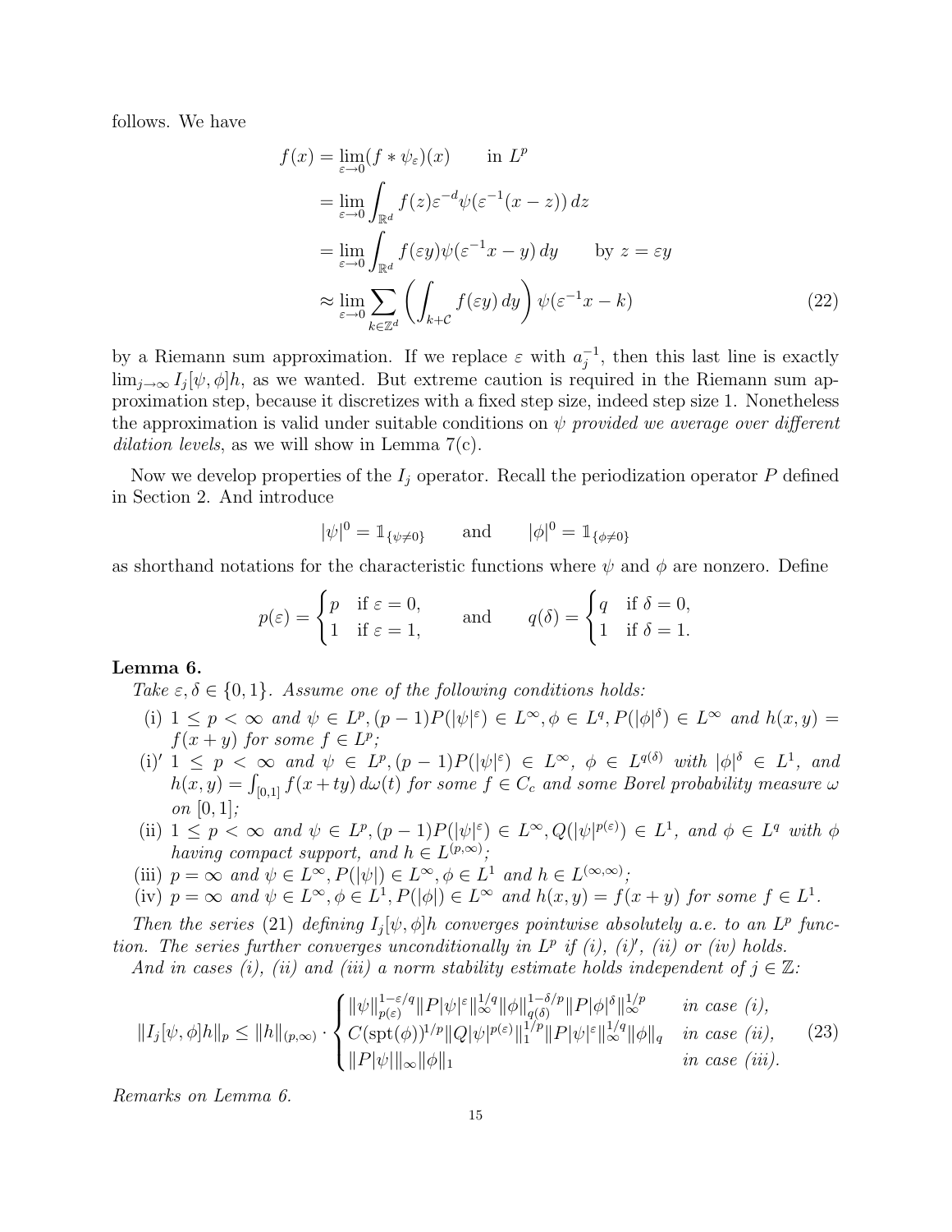follows. We have

$$
\begin{aligned}
f(x) &= \lim_{\varepsilon\to 0}(f*\psi_\varepsilon)(x) \qquad \text{in } L^p \\
&= \lim_{\varepsilon\to 0}\int_{\mathbb{R}^d} f(z)\varepsilon^{-d}\psi(\varepsilon^{-1}(x-z))\,dz \\
&= \lim_{\varepsilon\to 0}\int_{\mathbb{R}^d} f(\varepsilon y)\psi(\varepsilon^{-1}x-y)\,dy \qquad \text{by } z=\varepsilon y \\
&\approx \lim_{\varepsilon\to 0}\sum_{k\in\mathbb{Z}^d}\left(\int_{k+\mathcal{C}} f(\varepsilon y)\,dy\right)\psi(\varepsilon^{-1}x-k) \qquad (22)
\end{aligned}
$$

by a Riemann sum approximation. If we replace $\varepsilon$ with $a_j^{-1}$, then this last line is exactly $\lim_{j\to\infty} I_j[\psi,\phi]h$, as we wanted. But extreme caution is required in the Riemann sum approximation step, because it discretizes with a fixed step size, indeed step size 1. Nonetheless the approximation is valid under suitable conditions on $\psi$ *provided we average over different dilation levels*, as we will show in Lemma 7(c).

Now we develop properties of the $I_j$ operator. Recall the periodization operator $P$ defined in Section 2. And introduce

$$
|\psi|^0 = \mathbb{1}_{\{\psi\neq 0\}} \qquad \text{and} \qquad |\phi|^0 = \mathbb{1}_{\{\phi\neq 0\}}
$$

as shorthand notations for the characteristic functions where $\psi$ and $\phi$ are nonzero. Define

$$
p(\varepsilon) = \begin{cases} p & \text{if } \varepsilon = 0, \\ 1 & \text{if } \varepsilon = 1, \end{cases} \qquad \text{and} \qquad q(\delta) = \begin{cases} q & \text{if } \delta = 0, \\ 1 & \text{if } \delta = 1. \end{cases}
$$

**Lemma 6.**

*Take $\varepsilon,\delta\in\{0,1\}$. Assume one of the following conditions holds:*

- (i) *$1\le p<\infty$ and $\psi\in L^p, (p-1)P(|\psi|^\varepsilon)\in L^\infty, \phi\in L^q, P(|\phi|^\delta)\in L^\infty$ and $h(x,y)=f(x+y)$ for some $f\in L^p$;*
- (i)′ *$1\le p<\infty$ and $\psi\in L^p, (p-1)P(|\psi|^\varepsilon)\in L^\infty$, $\phi\in L^{q(\delta)}$ with $|\phi|^\delta\in L^1$, and $h(x,y)=\int_{[0,1]} f(x+ty)\,d\omega(t)$ for some $f\in C_c$ and some Borel probability measure $\omega$ on $[0,1]$;*
- (ii) *$1\le p<\infty$ and $\psi\in L^p, (p-1)P(|\psi|^\varepsilon)\in L^\infty, Q(|\psi|^{p(\varepsilon)})\in L^1$, and $\phi\in L^q$ with $\phi$ having compact support, and $h\in L^{(p,\infty)}$;*
- (iii) *$p=\infty$ and $\psi\in L^\infty, P(|\psi|)\in L^\infty, \phi\in L^1$ and $h\in L^{(\infty,\infty)}$;*
- (iv) *$p=\infty$ and $\psi\in L^\infty, \phi\in L^1, P(|\phi|)\in L^\infty$ and $h(x,y)=f(x+y)$ for some $f\in L^1$.*

*Then the series* (21) *defining $I_j[\psi,\phi]h$ converges pointwise absolutely a.e. to an $L^p$ function. The series further converges unconditionally in $L^p$ if (i), (i)′, (ii) or (iv) holds.*

*And in cases (i), (ii) and (iii) a norm stability estimate holds independent of $j\in\mathbb{Z}$:*

$$
\|I_j[\psi,\phi]h\|_p \le \|h\|_{(p,\infty)}\cdot\begin{cases} \|\psi\|_{p(\varepsilon)}^{1-\varepsilon/q}\|P|\psi|^\varepsilon\|_\infty^{1/q}\|\phi\|_{q(\delta)}^{1-\delta/p}\|P|\phi|^\delta\|_\infty^{1/p} & \text{in case (i)}, \\ C(\operatorname{spt}(\phi))^{1/p}\|Q|\psi|^{p(\varepsilon)}\|_1^{1/p}\|P|\psi|^\varepsilon\|_\infty^{1/q}\|\phi\|_q & \text{in case (ii)}, \\ \|P|\psi|\|_\infty\|\phi\|_1 & \text{in case (iii)}. \end{cases} \qquad (23)
$$

*Remarks on Lemma 6.*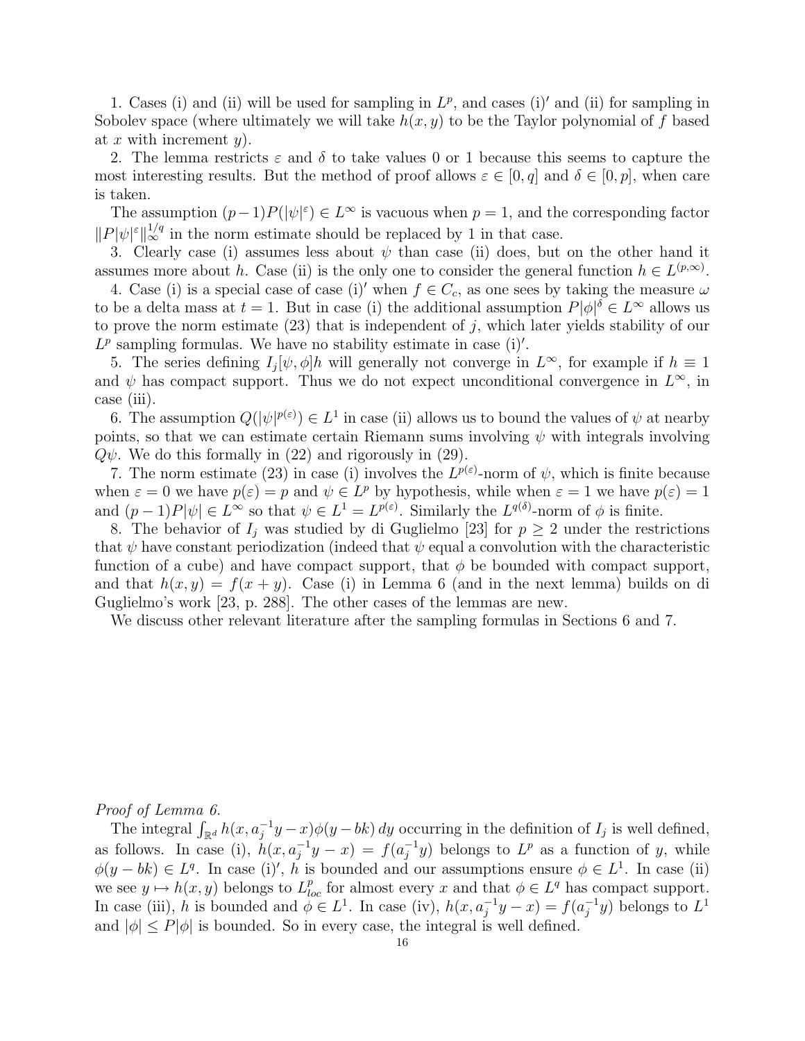1. Cases (i) and (ii) will be used for sampling in $L^p$, and cases (i)$'$ and (ii) for sampling in Sobolev space (where ultimately we will take $h(x,y)$ to be the Taylor polynomial of $f$ based at $x$ with increment $y$).

2. The lemma restricts $\varepsilon$ and $\delta$ to take values 0 or 1 because this seems to capture the most interesting results. But the method of proof allows $\varepsilon \in [0,q]$ and $\delta \in [0,p]$, when care is taken.

The assumption $(p-1)P(|\psi|^\varepsilon) \in L^\infty$ is vacuous when $p=1$, and the corresponding factor $\|P|\psi|^\varepsilon\|_\infty^{1/q}$ in the norm estimate should be replaced by 1 in that case.

3. Clearly case (i) assumes less about $\psi$ than case (ii) does, but on the other hand it assumes more about $h$. Case (ii) is the only one to consider the general function $h \in L^{(p,\infty)}$.

4. Case (i) is a special case of case (i)$'$ when $f \in C_c$, as one sees by taking the measure $\omega$ to be a delta mass at $t=1$. But in case (i) the additional assumption $P|\phi|^\delta \in L^\infty$ allows us to prove the norm estimate (23) that is independent of $j$, which later yields stability of our $L^p$ sampling formulas. We have no stability estimate in case (i)$'$.

5. The series defining $I_j[\psi,\phi]h$ will generally not converge in $L^\infty$, for example if $h \equiv 1$ and $\psi$ has compact support. Thus we do not expect unconditional convergence in $L^\infty$, in case (iii).

6. The assumption $Q(|\psi|^{p(\varepsilon)}) \in L^1$ in case (ii) allows us to bound the values of $\psi$ at nearby points, so that we can estimate certain Riemann sums involving $\psi$ with integrals involving $Q\psi$. We do this formally in (22) and rigorously in (29).

7. The norm estimate (23) in case (i) involves the $L^{p(\varepsilon)}$-norm of $\psi$, which is finite because when $\varepsilon = 0$ we have $p(\varepsilon) = p$ and $\psi \in L^p$ by hypothesis, while when $\varepsilon = 1$ we have $p(\varepsilon) = 1$ and $(p-1)P|\psi| \in L^\infty$ so that $\psi \in L^1 = L^{p(\varepsilon)}$. Similarly the $L^{q(\delta)}$-norm of $\phi$ is finite.

8. The behavior of $I_j$ was studied by di Guglielmo [23] for $p \geq 2$ under the restrictions that $\psi$ have constant periodization (indeed that $\psi$ equal a convolution with the characteristic function of a cube) and have compact support, that $\phi$ be bounded with compact support, and that $h(x,y) = f(x+y)$. Case (i) in Lemma 6 (and in the next lemma) builds on di Guglielmo's work [23, p. 288]. The other cases of the lemmas are new.

We discuss other relevant literature after the sampling formulas in Sections 6 and 7.

*Proof of Lemma 6.*

The integral $\int_{\mathbb{R}^d} h(x, a_j^{-1}y - x)\phi(y - bk)\,dy$ occurring in the definition of $I_j$ is well defined, as follows. In case (i), $h(x, a_j^{-1}y - x) = f(a_j^{-1}y)$ belongs to $L^p$ as a function of $y$, while $\phi(y-bk) \in L^q$. In case (i)$'$, $h$ is bounded and our assumptions ensure $\phi \in L^1$. In case (ii) we see $y \mapsto h(x,y)$ belongs to $L^p_{loc}$ for almost every $x$ and that $\phi \in L^q$ has compact support. In case (iii), $h$ is bounded and $\phi \in L^1$. In case (iv), $h(x, a_j^{-1}y - x) = f(a_j^{-1}y)$ belongs to $L^1$ and $|\phi| \leq P|\phi|$ is bounded. So in every case, the integral is well defined.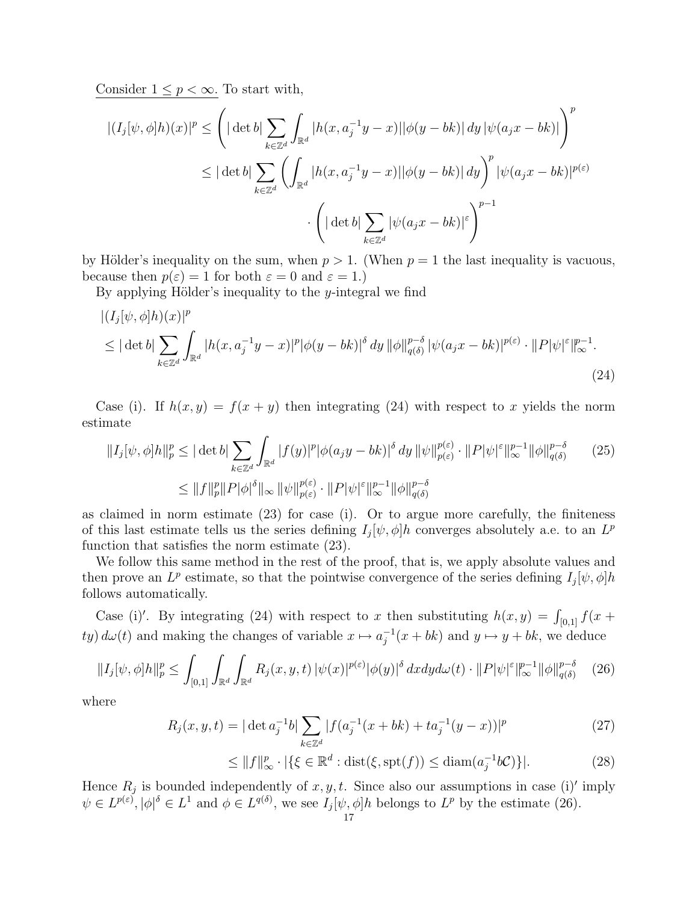Consider $1 \le p < \infty$. To start with,

$$
\begin{aligned}
|(I_j[\psi,\phi]h)(x)|^p &\le \left( |\det b| \sum_{k\in\mathbb{Z}^d} \int_{\mathbb{R}^d} |h(x, a_j^{-1}y - x)||\phi(y-bk)|\,dy\,|\psi(a_jx - bk)| \right)^p \\
&\le |\det b| \sum_{k\in\mathbb{Z}^d} \left( \int_{\mathbb{R}^d} |h(x,a_j^{-1}y-x)||\phi(y-bk)|\,dy \right)^p |\psi(a_jx-bk)|^{p(\varepsilon)} \\
&\qquad\qquad \cdot \left( |\det b| \sum_{k\in\mathbb{Z}^d} |\psi(a_jx-bk)|^{\varepsilon} \right)^{p-1}
\end{aligned}
$$

by Hölder's inequality on the sum, when $p > 1$. (When $p = 1$ the last inequality is vacuous, because then $p(\varepsilon) = 1$ for both $\varepsilon = 0$ and $\varepsilon = 1$.)

By applying Hölder's inequality to the $y$-integral we find

$$
\begin{aligned}
&|(I_j[\psi,\phi]h)(x)|^p \\
&\le |\det b| \sum_{k\in\mathbb{Z}^d} \int_{\mathbb{R}^d} |h(x,a_j^{-1}y-x)|^p |\phi(y-bk)|^{\delta}\,dy\,\|\phi\|_{q(\delta)}^{p-\delta}\,|\psi(a_jx-bk)|^{p(\varepsilon)} \cdot \|P|\psi|^{\varepsilon}\|_{\infty}^{p-1}.
\end{aligned} \tag{24}
$$

Case (i). If $h(x, y) = f(x + y)$ then integrating (24) with respect to $x$ yields the norm estimate

$$
\begin{aligned}
\|I_j[\psi,\phi]h\|_p^p &\le |\det b| \sum_{k\in\mathbb{Z}^d} \int_{\mathbb{R}^d} |f(y)|^p |\phi(a_jy-bk)|^{\delta}\,dy\,\|\psi\|_{p(\varepsilon)}^{p(\varepsilon)} \cdot \|P|\psi|^{\varepsilon}\|_{\infty}^{p-1} \|\phi\|_{q(\delta)}^{p-\delta} \qquad (25) \\
&\le \|f\|_p^p \|P|\phi|^{\delta}\|_{\infty}\,\|\psi\|_{p(\varepsilon)}^{p(\varepsilon)} \cdot \|P|\psi|^{\varepsilon}\|_{\infty}^{p-1} \|\phi\|_{q(\delta)}^{p-\delta}
\end{aligned}
$$

as claimed in norm estimate (23) for case (i). Or to argue more carefully, the finiteness of this last estimate tells us the series defining $I_j[\psi, \phi]h$ converges absolutely a.e. to an $L^p$ function that satisfies the norm estimate (23).

We follow this same method in the rest of the proof, that is, we apply absolute values and then prove an $L^p$ estimate, so that the pointwise convergence of the series defining $I_j[\psi, \phi]h$ follows automatically.

Case (i)$'$. By integrating (24) with respect to $x$ then substituting $h(x, y) = \int_{[0,1]} f(x + ty)\,d\omega(t)$ and making the changes of variable $x \mapsto a_j^{-1}(x + bk)$ and $y \mapsto y + bk$, we deduce

$$
\|I_j[\psi,\phi]h\|_p^p \le \int_{[0,1]} \int_{\mathbb{R}^d} \int_{\mathbb{R}^d} R_j(x,y,t)\,|\psi(x)|^{p(\varepsilon)} |\phi(y)|^{\delta}\,dxdyd\omega(t) \cdot \|P|\psi|^{\varepsilon}\|_{\infty}^{p-1} \|\phi\|_{q(\delta)}^{p-\delta} \tag{26}
$$

where

$$
\begin{aligned}
R_j(x,y,t) &= |\det a_j^{-1}b| \sum_{k\in\mathbb{Z}^d} |f(a_j^{-1}(x+bk) + ta_j^{-1}(y-x))|^p \qquad (27) \\
&\le \|f\|_{\infty}^p \cdot |\{\xi \in \mathbb{R}^d : \operatorname{dist}(\xi, \operatorname{spt}(f)) \le \operatorname{diam}(a_j^{-1}b\mathcal{C})\}|. \qquad (28)
\end{aligned}
$$

Hence $R_j$ is bounded independently of $x, y, t$. Since also our assumptions in case (i)$'$ imply $\psi \in L^{p(\varepsilon)}$, $|\phi|^{\delta} \in L^1$ and $\phi \in L^{q(\delta)}$, we see $I_j[\psi, \phi]h$ belongs to $L^p$ by the estimate (26).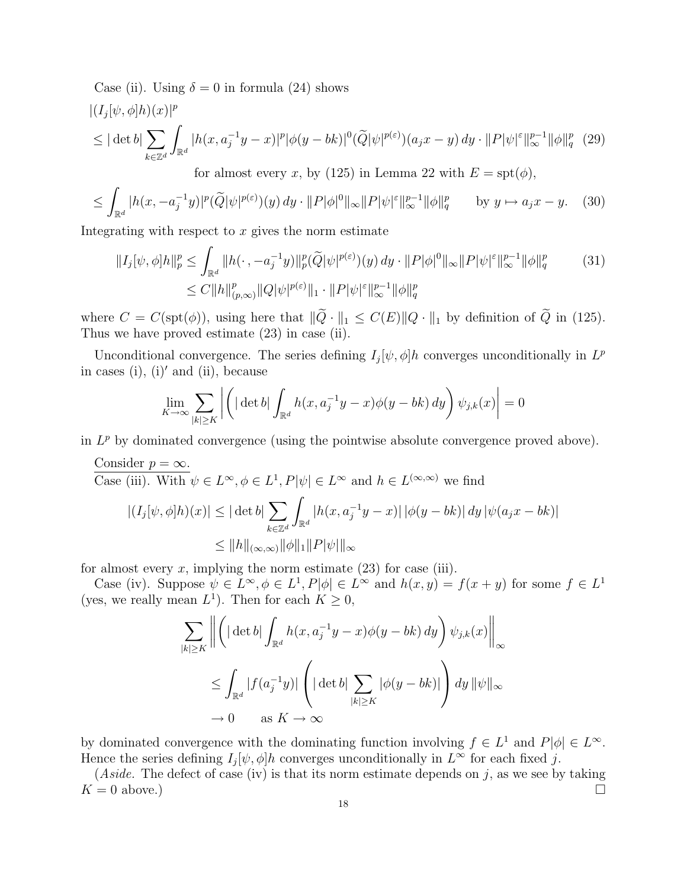Case (ii). Using $\delta = 0$ in formula (24) shows

$$
\begin{aligned}
&|(I_j[\psi, \phi]h)(x)|^p \\
&\leq |\det b| \sum_{k \in \mathbb{Z}^d} \int_{\mathbb{R}^d} |h(x, a_j^{-1}y - x)|^p |\phi(y - bk)|^0 (\widetilde{Q}|\psi|^{p(\varepsilon)})(a_j x - y)\, dy \cdot \|P|\psi|^\varepsilon\|_\infty^{p-1} \|\phi\|_q^p \quad (29) \\
&\qquad\qquad \text{for almost every } x, \text{ by (125) in Lemma 22 with } E = \operatorname{spt}(\phi), \\
&\leq \int_{\mathbb{R}^d} |h(x, -a_j^{-1}y)|^p (\widetilde{Q}|\psi|^{p(\varepsilon)})(y)\, dy \cdot \|P|\phi|^0\|_\infty \|P|\psi|^\varepsilon\|_\infty^{p-1} \|\phi\|_q^p \qquad \text{by } y \mapsto a_j x - y. \quad (30)
\end{aligned}
$$

Integrating with respect to $x$ gives the norm estimate

$$
\begin{aligned}
\|I_j[\psi, \phi]h\|_p^p &\leq \int_{\mathbb{R}^d} \|h(\,\cdot\,, -a_j^{-1}y)\|_p^p (\widetilde{Q}|\psi|^{p(\varepsilon)})(y)\, dy \cdot \|P|\phi|^0\|_\infty \|P|\psi|^\varepsilon\|_\infty^{p-1} \|\phi\|_q^p \qquad (31) \\
&\leq C\|h\|_{(p,\infty)}^p \|Q|\psi|^{p(\varepsilon)}\|_1 \cdot \|P|\psi|^\varepsilon\|_\infty^{p-1} \|\phi\|_q^p
\end{aligned}
$$

where $C = C(\operatorname{spt}(\phi))$, using here that $\|\widetilde{Q} \cdot\|_1 \leq C(E)\|Q \cdot\|_1$ by definition of $\widetilde{Q}$ in (125). Thus we have proved estimate (23) in case (ii).

Unconditional convergence. The series defining $I_j[\psi, \phi]h$ converges unconditionally in $L^p$ in cases (i), (i)$'$ and (ii), because

$$
\lim_{K \to \infty} \sum_{|k| \geq K} \left| \left( |\det b| \int_{\mathbb{R}^d} h(x, a_j^{-1}y - x)\phi(y - bk)\, dy \right) \psi_{j,k}(x) \right| = 0
$$

in $L^p$ by dominated convergence (using the pointwise absolute convergence proved above).

<u>Consider $p = \infty$.</u>

<u>Case (iii).</u> With $\psi \in L^\infty, \phi \in L^1, P|\psi| \in L^\infty$ and $h \in L^{(\infty,\infty)}$ we find

$$
\begin{aligned}
|(I_j[\psi, \phi]h)(x)| &\leq |\det b| \sum_{k \in \mathbb{Z}^d} \int_{\mathbb{R}^d} |h(x, a_j^{-1}y - x)|\, |\phi(y - bk)|\, dy\, |\psi(a_j x - bk)| \\
&\leq \|h\|_{(\infty,\infty)} \|\phi\|_1 \|P|\psi|\|_\infty
\end{aligned}
$$

for almost every $x$, implying the norm estimate (23) for case (iii).

Case (iv). Suppose $\psi \in L^\infty, \phi \in L^1, P|\phi| \in L^\infty$ and $h(x, y) = f(x + y)$ for some $f \in L^1$ (yes, we really mean $L^1$). Then for each $K \geq 0$,

$$
\begin{aligned}
&\sum_{|k| \geq K} \left\| \left( |\det b| \int_{\mathbb{R}^d} h(x, a_j^{-1}y - x)\phi(y - bk)\, dy \right) \psi_{j,k}(x) \right\|_\infty \\
&\qquad \leq \int_{\mathbb{R}^d} |f(a_j^{-1}y)| \left( |\det b| \sum_{|k| \geq K} |\phi(y - bk)| \right) dy\, \|\psi\|_\infty \\
&\qquad \to 0 \qquad \text{as } K \to \infty
\end{aligned}
$$

by dominated convergence with the dominating function involving $f \in L^1$ and $P|\phi| \in L^\infty$. Hence the series defining $I_j[\psi, \phi]h$ converges unconditionally in $L^\infty$ for each fixed $j$.

(*Aside.* The defect of case (iv) is that its norm estimate depends on $j$, as we see by taking $K = 0$ above.) $\square$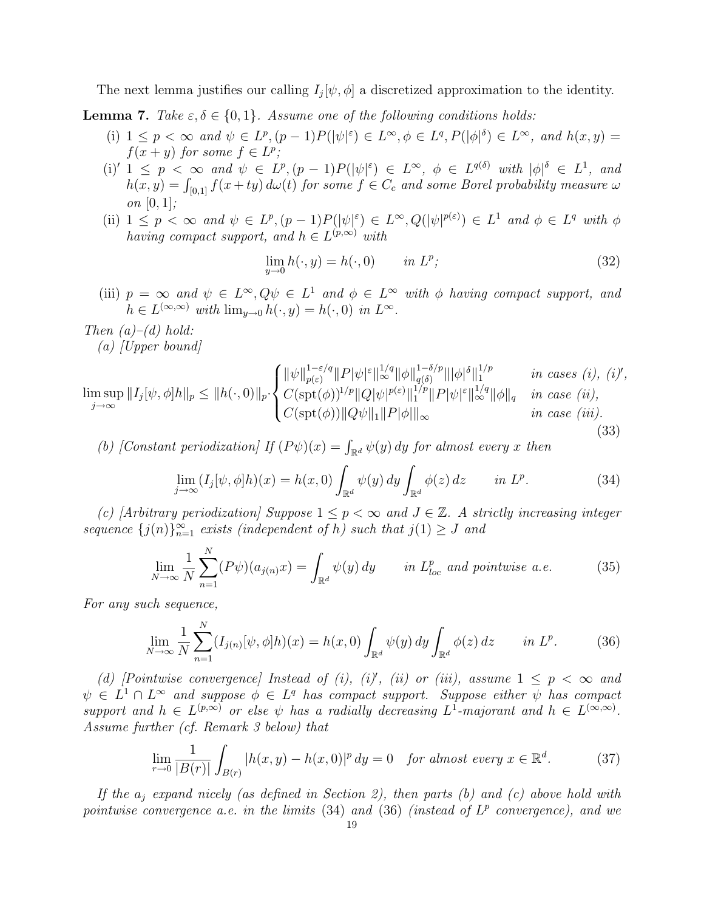The next lemma justifies our calling $I_j[\psi, \phi]$ a discretized approximation to the identity.

**Lemma 7.** *Take $\varepsilon, \delta \in \{0, 1\}$. Assume one of the following conditions holds:*

(i) $1 \le p < \infty$ *and* $\psi \in L^p, (p-1)P(|\psi|^\varepsilon) \in L^\infty, \phi \in L^q, P(|\phi|^\delta) \in L^\infty$*, and* $h(x, y) = f(x + y)$ *for some* $f \in L^p$*;*

(i)′ $1 \le p < \infty$ *and* $\psi \in L^p, (p-1)P(|\psi|^\varepsilon) \in L^\infty$*,* $\phi \in L^{q(\delta)}$ *with* $|\phi|^\delta \in L^1$*, and* $h(x, y) = \int_{[0,1]} f(x + ty)\, d\omega(t)$ *for some* $f \in C_c$ *and some Borel probability measure* $\omega$ *on* $[0, 1]$*;*

(ii) $1 \le p < \infty$ *and* $\psi \in L^p, (p-1)P(|\psi|^\varepsilon) \in L^\infty, Q(|\psi|^{p(\varepsilon)}) \in L^1$ *and* $\phi \in L^q$ *with* $\phi$ *having compact support, and* $h \in L^{(p,\infty)}$ *with*

$$\lim_{y \to 0} h(\cdot, y) = h(\cdot, 0) \qquad \text{in } L^p; \tag{32}$$

(iii) $p = \infty$ *and* $\psi \in L^\infty, Q\psi \in L^1$ *and* $\phi \in L^\infty$ *with* $\phi$ *having compact support, and* $h \in L^{(\infty,\infty)}$ *with* $\lim_{y \to 0} h(\cdot, y) = h(\cdot, 0)$ *in* $L^\infty$*.*

*Then (a)–(d) hold:*

*(a) [Upper bound]*

$$\limsup_{j \to \infty} \|I_j[\psi, \phi]h\|_p \le \|h(\cdot, 0)\|_p \cdot \begin{cases} \|\psi\|_{p(\varepsilon)}^{1-\varepsilon/q} \|P|\psi|^\varepsilon\|_\infty^{1/q} \|\phi\|_{q(\delta)}^{1-\delta/p} \||\phi|^\delta\|_1^{1/p} & \text{in cases (i), (i)}', \\ C(\operatorname{spt}(\phi))^{1/p} \|Q|\psi|^{p(\varepsilon)}\|_1^{1/p} \|P|\psi|^\varepsilon\|_\infty^{1/q} \|\phi\|_q & \text{in case (ii)}, \\ C(\operatorname{spt}(\phi)) \|Q\psi\|_1 \|P|\phi|\|_\infty & \text{in case (iii)}. \end{cases} \tag{33}$$

*(b) [Constant periodization] If $(P\psi)(x) = \int_{\mathbb{R}^d} \psi(y)\, dy$ for almost every $x$ then*

$$\lim_{j \to \infty} (I_j[\psi, \phi]h)(x) = h(x, 0) \int_{\mathbb{R}^d} \psi(y)\, dy \int_{\mathbb{R}^d} \phi(z)\, dz \qquad \text{in } L^p. \tag{34}$$

*(c) [Arbitrary periodization] Suppose $1 \le p < \infty$ and $J \in \mathbb{Z}$. A strictly increasing integer sequence $\{j(n)\}_{n=1}^\infty$ exists (independent of $h$) such that $j(1) \ge J$ and*

$$\lim_{N \to \infty} \frac{1}{N} \sum_{n=1}^N (P\psi)(a_{j(n)} x) = \int_{\mathbb{R}^d} \psi(y)\, dy \qquad \text{in } L^p_{loc} \text{ and pointwise a.e.} \tag{35}$$

*For any such sequence,*

$$\lim_{N \to \infty} \frac{1}{N} \sum_{n=1}^N (I_{j(n)}[\psi, \phi]h)(x) = h(x, 0) \int_{\mathbb{R}^d} \psi(y)\, dy \int_{\mathbb{R}^d} \phi(z)\, dz \qquad \text{in } L^p. \tag{36}$$

*(d) [Pointwise convergence] Instead of (i), (i)′, (ii) or (iii), assume $1 \le p < \infty$ and $\psi \in L^1 \cap L^\infty$ and suppose $\phi \in L^q$ has compact support. Suppose either $\psi$ has compact support and $h \in L^{(p,\infty)}$ or else $\psi$ has a radially decreasing $L^1$-majorant and $h \in L^{(\infty,\infty)}$. Assume further (cf. Remark 3 below) that*

$$\lim_{r \to 0} \frac{1}{|B(r)|} \int_{B(r)} |h(x, y) - h(x, 0)|^p\, dy = 0 \quad \text{for almost every } x \in \mathbb{R}^d. \tag{37}$$

*If the $a_j$ expand nicely (as defined in Section 2), then parts (b) and (c) above hold with pointwise convergence a.e. in the limits* (34) *and* (36) *(instead of $L^p$ convergence), and we*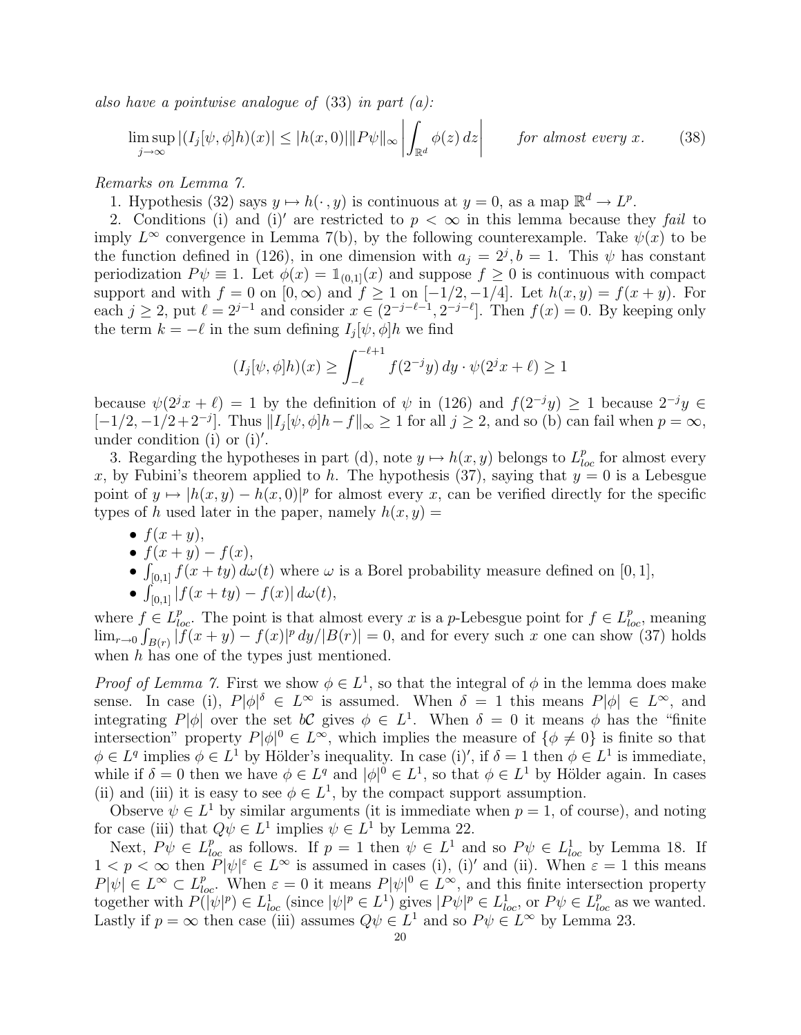*also have a pointwise analogue of* (33) *in part (a):*

$$\limsup_{j\to\infty} |(I_j[\psi,\phi]h)(x)| \le |h(x,0)| \|P\psi\|_\infty \left| \int_{\mathbb{R}^d} \phi(z)\, dz \right| \qquad \textit{for almost every } x. \tag{38}$$

*Remarks on Lemma 7.*

1. Hypothesis (32) says $y \mapsto h(\cdot\,, y)$ is continuous at $y = 0$, as a map $\mathbb{R}^d \to L^p$.

2. Conditions (i) and (i)$'$ are restricted to $p < \infty$ in this lemma because they *fail* to imply $L^\infty$ convergence in Lemma 7(b), by the following counterexample. Take $\psi(x)$ to be the function defined in (126), in one dimension with $a_j = 2^j, b = 1$. This $\psi$ has constant periodization $P\psi \equiv 1$. Let $\phi(x) = \mathbb{1}_{(0,1]}(x)$ and suppose $f \ge 0$ is continuous with compact support and with $f = 0$ on $[0,\infty)$ and $f \ge 1$ on $[-1/2, -1/4]$. Let $h(x,y) = f(x+y)$. For each $j \ge 2$, put $\ell = 2^{j-1}$ and consider $x \in (2^{-j-\ell-1}, 2^{-j-\ell}]$. Then $f(x) = 0$. By keeping only the term $k = -\ell$ in the sum defining $I_j[\psi,\phi]h$ we find

$$(I_j[\psi,\phi]h)(x) \ge \int_{-\ell}^{-\ell+1} f(2^{-j}y)\, dy \cdot \psi(2^j x + \ell) \ge 1$$

because $\psi(2^j x + \ell) = 1$ by the definition of $\psi$ in (126) and $f(2^{-j}y) \ge 1$ because $2^{-j}y \in [-1/2, -1/2 + 2^{-j}]$. Thus $\|I_j[\psi,\phi]h - f\|_\infty \ge 1$ for all $j \ge 2$, and so (b) can fail when $p = \infty$, under condition (i) or (i)$'$.

3. Regarding the hypotheses in part (d), note $y \mapsto h(x,y)$ belongs to $L^p_{loc}$ for almost every $x$, by Fubini's theorem applied to $h$. The hypothesis (37), saying that $y = 0$ is a Lebesgue point of $y \mapsto |h(x,y) - h(x,0)|^p$ for almost every $x$, can be verified directly for the specific types of $h$ used later in the paper, namely $h(x,y) =$

- $f(x+y)$,
- $f(x+y) - f(x)$,
- $\int_{[0,1]} f(x+ty)\, d\omega(t)$ where $\omega$ is a Borel probability measure defined on $[0,1]$,
- $\int_{[0,1]} |f(x+ty) - f(x)|\, d\omega(t)$,

where $f \in L^p_{loc}$. The point is that almost every $x$ is a $p$-Lebesgue point for $f \in L^p_{loc}$, meaning $\lim_{r\to 0} \int_{B(r)} |f(x+y) - f(x)|^p\, dy / |B(r)| = 0$, and for every such $x$ one can show (37) holds when $h$ has one of the types just mentioned.

*Proof of Lemma 7.* First we show $\phi \in L^1$, so that the integral of $\phi$ in the lemma does make sense. In case (i), $P|\phi|^\delta \in L^\infty$ is assumed. When $\delta = 1$ this means $P|\phi| \in L^\infty$, and integrating $P|\phi|$ over the set $b\mathcal{C}$ gives $\phi \in L^1$. When $\delta = 0$ it means $\phi$ has the "finite intersection" property $P|\phi|^0 \in L^\infty$, which implies the measure of $\{\phi \ne 0\}$ is finite so that $\phi \in L^q$ implies $\phi \in L^1$ by Hölder's inequality. In case (i)$'$, if $\delta = 1$ then $\phi \in L^1$ is immediate, while if $\delta = 0$ then we have $\phi \in L^q$ and $|\phi|^0 \in L^1$, so that $\phi \in L^1$ by Hölder again. In cases (ii) and (iii) it is easy to see $\phi \in L^1$, by the compact support assumption.

Observe $\psi \in L^1$ by similar arguments (it is immediate when $p = 1$, of course), and noting for case (iii) that $Q\psi \in L^1$ implies $\psi \in L^1$ by Lemma 22.

Next, $P\psi \in L^p_{loc}$ as follows. If $p = 1$ then $\psi \in L^1$ and so $P\psi \in L^1_{loc}$ by Lemma 18. If $1 < p < \infty$ then $P|\psi|^\varepsilon \in L^\infty$ is assumed in cases (i), (i)$'$ and (ii). When $\varepsilon = 1$ this means $P|\psi| \in L^\infty \subset L^p_{loc}$. When $\varepsilon = 0$ it means $P|\psi|^0 \in L^\infty$, and this finite intersection property together with $P(|\psi|^p) \in L^1_{loc}$ (since $|\psi|^p \in L^1$) gives $|P\psi|^p \in L^1_{loc}$, or $P\psi \in L^p_{loc}$ as we wanted. Lastly if $p = \infty$ then case (iii) assumes $Q\psi \in L^1$ and so $P\psi \in L^\infty$ by Lemma 23.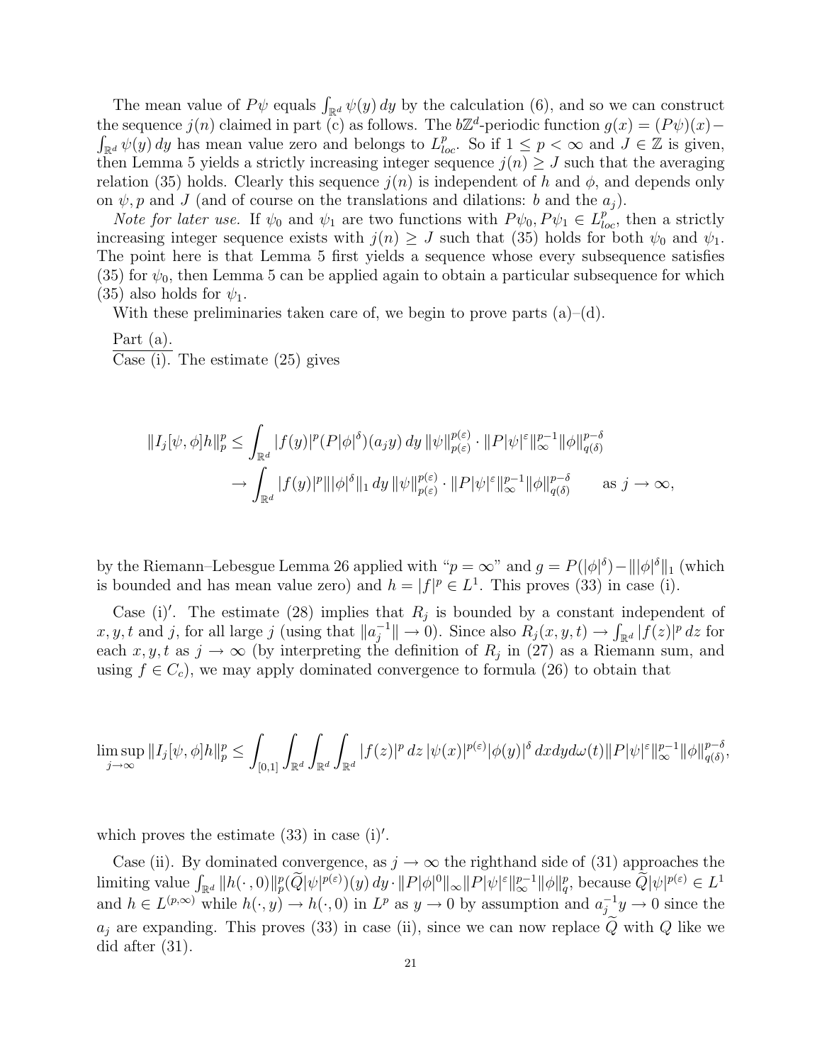The mean value of $P\psi$ equals $\int_{\mathbb{R}^d} \psi(y)\,dy$ by the calculation (6), and so we can construct the sequence $j(n)$ claimed in part (c) as follows. The $b\mathbb{Z}^d$-periodic function $g(x) = (P\psi)(x) - \int_{\mathbb{R}^d} \psi(y)\,dy$ has mean value zero and belongs to $L^p_{loc}$. So if $1 \leq p < \infty$ and $J \in \mathbb{Z}$ is given, then Lemma 5 yields a strictly increasing integer sequence $j(n) \geq J$ such that the averaging relation (35) holds. Clearly this sequence $j(n)$ is independent of $h$ and $\phi$, and depends only on $\psi, p$ and $J$ (and of course on the translations and dilations: $b$ and the $a_j$).

*Note for later use.* If $\psi_0$ and $\psi_1$ are two functions with $P\psi_0, P\psi_1 \in L^p_{loc}$, then a strictly increasing integer sequence exists with $j(n) \geq J$ such that (35) holds for both $\psi_0$ and $\psi_1$. The point here is that Lemma 5 first yields a sequence whose every subsequence satisfies (35) for $\psi_0$, then Lemma 5 can be applied again to obtain a particular subsequence for which (35) also holds for $\psi_1$.

With these preliminaries taken care of, we begin to prove parts (a)–(d).

Part (a).

Case (i). The estimate (25) gives

$$
\begin{aligned}
\|I_j[\psi,\phi]h\|_p^p &\leq \int_{\mathbb{R}^d} |f(y)|^p (P|\phi|^\delta)(a_j y)\,dy\, \|\psi\|_{p(\varepsilon)}^{p(\varepsilon)} \cdot \|P|\psi|^\varepsilon\|_\infty^{p-1} \|\phi\|_{q(\delta)}^{p-\delta} \\
&\to \int_{\mathbb{R}^d} |f(y)|^p \||\phi|^\delta\|_1\,dy\, \|\psi\|_{p(\varepsilon)}^{p(\varepsilon)} \cdot \|P|\psi|^\varepsilon\|_\infty^{p-1} \|\phi\|_{q(\delta)}^{p-\delta} \qquad \text{as } j \to \infty,
\end{aligned}
$$

by the Riemann–Lebesgue Lemma 26 applied with "$p = \infty$" and $g = P(|\phi|^\delta) - \||\phi|^\delta\|_1$ (which is bounded and has mean value zero) and $h = |f|^p \in L^1$. This proves (33) in case (i).

Case (i)$'$. The estimate (28) implies that $R_j$ is bounded by a constant independent of $x, y, t$ and $j$, for all large $j$ (using that $\|a_j^{-1}\| \to 0$). Since also $R_j(x,y,t) \to \int_{\mathbb{R}^d} |f(z)|^p\,dz$ for each $x, y, t$ as $j \to \infty$ (by interpreting the definition of $R_j$ in (27) as a Riemann sum, and using $f \in C_c$), we may apply dominated convergence to formula (26) to obtain that

$$
\limsup_{j\to\infty} \|I_j[\psi,\phi]h\|_p^p \leq \int_{[0,1]} \int_{\mathbb{R}^d} \int_{\mathbb{R}^d} \int_{\mathbb{R}^d} |f(z)|^p\,dz\, |\psi(x)|^{p(\varepsilon)} |\phi(y)|^\delta\,dx dy d\omega(t) \|P|\psi|^\varepsilon\|_\infty^{p-1} \|\phi\|_{q(\delta)}^{p-\delta},
$$

which proves the estimate (33) in case (i)$'$.

Case (ii). By dominated convergence, as $j \to \infty$ the righthand side of (31) approaches the limiting value $\int_{\mathbb{R}^d} \|h(\cdot\,,0)\|_p^p (\widetilde{Q}|\psi|^{p(\varepsilon)})(y)\,dy \cdot \|P|\phi|^0\|_\infty \|P|\psi|^\varepsilon\|_\infty^{p-1} \|\phi\|_q^p$, because $\widetilde{Q}|\psi|^{p(\varepsilon)} \in L^1$ and $h \in L^{(p,\infty)}$ while $h(\cdot, y) \to h(\cdot, 0)$ in $L^p$ as $y \to 0$ by assumption and $a_j^{-1} y \to 0$ since the $a_j$ are expanding. This proves (33) in case (ii), since we can now replace $\widetilde{Q}$ with $Q$ like we did after (31).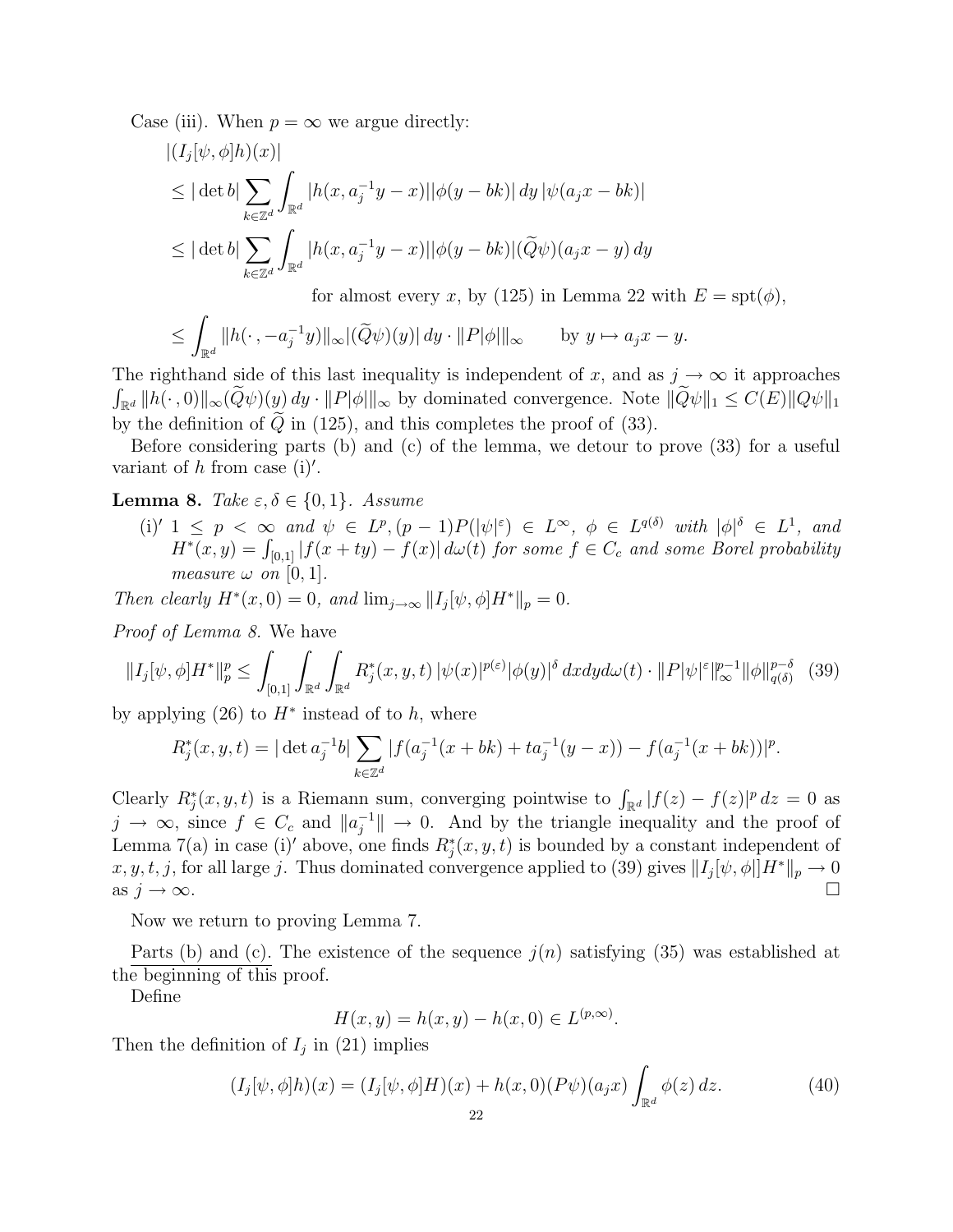Case (iii). When $p = \infty$ we argue directly:

$$
\begin{aligned}
&|(I_j[\psi,\phi]h)(x)| \\
&\leq |\det b| \sum_{k\in\mathbb{Z}^d} \int_{\mathbb{R}^d} |h(x, a_j^{-1}y - x)||\phi(y-bk)|\,dy\,|\psi(a_jx - bk)| \\
&\leq |\det b| \sum_{k\in\mathbb{Z}^d} \int_{\mathbb{R}^d} |h(x, a_j^{-1}y - x)||\phi(y-bk)|(\widetilde{Q}\psi)(a_jx - y)\,dy \\
&\qquad\qquad\qquad \text{for almost every } x, \text{ by (125) in Lemma 22 with } E = \operatorname{spt}(\phi), \\
&\leq \int_{\mathbb{R}^d} \|h(\cdot\,, -a_j^{-1}y)\|_\infty |(\widetilde{Q}\psi)(y)|\,dy \cdot \|P|\phi|\|_\infty \qquad \text{by } y \mapsto a_jx - y.
\end{aligned}
$$

The righthand side of this last inequality is independent of $x$, and as $j \to \infty$ it approaches $\int_{\mathbb{R}^d} \|h(\cdot\,,0)\|_\infty (\widetilde{Q}\psi)(y)\,dy \cdot \|P|\phi|\|_\infty$ by dominated convergence. Note $\|\widetilde{Q}\psi\|_1 \leq C(E)\|Q\psi\|_1$ by the definition of $\widetilde{Q}$ in (125), and this completes the proof of (33).

Before considering parts (b) and (c) of the lemma, we detour to prove (33) for a useful variant of $h$ from case (i)$'$.

**Lemma 8.** *Take $\varepsilon, \delta \in \{0,1\}$. Assume*

(i)$'$ *$1 \leq p < \infty$ and $\psi \in L^p, (p-1)P(|\psi|^\varepsilon) \in L^\infty$, $\phi \in L^{q(\delta)}$ with $|\phi|^\delta \in L^1$, and $H^*(x,y) = \int_{[0,1]} |f(x+ty) - f(x)|\,d\omega(t)$ for some $f \in C_c$ and some Borel probability measure $\omega$ on $[0,1]$.*

*Then clearly $H^*(x,0) = 0$, and $\lim_{j\to\infty} \|I_j[\psi,\phi]H^*\|_p = 0$.*

*Proof of Lemma 8.* We have

$$
\|I_j[\psi,\phi]H^*\|_p^p \leq \int_{[0,1]}\int_{\mathbb{R}^d}\int_{\mathbb{R}^d} R_j^*(x,y,t)\,|\psi(x)|^{p(\varepsilon)}|\phi(y)|^\delta\,dxdyd\omega(t) \cdot \|P|\psi|^\varepsilon\|_\infty^{p-1}\|\phi\|_{q(\delta)}^{p-\delta} \quad (39)
$$

by applying (26) to $H^*$ instead of to $h$, where

$$
R_j^*(x,y,t) = |\det a_j^{-1}b| \sum_{k\in\mathbb{Z}^d} |f(a_j^{-1}(x+bk) + ta_j^{-1}(y-x)) - f(a_j^{-1}(x+bk))|^p.
$$

Clearly $R_j^*(x,y,t)$ is a Riemann sum, converging pointwise to $\int_{\mathbb{R}^d} |f(z) - f(z)|^p\,dz = 0$ as $j \to \infty$, since $f \in C_c$ and $\|a_j^{-1}\| \to 0$. And by the triangle inequality and the proof of Lemma 7(a) in case (i)$'$ above, one finds $R_j^*(x,y,t)$ is bounded by a constant independent of $x, y, t, j$, for all large $j$. Thus dominated convergence applied to (39) gives $\|I_j[\psi,\phi|]H^*\|_p \to 0$ as $j \to \infty$. $\square$

Now we return to proving Lemma 7.

<u>Parts (b) and (c).</u> The existence of the sequence $j(n)$ satisfying (35) was established at the beginning of this proof.

Define

$$
H(x,y) = h(x,y) - h(x,0) \in L^{(p,\infty)}.
$$

Then the definition of $I_j$ in (21) implies

$$
(I_j[\psi,\phi]h)(x) = (I_j[\psi,\phi]H)(x) + h(x,0)(P\psi)(a_jx)\int_{\mathbb{R}^d} \phi(z)\,dz. \quad (40)
$$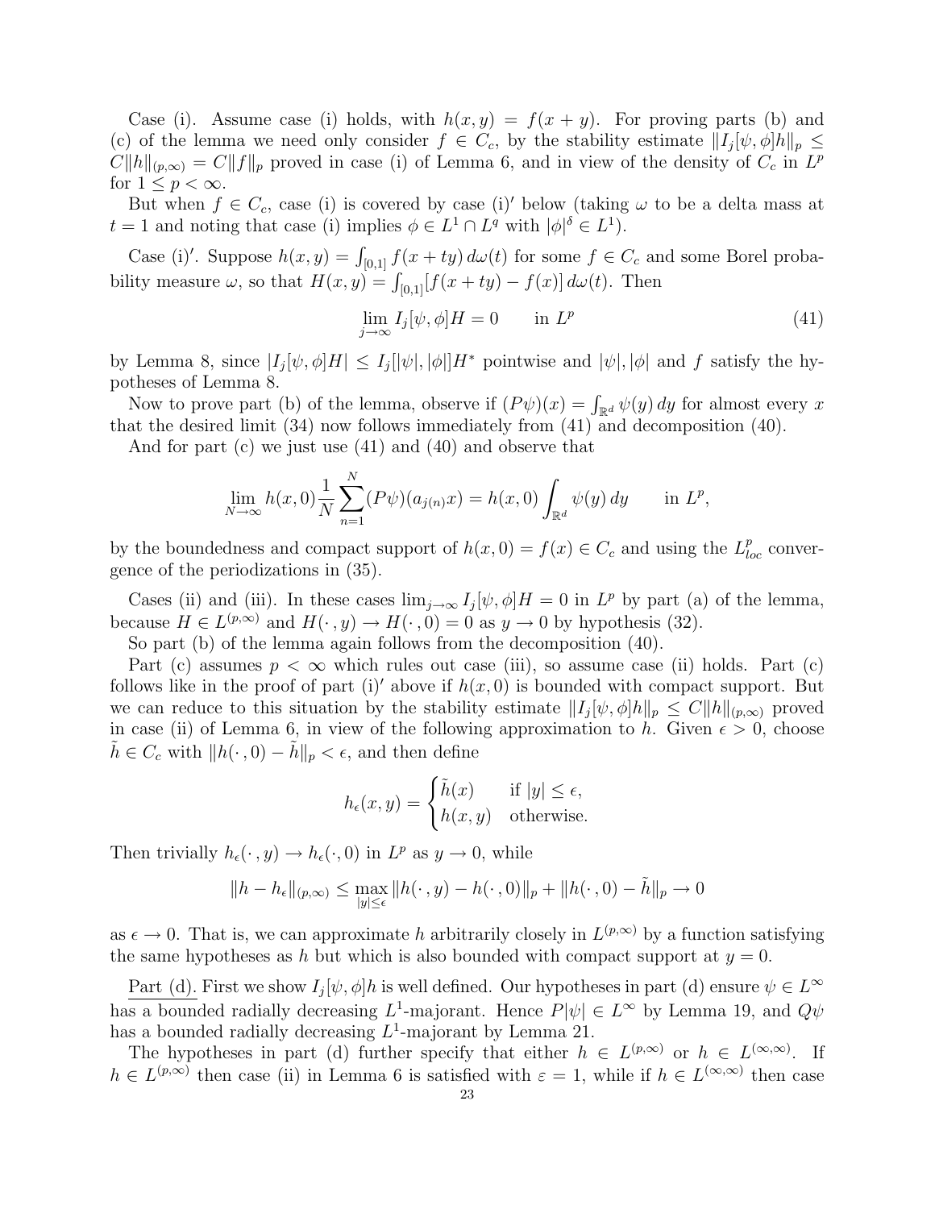Case (i). Assume case (i) holds, with $h(x, y) = f(x + y)$. For proving parts (b) and (c) of the lemma we need only consider $f \in C_c$, by the stability estimate $\|I_j[\psi, \phi]h\|_p \leq C\|h\|_{(p,\infty)} = C\|f\|_p$ proved in case (i) of Lemma 6, and in view of the density of $C_c$ in $L^p$ for $1 \leq p < \infty$.

But when $f \in C_c$, case (i) is covered by case (i)$'$ below (taking $\omega$ to be a delta mass at $t = 1$ and noting that case (i) implies $\phi \in L^1 \cap L^q$ with $|\phi|^\delta \in L^1$).

Case (i)$'$. Suppose $h(x, y) = \int_{[0,1]} f(x + ty)\, d\omega(t)$ for some $f \in C_c$ and some Borel probability measure $\omega$, so that $H(x, y) = \int_{[0,1]} [f(x + ty) - f(x)]\, d\omega(t)$. Then

$$\lim_{j\to\infty} I_j[\psi, \phi]H = 0 \qquad \text{in } L^p \tag{41}$$

by Lemma 8, since $|I_j[\psi, \phi]H| \leq I_j[|\psi|, |\phi|]H^*$ pointwise and $|\psi|, |\phi|$ and $f$ satisfy the hypotheses of Lemma 8.

Now to prove part (b) of the lemma, observe if $(P\psi)(x) = \int_{\mathbb{R}^d} \psi(y)\, dy$ for almost every $x$ that the desired limit (34) now follows immediately from (41) and decomposition (40).

And for part (c) we just use (41) and (40) and observe that

$$\lim_{N\to\infty} h(x, 0) \frac{1}{N} \sum_{n=1}^{N} (P\psi)(a_{j(n)}x) = h(x, 0) \int_{\mathbb{R}^d} \psi(y)\, dy \qquad \text{in } L^p,$$

by the boundedness and compact support of $h(x, 0) = f(x) \in C_c$ and using the $L^p_{loc}$ convergence of the periodizations in (35).

Cases (ii) and (iii). In these cases $\lim_{j\to\infty} I_j[\psi, \phi]H = 0$ in $L^p$ by part (a) of the lemma, because $H \in L^{(p,\infty)}$ and $H(\cdot\,, y) \to H(\cdot\,, 0) = 0$ as $y \to 0$ by hypothesis (32).

So part (b) of the lemma again follows from the decomposition (40).

Part (c) assumes $p < \infty$ which rules out case (iii), so assume case (ii) holds. Part (c) follows like in the proof of part (i)$'$ above if $h(x, 0)$ is bounded with compact support. But we can reduce to this situation by the stability estimate $\|I_j[\psi, \phi]h\|_p \leq C\|h\|_{(p,\infty)}$ proved in case (ii) of Lemma 6, in view of the following approximation to $h$. Given $\epsilon > 0$, choose $\tilde{h} \in C_c$ with $\|h(\cdot\,, 0) - \tilde{h}\|_p < \epsilon$, and then define

$$h_\epsilon(x, y) = \begin{cases} \tilde{h}(x) & \text{if } |y| \leq \epsilon, \\ h(x, y) & \text{otherwise.} \end{cases}$$

Then trivially $h_\epsilon(\cdot\,, y) \to h_\epsilon(\cdot, 0)$ in $L^p$ as $y \to 0$, while

$$\|h - h_\epsilon\|_{(p,\infty)} \leq \max_{|y|\leq\epsilon} \|h(\cdot\,, y) - h(\cdot\,, 0)\|_p + \|h(\cdot\,, 0) - \tilde{h}\|_p \to 0$$

as $\epsilon \to 0$. That is, we can approximate $h$ arbitrarily closely in $L^{(p,\infty)}$ by a function satisfying the same hypotheses as $h$ but which is also bounded with compact support at $y = 0$.

Part (d). First we show $I_j[\psi, \phi]h$ is well defined. Our hypotheses in part (d) ensure $\psi \in L^\infty$ has a bounded radially decreasing $L^1$-majorant. Hence $P|\psi| \in L^\infty$ by Lemma 19, and $Q\psi$ has a bounded radially decreasing $L^1$-majorant by Lemma 21.

The hypotheses in part (d) further specify that either $h \in L^{(p,\infty)}$ or $h \in L^{(\infty,\infty)}$. If $h \in L^{(p,\infty)}$ then case (ii) in Lemma 6 is satisfied with $\varepsilon = 1$, while if $h \in L^{(\infty,\infty)}$ then case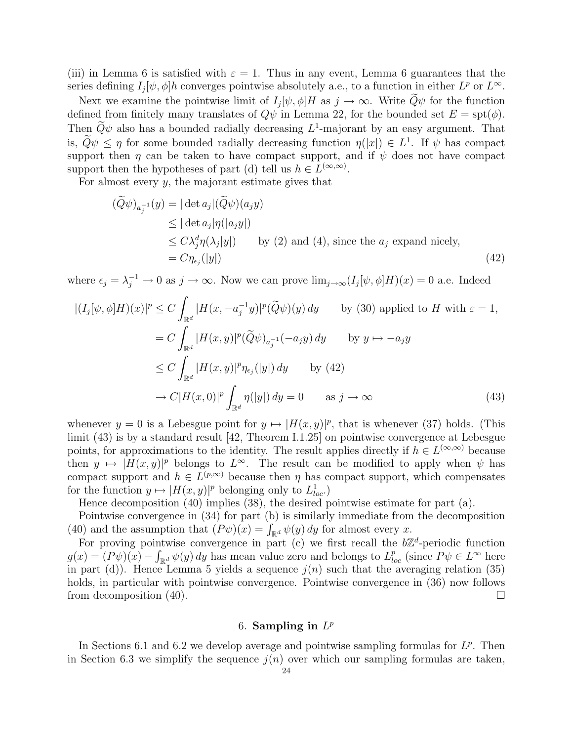(iii) in Lemma 6 is satisfied with $\varepsilon = 1$. Thus in any event, Lemma 6 guarantees that the series defining $I_j[\psi, \phi]h$ converges pointwise absolutely a.e., to a function in either $L^p$ or $L^\infty$.

Next we examine the pointwise limit of $I_j[\psi, \phi]H$ as $j \to \infty$. Write $\widetilde{Q}\psi$ for the function defined from finitely many translates of $Q\psi$ in Lemma 22, for the bounded set $E = \operatorname{spt}(\phi)$. Then $\widetilde{Q}\psi$ also has a bounded radially decreasing $L^1$-majorant by an easy argument. That is, $\widetilde{Q}\psi \leq \eta$ for some bounded radially decreasing function $\eta(|x|) \in L^1$. If $\psi$ has compact support then $\eta$ can be taken to have compact support, and if $\psi$ does not have compact support then the hypotheses of part (d) tell us $h \in L^{(\infty,\infty)}$.

For almost every $y$, the majorant estimate gives that

$$
\begin{aligned}
(\widetilde{Q}\psi)_{a_j^{-1}}(y) &= |\det a_j| (\widetilde{Q}\psi)(a_j y) \\
&\leq |\det a_j| \eta(|a_j y|) \\
&\leq C\lambda_j^d \eta(\lambda_j |y|) \qquad \text{by (2) and (4), since the } a_j \text{ expand nicely,} \\
&= C\eta_{\epsilon_j}(|y|) \qquad\qquad (42)
\end{aligned}
$$

where $\epsilon_j = \lambda_j^{-1} \to 0$ as $j \to \infty$. Now we can prove $\lim_{j\to\infty}(I_j[\psi, \phi]H)(x) = 0$ a.e. Indeed

$$
\begin{aligned}
|(I_j[\psi, \phi]H)(x)|^p &\leq C \int_{\mathbb{R}^d} |H(x, -a_j^{-1}y)|^p (\widetilde{Q}\psi)(y)\, dy \qquad \text{by (30) applied to } H \text{ with } \varepsilon = 1, \\
&= C \int_{\mathbb{R}^d} |H(x, y)|^p (\widetilde{Q}\psi)_{a_j^{-1}}(-a_j y)\, dy \qquad \text{by } y \mapsto -a_j y \\
&\leq C \int_{\mathbb{R}^d} |H(x, y)|^p \eta_{\epsilon_j}(|y|)\, dy \qquad \text{by (42)} \\
&\to C|H(x, 0)|^p \int_{\mathbb{R}^d} \eta(|y|)\, dy = 0 \qquad \text{as } j \to \infty \qquad\qquad (43)
\end{aligned}
$$

whenever $y = 0$ is a Lebesgue point for $y \mapsto |H(x, y)|^p$, that is whenever (37) holds. (This limit (43) is by a standard result [42, Theorem I.1.25] on pointwise convergence at Lebesgue points, for approximations to the identity. The result applies directly if $h \in L^{(\infty,\infty)}$ because then $y \mapsto |H(x, y)|^p$ belongs to $L^\infty$. The result can be modified to apply when $\psi$ has compact support and $h \in L^{(p,\infty)}$ because then $\eta$ has compact support, which compensates for the function $y \mapsto |H(x, y)|^p$ belonging only to $L^1_{loc}$.)

Hence decomposition (40) implies (38), the desired pointwise estimate for part (a).

Pointwise convergence in (34) for part (b) is similarly immediate from the decomposition (40) and the assumption that $(P\psi)(x) = \int_{\mathbb{R}^d} \psi(y)\, dy$ for almost every $x$.

For proving pointwise convergence in part (c) we first recall the $b\mathbb{Z}^d$-periodic function $g(x) = (P\psi)(x) - \int_{\mathbb{R}^d} \psi(y)\, dy$ has mean value zero and belongs to $L^p_{loc}$ (since $P\psi \in L^\infty$ here in part (d)). Hence Lemma 5 yields a sequence $j(n)$ such that the averaging relation (35) holds, in particular with pointwise convergence. Pointwise convergence in (36) now follows from decomposition (40). □

## 6. Sampling in $L^p$

In Sections 6.1 and 6.2 we develop average and pointwise sampling formulas for $L^p$. Then in Section 6.3 we simplify the sequence $j(n)$ over which our sampling formulas are taken,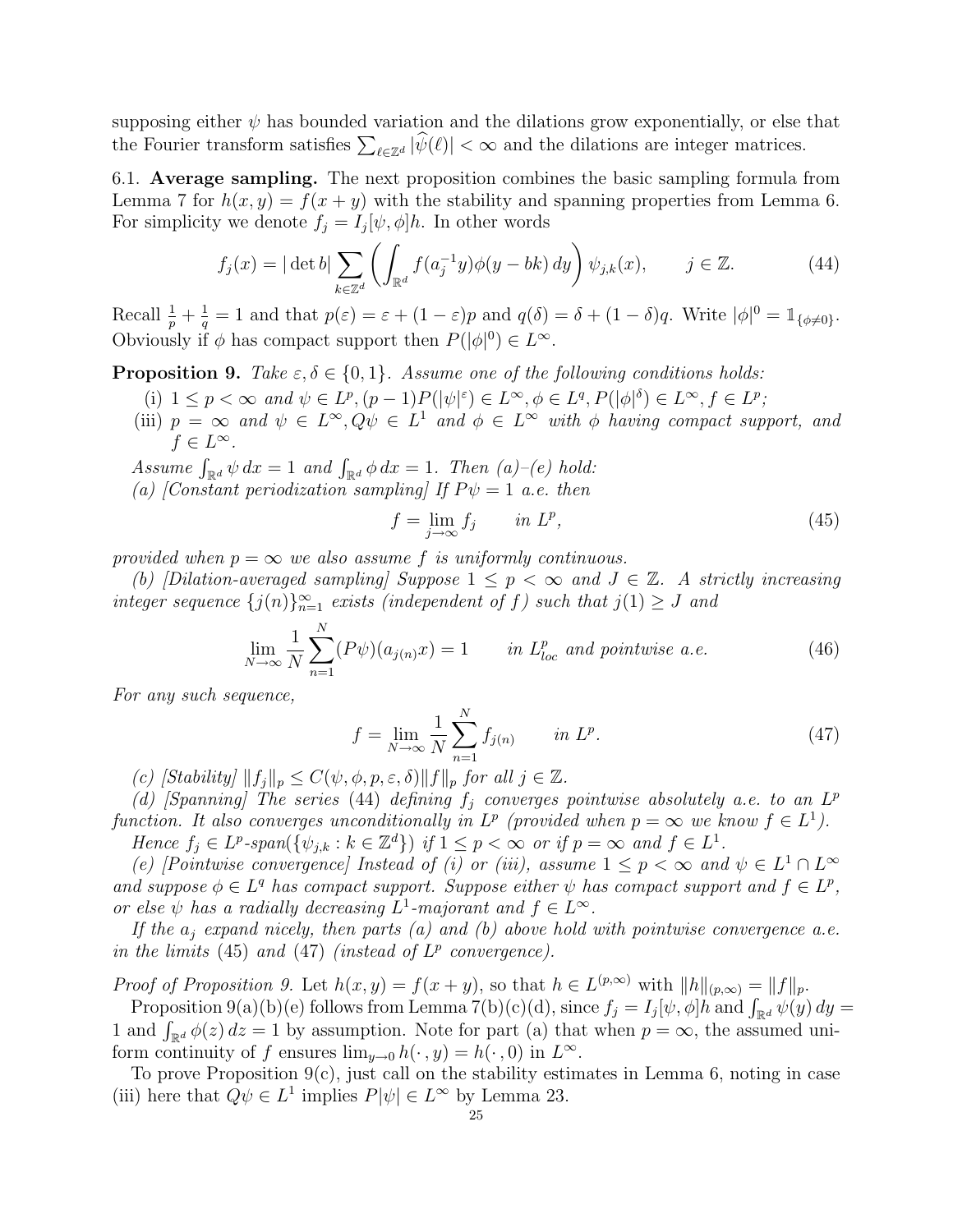supposing either $\psi$ has bounded variation and the dilations grow exponentially, or else that the Fourier transform satisfies $\sum_{\ell\in\mathbb{Z}^d}|\widehat{\psi}(\ell)|<\infty$ and the dilations are integer matrices.

6.1. **Average sampling.** The next proposition combines the basic sampling formula from Lemma 7 for $h(x,y)=f(x+y)$ with the stability and spanning properties from Lemma 6. For simplicity we denote $f_j = I_j[\psi,\phi]h$. In other words

$$f_j(x) = |\det b| \sum_{k\in\mathbb{Z}^d} \left( \int_{\mathbb{R}^d} f(a_j^{-1}y)\phi(y-bk)\,dy \right) \psi_{j,k}(x), \qquad j\in\mathbb{Z}. \tag{44}$$

Recall $\frac{1}{p}+\frac{1}{q}=1$ and that $p(\varepsilon)=\varepsilon+(1-\varepsilon)p$ and $q(\delta)=\delta+(1-\delta)q$. Write $|\phi|^0=\mathbb{1}_{\{\phi\neq 0\}}$. Obviously if $\phi$ has compact support then $P(|\phi|^0)\in L^\infty$.

**Proposition 9.** *Take $\varepsilon,\delta\in\{0,1\}$. Assume one of the following conditions holds:*

(i) *$1\le p<\infty$ and $\psi\in L^p, (p-1)P(|\psi|^\varepsilon)\in L^\infty, \phi\in L^q, P(|\phi|^\delta)\in L^\infty, f\in L^p$;*

(iii) *$p=\infty$ and $\psi\in L^\infty, Q\psi\in L^1$ and $\phi\in L^\infty$ with $\phi$ having compact support, and $f\in L^\infty$.*

*Assume $\int_{\mathbb{R}^d}\psi\,dx=1$ and $\int_{\mathbb{R}^d}\phi\,dx=1$. Then (a)–(e) hold:*

*(a) [Constant periodization sampling] If $P\psi=1$ a.e. then*

$$f=\lim_{j\to\infty} f_j \qquad \text{in } L^p, \tag{45}$$

*provided when $p=\infty$ we also assume $f$ is uniformly continuous.*

*(b) [Dilation-averaged sampling] Suppose $1\le p<\infty$ and $J\in\mathbb{Z}$. A strictly increasing integer sequence $\{j(n)\}_{n=1}^\infty$ exists (independent of $f$) such that $j(1)\ge J$ and*

$$\lim_{N\to\infty}\frac{1}{N}\sum_{n=1}^{N}(P\psi)(a_{j(n)}x)=1 \qquad \text{in } L^p_{loc} \text{ and pointwise a.e.} \tag{46}$$

*For any such sequence,*

$$f=\lim_{N\to\infty}\frac{1}{N}\sum_{n=1}^{N} f_{j(n)} \qquad \text{in } L^p. \tag{47}$$

*(c) [Stability] $\|f_j\|_p \le C(\psi,\phi,p,\varepsilon,\delta)\|f\|_p$ for all $j\in\mathbb{Z}$.*

*(d) [Spanning] The series (44) defining $f_j$ converges pointwise absolutely a.e. to an $L^p$ function. It also converges unconditionally in $L^p$ (provided when $p=\infty$ we know $f\in L^1$). Hence $f_j\in L^p$-span$(\{\psi_{j,k}:k\in\mathbb{Z}^d\})$ if $1\le p<\infty$ or if $p=\infty$ and $f\in L^1$.*

*(e) [Pointwise convergence] Instead of (i) or (iii), assume $1\le p<\infty$ and $\psi\in L^1\cap L^\infty$ and suppose $\phi\in L^q$ has compact support. Suppose either $\psi$ has compact support and $f\in L^p$, or else $\psi$ has a radially decreasing $L^1$-majorant and $f\in L^\infty$.*

*If the $a_j$ expand nicely, then parts (a) and (b) above hold with pointwise convergence a.e. in the limits (45) and (47) (instead of $L^p$ convergence).*

*Proof of Proposition 9.* Let $h(x,y)=f(x+y)$, so that $h\in L^{(p,\infty)}$ with $\|h\|_{(p,\infty)}=\|f\|_p$.

Proposition 9(a)(b)(e) follows from Lemma 7(b)(c)(d), since $f_j=I_j[\psi,\phi]h$ and $\int_{\mathbb{R}^d}\psi(y)\,dy=1$ and $\int_{\mathbb{R}^d}\phi(z)\,dz=1$ by assumption. Note for part (a) that when $p=\infty$, the assumed uniform continuity of $f$ ensures $\lim_{y\to 0}h(\cdot\,,y)=h(\cdot,0)$ in $L^\infty$.

To prove Proposition 9(c), just call on the stability estimates in Lemma 6, noting in case (iii) here that $Q\psi\in L^1$ implies $P|\psi|\in L^\infty$ by Lemma 23.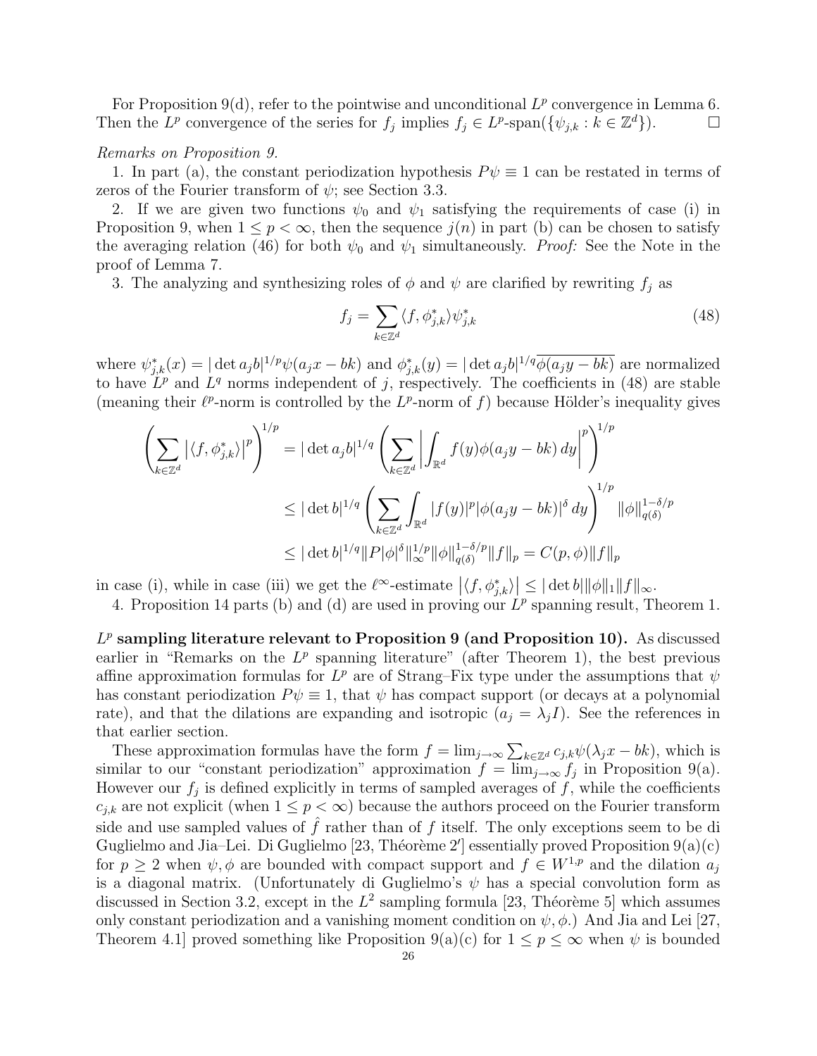For Proposition 9(d), refer to the pointwise and unconditional $L^p$ convergence in Lemma 6. Then the $L^p$ convergence of the series for $f_j$ implies $f_j \in L^p\text{-span}(\{\psi_{j,k} : k \in \mathbb{Z}^d\})$. □

*Remarks on Proposition 9.*

1. In part (a), the constant periodization hypothesis $P\psi \equiv 1$ can be restated in terms of zeros of the Fourier transform of $\psi$; see Section 3.3.

2. If we are given two functions $\psi_0$ and $\psi_1$ satisfying the requirements of case (i) in Proposition 9, when $1 \le p < \infty$, then the sequence $j(n)$ in part (b) can be chosen to satisfy the averaging relation (46) for both $\psi_0$ and $\psi_1$ simultaneously. *Proof:* See the Note in the proof of Lemma 7.

3. The analyzing and synthesizing roles of $\phi$ and $\psi$ are clarified by rewriting $f_j$ as

$$f_j = \sum_{k \in \mathbb{Z}^d} \langle f, \phi^*_{j,k} \rangle \psi^*_{j,k} \tag{48}$$

where $\psi^*_{j,k}(x) = |\det a_j b|^{1/p} \psi(a_j x - bk)$ and $\phi^*_{j,k}(y) = |\det a_j b|^{1/q} \overline{\phi(a_j y - bk)}$ are normalized to have $L^p$ and $L^q$ norms independent of $j$, respectively. The coefficients in (48) are stable (meaning their $\ell^p$-norm is controlled by the $L^p$-norm of $f$) because Hölder's inequality gives

$$\begin{aligned}
\left( \sum_{k \in \mathbb{Z}^d} \left| \langle f, \phi^*_{j,k} \rangle \right|^p \right)^{1/p} &= |\det a_j b|^{1/q} \left( \sum_{k \in \mathbb{Z}^d} \left| \int_{\mathbb{R}^d} f(y) \phi(a_j y - bk) \, dy \right|^p \right)^{1/p} \\
&\le |\det b|^{1/q} \left( \sum_{k \in \mathbb{Z}^d} \int_{\mathbb{R}^d} |f(y)|^p |\phi(a_j y - bk)|^\delta \, dy \right)^{1/p} \|\phi\|_{q(\delta)}^{1-\delta/p} \\
&\le |\det b|^{1/q} \|P|\phi|^\delta\|_\infty^{1/p} \|\phi\|_{q(\delta)}^{1-\delta/p} \|f\|_p = C(p, \phi) \|f\|_p
\end{aligned}$$

in case (i), while in case (iii) we get the $\ell^\infty$-estimate $\left| \langle f, \phi^*_{j,k} \rangle \right| \le |\det b| \|\phi\|_1 \|f\|_\infty$.

4. Proposition 14 parts (b) and (d) are used in proving our $L^p$ spanning result, Theorem 1.

**$L^p$ sampling literature relevant to Proposition 9 (and Proposition 10).** As discussed earlier in "Remarks on the $L^p$ spanning literature" (after Theorem 1), the best previous affine approximation formulas for $L^p$ are of Strang–Fix type under the assumptions that $\psi$ has constant periodization $P\psi \equiv 1$, that $\psi$ has compact support (or decays at a polynomial rate), and that the dilations are expanding and isotropic ($a_j = \lambda_j I$). See the references in that earlier section.

These approximation formulas have the form $f = \lim_{j \to \infty} \sum_{k \in \mathbb{Z}^d} c_{j,k} \psi(\lambda_j x - bk)$, which is similar to our "constant periodization" approximation $f = \lim_{j \to \infty} f_j$ in Proposition 9(a). However our $f_j$ is defined explicitly in terms of sampled averages of $f$, while the coefficients $c_{j,k}$ are not explicit (when $1 \le p < \infty$) because the authors proceed on the Fourier transform side and use sampled values of $\hat{f}$ rather than of $f$ itself. The only exceptions seem to be di Guglielmo and Jia–Lei. Di Guglielmo [23, Théorème 2′] essentially proved Proposition 9(a)(c) for $p \ge 2$ when $\psi, \phi$ are bounded with compact support and $f \in W^{1,p}$ and the dilation $a_j$ is a diagonal matrix. (Unfortunately di Guglielmo's $\psi$ has a special convolution form as discussed in Section 3.2, except in the $L^2$ sampling formula [23, Théorème 5] which assumes only constant periodization and a vanishing moment condition on $\psi, \phi$.) And Jia and Lei [27, Theorem 4.1] proved something like Proposition 9(a)(c) for $1 \le p \le \infty$ when $\psi$ is bounded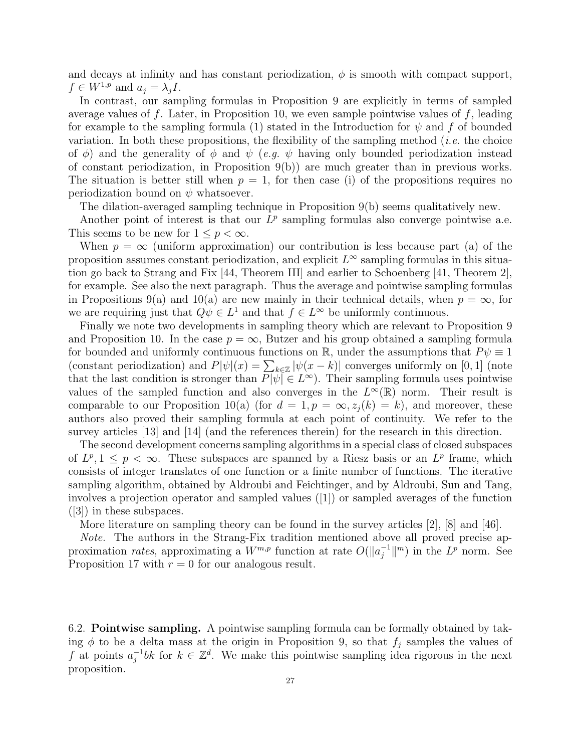and decays at infinity and has constant periodization, $\phi$ is smooth with compact support, $f \in W^{1,p}$ and $a_j = \lambda_j I$.

In contrast, our sampling formulas in Proposition 9 are explicitly in terms of sampled average values of $f$. Later, in Proposition 10, we even sample pointwise values of $f$, leading for example to the sampling formula (1) stated in the Introduction for $\psi$ and $f$ of bounded variation. In both these propositions, the flexibility of the sampling method (*i.e.* the choice of $\phi$) and the generality of $\phi$ and $\psi$ (*e.g.* $\psi$ having only bounded periodization instead of constant periodization, in Proposition 9(b)) are much greater than in previous works. The situation is better still when $p = 1$, for then case (i) of the propositions requires no periodization bound on $\psi$ whatsoever.

The dilation-averaged sampling technique in Proposition 9(b) seems qualitatively new.

Another point of interest is that our $L^p$ sampling formulas also converge pointwise a.e. This seems to be new for $1 \leq p < \infty$.

When $p = \infty$ (uniform approximation) our contribution is less because part (a) of the proposition assumes constant periodization, and explicit $L^\infty$ sampling formulas in this situation go back to Strang and Fix [44, Theorem III] and earlier to Schoenberg [41, Theorem 2], for example. See also the next paragraph. Thus the average and pointwise sampling formulas in Propositions 9(a) and 10(a) are new mainly in their technical details, when $p = \infty$, for we are requiring just that $Q\psi \in L^1$ and that $f \in L^\infty$ be uniformly continuous.

Finally we note two developments in sampling theory which are relevant to Proposition 9 and Proposition 10. In the case $p = \infty$, Butzer and his group obtained a sampling formula for bounded and uniformly continuous functions on $\mathbb{R}$, under the assumptions that $P\psi \equiv 1$ (constant periodization) and $P|\psi|(x) = \sum_{k \in \mathbb{Z}} |\psi(x-k)|$ converges uniformly on $[0, 1]$ (note that the last condition is stronger than $P|\psi| \in L^\infty$). Their sampling formula uses pointwise values of the sampled function and also converges in the $L^\infty(\mathbb{R})$ norm. Their result is comparable to our Proposition 10(a) (for $d = 1, p = \infty, z_j(k) = k$), and moreover, these authors also proved their sampling formula at each point of continuity. We refer to the survey articles [13] and [14] (and the references therein) for the research in this direction.

The second development concerns sampling algorithms in a special class of closed subspaces of $L^p, 1 \leq p < \infty$. These subspaces are spanned by a Riesz basis or an $L^p$ frame, which consists of integer translates of one function or a finite number of functions. The iterative sampling algorithm, obtained by Aldroubi and Feichtinger, and by Aldroubi, Sun and Tang, involves a projection operator and sampled values ([1]) or sampled averages of the function ([3]) in these subspaces.

More literature on sampling theory can be found in the survey articles [2], [8] and [46].

*Note.* The authors in the Strang-Fix tradition mentioned above all proved precise approximation *rates*, approximating a $W^{m,p}$ function at rate $O(\|a_j^{-1}\|^m)$ in the $L^p$ norm. See Proposition 17 with $r = 0$ for our analogous result.

## 6.2. **Pointwise sampling.**

A pointwise sampling formula can be formally obtained by taking $\phi$ to be a delta mass at the origin in Proposition 9, so that $f_j$ samples the values of $f$ at points $a_j^{-1}bk$ for $k \in \mathbb{Z}^d$. We make this pointwise sampling idea rigorous in the next proposition.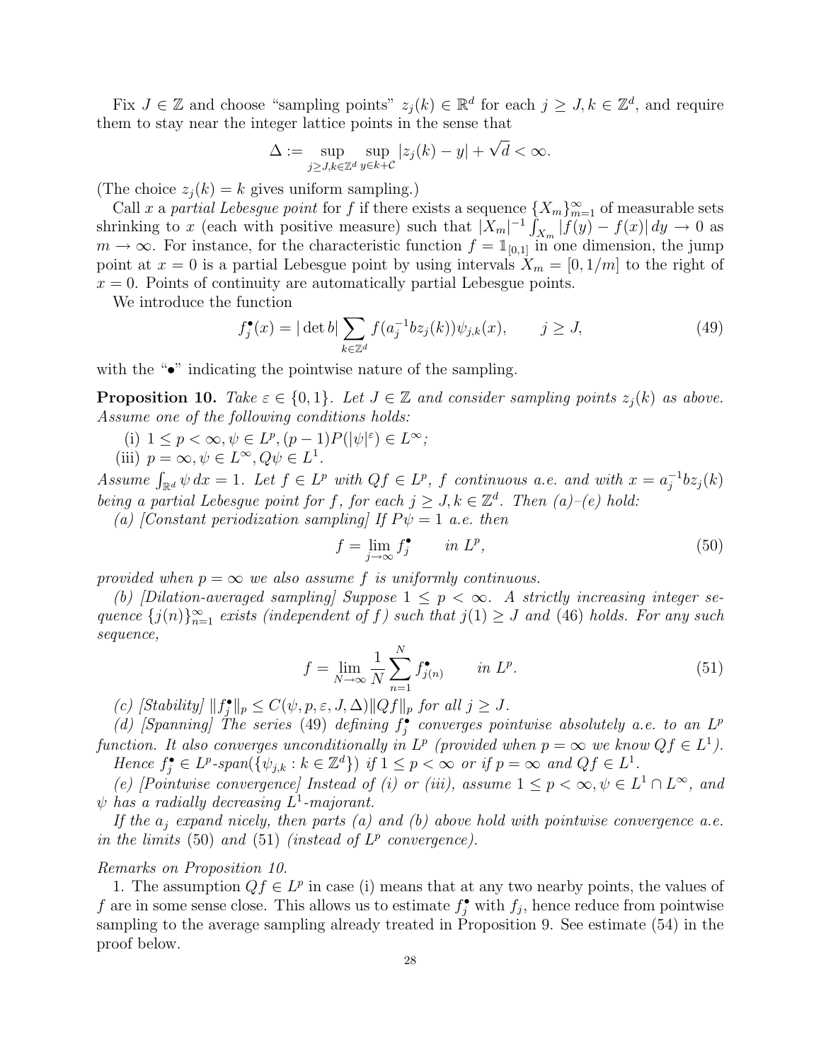Fix $J \in \mathbb{Z}$ and choose "sampling points" $z_j(k) \in \mathbb{R}^d$ for each $j \geq J, k \in \mathbb{Z}^d$, and require them to stay near the integer lattice points in the sense that

$$\Delta := \sup_{j \geq J, k \in \mathbb{Z}^d} \sup_{y \in k + \mathcal{C}} |z_j(k) - y| + \sqrt{d} < \infty.$$

(The choice $z_j(k) = k$ gives uniform sampling.)

Call $x$ a *partial Lebesgue point* for $f$ if there exists a sequence $\{X_m\}_{m=1}^\infty$ of measurable sets shrinking to $x$ (each with positive measure) such that $|X_m|^{-1} \int_{X_m} |f(y) - f(x)| \, dy \to 0$ as $m \to \infty$. For instance, for the characteristic function $f = \mathbb{1}_{[0,1]}$ in one dimension, the jump point at $x = 0$ is a partial Lebesgue point by using intervals $X_m = [0, 1/m]$ to the right of $x = 0$. Points of continuity are automatically partial Lebesgue points.

We introduce the function

$$f_j^\bullet(x) = |\det b| \sum_{k \in \mathbb{Z}^d} f(a_j^{-1} b z_j(k)) \psi_{j,k}(x), \qquad j \geq J, \tag{49}$$

with the "$\bullet$" indicating the pointwise nature of the sampling.

**Proposition 10.** *Take $\varepsilon \in \{0, 1\}$. Let $J \in \mathbb{Z}$ and consider sampling points $z_j(k)$ as above. Assume one of the following conditions holds:*

(i) $1 \leq p < \infty, \psi \in L^p, (p-1)P(|\psi|^\varepsilon) \in L^\infty$;

(iii) $p = \infty, \psi \in L^\infty, Q\psi \in L^1$.

*Assume $\int_{\mathbb{R}^d} \psi \, dx = 1$. Let $f \in L^p$ with $Qf \in L^p$, $f$ continuous a.e. and with $x = a_j^{-1} b z_j(k)$ being a partial Lebesgue point for $f$, for each $j \geq J, k \in \mathbb{Z}^d$. Then (a)–(e) hold:*

*(a) [Constant periodization sampling] If $P\psi = 1$ a.e. then*

$$f = \lim_{j \to \infty} f_j^\bullet \qquad \text{in } L^p, \tag{50}$$

*provided when $p = \infty$ we also assume $f$ is uniformly continuous.*

*(b) [Dilation-averaged sampling] Suppose $1 \leq p < \infty$. A strictly increasing integer sequence $\{j(n)\}_{n=1}^\infty$ exists (independent of $f$) such that $j(1) \geq J$ and (46) holds. For any such sequence,*

$$f = \lim_{N \to \infty} \frac{1}{N} \sum_{n=1}^N f_{j(n)}^\bullet \qquad \text{in } L^p. \tag{51}$$

*(c) [Stability] $\|f_j^\bullet\|_p \leq C(\psi, p, \varepsilon, J, \Delta) \|Qf\|_p$ for all $j \geq J$.*

*(d) [Spanning] The series (49) defining $f_j^\bullet$ converges pointwise absolutely a.e. to an $L^p$ function. It also converges unconditionally in $L^p$ (provided when $p = \infty$ we know $Qf \in L^1$). Hence $f_j^\bullet \in L^p\text{-span}(\{\psi_{j,k} : k \in \mathbb{Z}^d\})$ if $1 \leq p < \infty$ or if $p = \infty$ and $Qf \in L^1$.*

*(e) [Pointwise convergence] Instead of (i) or (iii), assume $1 \leq p < \infty, \psi \in L^1 \cap L^\infty$, and $\psi$ has a radially decreasing $L^1$-majorant.*

*If the $a_j$ expand nicely, then parts (a) and (b) above hold with pointwise convergence a.e. in the limits (50) and (51) (instead of $L^p$ convergence).*

*Remarks on Proposition 10.*

1. The assumption $Qf \in L^p$ in case (i) means that at any two nearby points, the values of $f$ are in some sense close. This allows us to estimate $f_j^\bullet$ with $f_j$, hence reduce from pointwise sampling to the average sampling already treated in Proposition 9. See estimate (54) in the proof below.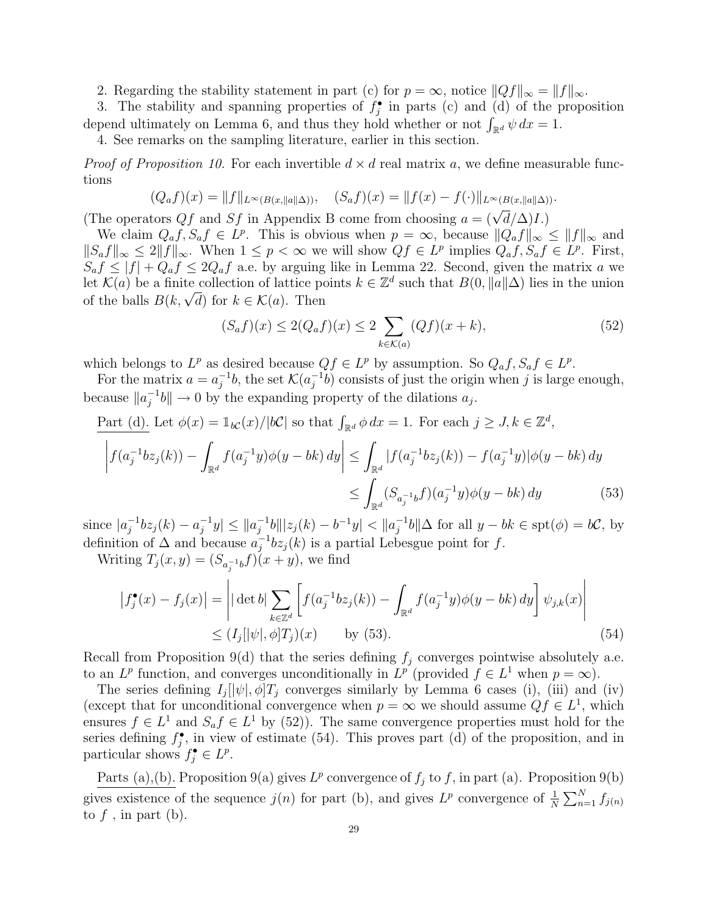2. Regarding the stability statement in part (c) for $p = \infty$, notice $\|Qf\|_\infty = \|f\|_\infty$.

3. The stability and spanning properties of $f_j^\bullet$ in parts (c) and (d) of the proposition depend ultimately on Lemma 6, and thus they hold whether or not $\int_{\mathbb{R}^d} \psi \, dx = 1$.

4. See remarks on the sampling literature, earlier in this section.

*Proof of Proposition 10.* For each invertible $d \times d$ real matrix $a$, we define measurable functions

$$(Q_a f)(x) = \|f\|_{L^\infty(B(x,\|a\|\Delta))}, \quad (S_a f)(x) = \|f(x) - f(\cdot)\|_{L^\infty(B(x,\|a\|\Delta))}.$$

(The operators $Qf$ and $Sf$ in Appendix B come from choosing $a = (\sqrt{d}/\Delta)I$.)

We claim $Q_a f, S_a f \in L^p$. This is obvious when $p = \infty$, because $\|Q_a f\|_\infty \leq \|f\|_\infty$ and $\|S_a f\|_\infty \leq 2\|f\|_\infty$. When $1 \leq p < \infty$ we will show $Qf \in L^p$ implies $Q_a f, S_a f \in L^p$. First, $S_a f \leq |f| + Q_a f \leq 2Q_a f$ a.e. by arguing like in Lemma 22. Second, given the matrix $a$ we let $\mathcal{K}(a)$ be a finite collection of lattice points $k \in \mathbb{Z}^d$ such that $B(0, \|a\|\Delta)$ lies in the union of the balls $B(k, \sqrt{d})$ for $k \in \mathcal{K}(a)$. Then

$$(S_a f)(x) \leq 2(Q_a f)(x) \leq 2 \sum_{k \in \mathcal{K}(a)} (Qf)(x + k), \tag{52}$$

which belongs to $L^p$ as desired because $Qf \in L^p$ by assumption. So $Q_a f, S_a f \in L^p$.

For the matrix $a = a_j^{-1}b$, the set $\mathcal{K}(a_j^{-1}b)$ consists of just the origin when $j$ is large enough, because $\|a_j^{-1}b\| \to 0$ by the expanding property of the dilations $a_j$.

Part (d). Let $\phi(x) = \mathbb{1}_{b\mathcal{C}}(x)/|b\mathcal{C}|$ so that $\int_{\mathbb{R}^d} \phi \, dx = 1$. For each $j \geq J, k \in \mathbb{Z}^d$,

$$\begin{aligned}
\left| f(a_j^{-1}bz_j(k)) - \int_{\mathbb{R}^d} f(a_j^{-1}y)\phi(y - bk)\, dy \right| &\leq \int_{\mathbb{R}^d} |f(a_j^{-1}bz_j(k)) - f(a_j^{-1}y)|\phi(y - bk)\, dy \\
&\leq \int_{\mathbb{R}^d} (S_{a_j^{-1}b} f)(a_j^{-1}y)\phi(y - bk)\, dy
\end{aligned} \tag{53}$$

since $|a_j^{-1}bz_j(k) - a_j^{-1}y| \leq \|a_j^{-1}b\||z_j(k) - b^{-1}y| < \|a_j^{-1}b\|\Delta$ for all $y - bk \in \operatorname{spt}(\phi) = b\mathcal{C}$, by definition of $\Delta$ and because $a_j^{-1}bz_j(k)$ is a partial Lebesgue point for $f$.

Writing $T_j(x, y) = (S_{a_j^{-1}b} f)(x + y)$, we find

$$\begin{aligned}
\left| f_j^\bullet(x) - f_j(x) \right| &= \left| |\det b| \sum_{k \in \mathbb{Z}^d} \left[ f(a_j^{-1}bz_j(k)) - \int_{\mathbb{R}^d} f(a_j^{-1}y)\phi(y - bk)\, dy \right] \psi_{j,k}(x) \right| \\
&\leq (I_j[|\psi|, \phi]T_j)(x) \qquad \text{by (53).}
\end{aligned} \tag{54}$$

Recall from Proposition 9(d) that the series defining $f_j$ converges pointwise absolutely a.e. to an $L^p$ function, and converges unconditionally in $L^p$ (provided $f \in L^1$ when $p = \infty$).

The series defining $I_j[|\psi|, \phi]T_j$ converges similarly by Lemma 6 cases (i), (iii) and (iv) (except that for unconditional convergence when $p = \infty$ we should assume $Qf \in L^1$, which ensures $f \in L^1$ and $S_a f \in L^1$ by (52)). The same convergence properties must hold for the series defining $f_j^\bullet$, in view of estimate (54). This proves part (d) of the proposition, and in particular shows $f_j^\bullet \in L^p$.

Parts (a),(b). Proposition 9(a) gives $L^p$ convergence of $f_j$ to $f$, in part (a). Proposition 9(b) gives existence of the sequence $j(n)$ for part (b), and gives $L^p$ convergence of $\frac{1}{N}\sum_{n=1}^{N} f_{j(n)}$ to $f$ , in part (b).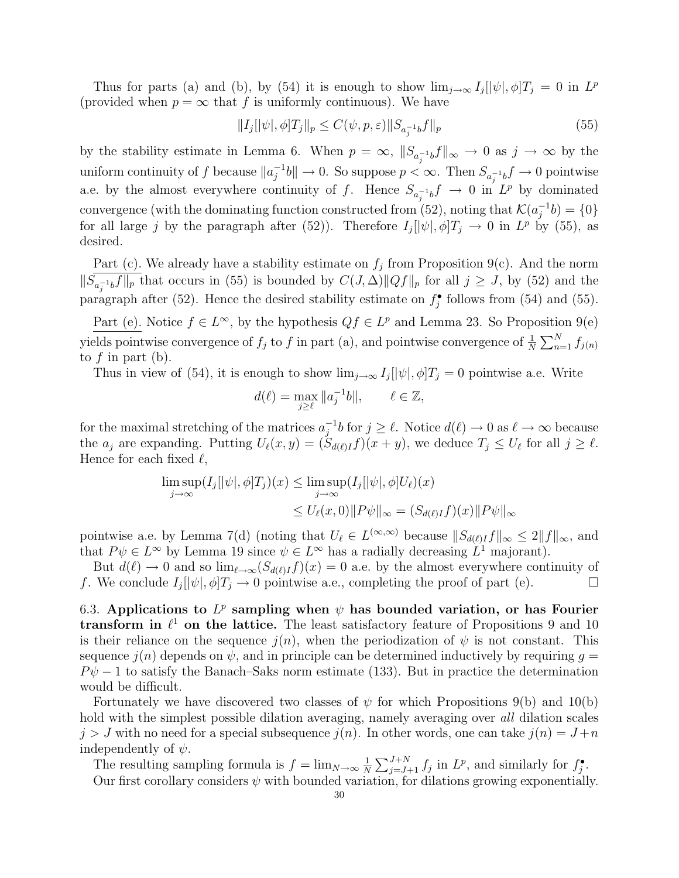Thus for parts (a) and (b), by (54) it is enough to show $\lim_{j\to\infty} I_j[|\psi|,\phi]T_j = 0$ in $L^p$ (provided when $p=\infty$ that $f$ is uniformly continuous). We have

$$\|I_j[|\psi|,\phi]T_j\|_p \le C(\psi,p,\varepsilon)\|S_{a_j^{-1}b}f\|_p \tag{55}$$

by the stability estimate in Lemma 6. When $p=\infty$, $\|S_{a_j^{-1}b}f\|_\infty \to 0$ as $j\to\infty$ by the uniform continuity of $f$ because $\|a_j^{-1}b\|\to 0$. So suppose $p<\infty$. Then $S_{a_j^{-1}b}f\to 0$ pointwise a.e. by the almost everywhere continuity of $f$. Hence $S_{a_j^{-1}b}f \to 0$ in $L^p$ by dominated convergence (with the dominating function constructed from (52), noting that $\mathcal{K}(a_j^{-1}b)=\{0\}$ for all large $j$ by the paragraph after (52)). Therefore $I_j[|\psi|,\phi]T_j\to 0$ in $L^p$ by (55), as desired.

Part (c). We already have a stability estimate on $f_j$ from Proposition 9(c). And the norm $\|S_{a_j^{-1}b}f\|_p$ that occurs in (55) is bounded by $C(J,\Delta)\|Qf\|_p$ for all $j\ge J$, by (52) and the paragraph after (52). Hence the desired stability estimate on $f_j^\bullet$ follows from (54) and (55).

Part (e). Notice $f\in L^\infty$, by the hypothesis $Qf\in L^p$ and Lemma 23. So Proposition 9(e) yields pointwise convergence of $f_j$ to $f$ in part (a), and pointwise convergence of $\frac{1}{N}\sum_{n=1}^N f_{j(n)}$ to $f$ in part (b).

Thus in view of (54), it is enough to show $\lim_{j\to\infty} I_j[|\psi|,\phi]T_j = 0$ pointwise a.e. Write

$$d(\ell)=\max_{j\ge \ell}\|a_j^{-1}b\|, \qquad \ell\in\mathbb{Z},$$

for the maximal stretching of the matrices $a_j^{-1}b$ for $j\ge\ell$. Notice $d(\ell)\to 0$ as $\ell\to\infty$ because the $a_j$ are expanding. Putting $U_\ell(x,y)=(S_{d(\ell)I}f)(x+y)$, we deduce $T_j\le U_\ell$ for all $j\ge\ell$. Hence for each fixed $\ell$,

$$\begin{aligned}\limsup_{j\to\infty}(I_j[|\psi|,\phi]T_j)(x) &\le \limsup_{j\to\infty}(I_j[|\psi|,\phi]U_\ell)(x)\\ &\le U_\ell(x,0)\|P\psi\|_\infty = (S_{d(\ell)I}f)(x)\|P\psi\|_\infty\end{aligned}$$

pointwise a.e. by Lemma 7(d) (noting that $U_\ell\in L^{(\infty,\infty)}$ because $\|S_{d(\ell)I}f\|_\infty\le 2\|f\|_\infty$, and that $P\psi\in L^\infty$ by Lemma 19 since $\psi\in L^\infty$ has a radially decreasing $L^1$ majorant).

But $d(\ell)\to 0$ and so $\lim_{\ell\to\infty}(S_{d(\ell)I}f)(x)=0$ a.e. by the almost everywhere continuity of $f$. We conclude $I_j[|\psi|,\phi]T_j\to 0$ pointwise a.e., completing the proof of part (e). □

### 6.3. Applications to $L^p$ sampling when $\psi$ has bounded variation, or has Fourier transform in $\ell^1$ on the lattice.

The least satisfactory feature of Propositions 9 and 10 is their reliance on the sequence $j(n)$, when the periodization of $\psi$ is not constant. This sequence $j(n)$ depends on $\psi$, and in principle can be determined inductively by requiring $g = P\psi - 1$ to satisfy the Banach–Saks norm estimate (133). But in practice the determination would be difficult.

Fortunately we have discovered two classes of $\psi$ for which Propositions 9(b) and 10(b) hold with the simplest possible dilation averaging, namely averaging over *all* dilation scales $j>J$ with no need for a special subsequence $j(n)$. In other words, one can take $j(n)=J+n$ independently of $\psi$.

The resulting sampling formula is $f=\lim_{N\to\infty}\frac{1}{N}\sum_{j=J+1}^{J+N} f_j$ in $L^p$, and similarly for $f_j^\bullet$.

Our first corollary considers $\psi$ with bounded variation, for dilations growing exponentially.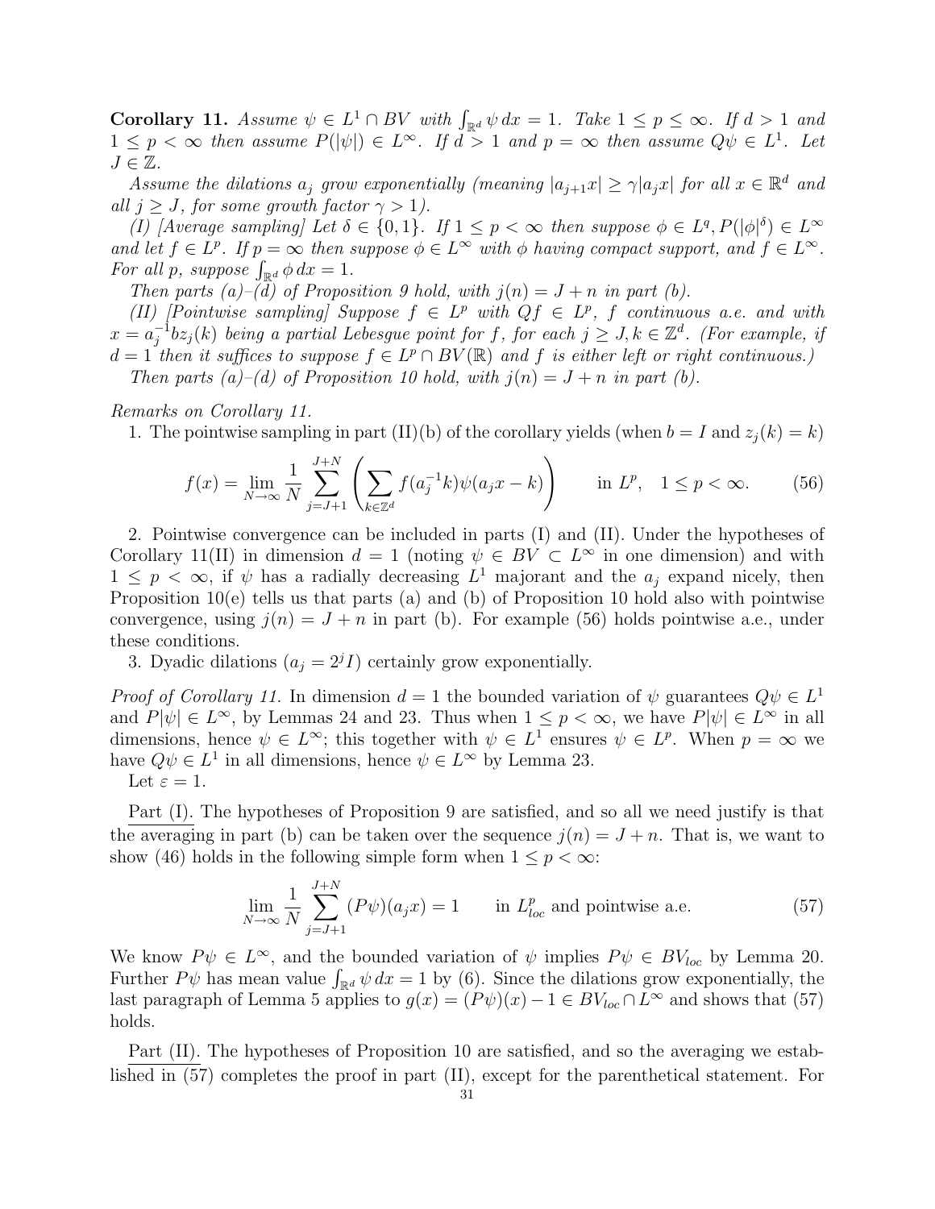**Corollary 11.** *Assume $\psi \in L^1 \cap BV$ with $\int_{\mathbb{R}^d} \psi \, dx = 1$. Take $1 \leq p \leq \infty$. If $d > 1$ and $1 \leq p < \infty$ then assume $P(|\psi|) \in L^\infty$. If $d > 1$ and $p = \infty$ then assume $Q\psi \in L^1$. Let $J \in \mathbb{Z}$.*

*Assume the dilations $a_j$ grow exponentially (meaning $|a_{j+1}x| \geq \gamma |a_j x|$ for all $x \in \mathbb{R}^d$ and all $j \geq J$, for some growth factor $\gamma > 1$).*

*(I) [Average sampling] Let $\delta \in \{0, 1\}$. If $1 \leq p < \infty$ then suppose $\phi \in L^q, P(|\phi|^\delta) \in L^\infty$ and let $f \in L^p$. If $p = \infty$ then suppose $\phi \in L^\infty$ with $\phi$ having compact support, and $f \in L^\infty$. For all $p$, suppose $\int_{\mathbb{R}^d} \phi \, dx = 1$.*

*Then parts (a)–(d) of Proposition 9 hold, with $j(n) = J + n$ in part (b).*

*(II) [Pointwise sampling] Suppose $f \in L^p$ with $Qf \in L^p$, $f$ continuous a.e. and with $x = a_j^{-1} b z_j(k)$ being a partial Lebesgue point for $f$, for each $j \geq J, k \in \mathbb{Z}^d$. (For example, if $d = 1$ then it suffices to suppose $f \in L^p \cap BV(\mathbb{R})$ and $f$ is either left or right continuous.)*

*Then parts (a)–(d) of Proposition 10 hold, with $j(n) = J + n$ in part (b).*

*Remarks on Corollary 11.*

1. The pointwise sampling in part (II)(b) of the corollary yields (when $b = I$ and $z_j(k) = k$)

$$f(x) = \lim_{N \to \infty} \frac{1}{N} \sum_{j=J+1}^{J+N} \left( \sum_{k \in \mathbb{Z}^d} f(a_j^{-1} k) \psi(a_j x - k) \right) \qquad \text{in } L^p, \quad 1 \leq p < \infty. \tag{56}$$

2. Pointwise convergence can be included in parts (I) and (II). Under the hypotheses of Corollary 11(II) in dimension $d = 1$ (noting $\psi \in BV \subset L^\infty$ in one dimension) and with $1 \leq p < \infty$, if $\psi$ has a radially decreasing $L^1$ majorant and the $a_j$ expand nicely, then Proposition 10(e) tells us that parts (a) and (b) of Proposition 10 hold also with pointwise convergence, using $j(n) = J + n$ in part (b). For example (56) holds pointwise a.e., under these conditions.

3. Dyadic dilations ($a_j = 2^j I$) certainly grow exponentially.

*Proof of Corollary 11.* In dimension $d = 1$ the bounded variation of $\psi$ guarantees $Q\psi \in L^1$ and $P|\psi| \in L^\infty$, by Lemmas 24 and 23. Thus when $1 \leq p < \infty$, we have $P|\psi| \in L^\infty$ in all dimensions, hence $\psi \in L^\infty$; this together with $\psi \in L^1$ ensures $\psi \in L^p$. When $p = \infty$ we have $Q\psi \in L^1$ in all dimensions, hence $\psi \in L^\infty$ by Lemma 23.

Let $\varepsilon = 1$.

Part (I). The hypotheses of Proposition 9 are satisfied, and so all we need justify is that the averaging in part (b) can be taken over the sequence $j(n) = J + n$. That is, we want to show (46) holds in the following simple form when $1 \leq p < \infty$:

$$\lim_{N \to \infty} \frac{1}{N} \sum_{j=J+1}^{J+N} (P\psi)(a_j x) = 1 \qquad \text{in } L^p_{loc} \text{ and pointwise a.e.} \tag{57}$$

We know $P\psi \in L^\infty$, and the bounded variation of $\psi$ implies $P\psi \in BV_{loc}$ by Lemma 20. Further $P\psi$ has mean value $\int_{\mathbb{R}^d} \psi \, dx = 1$ by (6). Since the dilations grow exponentially, the last paragraph of Lemma 5 applies to $g(x) = (P\psi)(x) - 1 \in BV_{loc} \cap L^\infty$ and shows that (57) holds.

Part (II). The hypotheses of Proposition 10 are satisfied, and so the averaging we established in (57) completes the proof in part (II), except for the parenthetical statement. For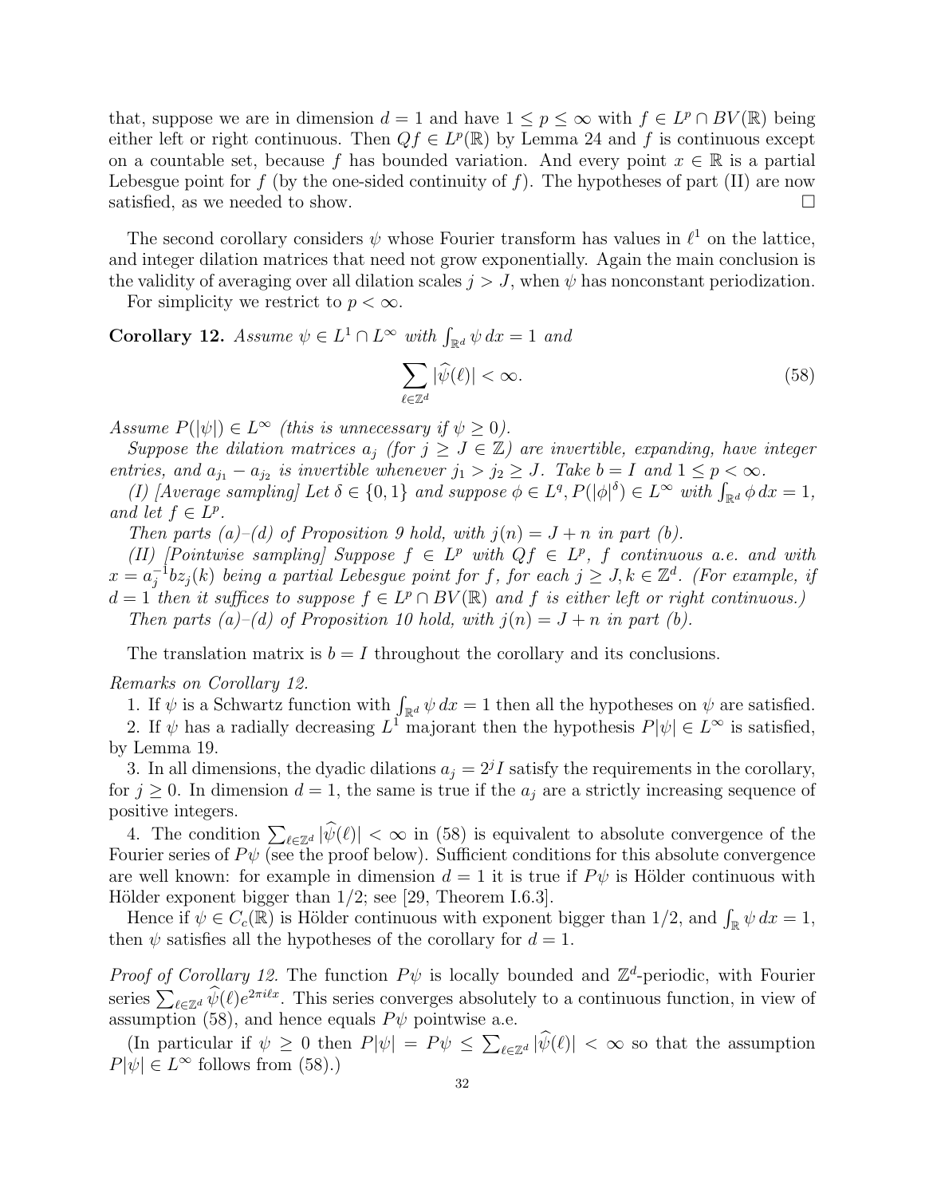that, suppose we are in dimension $d = 1$ and have $1 \le p \le \infty$ with $f \in L^p \cap BV(\mathbb{R})$ being either left or right continuous. Then $Qf \in L^p(\mathbb{R})$ by Lemma 24 and $f$ is continuous except on a countable set, because $f$ has bounded variation. And every point $x \in \mathbb{R}$ is a partial Lebesgue point for $f$ (by the one-sided continuity of $f$). The hypotheses of part (II) are now satisfied, as we needed to show. $\square$

The second corollary considers $\psi$ whose Fourier transform has values in $\ell^1$ on the lattice, and integer dilation matrices that need not grow exponentially. Again the main conclusion is the validity of averaging over all dilation scales $j > J$, when $\psi$ has nonconstant periodization.

For simplicity we restrict to $p < \infty$.

**Corollary 12.** *Assume $\psi \in L^1 \cap L^\infty$ with $\int_{\mathbb{R}^d} \psi \, dx = 1$ and*

$$\sum_{\ell \in \mathbb{Z}^d} |\widehat{\psi}(\ell)| < \infty. \tag{58}$$

*Assume $P(|\psi|) \in L^\infty$ (this is unnecessary if $\psi \ge 0$).*

*Suppose the dilation matrices $a_j$ (for $j \ge J \in \mathbb{Z}$) are invertible, expanding, have integer entries, and $a_{j_1} - a_{j_2}$ is invertible whenever $j_1 > j_2 \ge J$. Take $b = I$ and $1 \le p < \infty$.*

*(I) [Average sampling] Let $\delta \in \{0, 1\}$ and suppose $\phi \in L^q, P(|\phi|^\delta) \in L^\infty$ with $\int_{\mathbb{R}^d} \phi \, dx = 1$, and let $f \in L^p$.*

*Then parts (a)–(d) of Proposition 9 hold, with $j(n) = J + n$ in part (b).*

*(II) [Pointwise sampling] Suppose $f \in L^p$ with $Qf \in L^p$, $f$ continuous a.e. and with $x = a_j^{-1} b z_j(k)$ being a partial Lebesgue point for $f$, for each $j \ge J, k \in \mathbb{Z}^d$. (For example, if $d = 1$ then it suffices to suppose $f \in L^p \cap BV(\mathbb{R})$ and $f$ is either left or right continuous.)*

*Then parts (a)–(d) of Proposition 10 hold, with $j(n) = J + n$ in part (b).*

The translation matrix is $b = I$ throughout the corollary and its conclusions.

*Remarks on Corollary 12.*

1. If $\psi$ is a Schwartz function with $\int_{\mathbb{R}^d} \psi \, dx = 1$ then all the hypotheses on $\psi$ are satisfied.
2. If $\psi$ has a radially decreasing $L^1$ majorant then the hypothesis $P|\psi| \in L^\infty$ is satisfied, by Lemma 19.
3. In all dimensions, the dyadic dilations $a_j = 2^j I$ satisfy the requirements in the corollary, for $j \ge 0$. In dimension $d = 1$, the same is true if the $a_j$ are a strictly increasing sequence of positive integers.
4. The condition $\sum_{\ell \in \mathbb{Z}^d} |\widehat{\psi}(\ell)| < \infty$ in (58) is equivalent to absolute convergence of the Fourier series of $P\psi$ (see the proof below). Sufficient conditions for this absolute convergence are well known: for example in dimension $d = 1$ it is true if $P\psi$ is Hölder continuous with Hölder exponent bigger than $1/2$; see [29, Theorem I.6.3].

Hence if $\psi \in C_c(\mathbb{R})$ is Hölder continuous with exponent bigger than $1/2$, and $\int_{\mathbb{R}} \psi \, dx = 1$, then $\psi$ satisfies all the hypotheses of the corollary for $d = 1$.

*Proof of Corollary 12.* The function $P\psi$ is locally bounded and $\mathbb{Z}^d$-periodic, with Fourier series $\sum_{\ell \in \mathbb{Z}^d} \widehat{\psi}(\ell) e^{2\pi i \ell x}$. This series converges absolutely to a continuous function, in view of assumption (58), and hence equals $P\psi$ pointwise a.e.

(In particular if $\psi \ge 0$ then $P|\psi| = P\psi \le \sum_{\ell \in \mathbb{Z}^d} |\widehat{\psi}(\ell)| < \infty$ so that the assumption $P|\psi| \in L^\infty$ follows from (58).)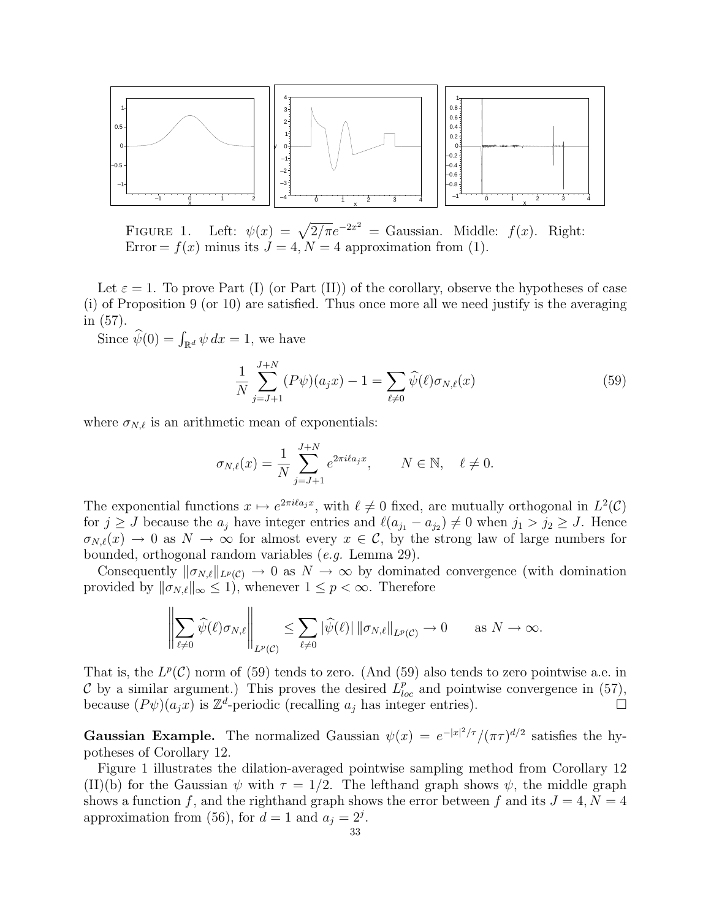FIGURE 1. Left: $\psi(x) = \sqrt{2/\pi}e^{-2x^2}$ = Gaussian. Middle: $f(x)$. Right: Error = $f(x)$ minus its $J = 4, N = 4$ approximation from (1).

Let $\varepsilon = 1$. To prove Part (I) (or Part (II)) of the corollary, observe the hypotheses of case (i) of Proposition 9 (or 10) are satisfied. Thus once more all we need justify is the averaging in (57).

Since $\widehat{\psi}(0) = \int_{\mathbb{R}^d} \psi \, dx = 1$, we have

$$\frac{1}{N} \sum_{j=J+1}^{J+N} (P\psi)(a_j x) - 1 = \sum_{\ell \neq 0} \widehat{\psi}(\ell) \sigma_{N,\ell}(x) \tag{59}$$

where $\sigma_{N,\ell}$ is an arithmetic mean of exponentials:

$$\sigma_{N,\ell}(x) = \frac{1}{N} \sum_{j=J+1}^{J+N} e^{2\pi i \ell a_j x}, \qquad N \in \mathbb{N}, \quad \ell \neq 0.$$

The exponential functions $x \mapsto e^{2\pi i \ell a_j x}$, with $\ell \neq 0$ fixed, are mutually orthogonal in $L^2(\mathcal{C})$ for $j \geq J$ because the $a_j$ have integer entries and $\ell(a_{j_1} - a_{j_2}) \neq 0$ when $j_1 > j_2 \geq J$. Hence $\sigma_{N,\ell}(x) \to 0$ as $N \to \infty$ for almost every $x \in \mathcal{C}$, by the strong law of large numbers for bounded, orthogonal random variables (*e.g.* Lemma 29).

Consequently $\|\sigma_{N,\ell}\|_{L^p(\mathcal{C})} \to 0$ as $N \to \infty$ by dominated convergence (with domination provided by $\|\sigma_{N,\ell}\|_\infty \leq 1$), whenever $1 \leq p < \infty$. Therefore

$$\left\| \sum_{\ell \neq 0} \widehat{\psi}(\ell) \sigma_{N,\ell} \right\|_{L^p(\mathcal{C})} \leq \sum_{\ell \neq 0} |\widehat{\psi}(\ell)| \, \|\sigma_{N,\ell}\|_{L^p(\mathcal{C})} \to 0 \qquad \text{as } N \to \infty.$$

That is, the $L^p(\mathcal{C})$ norm of (59) tends to zero. (And (59) also tends to zero pointwise a.e. in $\mathcal{C}$ by a similar argument.) This proves the desired $L^p_{loc}$ and pointwise convergence in (57), because $(P\psi)(a_j x)$ is $\mathbb{Z}^d$-periodic (recalling $a_j$ has integer entries). $\square$

**Gaussian Example.** The normalized Gaussian $\psi(x) = e^{-|x|^2/\tau}/(\pi\tau)^{d/2}$ satisfies the hypotheses of Corollary 12.

Figure 1 illustrates the dilation-averaged pointwise sampling method from Corollary 12 (II)(b) for the Gaussian $\psi$ with $\tau = 1/2$. The lefthand graph shows $\psi$, the middle graph shows a function $f$, and the righthand graph shows the error between $f$ and its $J = 4, N = 4$ approximation from (56), for $d = 1$ and $a_j = 2^j$.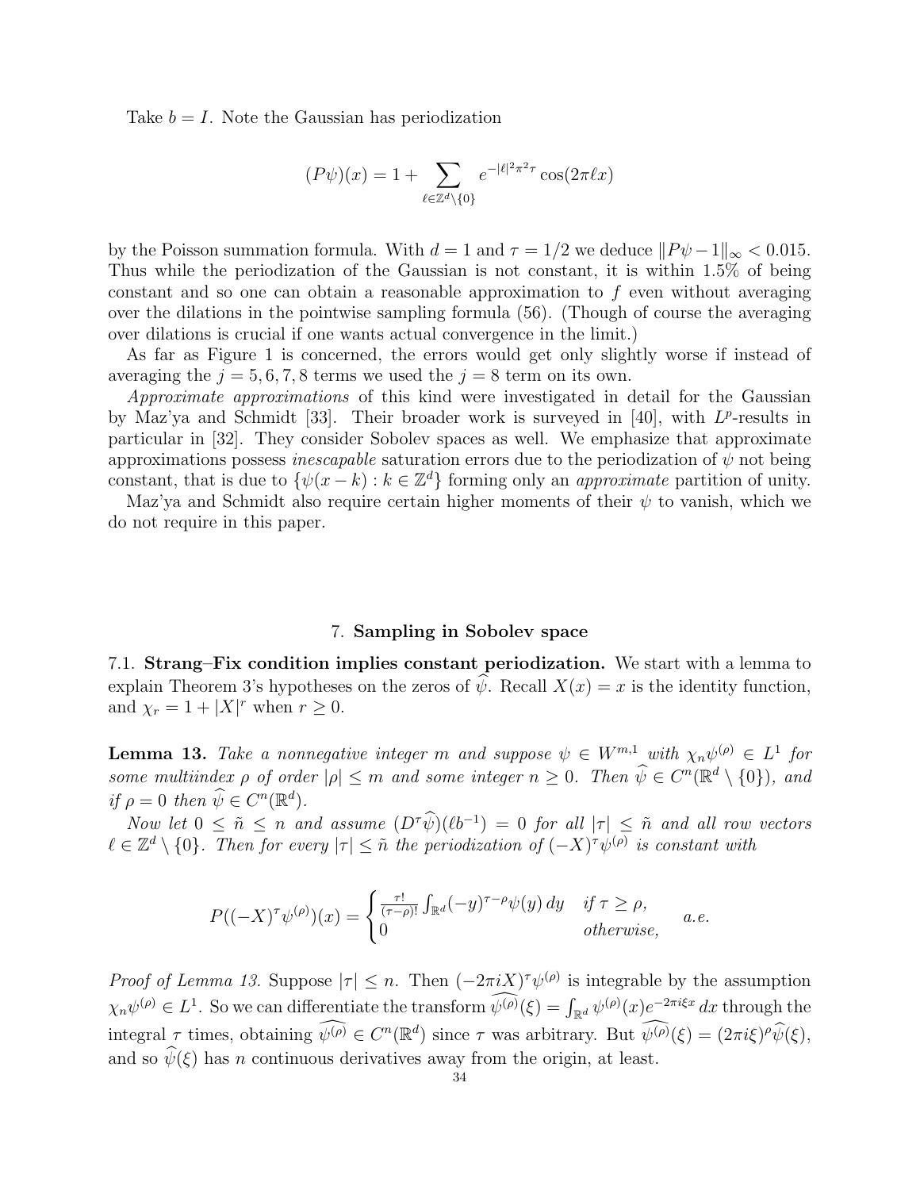Take $b = I$. Note the Gaussian has periodization

$$(P\psi)(x) = 1 + \sum_{\ell \in \mathbb{Z}^d \setminus \{0\}} e^{-|\ell|^2 \pi^2 \tau} \cos(2\pi \ell x)$$

by the Poisson summation formula. With $d = 1$ and $\tau = 1/2$ we deduce $\|P\psi - 1\|_\infty < 0.015$. Thus while the periodization of the Gaussian is not constant, it is within 1.5% of being constant and so one can obtain a reasonable approximation to $f$ even without averaging over the dilations in the pointwise sampling formula (56). (Though of course the averaging over dilations is crucial if one wants actual convergence in the limit.)

As far as Figure 1 is concerned, the errors would get only slightly worse if instead of averaging the $j = 5, 6, 7, 8$ terms we used the $j = 8$ term on its own.

*Approximate approximations* of this kind were investigated in detail for the Gaussian by Maz'ya and Schmidt [33]. Their broader work is surveyed in [40], with $L^p$-results in particular in [32]. They consider Sobolev spaces as well. We emphasize that approximate approximations possess *inescapable* saturation errors due to the periodization of $\psi$ not being constant, that is due to $\{\psi(x-k) : k \in \mathbb{Z}^d\}$ forming only an *approximate* partition of unity.

Maz'ya and Schmidt also require certain higher moments of their $\psi$ to vanish, which we do not require in this paper.

## 7. Sampling in Sobolev space

**7.1. Strang–Fix condition implies constant periodization.** We start with a lemma to explain Theorem 3's hypotheses on the zeros of $\widehat{\psi}$. Recall $X(x) = x$ is the identity function, and $\chi_r = 1 + |X|^r$ when $r \geq 0$.

**Lemma 13.** *Take a nonnegative integer $m$ and suppose $\psi \in W^{m,1}$ with $\chi_n \psi^{(\rho)} \in L^1$ for some multiindex $\rho$ of order $|\rho| \leq m$ and some integer $n \geq 0$. Then $\widehat{\psi} \in C^n(\mathbb{R}^d \setminus \{0\})$, and if $\rho = 0$ then $\widehat{\psi} \in C^n(\mathbb{R}^d)$.*

*Now let $0 \leq \tilde{n} \leq n$ and assume $(D^\tau \widehat{\psi})(\ell b^{-1}) = 0$ for all $|\tau| \leq \tilde{n}$ and all row vectors $\ell \in \mathbb{Z}^d \setminus \{0\}$. Then for every $|\tau| \leq \tilde{n}$ the periodization of $(-X)^\tau \psi^{(\rho)}$ is constant with*

$$P((-X)^\tau \psi^{(\rho)})(x) = \begin{cases} \frac{\tau!}{(\tau-\rho)!} \int_{\mathbb{R}^d} (-y)^{\tau-\rho} \psi(y)\, dy & \text{if } \tau \geq \rho, \\ 0 & \text{otherwise,} \end{cases} \quad a.e.$$

*Proof of Lemma 13.* Suppose $|\tau| \leq n$. Then $(-2\pi i X)^\tau \psi^{(\rho)}$ is integrable by the assumption $\chi_n \psi^{(\rho)} \in L^1$. So we can differentiate the transform $\widehat{\psi^{(\rho)}}(\xi) = \int_{\mathbb{R}^d} \psi^{(\rho)}(x) e^{-2\pi i \xi x}\, dx$ through the integral $\tau$ times, obtaining $\widehat{\psi^{(\rho)}} \in C^n(\mathbb{R}^d)$ since $\tau$ was arbitrary. But $\widehat{\psi^{(\rho)}}(\xi) = (2\pi i \xi)^\rho \widehat{\psi}(\xi)$, and so $\widehat{\psi}(\xi)$ has $n$ continuous derivatives away from the origin, at least.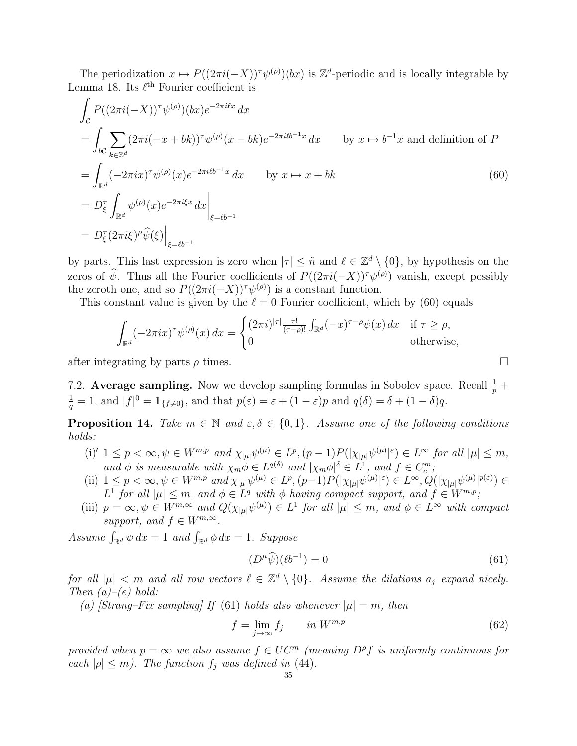The periodization $x \mapsto P((2\pi i(-X))^\tau \psi^{(\rho)})(bx)$ is $\mathbb{Z}^d$-periodic and is locally integrable by Lemma 18. Its $\ell^{\text{th}}$ Fourier coefficient is

$$
\begin{aligned}
&\int_{\mathcal{C}} P((2\pi i(-X))^\tau \psi^{(\rho)})(bx) e^{-2\pi i \ell x}\, dx \\
&= \int_{b\mathcal{C}} \sum_{k \in \mathbb{Z}^d} (2\pi i(-x+bk))^\tau \psi^{(\rho)}(x - bk) e^{-2\pi i \ell b^{-1} x}\, dx \qquad \text{by } x \mapsto b^{-1}x \text{ and definition of } P \\
&= \int_{\mathbb{R}^d} (-2\pi i x)^\tau \psi^{(\rho)}(x) e^{-2\pi i \ell b^{-1} x}\, dx \qquad \text{by } x \mapsto x + bk \qquad\qquad (60) \\
&= D_\xi^\tau \int_{\mathbb{R}^d} \psi^{(\rho)}(x) e^{-2\pi i \xi x}\, dx \Big|_{\xi = \ell b^{-1}} \\
&= D_\xi^\tau (2\pi i \xi)^\rho \widehat{\psi}(\xi) \Big|_{\xi = \ell b^{-1}}
\end{aligned}
$$

by parts. This last expression is zero when $|\tau| \le \tilde{n}$ and $\ell \in \mathbb{Z}^d \setminus \{0\}$, by hypothesis on the zeros of $\widehat{\psi}$. Thus all the Fourier coefficients of $P((2\pi i(-X))^\tau \psi^{(\rho)})$ vanish, except possibly the zeroth one, and so $P((2\pi i(-X))^\tau \psi^{(\rho)})$ is a constant function.

This constant value is given by the $\ell = 0$ Fourier coefficient, which by (60) equals

$$
\int_{\mathbb{R}^d} (-2\pi i x)^\tau \psi^{(\rho)}(x)\, dx = \begin{cases} (2\pi i)^{|\tau|} \frac{\tau!}{(\tau-\rho)!} \int_{\mathbb{R}^d} (-x)^{\tau-\rho} \psi(x)\, dx & \text{if } \tau \ge \rho, \\ 0 & \text{otherwise,} \end{cases}
$$

after integrating by parts $\rho$ times. $\square$

7.2. **Average sampling.** Now we develop sampling formulas in Sobolev space. Recall $\frac{1}{p} + \frac{1}{q} = 1$, and $|f|^0 = \mathbb{1}_{\{f \neq 0\}}$, and that $p(\varepsilon) = \varepsilon + (1-\varepsilon)p$ and $q(\delta) = \delta + (1-\delta)q$.

**Proposition 14.** *Take $m \in \mathbb{N}$ and $\varepsilon, \delta \in \{0, 1\}$. Assume one of the following conditions holds:*

- (i)′ $1 \le p < \infty$, $\psi \in W^{m,p}$ *and* $\chi_{|\mu|}\psi^{(\mu)} \in L^p$, $(p-1)P(|\chi_{|\mu|}\psi^{(\mu)}|^\varepsilon) \in L^\infty$ *for all* $|\mu| \le m$, *and* $\phi$ *is measurable with* $\chi_m \phi \in L^{q(\delta)}$ *and* $|\chi_m \phi|^\delta \in L^1$, *and* $f \in C_c^m$;
- (ii) $1 \le p < \infty$, $\psi \in W^{m,p}$ *and* $\chi_{|\mu|}\psi^{(\mu)} \in L^p$, $(p-1)P(|\chi_{|\mu|}\psi^{(\mu)}|^\varepsilon) \in L^\infty$, $Q(|\chi_{|\mu|}\psi^{(\mu)}|^{p(\varepsilon)}) \in L^1$ *for all* $|\mu| \le m$, *and* $\phi \in L^q$ *with* $\phi$ *having compact support, and* $f \in W^{m,p}$;
- (iii) $p = \infty$, $\psi \in W^{m,\infty}$ *and* $Q(\chi_{|\mu|}\psi^{(\mu)}) \in L^1$ *for all* $|\mu| \le m$, *and* $\phi \in L^\infty$ *with compact support, and* $f \in W^{m,\infty}$.

*Assume* $\int_{\mathbb{R}^d} \psi\, dx = 1$ *and* $\int_{\mathbb{R}^d} \phi\, dx = 1$. *Suppose*

$$
(D^\mu \widehat{\psi})(\ell b^{-1}) = 0 \tag{61}
$$

*for all $|\mu| < m$ and all row vectors $\ell \in \mathbb{Z}^d \setminus \{0\}$. Assume the dilations $a_j$ expand nicely. Then (a)–(e) hold:*

*(a) [Strang–Fix sampling] If (61) holds also whenever $|\mu| = m$, then*

$$
f = \lim_{j \to \infty} f_j \qquad \text{in } W^{m,p} \tag{62}
$$

*provided when $p = \infty$ we also assume $f \in UC^m$ (meaning $D^\rho f$ is uniformly continuous for each $|\rho| \le m$). The function $f_j$ was defined in (44).*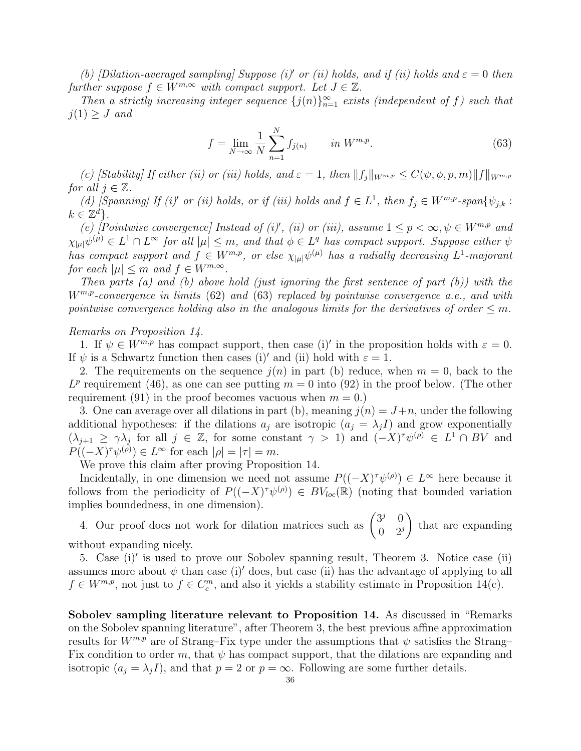*(b) [Dilation-averaged sampling] Suppose (i)′ or (ii) holds, and if (ii) holds and $\varepsilon = 0$ then further suppose $f \in W^{m,\infty}$ with compact support. Let $J \in \mathbb{Z}$.*

*Then a strictly increasing integer sequence $\{j(n)\}_{n=1}^{\infty}$ exists (independent of $f$) such that $j(1) \geq J$ and*

$$f = \lim_{N\to\infty} \frac{1}{N} \sum_{n=1}^{N} f_{j(n)} \qquad \text{in } W^{m,p}. \tag{63}$$

*(c) [Stability] If either (ii) or (iii) holds, and $\varepsilon = 1$, then $\|f_j\|_{W^{m,p}} \leq C(\psi, \phi, p, m)\|f\|_{W^{m,p}}$ for all $j \in \mathbb{Z}$.*

*(d) [Spanning] If (i)′ or (ii) holds, or if (iii) holds and $f \in L^1$, then $f_j \in W^{m,p}$-span$\{\psi_{j,k} : k \in \mathbb{Z}^d\}$.*

*(e) [Pointwise convergence] Instead of (i)′, (ii) or (iii), assume $1 \leq p < \infty, \psi \in W^{m,p}$ and $\chi_{|\mu|}\psi^{(\mu)} \in L^1 \cap L^\infty$ for all $|\mu| \leq m$, and that $\phi \in L^q$ has compact support. Suppose either $\psi$ has compact support and $f \in W^{m,p}$, or else $\chi_{|\mu|}\psi^{(\mu)}$ has a radially decreasing $L^1$-majorant for each $|\mu| \leq m$ and $f \in W^{m,\infty}$.*

*Then parts (a) and (b) above hold (just ignoring the first sentence of part (b)) with the $W^{m,p}$-convergence in limits (62) and (63) replaced by pointwise convergence a.e., and with pointwise convergence holding also in the analogous limits for the derivatives of order $\leq m$.*

*Remarks on Proposition 14.*

1. If $\psi \in W^{m,p}$ has compact support, then case (i)′ in the proposition holds with $\varepsilon = 0$. If $\psi$ is a Schwartz function then cases (i)′ and (ii) hold with $\varepsilon = 1$.

2. The requirements on the sequence $j(n)$ in part (b) reduce, when $m = 0$, back to the $L^p$ requirement (46), as one can see putting $m = 0$ into (92) in the proof below. (The other requirement (91) in the proof becomes vacuous when $m = 0$.)

3. One can average over all dilations in part (b), meaning $j(n) = J+n$, under the following additional hypotheses: if the dilations $a_j$ are isotropic ($a_j = \lambda_j I$) and grow exponentially ($\lambda_{j+1} \geq \gamma\lambda_j$ for all $j \in \mathbb{Z}$, for some constant $\gamma > 1$) and $(-X)^\tau\psi^{(\rho)} \in L^1 \cap BV$ and $P((-X)^\tau\psi^{(\rho)}) \in L^\infty$ for each $|\rho| = |\tau| = m$.

We prove this claim after proving Proposition 14.

Incidentally, in one dimension we need not assume $P((-X)^\tau\psi^{(\rho)}) \in L^\infty$ here because it follows from the periodicity of $P((-X)^\tau\psi^{(\rho)}) \in BV_{loc}(\mathbb{R})$ (noting that bounded variation implies boundedness, in one dimension).

4. Our proof does not work for dilation matrices such as $\begin{pmatrix} 3^j & 0 \\ 0 & 2^j \end{pmatrix}$ that are expanding without expanding nicely.

5. Case (i)′ is used to prove our Sobolev spanning result, Theorem 3. Notice case (ii) assumes more about $\psi$ than case (i)′ does, but case (ii) has the advantage of applying to all $f \in W^{m,p}$, not just to $f \in C_c^m$, and also it yields a stability estimate in Proposition 14(c).

**Sobolev sampling literature relevant to Proposition 14.** As discussed in "Remarks on the Sobolev spanning literature", after Theorem 3, the best previous affine approximation results for $W^{m,p}$ are of Strang–Fix type under the assumptions that $\psi$ satisfies the Strang–Fix condition to order $m$, that $\psi$ has compact support, that the dilations are expanding and isotropic ($a_j = \lambda_j I$), and that $p = 2$ or $p = \infty$. Following are some further details.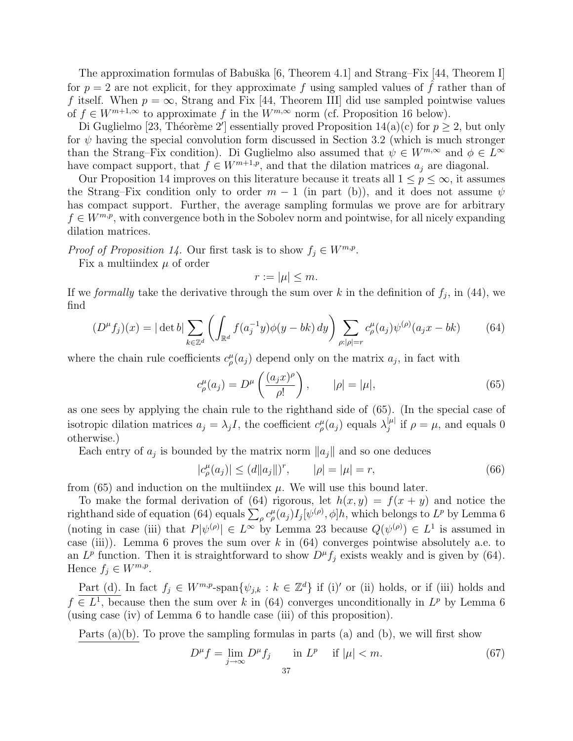The approximation formulas of Babuška [6, Theorem 4.1] and Strang–Fix [44, Theorem I] for $p = 2$ are not explicit, for they approximate $f$ using sampled values of $\hat{f}$ rather than of $f$ itself. When $p = \infty$, Strang and Fix [44, Theorem III] did use sampled pointwise values of $f \in W^{m+1,\infty}$ to approximate $f$ in the $W^{m,\infty}$ norm (cf. Proposition 16 below).

Di Guglielmo [23, Théorème 2′] essentially proved Proposition 14(a)(c) for $p \geq 2$, but only for $\psi$ having the special convolution form discussed in Section 3.2 (which is much stronger than the Strang–Fix condition). Di Guglielmo also assumed that $\psi \in W^{m,\infty}$ and $\phi \in L^\infty$ have compact support, that $f \in W^{m+1,p}$, and that the dilation matrices $a_j$ are diagonal.

Our Proposition 14 improves on this literature because it treats all $1 \leq p \leq \infty$, it assumes the Strang–Fix condition only to order $m-1$ (in part (b)), and it does not assume $\psi$ has compact support. Further, the average sampling formulas we prove are for arbitrary $f \in W^{m,p}$, with convergence both in the Sobolev norm and pointwise, for all nicely expanding dilation matrices.

*Proof of Proposition 14.* Our first task is to show $f_j \in W^{m,p}$.

Fix a multiindex $\mu$ of order

$$r := |\mu| \leq m.$$

If we *formally* take the derivative through the sum over $k$ in the definition of $f_j$, in (44), we find

$$(D^\mu f_j)(x) = |\det b| \sum_{k \in \mathbb{Z}^d} \left( \int_{\mathbb{R}^d} f(a_j^{-1} y) \phi(y - bk)\, dy \right) \sum_{\rho : |\rho| = r} c_\rho^\mu(a_j) \psi^{(\rho)}(a_j x - bk) \tag{64}$$

where the chain rule coefficients $c_\rho^\mu(a_j)$ depend only on the matrix $a_j$, in fact with

$$c_\rho^\mu(a_j) = D^\mu \left( \frac{(a_j x)^\rho}{\rho!} \right), \qquad |\rho| = |\mu|, \tag{65}$$

as one sees by applying the chain rule to the righthand side of (65). (In the special case of isotropic dilation matrices $a_j = \lambda_j I$, the coefficient $c_\rho^\mu(a_j)$ equals $\lambda_j^{|\mu|}$ if $\rho = \mu$, and equals 0 otherwise.)

Each entry of $a_j$ is bounded by the matrix norm $\|a_j\|$ and so one deduces

$$|c_\rho^\mu(a_j)| \leq (d\|a_j\|)^r, \qquad |\rho| = |\mu| = r, \tag{66}$$

from (65) and induction on the multiindex $\mu$. We will use this bound later.

To make the formal derivation of (64) rigorous, let $h(x, y) = f(x + y)$ and notice the righthand side of equation (64) equals $\sum_\rho c_\rho^\mu(a_j) I_j[\psi^{(\rho)}, \phi]h$, which belongs to $L^p$ by Lemma 6 (noting in case (iii) that $P|\psi^{(\rho)}| \in L^\infty$ by Lemma 23 because $Q(\psi^{(\rho)}) \in L^1$ is assumed in case (iii)). Lemma 6 proves the sum over $k$ in (64) converges pointwise absolutely a.e. to an $L^p$ function. Then it is straightforward to show $D^\mu f_j$ exists weakly and is given by (64). Hence $f_j \in W^{m,p}$.

Part (d). In fact $f_j \in W^{m,p}$-span$\{\psi_{j,k} : k \in \mathbb{Z}^d\}$ if (i)′ or (ii) holds, or if (iii) holds and $f \in L^1$, because then the sum over $k$ in (64) converges unconditionally in $L^p$ by Lemma 6 (using case (iv) of Lemma 6 to handle case (iii) of this proposition).

Parts (a)(b). To prove the sampling formulas in parts (a) and (b), we will first show

$$D^\mu f = \lim_{j \to \infty} D^\mu f_j \qquad \text{in } L^p \quad \text{if } |\mu| < m. \tag{67}$$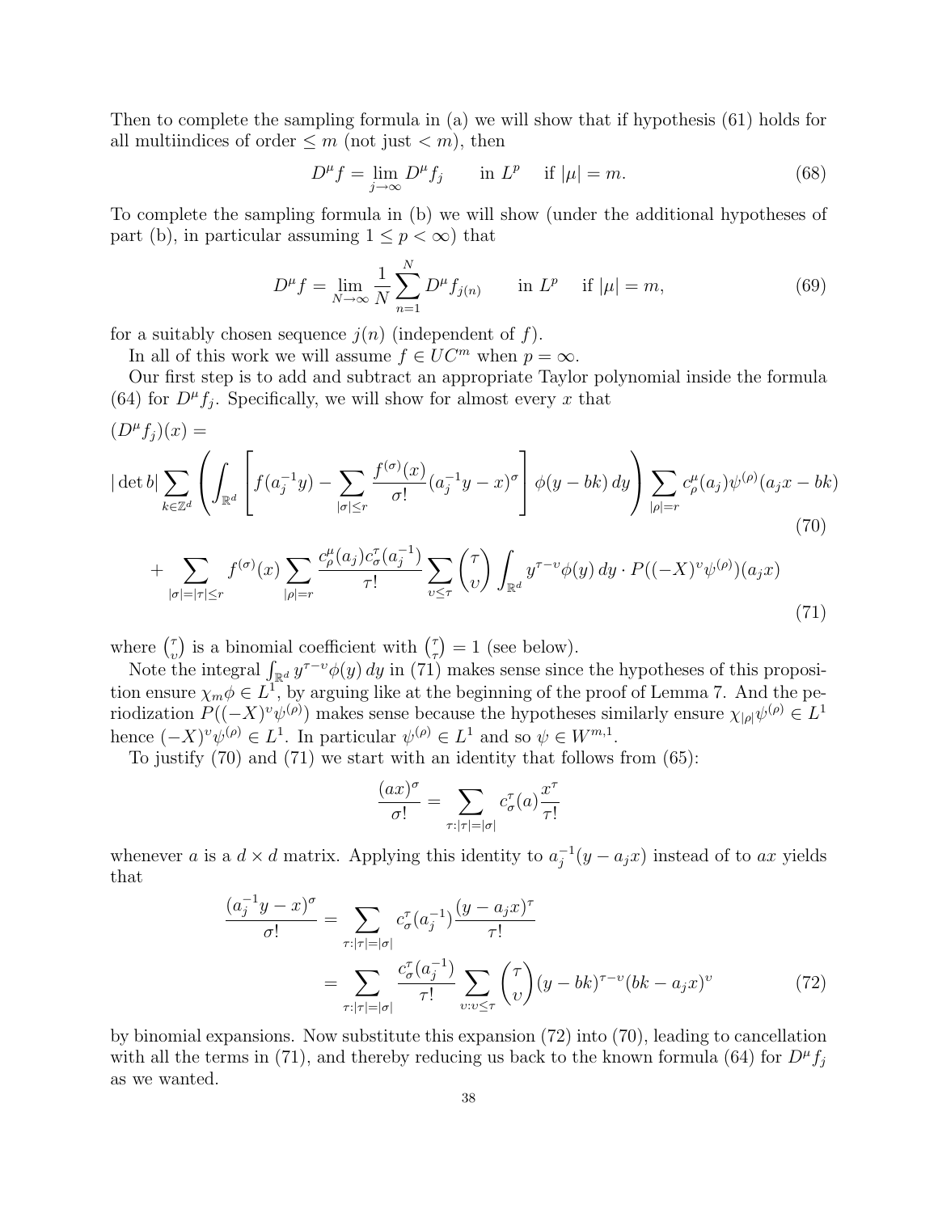Then to complete the sampling formula in (a) we will show that if hypothesis (61) holds for all multiindices of order $\leq m$ (not just $< m$), then

$$D^\mu f = \lim_{j \to \infty} D^\mu f_j \qquad \text{in } L^p \quad \text{if } |\mu| = m. \tag{68}$$

To complete the sampling formula in (b) we will show (under the additional hypotheses of part (b), in particular assuming $1 \leq p < \infty$) that

$$D^\mu f = \lim_{N \to \infty} \frac{1}{N} \sum_{n=1}^{N} D^\mu f_{j(n)} \qquad \text{in } L^p \quad \text{if } |\mu| = m, \tag{69}$$

for a suitably chosen sequence $j(n)$ (independent of $f$).

In all of this work we will assume $f \in UC^m$ when $p = \infty$.

Our first step is to add and subtract an appropriate Taylor polynomial inside the formula (64) for $D^\mu f_j$. Specifically, we will show for almost every $x$ that

$$(D^\mu f_j)(x) =$$

$$|\det b| \sum_{k \in \mathbb{Z}^d} \left( \int_{\mathbb{R}^d} \left[ f(a_j^{-1} y) - \sum_{|\sigma| \leq r} \frac{f^{(\sigma)}(x)}{\sigma!} (a_j^{-1} y - x)^\sigma \right] \phi(y - bk)\, dy \right) \sum_{|\rho| = r} c_\rho^\mu(a_j) \psi^{(\rho)}(a_j x - bk) \tag{70}$$

$$+ \sum_{|\sigma| = |\tau| \leq r} f^{(\sigma)}(x) \sum_{|\rho| = r} \frac{c_\rho^\mu(a_j) c_\sigma^\tau(a_j^{-1})}{\tau!} \sum_{\upsilon \leq \tau} \binom{\tau}{\upsilon} \int_{\mathbb{R}^d} y^{\tau - \upsilon} \phi(y)\, dy \cdot P((-X)^\upsilon \psi^{(\rho)})(a_j x) \tag{71}$$

where $\binom{\tau}{\upsilon}$ is a binomial coefficient with $\binom{\tau}{\tau} = 1$ (see below).

Note the integral $\int_{\mathbb{R}^d} y^{\tau-\upsilon} \phi(y)\, dy$ in (71) makes sense since the hypotheses of this proposition ensure $\chi_m \phi \in L^1$, by arguing like at the beginning of the proof of Lemma 7. And the periodization $P((-X)^\upsilon \psi^{(\rho)})$ makes sense because the hypotheses similarly ensure $\chi_{|\rho|} \psi^{(\rho)} \in L^1$ hence $(-X)^\upsilon \psi^{(\rho)} \in L^1$. In particular $\psi^{(\rho)} \in L^1$ and so $\psi \in W^{m,1}$.

To justify (70) and (71) we start with an identity that follows from (65):

$$\frac{(ax)^\sigma}{\sigma!} = \sum_{\tau : |\tau| = |\sigma|} c_\sigma^\tau(a) \frac{x^\tau}{\tau!}$$

whenever $a$ is a $d \times d$ matrix. Applying this identity to $a_j^{-1}(y - a_j x)$ instead of to $ax$ yields that

$$\begin{aligned}
\frac{(a_j^{-1} y - x)^\sigma}{\sigma!} &= \sum_{\tau : |\tau| = |\sigma|} c_\sigma^\tau(a_j^{-1}) \frac{(y - a_j x)^\tau}{\tau!} \\
&= \sum_{\tau : |\tau| = |\sigma|} \frac{c_\sigma^\tau(a_j^{-1})}{\tau!} \sum_{\upsilon : \upsilon \leq \tau} \binom{\tau}{\upsilon} (y - bk)^{\tau - \upsilon} (bk - a_j x)^\upsilon
\end{aligned} \tag{72}$$

by binomial expansions. Now substitute this expansion (72) into (70), leading to cancellation with all the terms in (71), and thereby reducing us back to the known formula (64) for $D^\mu f_j$ as we wanted.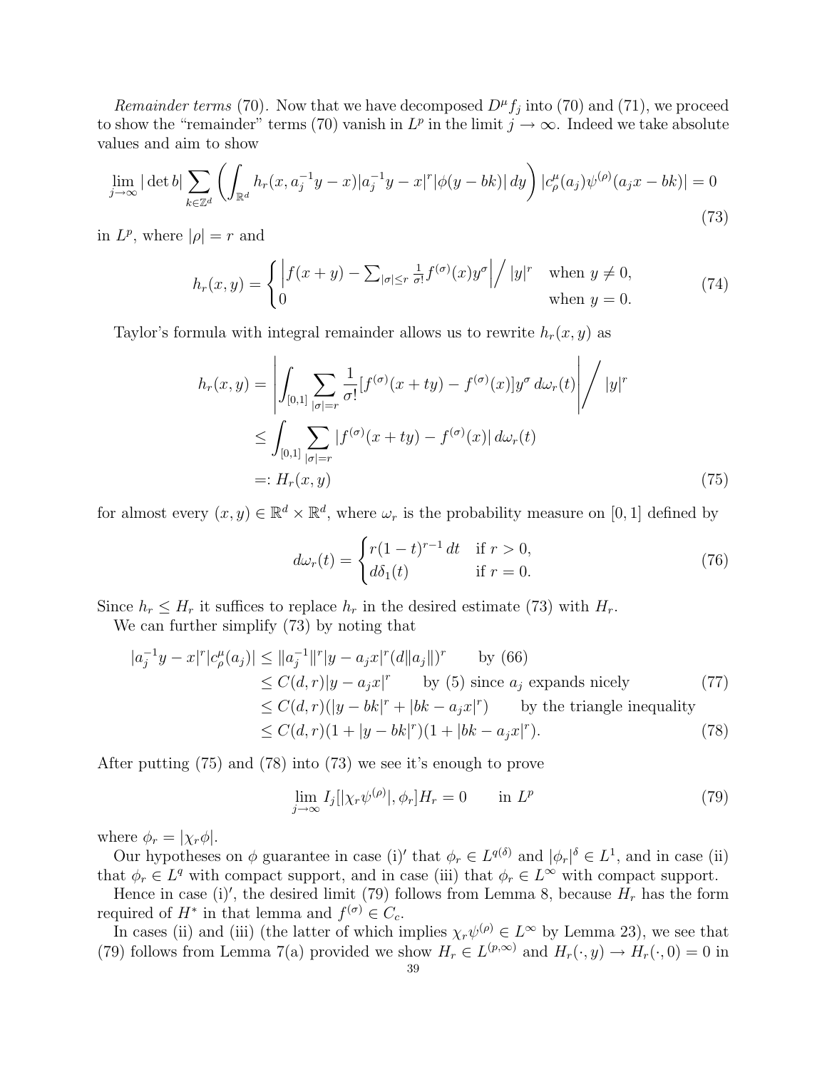*Remainder terms* (70). Now that we have decomposed $D^\mu f_j$ into (70) and (71), we proceed to show the "remainder" terms (70) vanish in $L^p$ in the limit $j \to \infty$. Indeed we take absolute values and aim to show

$$\lim_{j\to\infty} |\det b| \sum_{k\in\mathbb{Z}^d} \left( \int_{\mathbb{R}^d} h_r(x, a_j^{-1}y - x)|a_j^{-1}y - x|^r |\phi(y - bk)|\, dy \right) |c_\rho^\mu(a_j)\psi^{(\rho)}(a_j x - bk)| = 0 \tag{73}$$

in $L^p$, where $|\rho| = r$ and

$$h_r(x,y) = \begin{cases} \left| f(x+y) - \sum_{|\sigma|\le r} \frac{1}{\sigma!} f^{(\sigma)}(x) y^\sigma \right| \Big/ |y|^r & \text{when } y \neq 0, \\ 0 & \text{when } y = 0. \end{cases} \tag{74}$$

Taylor's formula with integral remainder allows us to rewrite $h_r(x,y)$ as

$$\begin{aligned} h_r(x,y) &= \left| \int_{[0,1]} \sum_{|\sigma|=r} \frac{1}{\sigma!} [f^{(\sigma)}(x+ty) - f^{(\sigma)}(x)] y^\sigma \, d\omega_r(t) \right| \Big/ |y|^r \\ &\le \int_{[0,1]} \sum_{|\sigma|=r} |f^{(\sigma)}(x+ty) - f^{(\sigma)}(x)|\, d\omega_r(t) \\ &=: H_r(x,y) \end{aligned} \tag{75}$$

for almost every $(x,y) \in \mathbb{R}^d \times \mathbb{R}^d$, where $\omega_r$ is the probability measure on $[0,1]$ defined by

$$d\omega_r(t) = \begin{cases} r(1-t)^{r-1}\, dt & \text{if } r > 0, \\ d\delta_1(t) & \text{if } r = 0. \end{cases} \tag{76}$$

Since $h_r \le H_r$ it suffices to replace $h_r$ in the desired estimate (73) with $H_r$.

We can further simplify (73) by noting that

$$\begin{aligned} |a_j^{-1}y - x|^r |c_\rho^\mu(a_j)| &\le \|a_j^{-1}\|^r |y - a_j x|^r (d\|a_j\|)^r \qquad \text{by (66)} \\ &\le C(d,r)|y - a_j x|^r \qquad \text{by (5) since } a_j \text{ expands nicely} \qquad (77) \\ &\le C(d,r)(|y - bk|^r + |bk - a_j x|^r) \qquad \text{by the triangle inequality} \\ &\le C(d,r)(1 + |y - bk|^r)(1 + |bk - a_j x|^r). \qquad (78) \end{aligned}$$

After putting (75) and (78) into (73) we see it's enough to prove

$$\lim_{j\to\infty} I_j[|\chi_r \psi^{(\rho)}|, \phi_r] H_r = 0 \qquad \text{in } L^p \tag{79}$$

where $\phi_r = |\chi_r \phi|$.

Our hypotheses on $\phi$ guarantee in case (i)$'$ that $\phi_r \in L^{q(\delta)}$ and $|\phi_r|^\delta \in L^1$, and in case (ii) that $\phi_r \in L^q$ with compact support, and in case (iii) that $\phi_r \in L^\infty$ with compact support.

Hence in case (i)$'$, the desired limit (79) follows from Lemma 8, because $H_r$ has the form required of $H^*$ in that lemma and $f^{(\sigma)} \in C_c$.

In cases (ii) and (iii) (the latter of which implies $\chi_r \psi^{(\rho)} \in L^\infty$ by Lemma 23), we see that (79) follows from Lemma 7(a) provided we show $H_r \in L^{(p,\infty)}$ and $H_r(\cdot, y) \to H_r(\cdot, 0) = 0$ in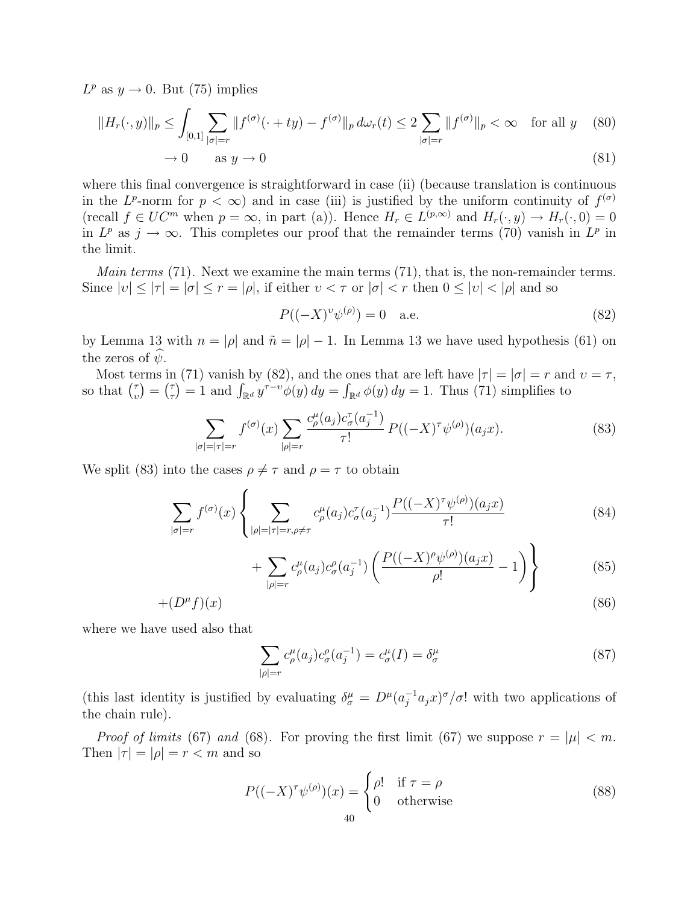$L^p$ as $y \to 0$. But (75) implies

$$\|H_r(\cdot, y)\|_p \le \int_{[0,1]} \sum_{|\sigma|=r} \|f^{(\sigma)}(\cdot + ty) - f^{(\sigma)}\|_p \, d\omega_r(t) \le 2 \sum_{|\sigma|=r} \|f^{(\sigma)}\|_p < \infty \quad \text{for all } y \tag{80}$$

$$\to 0 \qquad \text{as } y \to 0 \tag{81}$$

where this final convergence is straightforward in case (ii) (because translation is continuous in the $L^p$-norm for $p < \infty$) and in case (iii) is justified by the uniform continuity of $f^{(\sigma)}$ (recall $f \in UC^m$ when $p = \infty$, in part (a)). Hence $H_r \in L^{(p,\infty)}$ and $H_r(\cdot, y) \to H_r(\cdot, 0) = 0$ in $L^p$ as $j \to \infty$. This completes our proof that the remainder terms (70) vanish in $L^p$ in the limit.

*Main terms* (71). Next we examine the main terms (71), that is, the non-remainder terms. Since $|\upsilon| \le |\tau| = |\sigma| \le r = |\rho|$, if either $\upsilon < \tau$ or $|\sigma| < r$ then $0 \le |\upsilon| < |\rho|$ and so

$$P((-X)^\upsilon \psi^{(\rho)}) = 0 \quad \text{a.e.} \tag{82}$$

by Lemma 13 with $n = |\rho|$ and $\tilde{n} = |\rho| - 1$. In Lemma 13 we have used hypothesis (61) on the zeros of $\widehat{\psi}$.

Most terms in (71) vanish by (82), and the ones that are left have $|\tau| = |\sigma| = r$ and $\upsilon = \tau$, so that $\binom{\tau}{\upsilon} = \binom{\tau}{\tau} = 1$ and $\int_{\mathbb{R}^d} y^{\tau - \upsilon} \phi(y)\, dy = \int_{\mathbb{R}^d} \phi(y)\, dy = 1$. Thus (71) simplifies to

$$\sum_{|\sigma|=|\tau|=r} f^{(\sigma)}(x) \sum_{|\rho|=r} \frac{c^\mu_\rho(a_j) c^\tau_\sigma(a_j^{-1})}{\tau!} P((-X)^\tau \psi^{(\rho)})(a_j x). \tag{83}$$

We split (83) into the cases $\rho \ne \tau$ and $\rho = \tau$ to obtain

$$\sum_{|\sigma|=r} f^{(\sigma)}(x) \left\{ \sum_{|\rho|=|\tau|=r, \rho \ne \tau} c^\mu_\rho(a_j) c^\tau_\sigma(a_j^{-1}) \frac{P((-X)^\tau \psi^{(\rho)})(a_j x)}{\tau!} \right. \tag{84}$$

$$\left. + \sum_{|\rho|=r} c^\mu_\rho(a_j) c^\rho_\sigma(a_j^{-1}) \left( \frac{P((-X)^\rho \psi^{(\rho)})(a_j x)}{\rho!} - 1 \right) \right\} \tag{85}$$

$$+ (D^\mu f)(x) \tag{86}$$

where we have used also that

$$\sum_{|\rho|=r} c^\mu_\rho(a_j) c^\rho_\sigma(a_j^{-1}) = c^\mu_\sigma(I) = \delta^\mu_\sigma \tag{87}$$

(this last identity is justified by evaluating $\delta^\mu_\sigma = D^\mu (a_j^{-1} a_j x)^\sigma / \sigma!$ with two applications of the chain rule).

*Proof of limits* (67) *and* (68). For proving the first limit (67) we suppose $r = |\mu| < m$. Then $|\tau| = |\rho| = r < m$ and so

$$P((-X)^\tau \psi^{(\rho)})(x) = \begin{cases} \rho! & \text{if } \tau = \rho \\ 0 & \text{otherwise} \end{cases} \tag{88}$$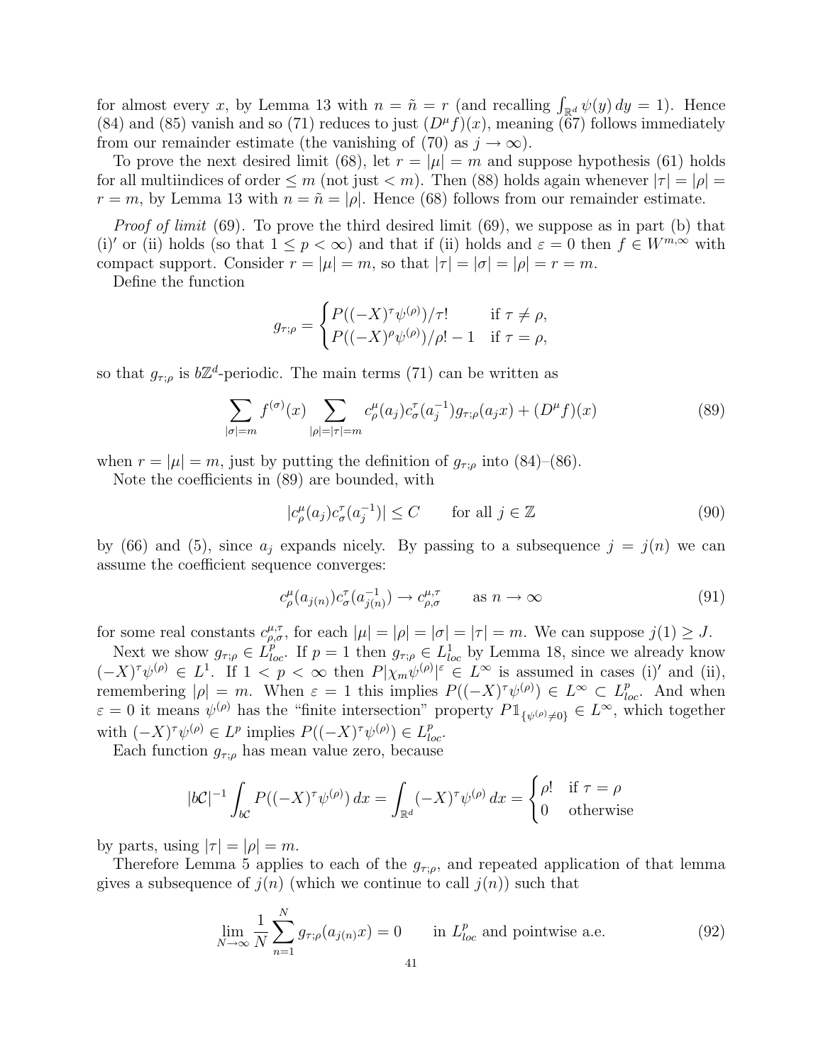for almost every $x$, by Lemma 13 with $n = \tilde{n} = r$ (and recalling $\int_{\mathbb{R}^d} \psi(y)\, dy = 1$). Hence (84) and (85) vanish and so (71) reduces to just $(D^\mu f)(x)$, meaning (67) follows immediately from our remainder estimate (the vanishing of (70) as $j \to \infty$).

To prove the next desired limit (68), let $r = |\mu| = m$ and suppose hypothesis (61) holds for all multiindices of order $\leq m$ (not just $< m$). Then (88) holds again whenever $|\tau| = |\rho| = r = m$, by Lemma 13 with $n = \tilde{n} = |\rho|$. Hence (68) follows from our remainder estimate.

*Proof of limit* (69). To prove the third desired limit (69), we suppose as in part (b) that (i)$'$ or (ii) holds (so that $1 \leq p < \infty$) and that if (ii) holds and $\varepsilon = 0$ then $f \in W^{m,\infty}$ with compact support. Consider $r = |\mu| = m$, so that $|\tau| = |\sigma| = |\rho| = r = m$.

Define the function

$$g_{\tau;\rho} = \begin{cases} P((-X)^\tau \psi^{(\rho)})/\tau! & \text{if } \tau \neq \rho, \\ P((-X)^\rho \psi^{(\rho)})/\rho! - 1 & \text{if } \tau = \rho, \end{cases}$$

so that $g_{\tau;\rho}$ is $b\mathbb{Z}^d$-periodic. The main terms (71) can be written as

$$\sum_{|\sigma|=m} f^{(\sigma)}(x) \sum_{|\rho|=|\tau|=m} c^\mu_\rho(a_j) c^\tau_\sigma(a_j^{-1}) g_{\tau;\rho}(a_j x) + (D^\mu f)(x) \tag{89}$$

when $r = |\mu| = m$, just by putting the definition of $g_{\tau;\rho}$ into (84)–(86).

Note the coefficients in (89) are bounded, with

$$|c^\mu_\rho(a_j) c^\tau_\sigma(a_j^{-1})| \leq C \qquad \text{for all } j \in \mathbb{Z} \tag{90}$$

by (66) and (5), since $a_j$ expands nicely. By passing to a subsequence $j = j(n)$ we can assume the coefficient sequence converges:

$$c^\mu_\rho(a_{j(n)}) c^\tau_\sigma(a_{j(n)}^{-1}) \to c^{\mu,\tau}_{\rho,\sigma} \qquad \text{as } n \to \infty \tag{91}$$

for some real constants $c^{\mu,\tau}_{\rho,\sigma}$, for each $|\mu| = |\rho| = |\sigma| = |\tau| = m$. We can suppose $j(1) \geq J$.

Next we show $g_{\tau;\rho} \in L^p_{loc}$. If $p = 1$ then $g_{\tau;\rho} \in L^1_{loc}$ by Lemma 18, since we already know $(-X)^\tau \psi^{(\rho)} \in L^1$. If $1 < p < \infty$ then $P|\chi_m \psi^{(\rho)}|^\varepsilon \in L^\infty$ is assumed in cases (i)$'$ and (ii), remembering $|\rho| = m$. When $\varepsilon = 1$ this implies $P((-X)^\tau \psi^{(\rho)}) \in L^\infty \subset L^p_{loc}$. And when $\varepsilon = 0$ it means $\psi^{(\rho)}$ has the "finite intersection" property $P\mathbb{1}_{\{\psi^{(\rho)} \neq 0\}} \in L^\infty$, which together with $(-X)^\tau \psi^{(\rho)} \in L^p$ implies $P((-X)^\tau \psi^{(\rho)}) \in L^p_{loc}$.

Each function $g_{\tau;\rho}$ has mean value zero, because

$$|b\mathcal{C}|^{-1} \int_{b\mathcal{C}} P((-X)^\tau \psi^{(\rho)})\, dx = \int_{\mathbb{R}^d} (-X)^\tau \psi^{(\rho)}\, dx = \begin{cases} \rho! & \text{if } \tau = \rho \\ 0 & \text{otherwise} \end{cases}$$

by parts, using $|\tau| = |\rho| = m$.

Therefore Lemma 5 applies to each of the $g_{\tau;\rho}$, and repeated application of that lemma gives a subsequence of $j(n)$ (which we continue to call $j(n)$) such that

$$\lim_{N\to\infty} \frac{1}{N} \sum_{n=1}^N g_{\tau;\rho}(a_{j(n)} x) = 0 \qquad \text{in } L^p_{loc} \text{ and pointwise a.e.} \tag{92}$$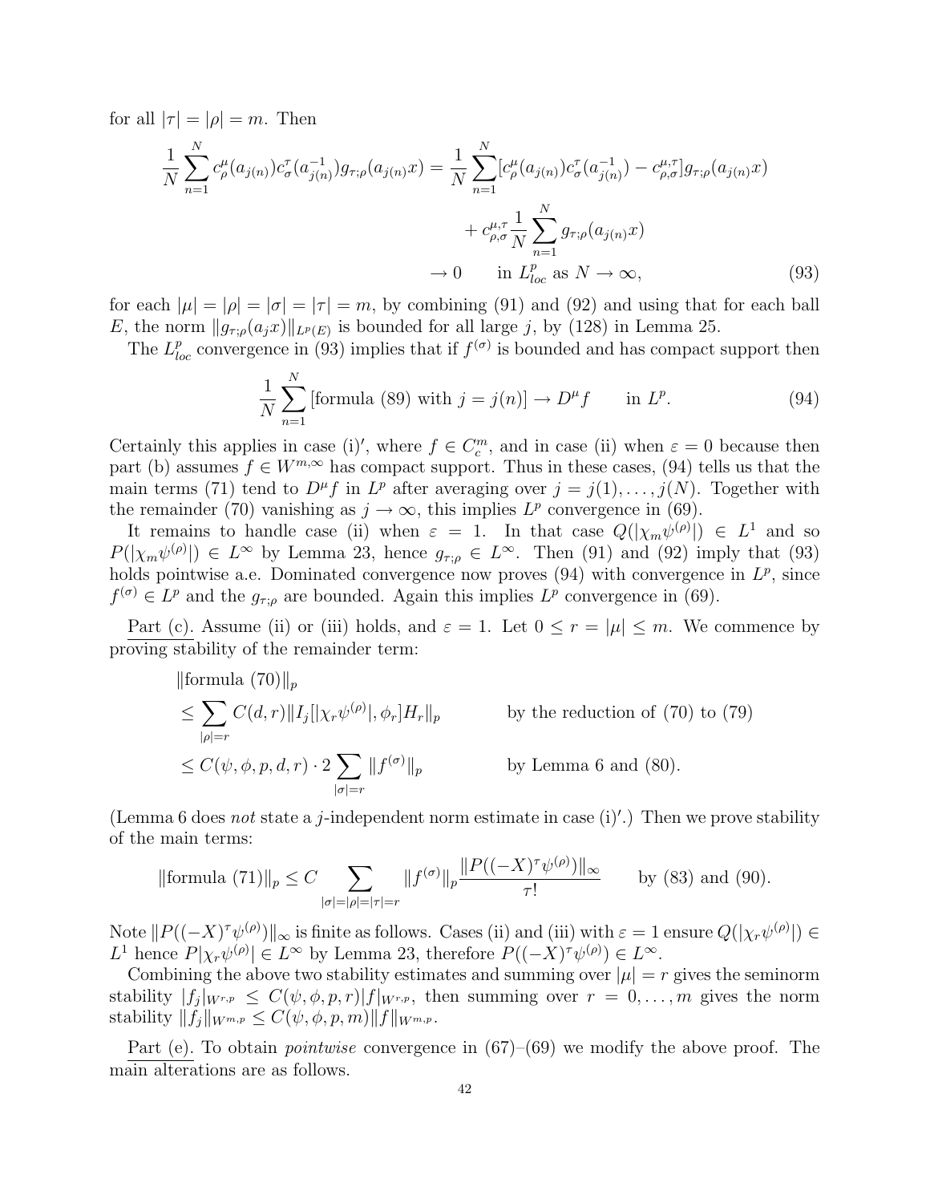for all $|\tau| = |\rho| = m$. Then

$$\frac{1}{N}\sum_{n=1}^{N} c^{\mu}_{\rho}(a_{j(n)})c^{\tau}_{\sigma}(a^{-1}_{j(n)})g_{\tau;\rho}(a_{j(n)}x) = \frac{1}{N}\sum_{n=1}^{N}[c^{\mu}_{\rho}(a_{j(n)})c^{\tau}_{\sigma}(a^{-1}_{j(n)}) - c^{\mu,\tau}_{\rho,\sigma}]g_{\tau;\rho}(a_{j(n)}x)$$

$$+ c^{\mu,\tau}_{\rho,\sigma}\frac{1}{N}\sum_{n=1}^{N} g_{\tau;\rho}(a_{j(n)}x)$$

$$\to 0 \qquad \text{in } L^p_{loc} \text{ as } N \to \infty, \tag{93}$$

for each $|\mu| = |\rho| = |\sigma| = |\tau| = m$, by combining (91) and (92) and using that for each ball $E$, the norm $\|g_{\tau;\rho}(a_j x)\|_{L^p(E)}$ is bounded for all large $j$, by (128) in Lemma 25.

The $L^p_{loc}$ convergence in (93) implies that if $f^{(\sigma)}$ is bounded and has compact support then

$$\frac{1}{N}\sum_{n=1}^{N}[\text{formula (89) with } j = j(n)] \to D^{\mu}f \qquad \text{in } L^p. \tag{94}$$

Certainly this applies in case (i)$'$, where $f \in C^m_c$, and in case (ii) when $\varepsilon = 0$ because then part (b) assumes $f \in W^{m,\infty}$ has compact support. Thus in these cases, (94) tells us that the main terms (71) tend to $D^{\mu}f$ in $L^p$ after averaging over $j = j(1), \ldots, j(N)$. Together with the remainder (70) vanishing as $j \to \infty$, this implies $L^p$ convergence in (69).

It remains to handle case (ii) when $\varepsilon = 1$. In that case $Q(|\chi_m\psi^{(\rho)}|) \in L^1$ and so $P(|\chi_m\psi^{(\rho)}|) \in L^\infty$ by Lemma 23, hence $g_{\tau;\rho} \in L^\infty$. Then (91) and (92) imply that (93) holds pointwise a.e. Dominated convergence now proves (94) with convergence in $L^p$, since $f^{(\sigma)} \in L^p$ and the $g_{\tau;\rho}$ are bounded. Again this implies $L^p$ convergence in (69).

Part (c). Assume (ii) or (iii) holds, and $\varepsilon = 1$. Let $0 \le r = |\mu| \le m$. We commence by proving stability of the remainder term:

$$\begin{aligned}
&\|\text{formula (70)}\|_p \\
&\le \sum_{|\rho|=r} C(d,r)\|I_j[|\chi_r\psi^{(\rho)}|, \phi_r]H_r\|_p \qquad &&\text{by the reduction of (70) to (79)} \\
&\le C(\psi,\phi,p,d,r)\cdot 2\sum_{|\sigma|=r}\|f^{(\sigma)}\|_p \qquad &&\text{by Lemma 6 and (80).}
\end{aligned}$$

(Lemma 6 does *not* state a $j$-independent norm estimate in case (i)$'$.) Then we prove stability of the main terms:

$$\|\text{formula (71)}\|_p \le C\sum_{|\sigma|=|\rho|=|\tau|=r}\|f^{(\sigma)}\|_p\frac{\|P((-X)^{\tau}\psi^{(\rho)})\|_\infty}{\tau!} \qquad \text{by (83) and (90).}$$

Note $\|P((-X)^{\tau}\psi^{(\rho)})\|_\infty$ is finite as follows. Cases (ii) and (iii) with $\varepsilon = 1$ ensure $Q(|\chi_r\psi^{(\rho)}|) \in L^1$ hence $P|\chi_r\psi^{(\rho)}| \in L^\infty$ by Lemma 23, therefore $P((-X)^{\tau}\psi^{(\rho)}) \in L^\infty$.

Combining the above two stability estimates and summing over $|\mu| = r$ gives the seminorm stability $|f_j|_{W^{r,p}} \le C(\psi,\phi,p,r)|f|_{W^{r,p}}$, then summing over $r = 0, \ldots, m$ gives the norm stability $\|f_j\|_{W^{m,p}} \le C(\psi,\phi,p,m)\|f\|_{W^{m,p}}$.

Part (e). To obtain *pointwise* convergence in (67)–(69) we modify the above proof. The main alterations are as follows.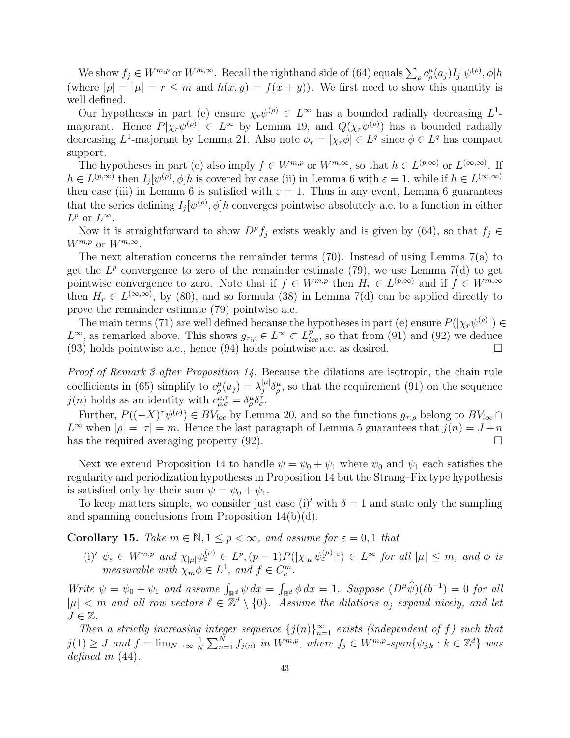We show $f_j \in W^{m,p}$ or $W^{m,\infty}$. Recall the righthand side of (64) equals $\sum_\rho c^\mu_\rho(a_j) I_j[\psi^{(\rho)}, \phi]h$ (where $|\rho| = |\mu| = r \leq m$ and $h(x,y) = f(x+y)$). We first need to show this quantity is well defined.

Our hypotheses in part (e) ensure $\chi_r \psi^{(\rho)} \in L^\infty$ has a bounded radially decreasing $L^1$-majorant. Hence $P|\chi_r \psi^{(\rho)}| \in L^\infty$ by Lemma 19, and $Q(\chi_r \psi^{(\rho)})$ has a bounded radially decreasing $L^1$-majorant by Lemma 21. Also note $\phi_r = |\chi_r \phi| \in L^q$ since $\phi \in L^q$ has compact support.

The hypotheses in part (e) also imply $f \in W^{m,p}$ or $W^{m,\infty}$, so that $h \in L^{(p,\infty)}$ or $L^{(\infty,\infty)}$. If $h \in L^{(p,\infty)}$ then $I_j[\psi^{(\rho)}, \phi]h$ is covered by case (ii) in Lemma 6 with $\varepsilon = 1$, while if $h \in L^{(\infty,\infty)}$ then case (iii) in Lemma 6 is satisfied with $\varepsilon = 1$. Thus in any event, Lemma 6 guarantees that the series defining $I_j[\psi^{(\rho)}, \phi]h$ converges pointwise absolutely a.e. to a function in either $L^p$ or $L^\infty$.

Now it is straightforward to show $D^\mu f_j$ exists weakly and is given by (64), so that $f_j \in W^{m,p}$ or $W^{m,\infty}$.

The next alteration concerns the remainder terms (70). Instead of using Lemma 7(a) to get the $L^p$ convergence to zero of the remainder estimate (79), we use Lemma 7(d) to get pointwise convergence to zero. Note that if $f \in W^{m,p}$ then $H_r \in L^{(p,\infty)}$ and if $f \in W^{m,\infty}$ then $H_r \in L^{(\infty,\infty)}$, by (80), and so formula (38) in Lemma 7(d) can be applied directly to prove the remainder estimate (79) pointwise a.e.

The main terms (71) are well defined because the hypotheses in part (e) ensure $P(|\chi_r \psi^{(\rho)}|) \in L^\infty$, as remarked above. This shows $g_{\tau;\rho} \in L^\infty \subset L^p_{loc}$, so that from (91) and (92) we deduce (93) holds pointwise a.e., hence (94) holds pointwise a.e. as desired. □

*Proof of Remark 3 after Proposition 14.* Because the dilations are isotropic, the chain rule coefficients in (65) simplify to $c^\mu_\rho(a_j) = \lambda_j^{|\mu|}\delta^\mu_\rho$, so that the requirement (91) on the sequence $j(n)$ holds as an identity with $c^{\mu,\tau}_{\rho,\sigma} = \delta^\mu_\rho \delta^\tau_\sigma$.

Further, $P((-X)^\tau \psi^{(\rho)}) \in BV_{loc}$ by Lemma 20, and so the functions $g_{\tau;\rho}$ belong to $BV_{loc} \cap L^\infty$ when $|\rho| = |\tau| = m$. Hence the last paragraph of Lemma 5 guarantees that $j(n) = J + n$ has the required averaging property (92). □

Next we extend Proposition 14 to handle $\psi = \psi_0 + \psi_1$ where $\psi_0$ and $\psi_1$ each satisfies the regularity and periodization hypotheses in Proposition 14 but the Strang–Fix type hypothesis is satisfied only by their sum $\psi = \psi_0 + \psi_1$.

To keep matters simple, we consider just case (i)$'$ with $\delta = 1$ and state only the sampling and spanning conclusions from Proposition 14(b)(d).

**Corollary 15.** *Take $m \in \mathbb{N}, 1 \leq p < \infty$, and assume for $\varepsilon = 0, 1$ that*

(i)$'$ *$\psi_\varepsilon \in W^{m,p}$ and $\chi_{|\mu|}\psi^{(\mu)}_\varepsilon \in L^p, (p-1)P(|\chi_{|\mu|}\psi^{(\mu)}_\varepsilon|^\varepsilon) \in L^\infty$ for all $|\mu| \leq m$, and $\phi$ is measurable with $\chi_m \phi \in L^1$, and $f \in C^m_c$.*

*Write $\psi = \psi_0 + \psi_1$ and assume $\int_{\mathbb{R}^d} \psi \, dx = \int_{\mathbb{R}^d} \phi \, dx = 1$. Suppose $(D^\mu \widehat{\psi})(\ell b^{-1}) = 0$ for all $|\mu| < m$ and all row vectors $\ell \in \mathbb{Z}^d \setminus \{0\}$. Assume the dilations $a_j$ expand nicely, and let $J \in \mathbb{Z}$.*

*Then a strictly increasing integer sequence $\{j(n)\}_{n=1}^\infty$ exists (independent of $f$) such that $j(1) \geq J$ and $f = \lim_{N\to\infty} \frac{1}{N}\sum_{n=1}^N f_{j(n)}$ in $W^{m,p}$, where $f_j \in W^{m,p}\text{-span}\{\psi_{j,k} : k \in \mathbb{Z}^d\}$ was defined in (44).*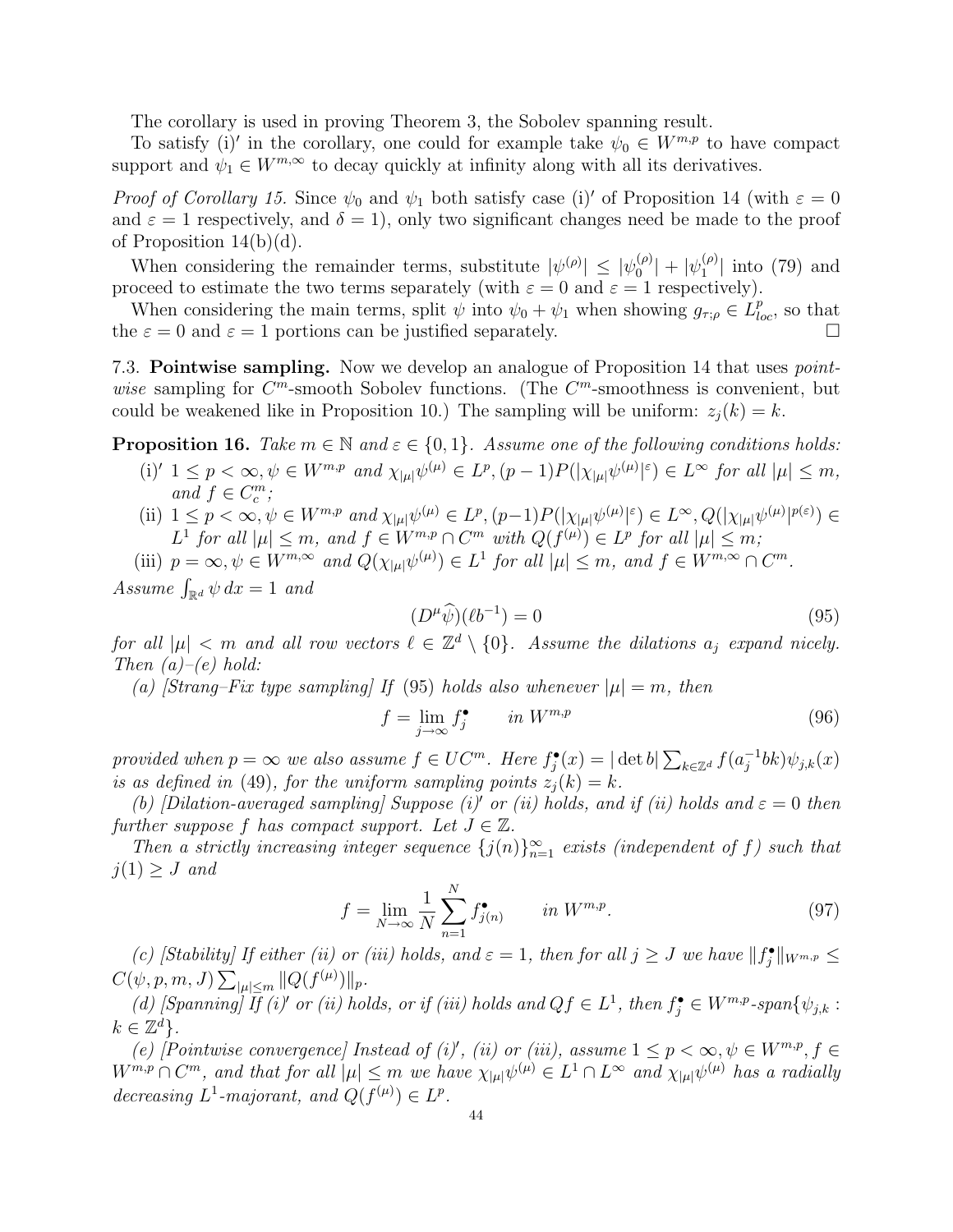The corollary is used in proving Theorem 3, the Sobolev spanning result.

To satisfy (i)$'$ in the corollary, one could for example take $\psi_0 \in W^{m,p}$ to have compact support and $\psi_1 \in W^{m,\infty}$ to decay quickly at infinity along with all its derivatives.

*Proof of Corollary 15.* Since $\psi_0$ and $\psi_1$ both satisfy case (i)$'$ of Proposition 14 (with $\varepsilon = 0$ and $\varepsilon = 1$ respectively, and $\delta = 1$), only two significant changes need be made to the proof of Proposition 14(b)(d).

When considering the remainder terms, substitute $|\psi^{(\rho)}| \leq |\psi_0^{(\rho)}| + |\psi_1^{(\rho)}|$ into (79) and proceed to estimate the two terms separately (with $\varepsilon = 0$ and $\varepsilon = 1$ respectively).

When considering the main terms, split $\psi$ into $\psi_0 + \psi_1$ when showing $g_{\tau;\rho} \in L^p_{loc}$, so that the $\varepsilon = 0$ and $\varepsilon = 1$ portions can be justified separately. $\square$

7.3. **Pointwise sampling.** Now we develop an analogue of Proposition 14 that uses *pointwise* sampling for $C^m$-smooth Sobolev functions. (The $C^m$-smoothness is convenient, but could be weakened like in Proposition 10.) The sampling will be uniform: $z_j(k) = k$.

**Proposition 16.** *Take $m \in \mathbb{N}$ and $\varepsilon \in \{0, 1\}$. Assume one of the following conditions holds:*

- (i)$'$ *$1 \leq p < \infty, \psi \in W^{m,p}$ and $\chi_{|\mu|}\psi^{(\mu)} \in L^p, (p-1)P(|\chi_{|\mu|}\psi^{(\mu)}|^\varepsilon) \in L^\infty$ for all $|\mu| \leq m$, and $f \in C_c^m$;*
- (ii) *$1 \leq p < \infty, \psi \in W^{m,p}$ and $\chi_{|\mu|}\psi^{(\mu)} \in L^p, (p-1)P(|\chi_{|\mu|}\psi^{(\mu)}|^\varepsilon) \in L^\infty, Q(|\chi_{|\mu|}\psi^{(\mu)}|^{p(\varepsilon)}) \in L^1$ for all $|\mu| \leq m$, and $f \in W^{m,p} \cap C^m$ with $Q(f^{(\mu)}) \in L^p$ for all $|\mu| \leq m$;*
- (iii) *$p = \infty, \psi \in W^{m,\infty}$ and $Q(\chi_{|\mu|}\psi^{(\mu)}) \in L^1$ for all $|\mu| \leq m$, and $f \in W^{m,\infty} \cap C^m$.*

*Assume $\int_{\mathbb{R}^d} \psi \, dx = 1$ and*

$$(D^\mu \widehat{\psi})(\ell b^{-1}) = 0 \tag{95}$$

*for all $|\mu| < m$ and all row vectors $\ell \in \mathbb{Z}^d \setminus \{0\}$. Assume the dilations $a_j$ expand nicely. Then (a)–(e) hold:*

*(a) [Strang–Fix type sampling] If (95) holds also whenever $|\mu| = m$, then*

$$f = \lim_{j \to \infty} f_j^\bullet \qquad \text{in } W^{m,p} \tag{96}$$

*provided when $p = \infty$ we also assume $f \in UC^m$. Here $f_j^\bullet(x) = |\det b| \sum_{k \in \mathbb{Z}^d} f(a_j^{-1}bk)\psi_{j,k}(x)$ is as defined in (49), for the uniform sampling points $z_j(k) = k$.*

*(b) [Dilation-averaged sampling] Suppose (i)$'$ or (ii) holds, and if (ii) holds and $\varepsilon = 0$ then further suppose $f$ has compact support. Let $J \in \mathbb{Z}$.*

*Then a strictly increasing integer sequence $\{j(n)\}_{n=1}^\infty$ exists (independent of $f$) such that $j(1) \geq J$ and*

$$f = \lim_{N \to \infty} \frac{1}{N} \sum_{n=1}^N f_{j(n)}^\bullet \qquad \text{in } W^{m,p}. \tag{97}$$

*(c) [Stability] If either (ii) or (iii) holds, and $\varepsilon = 1$, then for all $j \geq J$ we have $\|f_j^\bullet\|_{W^{m,p}} \leq C(\psi, p, m, J) \sum_{|\mu| \leq m} \|Q(f^{(\mu)})\|_p$.*

*(d) [Spanning] If (i)$'$ or (ii) holds, or if (iii) holds and $Qf \in L^1$, then $f_j^\bullet \in W^{m,p}$-span$\{\psi_{j,k} : k \in \mathbb{Z}^d\}$.*

*(e) [Pointwise convergence] Instead of (i)$'$, (ii) or (iii), assume $1 \leq p < \infty, \psi \in W^{m,p}, f \in W^{m,p} \cap C^m$, and that for all $|\mu| \leq m$ we have $\chi_{|\mu|}\psi^{(\mu)} \in L^1 \cap L^\infty$ and $\chi_{|\mu|}\psi^{(\mu)}$ has a radially decreasing $L^1$-majorant, and $Q(f^{(\mu)}) \in L^p$.*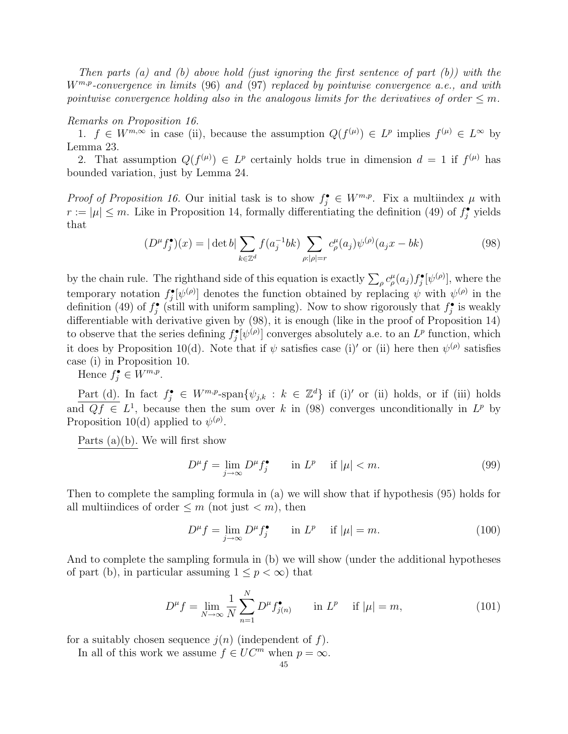*Then parts (a) and (b) above hold (just ignoring the first sentence of part (b)) with the $W^{m,p}$-convergence in limits (96) and (97) replaced by pointwise convergence a.e., and with pointwise convergence holding also in the analogous limits for the derivatives of order $\leq m$.*

*Remarks on Proposition 16.*

1. $f \in W^{m,\infty}$ in case (ii), because the assumption $Q(f^{(\mu)}) \in L^p$ implies $f^{(\mu)} \in L^\infty$ by Lemma 23.

2. That assumption $Q(f^{(\mu)}) \in L^p$ certainly holds true in dimension $d = 1$ if $f^{(\mu)}$ has bounded variation, just by Lemma 24.

*Proof of Proposition 16.* Our initial task is to show $f_j^\bullet \in W^{m,p}$. Fix a multiindex $\mu$ with $r := |\mu| \leq m$. Like in Proposition 14, formally differentiating the definition (49) of $f_j^\bullet$ yields that

$$(D^\mu f_j^\bullet)(x) = |\det b| \sum_{k \in \mathbb{Z}^d} f(a_j^{-1}bk) \sum_{\rho : |\rho| = r} c_\rho^\mu(a_j) \psi^{(\rho)}(a_j x - bk) \tag{98}$$

by the chain rule. The righthand side of this equation is exactly $\sum_\rho c_\rho^\mu(a_j) f_j^\bullet[\psi^{(\rho)}]$, where the temporary notation $f_j^\bullet[\psi^{(\rho)}]$ denotes the function obtained by replacing $\psi$ with $\psi^{(\rho)}$ in the definition (49) of $f_j^\bullet$ (still with uniform sampling). Now to show rigorously that $f_j^\bullet$ is weakly differentiable with derivative given by (98), it is enough (like in the proof of Proposition 14) to observe that the series defining $f_j^\bullet[\psi^{(\rho)}]$ converges absolutely a.e. to an $L^p$ function, which it does by Proposition 10(d). Note that if $\psi$ satisfies case (i)$'$ or (ii) here then $\psi^{(\rho)}$ satisfies case (i) in Proposition 10.

Hence $f_j^\bullet \in W^{m,p}$.

Part (d). In fact $f_j^\bullet \in W^{m,p}\text{-span}\{\psi_{j,k} : k \in \mathbb{Z}^d\}$ if (i)$'$ or (ii) holds, or if (iii) holds and $Qf \in L^1$, because then the sum over $k$ in (98) converges unconditionally in $L^p$ by Proposition 10(d) applied to $\psi^{(\rho)}$.

Parts (a)(b). We will first show

$$D^\mu f = \lim_{j \to \infty} D^\mu f_j^\bullet \qquad \text{in } L^p \quad \text{if } |\mu| < m. \tag{99}$$

Then to complete the sampling formula in (a) we will show that if hypothesis (95) holds for all multiindices of order $\leq m$ (not just $< m$), then

$$D^\mu f = \lim_{j \to \infty} D^\mu f_j^\bullet \qquad \text{in } L^p \quad \text{if } |\mu| = m. \tag{100}$$

And to complete the sampling formula in (b) we will show (under the additional hypotheses of part (b), in particular assuming $1 \leq p < \infty$) that

$$D^\mu f = \lim_{N \to \infty} \frac{1}{N} \sum_{n=1}^N D^\mu f_{j(n)}^\bullet \qquad \text{in } L^p \quad \text{if } |\mu| = m, \tag{101}$$

for a suitably chosen sequence $j(n)$ (independent of $f$).

In all of this work we assume $f \in UC^m$ when $p = \infty$.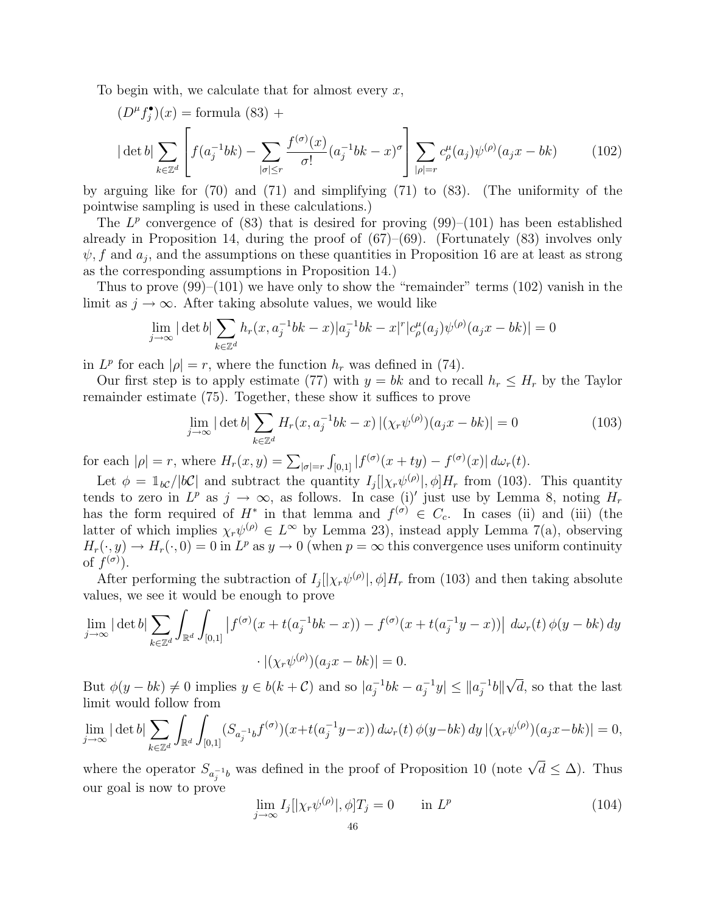To begin with, we calculate that for almost every $x$,

$$(D^\mu f_j^\bullet)(x) = \text{formula (83)} +$$

$$|\det b| \sum_{k\in\mathbb{Z}^d} \left[ f(a_j^{-1}bk) - \sum_{|\sigma|\le r} \frac{f^{(\sigma)}(x)}{\sigma!}(a_j^{-1}bk - x)^\sigma \right] \sum_{|\rho|=r} c_\rho^\mu(a_j)\psi^{(\rho)}(a_j x - bk) \tag{102}$$

by arguing like for (70) and (71) and simplifying (71) to (83). (The uniformity of the pointwise sampling is used in these calculations.)

The $L^p$ convergence of (83) that is desired for proving (99)–(101) has been established already in Proposition 14, during the proof of (67)–(69). (Fortunately (83) involves only $\psi, f$ and $a_j$, and the assumptions on these quantities in Proposition 16 are at least as strong as the corresponding assumptions in Proposition 14.)

Thus to prove (99)–(101) we have only to show the "remainder" terms (102) vanish in the limit as $j \to \infty$. After taking absolute values, we would like

$$\lim_{j\to\infty} |\det b| \sum_{k\in\mathbb{Z}^d} h_r(x, a_j^{-1}bk - x)|a_j^{-1}bk - x|^r |c_\rho^\mu(a_j)\psi^{(\rho)}(a_j x - bk)| = 0$$

in $L^p$ for each $|\rho| = r$, where the function $h_r$ was defined in (74).

Our first step is to apply estimate (77) with $y = bk$ and to recall $h_r \le H_r$ by the Taylor remainder estimate (75). Together, these show it suffices to prove

$$\lim_{j\to\infty} |\det b| \sum_{k\in\mathbb{Z}^d} H_r(x, a_j^{-1}bk - x)\, |(\chi_r\psi^{(\rho)})(a_j x - bk)| = 0 \tag{103}$$

for each $|\rho| = r$, where $H_r(x,y) = \sum_{|\sigma|=r}\int_{[0,1]} |f^{(\sigma)}(x+ty) - f^{(\sigma)}(x)|\, d\omega_r(t)$.

Let $\phi = \mathbb{1}_{b\mathcal{C}}/|b\mathcal{C}|$ and subtract the quantity $I_j[|\chi_r\psi^{(\rho)}|, \phi]H_r$ from (103). This quantity tends to zero in $L^p$ as $j \to \infty$, as follows. In case (i)′ just use by Lemma 8, noting $H_r$ has the form required of $H^*$ in that lemma and $f^{(\sigma)} \in C_c$. In cases (ii) and (iii) (the latter of which implies $\chi_r\psi^{(\rho)} \in L^\infty$ by Lemma 23), instead apply Lemma 7(a), observing $H_r(\cdot, y) \to H_r(\cdot, 0) = 0$ in $L^p$ as $y \to 0$ (when $p = \infty$ this convergence uses uniform continuity of $f^{(\sigma)}$).

After performing the subtraction of $I_j[|\chi_r\psi^{(\rho)}|, \phi]H_r$ from (103) and then taking absolute values, we see it would be enough to prove

$$\lim_{j\to\infty} |\det b| \sum_{k\in\mathbb{Z}^d} \int_{\mathbb{R}^d}\int_{[0,1]} \left| f^{(\sigma)}(x + t(a_j^{-1}bk - x)) - f^{(\sigma)}(x + t(a_j^{-1}y - x)) \right| d\omega_r(t)\, \phi(y - bk)\, dy$$
$$\cdot\, |(\chi_r\psi^{(\rho)})(a_j x - bk)| = 0.$$

But $\phi(y - bk) \ne 0$ implies $y \in b(k + \mathcal{C})$ and so $|a_j^{-1}bk - a_j^{-1}y| \le \|a_j^{-1}b\|\sqrt{d}$, so that the last limit would follow from

$$\lim_{j\to\infty} |\det b| \sum_{k\in\mathbb{Z}^d} \int_{\mathbb{R}^d}\int_{[0,1]} (S_{a_j^{-1}b} f^{(\sigma)})(x + t(a_j^{-1}y - x))\, d\omega_r(t)\, \phi(y - bk)\, dy\, |(\chi_r\psi^{(\rho)})(a_j x - bk)| = 0,$$

where the operator $S_{a_j^{-1}b}$ was defined in the proof of Proposition 10 (note $\sqrt{d} \le \Delta$). Thus our goal is now to prove

$$\lim_{j\to\infty} I_j[|\chi_r\psi^{(\rho)}|, \phi]T_j = 0 \qquad \text{in } L^p \tag{104}$$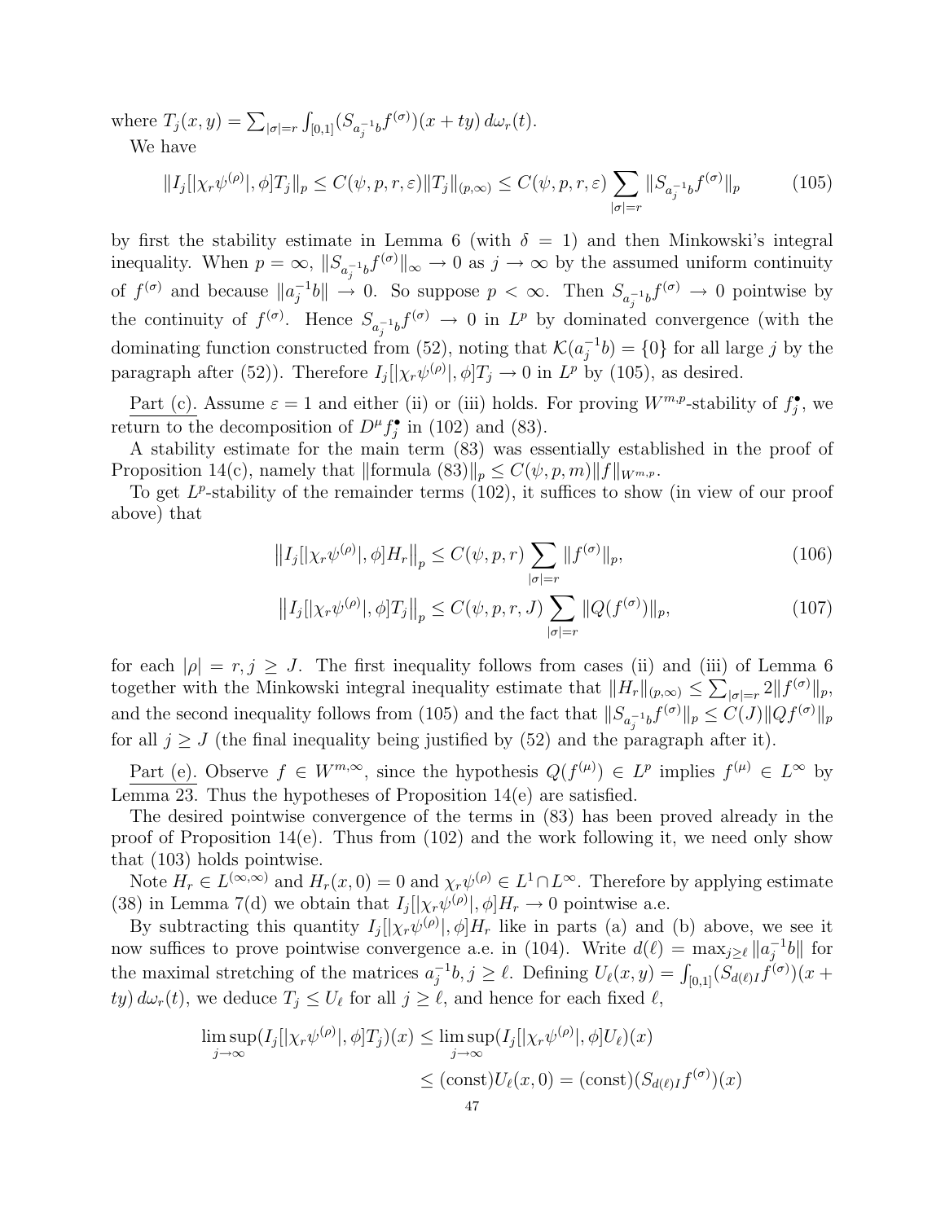where $T_j(x,y) = \sum_{|\sigma|=r} \int_{[0,1]} (S_{a_j^{-1}b} f^{(\sigma)})(x+ty)\, d\omega_r(t)$.

We have

$$\|I_j[|\chi_r \psi^{(\rho)}|, \phi] T_j\|_p \leq C(\psi, p, r, \varepsilon) \|T_j\|_{(p,\infty)} \leq C(\psi, p, r, \varepsilon) \sum_{|\sigma|=r} \|S_{a_j^{-1}b} f^{(\sigma)}\|_p \tag{105}$$

by first the stability estimate in Lemma 6 (with $\delta = 1$) and then Minkowski's integral inequality. When $p = \infty$, $\|S_{a_j^{-1}b} f^{(\sigma)}\|_\infty \to 0$ as $j \to \infty$ by the assumed uniform continuity of $f^{(\sigma)}$ and because $\|a_j^{-1}b\| \to 0$. So suppose $p < \infty$. Then $S_{a_j^{-1}b} f^{(\sigma)} \to 0$ pointwise by the continuity of $f^{(\sigma)}$. Hence $S_{a_j^{-1}b} f^{(\sigma)} \to 0$ in $L^p$ by dominated convergence (with the dominating function constructed from (52), noting that $\mathcal{K}(a_j^{-1}b) = \{0\}$ for all large $j$ by the paragraph after (52)). Therefore $I_j[|\chi_r \psi^{(\rho)}|, \phi] T_j \to 0$ in $L^p$ by (105), as desired.

Part (c). Assume $\varepsilon = 1$ and either (ii) or (iii) holds. For proving $W^{m,p}$-stability of $f_j^\bullet$, we return to the decomposition of $D^\mu f_j^\bullet$ in (102) and (83).

A stability estimate for the main term (83) was essentially established in the proof of Proposition 14(c), namely that $\|\text{formula (83)}\|_p \leq C(\psi, p, m) \|f\|_{W^{m,p}}$.

To get $L^p$-stability of the remainder terms (102), it suffices to show (in view of our proof above) that

$$\big\|I_j[|\chi_r \psi^{(\rho)}|, \phi] H_r\big\|_p \leq C(\psi, p, r) \sum_{|\sigma|=r} \|f^{(\sigma)}\|_p, \tag{106}$$

$$\big\|I_j[|\chi_r \psi^{(\rho)}|, \phi] T_j\big\|_p \leq C(\psi, p, r, J) \sum_{|\sigma|=r} \|Q(f^{(\sigma)})\|_p, \tag{107}$$

for each $|\rho| = r, j \geq J$. The first inequality follows from cases (ii) and (iii) of Lemma 6 together with the Minkowski integral inequality estimate that $\|H_r\|_{(p,\infty)} \leq \sum_{|\sigma|=r} 2\|f^{(\sigma)}\|_p$, and the second inequality follows from (105) and the fact that $\|S_{a_j^{-1}b} f^{(\sigma)}\|_p \leq C(J) \|Q f^{(\sigma)}\|_p$ for all $j \geq J$ (the final inequality being justified by (52) and the paragraph after it).

Part (e). Observe $f \in W^{m,\infty}$, since the hypothesis $Q(f^{(\mu)}) \in L^p$ implies $f^{(\mu)} \in L^\infty$ by Lemma 23. Thus the hypotheses of Proposition 14(e) are satisfied.

The desired pointwise convergence of the terms in (83) has been proved already in the proof of Proposition 14(e). Thus from (102) and the work following it, we need only show that (103) holds pointwise.

Note $H_r \in L^{(\infty,\infty)}$ and $H_r(x,0) = 0$ and $\chi_r \psi^{(\rho)} \in L^1 \cap L^\infty$. Therefore by applying estimate (38) in Lemma 7(d) we obtain that $I_j[|\chi_r \psi^{(\rho)}|, \phi] H_r \to 0$ pointwise a.e.

By subtracting this quantity $I_j[|\chi_r \psi^{(\rho)}|, \phi] H_r$ like in parts (a) and (b) above, we see it now suffices to prove pointwise convergence a.e. in (104). Write $d(\ell) = \max_{j \geq \ell} \|a_j^{-1}b\|$ for the maximal stretching of the matrices $a_j^{-1}b, j \geq \ell$. Defining $U_\ell(x,y) = \int_{[0,1]} (S_{d(\ell)I} f^{(\sigma)})(x + ty)\, d\omega_r(t)$, we deduce $T_j \leq U_\ell$ for all $j \geq \ell$, and hence for each fixed $\ell$,

$$\begin{aligned}
\limsup_{j \to \infty} (I_j[|\chi_r \psi^{(\rho)}|, \phi] T_j)(x) &\leq \limsup_{j \to \infty} (I_j[|\chi_r \psi^{(\rho)}|, \phi] U_\ell)(x) \\
&\leq (\text{const}) U_\ell(x, 0) = (\text{const})(S_{d(\ell)I} f^{(\sigma)})(x)
\end{aligned}$$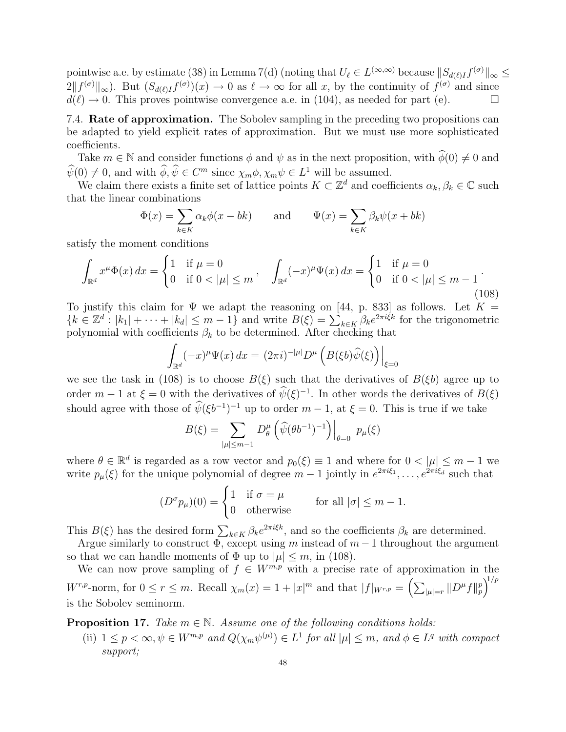pointwise a.e. by estimate (38) in Lemma 7(d) (noting that $U_\ell \in L^{(\infty,\infty)}$ because $\|S_{d(\ell)I} f^{(\sigma)}\|_\infty \leq 2\|f^{(\sigma)}\|_\infty$). But $(S_{d(\ell)I} f^{(\sigma)})(x) \to 0$ as $\ell \to \infty$ for all $x$, by the continuity of $f^{(\sigma)}$ and since $d(\ell) \to 0$. This proves pointwise convergence a.e. in (104), as needed for part (e). □

## 7.4. Rate of approximation.

The Sobolev sampling in the preceding two propositions can be adapted to yield explicit rates of approximation. But we must use more sophisticated coefficients.

Take $m \in \mathbb{N}$ and consider functions $\phi$ and $\psi$ as in the next proposition, with $\widehat{\phi}(0) \neq 0$ and $\widehat{\psi}(0) \neq 0$, and with $\widehat{\phi}, \widehat{\psi} \in C^m$ since $\chi_m \phi, \chi_m \psi \in L^1$ will be assumed.

We claim there exists a finite set of lattice points $K \subset \mathbb{Z}^d$ and coefficients $\alpha_k, \beta_k \in \mathbb{C}$ such that the linear combinations

$$\Phi(x) = \sum_{k \in K} \alpha_k \phi(x - bk) \qquad \text{and} \qquad \Psi(x) = \sum_{k \in K} \beta_k \psi(x + bk)$$

satisfy the moment conditions

$$\int_{\mathbb{R}^d} x^\mu \Phi(x)\, dx = \begin{cases} 1 & \text{if } \mu = 0 \\ 0 & \text{if } 0 < |\mu| \leq m \end{cases}, \quad \int_{\mathbb{R}^d} (-x)^\mu \Psi(x)\, dx = \begin{cases} 1 & \text{if } \mu = 0 \\ 0 & \text{if } 0 < |\mu| \leq m-1 \end{cases}. \tag{108}$$

To justify this claim for $\Psi$ we adapt the reasoning on [44, p. 833] as follows. Let $K = \{k \in \mathbb{Z}^d : |k_1| + \cdots + |k_d| \leq m-1\}$ and write $B(\xi) = \sum_{k \in K} \beta_k e^{2\pi i \xi k}$ for the trigonometric polynomial with coefficients $\beta_k$ to be determined. After checking that

$$\int_{\mathbb{R}^d} (-x)^\mu \Psi(x)\, dx = (2\pi i)^{-|\mu|} D^\mu \Big( B(\xi b) \widehat{\psi}(\xi) \Big)\Big|_{\xi=0}$$

we see the task in (108) is to choose $B(\xi)$ such that the derivatives of $B(\xi b)$ agree up to order $m-1$ at $\xi = 0$ with the derivatives of $\widehat{\psi}(\xi)^{-1}$. In other words the derivatives of $B(\xi)$ should agree with those of $\widehat{\psi}(\xi b^{-1})^{-1}$ up to order $m-1$, at $\xi = 0$. This is true if we take

$$B(\xi) = \sum_{|\mu| \leq m-1} D_\theta^\mu \Big( \widehat{\psi}(\theta b^{-1})^{-1} \Big)\Big|_{\theta=0} \; p_\mu(\xi)$$

where $\theta \in \mathbb{R}^d$ is regarded as a row vector and $p_0(\xi) \equiv 1$ and where for $0 < |\mu| \leq m-1$ we write $p_\mu(\xi)$ for the unique polynomial of degree $m-1$ jointly in $e^{2\pi i \xi_1}, \ldots, e^{2\pi i \xi_d}$ such that

$$(D^\sigma p_\mu)(0) = \begin{cases} 1 & \text{if } \sigma = \mu \\ 0 & \text{otherwise} \end{cases} \qquad \text{for all } |\sigma| \leq m-1.$$

This $B(\xi)$ has the desired form $\sum_{k \in K} \beta_k e^{2\pi i \xi k}$, and so the coefficients $\beta_k$ are determined.

Argue similarly to construct $\Phi$, except using $m$ instead of $m-1$ throughout the argument so that we can handle moments of $\Phi$ up to $|\mu| \leq m$, in (108).

We can now prove sampling of $f \in W^{m,p}$ with a precise rate of approximation in the $W^{r,p}$-norm, for $0 \leq r \leq m$. Recall $\chi_m(x) = 1 + |x|^m$ and that $|f|_{W^{r,p}} = \left( \sum_{|\mu|=r} \|D^\mu f\|_p^p \right)^{1/p}$ is the Sobolev seminorm.

**Proposition 17.** *Take $m \in \mathbb{N}$. Assume one of the following conditions holds:*

(ii) *$1 \leq p < \infty$, $\psi \in W^{m,p}$ and $Q(\chi_m \psi^{(\mu)}) \in L^1$ for all $|\mu| \leq m$, and $\phi \in L^q$ with compact support;*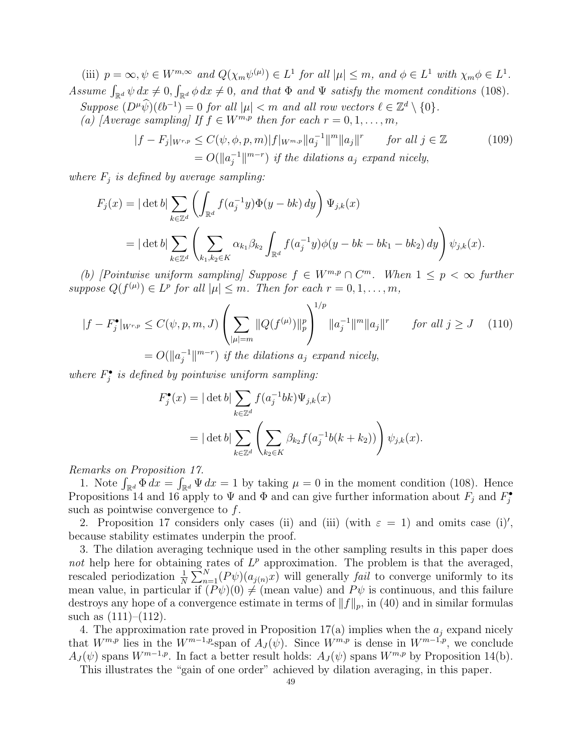(iii) $p = \infty, \psi \in W^{m,\infty}$ *and* $Q(\chi_m \psi^{(\mu)}) \in L^1$ *for all* $|\mu| \le m$, *and* $\phi \in L^1$ *with* $\chi_m \phi \in L^1$. *Assume* $\int_{\mathbb{R}^d} \psi \, dx \neq 0, \int_{\mathbb{R}^d} \phi \, dx \neq 0$, *and that* $\Phi$ *and* $\Psi$ *satisfy the moment conditions* (108).

*Suppose* $(D^\mu \widehat{\psi})(\ell b^{-1}) = 0$ *for all* $|\mu| < m$ *and all row vectors* $\ell \in \mathbb{Z}^d \setminus \{0\}$.

*(a) [Average sampling] If* $f \in W^{m,p}$ *then for each* $r = 0, 1, \dots, m$,

$$
\begin{aligned}
|f - F_j|_{W^{r,p}} &\le C(\psi, \phi, p, m) |f|_{W^{m,p}} \|a_j^{-1}\|^m \|a_j\|^r \qquad \text{for all } j \in \mathbb{Z} \qquad (109) \\
&= O(\|a_j^{-1}\|^{m-r}) \text{ if the dilations } a_j \text{ expand nicely,}
\end{aligned}
$$

*where* $F_j$ *is defined by average sampling:*

$$
\begin{aligned}
F_j(x) &= |\det b| \sum_{k \in \mathbb{Z}^d} \left( \int_{\mathbb{R}^d} f(a_j^{-1} y) \Phi(y - bk) \, dy \right) \Psi_{j,k}(x) \\
&= |\det b| \sum_{k \in \mathbb{Z}^d} \left( \sum_{k_1, k_2 \in K} \alpha_{k_1} \beta_{k_2} \int_{\mathbb{R}^d} f(a_j^{-1} y) \phi(y - bk - bk_1 - bk_2) \, dy \right) \psi_{j,k}(x).
\end{aligned}
$$

*(b) [Pointwise uniform sampling] Suppose* $f \in W^{m,p} \cap C^m$. *When* $1 \le p < \infty$ *further suppose* $Q(f^{(\mu)}) \in L^p$ *for all* $|\mu| \le m$. *Then for each* $r = 0, 1, \dots, m$,

$$
\begin{aligned}
|f - F_j^\bullet|_{W^{r,p}} &\le C(\psi, p, m, J) \left( \sum_{|\mu| = m} \|Q(f^{(\mu)})\|_p^p \right)^{1/p} \|a_j^{-1}\|^m \|a_j\|^r \qquad \text{for all } j \ge J \qquad (110) \\
&= O(\|a_j^{-1}\|^{m-r}) \text{ if the dilations } a_j \text{ expand nicely,}
\end{aligned}
$$

*where* $F_j^\bullet$ *is defined by pointwise uniform sampling:*

$$
\begin{aligned}
F_j^\bullet(x) &= |\det b| \sum_{k \in \mathbb{Z}^d} f(a_j^{-1} bk) \Psi_{j,k}(x) \\
&= |\det b| \sum_{k \in \mathbb{Z}^d} \left( \sum_{k_2 \in K} \beta_{k_2} f(a_j^{-1} b(k + k_2)) \right) \psi_{j,k}(x).
\end{aligned}
$$

*Remarks on Proposition 17.*

1. Note $\int_{\mathbb{R}^d} \Phi \, dx = \int_{\mathbb{R}^d} \Psi \, dx = 1$ by taking $\mu = 0$ in the moment condition (108). Hence Propositions 14 and 16 apply to $\Psi$ and $\Phi$ and can give further information about $F_j$ and $F_j^\bullet$ such as pointwise convergence to $f$.

2. Proposition 17 considers only cases (ii) and (iii) (with $\varepsilon = 1$) and omits case (i)′, because stability estimates underpin the proof.

3. The dilation averaging technique used in the other sampling results in this paper does *not* help here for obtaining rates of $L^p$ approximation. The problem is that the averaged, rescaled periodization $\frac{1}{N} \sum_{n=1}^{N} (P\psi)(a_{j(n)} x)$ will generally *fail* to converge uniformly to its mean value, in particular if $(P\psi)(0) \neq$ (mean value) and $P\psi$ is continuous, and this failure destroys any hope of a convergence estimate in terms of $\|f\|_p$, in (40) and in similar formulas such as (111)–(112).

4. The approximation rate proved in Proposition 17(a) implies when the $a_j$ expand nicely that $W^{m,p}$ lies in the $W^{m-1,p}$-span of $A_J(\psi)$. Since $W^{m,p}$ is dense in $W^{m-1,p}$, we conclude $A_J(\psi)$ spans $W^{m-1,p}$. In fact a better result holds: $A_J(\psi)$ spans $W^{m,p}$ by Proposition 14(b).

This illustrates the "gain of one order" achieved by dilation averaging, in this paper.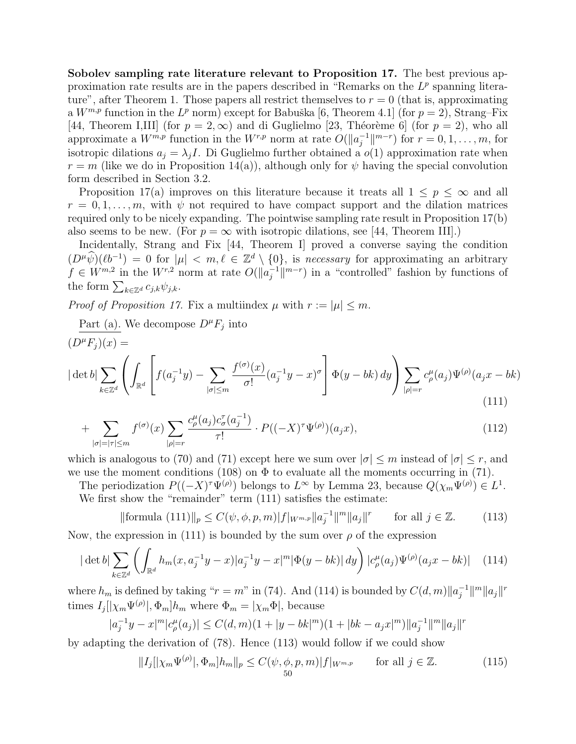**Sobolev sampling rate literature relevant to Proposition 17.** The best previous approximation rate results are in the papers described in "Remarks on the $L^p$ spanning literature", after Theorem 1. Those papers all restrict themselves to $r = 0$ (that is, approximating a $W^{m,p}$ function in the $L^p$ norm) except for Babuška [6, Theorem 4.1] (for $p = 2$), Strang–Fix [44, Theorem I,III] (for $p = 2, \infty$) and di Guglielmo [23, Théorème 6] (for $p = 2$), who all approximate a $W^{m,p}$ function in the $W^{r,p}$ norm at rate $O(\|a_j^{-1}\|^{m-r})$ for $r = 0, 1, \ldots, m$, for isotropic dilations $a_j = \lambda_j I$. Di Guglielmo further obtained a $o(1)$ approximation rate when $r = m$ (like we do in Proposition 14(a)), although only for $\psi$ having the special convolution form described in Section 3.2.

Proposition 17(a) improves on this literature because it treats all $1 \le p \le \infty$ and all $r = 0, 1, \ldots, m$, with $\psi$ not required to have compact support and the dilation matrices required only to be nicely expanding. The pointwise sampling rate result in Proposition 17(b) also seems to be new. (For $p = \infty$ with isotropic dilations, see [44, Theorem III].)

Incidentally, Strang and Fix [44, Theorem I] proved a converse saying the condition $(D^\mu \widehat{\psi})(\ell b^{-1}) = 0$ for $|\mu| < m, \ell \in \mathbb{Z}^d \setminus \{0\}$, is *necessary* for approximating an arbitrary $f \in W^{m,2}$ in the $W^{r,2}$ norm at rate $O(\|a_j^{-1}\|^{m-r})$ in a "controlled" fashion by functions of the form $\sum_{k \in \mathbb{Z}^d} c_{j,k} \psi_{j,k}$.

*Proof of Proposition 17.* Fix a multiindex $\mu$ with $r := |\mu| \le m$.

Part (a). We decompose $D^\mu F_j$ into

$$
(D^\mu F_j)(x) =
$$

$$
|\det b| \sum_{k \in \mathbb{Z}^d} \left( \int_{\mathbb{R}^d} \left[ f(a_j^{-1} y) - \sum_{|\sigma| \le m} \frac{f^{(\sigma)}(x)}{\sigma!} (a_j^{-1} y - x)^\sigma \right] \Phi(y - bk) \, dy \right) \sum_{|\rho| = r} c_\rho^\mu(a_j) \Psi^{(\rho)}(a_j x - bk) \tag{111}
$$

$$
+ \sum_{|\sigma| = |\tau| \le m} f^{(\sigma)}(x) \sum_{|\rho| = r} \frac{c_\rho^\mu(a_j) c_\sigma^\tau(a_j^{-1})}{\tau!} \cdot P((-X)^\tau \Psi^{(\rho)})(a_j x), \tag{112}
$$

which is analogous to (70) and (71) except here we sum over $|\sigma| \le m$ instead of $|\sigma| \le r$, and we use the moment conditions (108) on $\Phi$ to evaluate all the moments occurring in (71).

The periodization $P((-X)^\tau \Psi^{(\rho)})$ belongs to $L^\infty$ by Lemma 23, because $Q(\chi_m \Psi^{(\rho)}) \in L^1$.

We first show the "remainder" term (111) satisfies the estimate:

$$
\|\text{formula (111)}\|_p \le C(\psi, \phi, p, m) |f|_{W^{m,p}} \|a_j^{-1}\|^m \|a_j\|^r \qquad \text{for all } j \in \mathbb{Z}. \tag{113}
$$

Now, the expression in (111) is bounded by the sum over $\rho$ of the expression

$$
|\det b| \sum_{k \in \mathbb{Z}^d} \left( \int_{\mathbb{R}^d} h_m(x, a_j^{-1} y - x) |a_j^{-1} y - x|^m |\Phi(y - bk)| \, dy \right) |c_\rho^\mu(a_j) \Psi^{(\rho)}(a_j x - bk)| \tag{114}
$$

where $h_m$ is defined by taking "$r = m$" in (74). And (114) is bounded by $C(d, m) \|a_j^{-1}\|^m \|a_j\|^r$ times $I_j[|\chi_m \Psi^{(\rho)}|, \Phi_m] h_m$ where $\Phi_m = |\chi_m \Phi|$, because

$$
|a_j^{-1} y - x|^m |c_\rho^\mu(a_j)| \le C(d, m)(1 + |y - bk|^m)(1 + |bk - a_j x|^m) \|a_j^{-1}\|^m \|a_j\|^r
$$

by adapting the derivation of (78). Hence (113) would follow if we could show

$$
\|I_j[|\chi_m \Psi^{(\rho)}|, \Phi_m] h_m\|_p \le C(\psi, \phi, p, m) |f|_{W^{m,p}} \qquad \text{for all } j \in \mathbb{Z}. \tag{115}
$$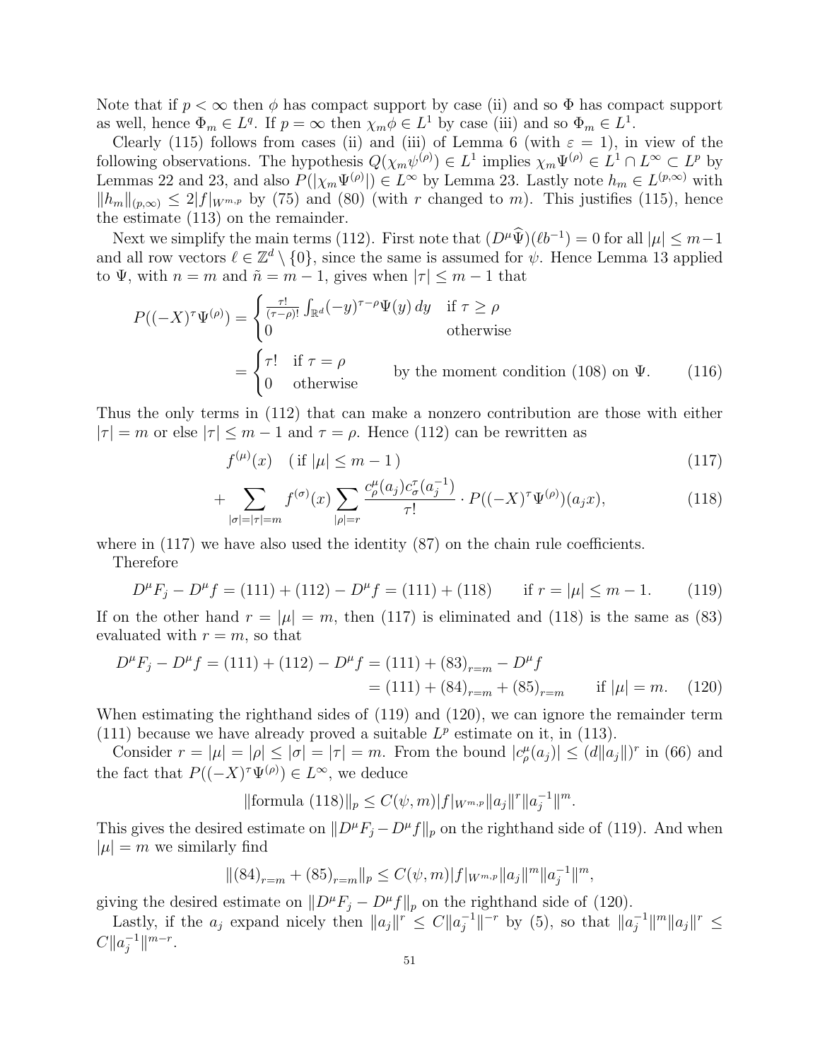Note that if $p < \infty$ then $\phi$ has compact support by case (ii) and so $\Phi$ has compact support as well, hence $\Phi_m \in L^q$. If $p = \infty$ then $\chi_m \phi \in L^1$ by case (iii) and so $\Phi_m \in L^1$.

Clearly (115) follows from cases (ii) and (iii) of Lemma 6 (with $\varepsilon = 1$), in view of the following observations. The hypothesis $Q(\chi_m \psi^{(\rho)}) \in L^1$ implies $\chi_m \Psi^{(\rho)} \in L^1 \cap L^\infty \subset L^p$ by Lemmas 22 and 23, and also $P(|\chi_m \Psi^{(\rho)}|) \in L^\infty$ by Lemma 23. Lastly note $h_m \in L^{(p,\infty)}$ with $\|h_m\|_{(p,\infty)} \leq 2|f|_{W^{m,p}}$ by (75) and (80) (with $r$ changed to $m$). This justifies (115), hence the estimate (113) on the remainder.

Next we simplify the main terms (112). First note that $(D^\mu \widehat{\Psi})(\ell b^{-1}) = 0$ for all $|\mu| \leq m-1$ and all row vectors $\ell \in \mathbb{Z}^d \setminus \{0\}$, since the same is assumed for $\psi$. Hence Lemma 13 applied to $\Psi$, with $n = m$ and $\tilde{n} = m-1$, gives when $|\tau| \leq m-1$ that

$$
\begin{aligned}
P((-X)^\tau \Psi^{(\rho)}) &= \begin{cases} \frac{\tau!}{(\tau-\rho)!} \int_{\mathbb{R}^d} (-y)^{\tau-\rho} \Psi(y)\, dy & \text{if } \tau \geq \rho \\ 0 & \text{otherwise} \end{cases} \\
&= \begin{cases} \tau! & \text{if } \tau = \rho \\ 0 & \text{otherwise} \end{cases} \qquad \text{by the moment condition (108) on } \Psi. \qquad (116)
\end{aligned}
$$

Thus the only terms in (112) that can make a nonzero contribution are those with either $|\tau| = m$ or else $|\tau| \leq m-1$ and $\tau = \rho$. Hence (112) can be rewritten as

$$
f^{(\mu)}(x) \quad (\text{ if } |\mu| \leq m-1\,) \tag{117}
$$

$$
+ \sum_{|\sigma|=|\tau|=m} f^{(\sigma)}(x) \sum_{|\rho|=r} \frac{c^\mu_\rho(a_j) c^\tau_\sigma(a_j^{-1})}{\tau!} \cdot P((-X)^\tau \Psi^{(\rho)})(a_j x), \tag{118}
$$

where in (117) we have also used the identity (87) on the chain rule coefficients.

Therefore

$$
D^\mu F_j - D^\mu f = (111) + (112) - D^\mu f = (111) + (118) \qquad \text{if } r = |\mu| \leq m-1. \tag{119}
$$

If on the other hand $r = |\mu| = m$, then (117) is eliminated and (118) is the same as (83) evaluated with $r = m$, so that

$$
\begin{aligned}
D^\mu F_j - D^\mu f = (111) + (112) - D^\mu f &= (111) + (83)_{r=m} - D^\mu f \\
&= (111) + (84)_{r=m} + (85)_{r=m} \qquad \text{if } |\mu| = m. \qquad (120)
\end{aligned}
$$

When estimating the righthand sides of (119) and (120), we can ignore the remainder term (111) because we have already proved a suitable $L^p$ estimate on it, in (113).

Consider $r = |\mu| = |\rho| \leq |\sigma| = |\tau| = m$. From the bound $|c^\mu_\rho(a_j)| \leq (d\|a_j\|)^r$ in (66) and the fact that $P((-X)^\tau \Psi^{(\rho)}) \in L^\infty$, we deduce

$$
\|\text{formula (118)}\|_p \leq C(\psi, m) |f|_{W^{m,p}} \|a_j\|^r \|a_j^{-1}\|^m.
$$

This gives the desired estimate on $\|D^\mu F_j - D^\mu f\|_p$ on the righthand side of (119). And when $|\mu| = m$ we similarly find

$$
\|(84)_{r=m} + (85)_{r=m}\|_p \leq C(\psi, m) |f|_{W^{m,p}} \|a_j\|^m \|a_j^{-1}\|^m,
$$

giving the desired estimate on $\|D^\mu F_j - D^\mu f\|_p$ on the righthand side of (120).

Lastly, if the $a_j$ expand nicely then $\|a_j\|^r \leq C\|a_j^{-1}\|^{-r}$ by (5), so that $\|a_j^{-1}\|^m \|a_j\|^r \leq C\|a_j^{-1}\|^{m-r}$.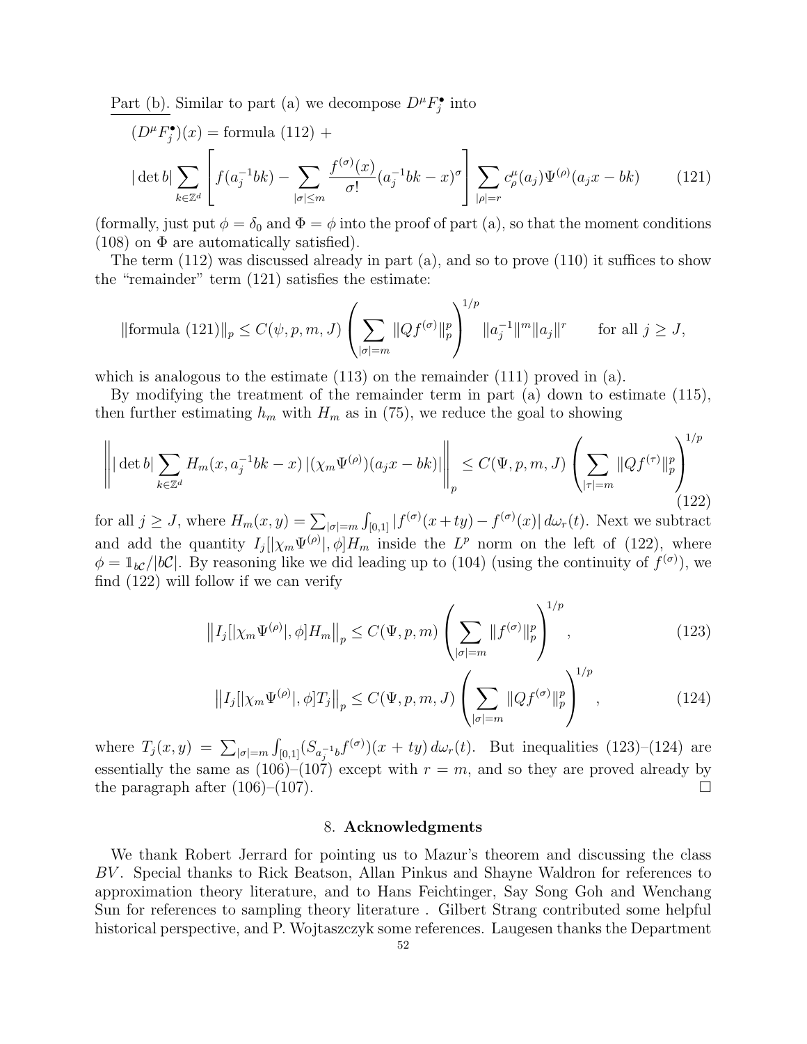<u>Part (b).</u> Similar to part (a) we decompose $D^\mu F_j^\bullet$ into

$$(D^\mu F_j^\bullet)(x) = \text{formula (112)} +$$

$$|\det b| \sum_{k\in\mathbb{Z}^d} \left[ f(a_j^{-1}bk) - \sum_{|\sigma|\le m} \frac{f^{(\sigma)}(x)}{\sigma!}(a_j^{-1}bk - x)^\sigma \right] \sum_{|\rho|=r} c_\rho^\mu(a_j)\Psi^{(\rho)}(a_j x - bk) \tag{121}$$

(formally, just put $\phi = \delta_0$ and $\Phi = \phi$ into the proof of part (a), so that the moment conditions (108) on $\Phi$ are automatically satisfied).

The term (112) was discussed already in part (a), and so to prove (110) it suffices to show the "remainder" term (121) satisfies the estimate:

$$\|\text{formula (121)}\|_p \le C(\psi, p, m, J) \left( \sum_{|\sigma|=m} \|Qf^{(\sigma)}\|_p^p \right)^{1/p} \|a_j^{-1}\|^m \|a_j\|^r \qquad \text{for all } j \ge J,$$

which is analogous to the estimate (113) on the remainder (111) proved in (a).

By modifying the treatment of the remainder term in part (a) down to estimate (115), then further estimating $h_m$ with $H_m$ as in (75), we reduce the goal to showing

$$\left\| |\det b| \sum_{k\in\mathbb{Z}^d} H_m(x, a_j^{-1}bk - x)\, |(\chi_m \Psi^{(\rho)})(a_j x - bk)| \right\|_p \le C(\Psi, p, m, J) \left( \sum_{|\tau|=m} \|Qf^{(\tau)}\|_p^p \right)^{1/p} \tag{122}$$

for all $j \ge J$, where $H_m(x, y) = \sum_{|\sigma|=m} \int_{[0,1]} |f^{(\sigma)}(x + ty) - f^{(\sigma)}(x)|\, d\omega_r(t)$. Next we subtract and add the quantity $I_j[|\chi_m \Psi^{(\rho)}|, \phi] H_m$ inside the $L^p$ norm on the left of (122), where $\phi = \mathbb{1}_{b\mathcal{C}}/|b\mathcal{C}|$. By reasoning like we did leading up to (104) (using the continuity of $f^{(\sigma)}$), we find (122) will follow if we can verify

$$\left\| I_j[|\chi_m \Psi^{(\rho)}|, \phi] H_m \right\|_p \le C(\Psi, p, m) \left( \sum_{|\sigma|=m} \|f^{(\sigma)}\|_p^p \right)^{1/p}, \tag{123}$$

$$\left\| I_j[|\chi_m \Psi^{(\rho)}|, \phi] T_j \right\|_p \le C(\Psi, p, m, J) \left( \sum_{|\sigma|=m} \|Qf^{(\sigma)}\|_p^p \right)^{1/p}, \tag{124}$$

where $T_j(x, y) = \sum_{|\sigma|=m} \int_{[0,1]} (S_{a_j^{-1}b} f^{(\sigma)})(x + ty)\, d\omega_r(t)$. But inequalities (123)–(124) are essentially the same as (106)–(107) except with $r = m$, and so they are proved already by the paragraph after (106)–(107). $\square$

## 8. **Acknowledgments**

We thank Robert Jerrard for pointing us to Mazur's theorem and discussing the class $BV$. Special thanks to Rick Beatson, Allan Pinkus and Shayne Waldron for references to approximation theory literature, and to Hans Feichtinger, Say Song Goh and Wenchang Sun for references to sampling theory literature . Gilbert Strang contributed some helpful historical perspective, and P. Wojtaszczyk some references. Laugesen thanks the Department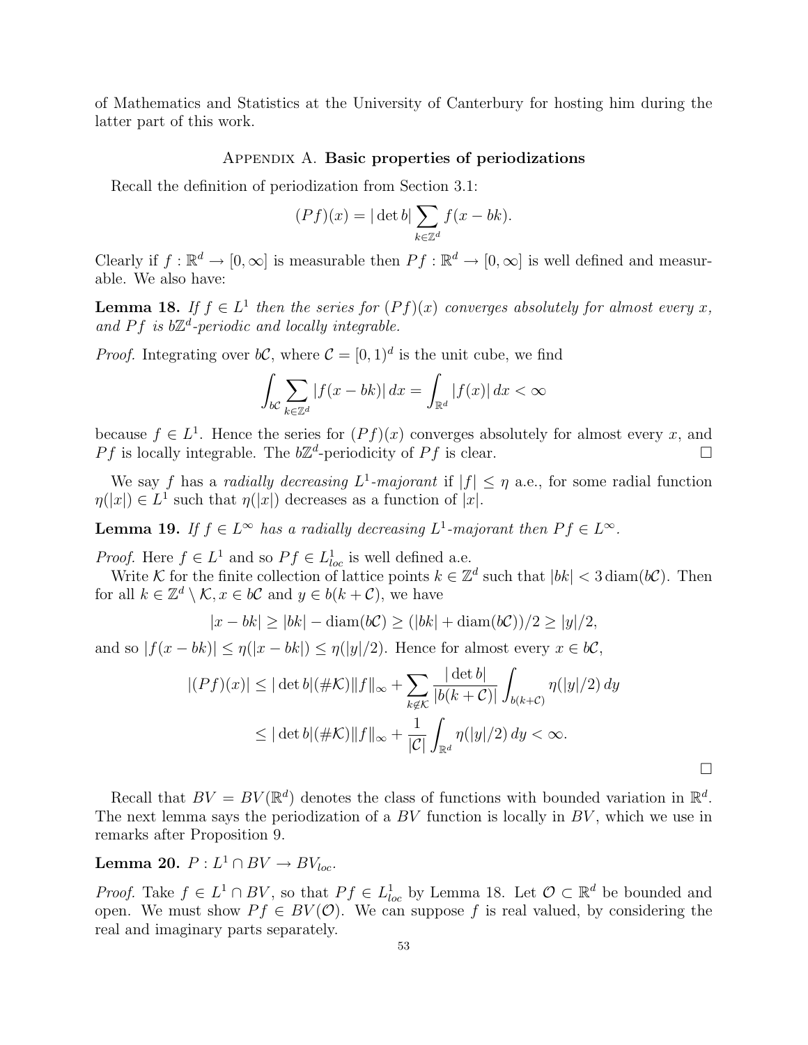of Mathematics and Statistics at the University of Canterbury for hosting him during the latter part of this work.

## Appendix A. Basic properties of periodizations

Recall the definition of periodization from Section 3.1:

$$(Pf)(x) = |\det b| \sum_{k \in \mathbb{Z}^d} f(x - bk).$$

Clearly if $f : \mathbb{R}^d \to [0, \infty]$ is measurable then $Pf : \mathbb{R}^d \to [0, \infty]$ is well defined and measurable. We also have:

**Lemma 18.** *If $f \in L^1$ then the series for $(Pf)(x)$ converges absolutely for almost every $x$, and $Pf$ is $b\mathbb{Z}^d$-periodic and locally integrable.*

*Proof.* Integrating over $b\mathcal{C}$, where $\mathcal{C} = [0, 1)^d$ is the unit cube, we find

$$\int_{b\mathcal{C}} \sum_{k \in \mathbb{Z}^d} |f(x - bk)| \, dx = \int_{\mathbb{R}^d} |f(x)| \, dx < \infty$$

because $f \in L^1$. Hence the series for $(Pf)(x)$ converges absolutely for almost every $x$, and $Pf$ is locally integrable. The $b\mathbb{Z}^d$-periodicity of $Pf$ is clear. $\square$

We say $f$ has a *radially decreasing $L^1$-majorant* if $|f| \leq \eta$ a.e., for some radial function $\eta(|x|) \in L^1$ such that $\eta(|x|)$ decreases as a function of $|x|$.

**Lemma 19.** *If $f \in L^\infty$ has a radially decreasing $L^1$-majorant then $Pf \in L^\infty$.*

*Proof.* Here $f \in L^1$ and so $Pf \in L^1_{loc}$ is well defined a.e.

Write $\mathcal{K}$ for the finite collection of lattice points $k \in \mathbb{Z}^d$ such that $|bk| < 3 \operatorname{diam}(b\mathcal{C})$. Then for all $k \in \mathbb{Z}^d \setminus \mathcal{K}$, $x \in b\mathcal{C}$ and $y \in b(k + \mathcal{C})$, we have

$$|x - bk| \geq |bk| - \operatorname{diam}(b\mathcal{C}) \geq (|bk| + \operatorname{diam}(b\mathcal{C}))/2 \geq |y|/2,$$

and so $|f(x - bk)| \leq \eta(|x - bk|) \leq \eta(|y|/2)$. Hence for almost every $x \in b\mathcal{C}$,

$$\begin{aligned}
|(Pf)(x)| &\leq |\det b| (\#\mathcal{K}) \|f\|_\infty + \sum_{k \notin \mathcal{K}} \frac{|\det b|}{|b(k + \mathcal{C})|} \int_{b(k+\mathcal{C})} \eta(|y|/2) \, dy \\
&\leq |\det b| (\#\mathcal{K}) \|f\|_\infty + \frac{1}{|\mathcal{C}|} \int_{\mathbb{R}^d} \eta(|y|/2) \, dy < \infty.
\end{aligned}$$

$\square$

Recall that $BV = BV(\mathbb{R}^d)$ denotes the class of functions with bounded variation in $\mathbb{R}^d$. The next lemma says the periodization of a $BV$ function is locally in $BV$, which we use in remarks after Proposition 9.

**Lemma 20.** $P : L^1 \cap BV \to BV_{loc}$.

*Proof.* Take $f \in L^1 \cap BV$, so that $Pf \in L^1_{loc}$ by Lemma 18. Let $\mathcal{O} \subset \mathbb{R}^d$ be bounded and open. We must show $Pf \in BV(\mathcal{O})$. We can suppose $f$ is real valued, by considering the real and imaginary parts separately.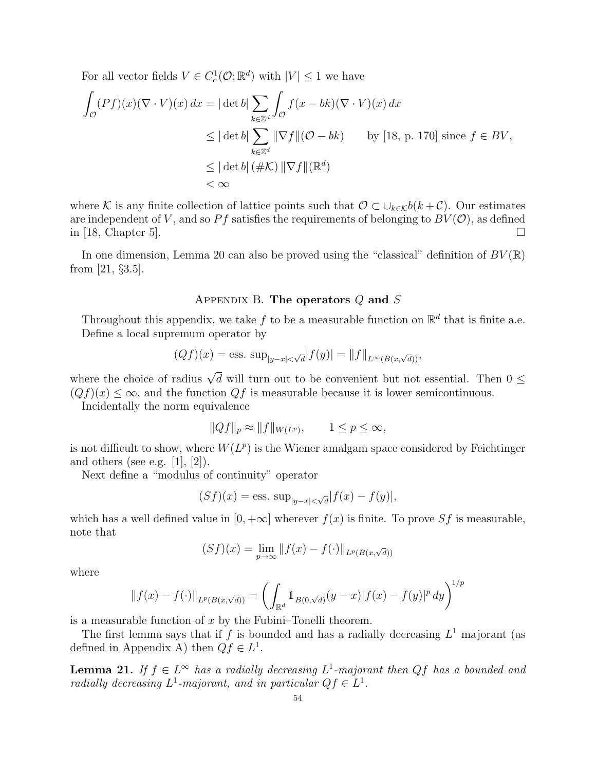For all vector fields $V \in C_c^1(\mathcal{O}; \mathbb{R}^d)$ with $|V| \leq 1$ we have

$$
\begin{aligned}
\int_{\mathcal{O}} (Pf)(x)(\nabla \cdot V)(x)\, dx &= |\det b| \sum_{k \in \mathbb{Z}^d} \int_{\mathcal{O}} f(x - bk)(\nabla \cdot V)(x)\, dx \\
&\leq |\det b| \sum_{k \in \mathbb{Z}^d} \|\nabla f\|(\mathcal{O} - bk) \qquad \text{by [18, p. 170] since } f \in BV, \\
&\leq |\det b|\, (\#\mathcal{K})\, \|\nabla f\|(\mathbb{R}^d) \\
&< \infty
\end{aligned}
$$

where $\mathcal{K}$ is any finite collection of lattice points such that $\mathcal{O} \subset \cup_{k \in \mathcal{K}} b(k + \mathcal{C})$. Our estimates are independent of $V$, and so $Pf$ satisfies the requirements of belonging to $BV(\mathcal{O})$, as defined in [18, Chapter 5]. $\square$

In one dimension, Lemma 20 can also be proved using the "classical" definition of $BV(\mathbb{R})$ from [21, §3.5].

## Appendix B. The operators $Q$ and $S$

Throughout this appendix, we take $f$ to be a measurable function on $\mathbb{R}^d$ that is finite a.e. Define a local supremum operator by

$$
(Qf)(x) = \text{ess. sup}_{|y-x|<\sqrt{d}} |f(y)| = \|f\|_{L^\infty(B(x,\sqrt{d}))},
$$

where the choice of radius $\sqrt{d}$ will turn out to be convenient but not essential. Then $0 \leq (Qf)(x) \leq \infty$, and the function $Qf$ is measurable because it is lower semicontinuous.

Incidentally the norm equivalence

$$
\|Qf\|_p \approx \|f\|_{W(L^p)}, \qquad 1 \leq p \leq \infty,
$$

is not difficult to show, where $W(L^p)$ is the Wiener amalgam space considered by Feichtinger and others (see e.g. [1], [2]).

Next define a "modulus of continuity" operator

$$
(Sf)(x) = \text{ess. sup}_{|y-x|<\sqrt{d}} |f(x) - f(y)|,
$$

which has a well defined value in $[0, +\infty]$ wherever $f(x)$ is finite. To prove $Sf$ is measurable, note that

$$
(Sf)(x) = \lim_{p \to \infty} \|f(x) - f(\cdot)\|_{L^p(B(x,\sqrt{d}))}
$$

where

$$
\|f(x) - f(\cdot)\|_{L^p(B(x,\sqrt{d}))} = \left( \int_{\mathbb{R}^d} \mathbb{1}_{B(0,\sqrt{d})}(y - x) |f(x) - f(y)|^p\, dy \right)^{1/p}
$$

is a measurable function of $x$ by the Fubini–Tonelli theorem.

The first lemma says that if $f$ is bounded and has a radially decreasing $L^1$ majorant (as defined in Appendix A) then $Qf \in L^1$.

**Lemma 21.** *If $f \in L^\infty$ has a radially decreasing $L^1$-majorant then $Qf$ has a bounded and radially decreasing $L^1$-majorant, and in particular $Qf \in L^1$.*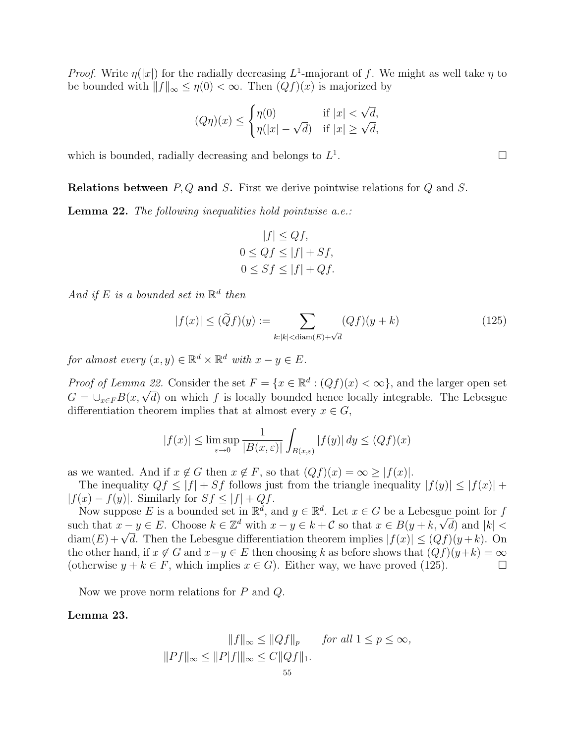*Proof.* Write $\eta(|x|)$ for the radially decreasing $L^1$-majorant of $f$. We might as well take $\eta$ to be bounded with $\|f\|_\infty \le \eta(0) < \infty$. Then $(Qf)(x)$ is majorized by

$$(Q\eta)(x) \le \begin{cases} \eta(0) & \text{if } |x| < \sqrt{d}, \\ \eta(|x| - \sqrt{d}) & \text{if } |x| \ge \sqrt{d}, \end{cases}$$

which is bounded, radially decreasing and belongs to $L^1$. □

**Relations between $P, Q$ and $S$.** First we derive pointwise relations for $Q$ and $S$.

**Lemma 22.** *The following inequalities hold pointwise a.e.:*

$$|f| \le Qf,$$
$$0 \le Qf \le |f| + Sf,$$
$$0 \le Sf \le |f| + Qf.$$

*And if $E$ is a bounded set in $\mathbb{R}^d$ then*

$$|f(x)| \le (\widetilde{Q}f)(y) := \sum_{k : |k| < \operatorname{diam}(E) + \sqrt{d}} (Qf)(y+k) \tag{125}$$

*for almost every $(x, y) \in \mathbb{R}^d \times \mathbb{R}^d$ with $x - y \in E$.*

*Proof of Lemma 22.* Consider the set $F = \{x \in \mathbb{R}^d : (Qf)(x) < \infty\}$, and the larger open set $G = \cup_{x \in F} B(x, \sqrt{d})$ on which $f$ is locally bounded hence locally integrable. The Lebesgue differentiation theorem implies that at almost every $x \in G$,

$$|f(x)| \le \limsup_{\varepsilon \to 0} \frac{1}{|B(x, \varepsilon)|} \int_{B(x,\varepsilon)} |f(y)| \, dy \le (Qf)(x)$$

as we wanted. And if $x \notin G$ then $x \notin F$, so that $(Qf)(x) = \infty \ge |f(x)|$.

The inequality $Qf \le |f| + Sf$ follows just from the triangle inequality $|f(y)| \le |f(x)| + |f(x) - f(y)|$. Similarly for $Sf \le |f| + Qf$.

Now suppose $E$ is a bounded set in $\mathbb{R}^d$, and $y \in \mathbb{R}^d$. Let $x \in G$ be a Lebesgue point for $f$ such that $x - y \in E$. Choose $k \in \mathbb{Z}^d$ with $x - y \in k + \mathcal{C}$ so that $x \in B(y + k, \sqrt{d})$ and $|k| < \operatorname{diam}(E) + \sqrt{d}$. Then the Lebesgue differentiation theorem implies $|f(x)| \le (Qf)(y+k)$. On the other hand, if $x \notin G$ and $x - y \in E$ then choosing $k$ as before shows that $(Qf)(y+k) = \infty$ (otherwise $y + k \in F$, which implies $x \in G$). Either way, we have proved (125). □

Now we prove norm relations for $P$ and $Q$.

**Lemma 23.**

$$\|f\|_\infty \le \|Qf\|_p \qquad \text{for all } 1 \le p \le \infty,$$
$$\|Pf\|_\infty \le \|P|f|\|_\infty \le C\|Qf\|_1.$$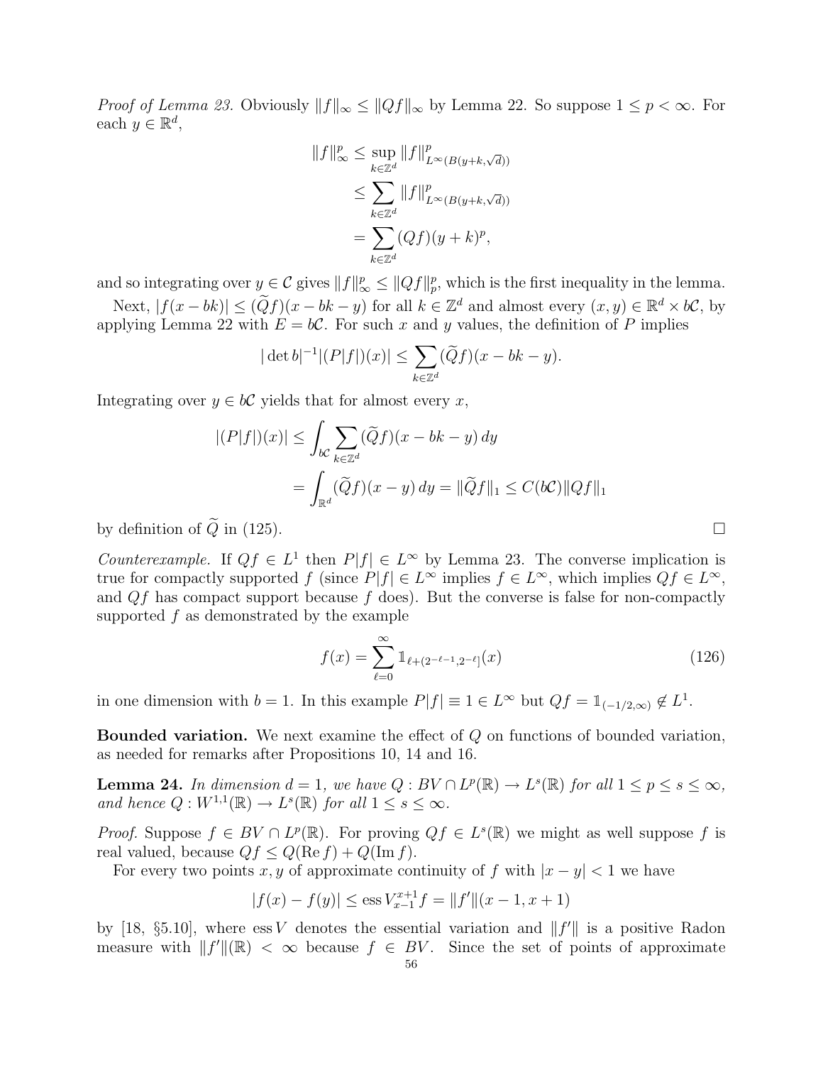*Proof of Lemma 23.* Obviously $\|f\|_\infty \leq \|Qf\|_\infty$ by Lemma 22. So suppose $1 \leq p < \infty$. For each $y \in \mathbb{R}^d$,

$$
\begin{aligned}
\|f\|_\infty^p &\leq \sup_{k \in \mathbb{Z}^d} \|f\|^p_{L^\infty(B(y+k,\sqrt{d}))} \\
&\leq \sum_{k \in \mathbb{Z}^d} \|f\|^p_{L^\infty(B(y+k,\sqrt{d}))} \\
&= \sum_{k \in \mathbb{Z}^d} (Qf)(y+k)^p,
\end{aligned}
$$

and so integrating over $y \in \mathcal{C}$ gives $\|f\|_\infty^p \leq \|Qf\|_p^p$, which is the first inequality in the lemma.

Next, $|f(x-bk)| \leq (\widetilde{Q}f)(x-bk-y)$ for all $k \in \mathbb{Z}^d$ and almost every $(x,y) \in \mathbb{R}^d \times b\mathcal{C}$, by applying Lemma 22 with $E = b\mathcal{C}$. For such $x$ and $y$ values, the definition of $P$ implies

$$
|\det b|^{-1} |(P|f|)(x)| \leq \sum_{k \in \mathbb{Z}^d} (\widetilde{Q}f)(x-bk-y).
$$

Integrating over $y \in b\mathcal{C}$ yields that for almost every $x$,

$$
\begin{aligned}
|(P|f|)(x)| &\leq \int_{b\mathcal{C}} \sum_{k \in \mathbb{Z}^d} (\widetilde{Q}f)(x-bk-y)\, dy \\
&= \int_{\mathbb{R}^d} (\widetilde{Q}f)(x-y)\, dy = \|\widetilde{Q}f\|_1 \leq C(b\mathcal{C}) \|Qf\|_1
\end{aligned}
$$

by definition of $\widetilde{Q}$ in (125). $\square$

*Counterexample.* If $Qf \in L^1$ then $P|f| \in L^\infty$ by Lemma 23. The converse implication is true for compactly supported $f$ (since $P|f| \in L^\infty$ implies $f \in L^\infty$, which implies $Qf \in L^\infty$, and $Qf$ has compact support because $f$ does). But the converse is false for non-compactly supported $f$ as demonstrated by the example

$$
f(x) = \sum_{\ell=0}^\infty \mathbb{1}_{\ell + (2^{-\ell-1}, 2^{-\ell}]}(x) \tag{126}
$$

in one dimension with $b = 1$. In this example $P|f| \equiv 1 \in L^\infty$ but $Qf = \mathbb{1}_{(-1/2,\infty)} \notin L^1$.

**Bounded variation.** We next examine the effect of $Q$ on functions of bounded variation, as needed for remarks after Propositions 10, 14 and 16.

**Lemma 24.** *In dimension $d = 1$, we have $Q : BV \cap L^p(\mathbb{R}) \to L^s(\mathbb{R})$ for all $1 \leq p \leq s \leq \infty$, and hence $Q : W^{1,1}(\mathbb{R}) \to L^s(\mathbb{R})$ for all $1 \leq s \leq \infty$.*

*Proof.* Suppose $f \in BV \cap L^p(\mathbb{R})$. For proving $Qf \in L^s(\mathbb{R})$ we might as well suppose $f$ is real valued, because $Qf \leq Q(\operatorname{Re} f) + Q(\operatorname{Im} f)$.

For every two points $x, y$ of approximate continuity of $f$ with $|x-y| < 1$ we have

$$
|f(x) - f(y)| \leq \operatorname{ess} V_{x-1}^{x+1} f = \|f'\|(x-1, x+1)
$$

by [18, §5.10], where $\operatorname{ess} V$ denotes the essential variation and $\|f'\|$ is a positive Radon measure with $\|f'\|(\mathbb{R}) < \infty$ because $f \in BV$. Since the set of points of approximate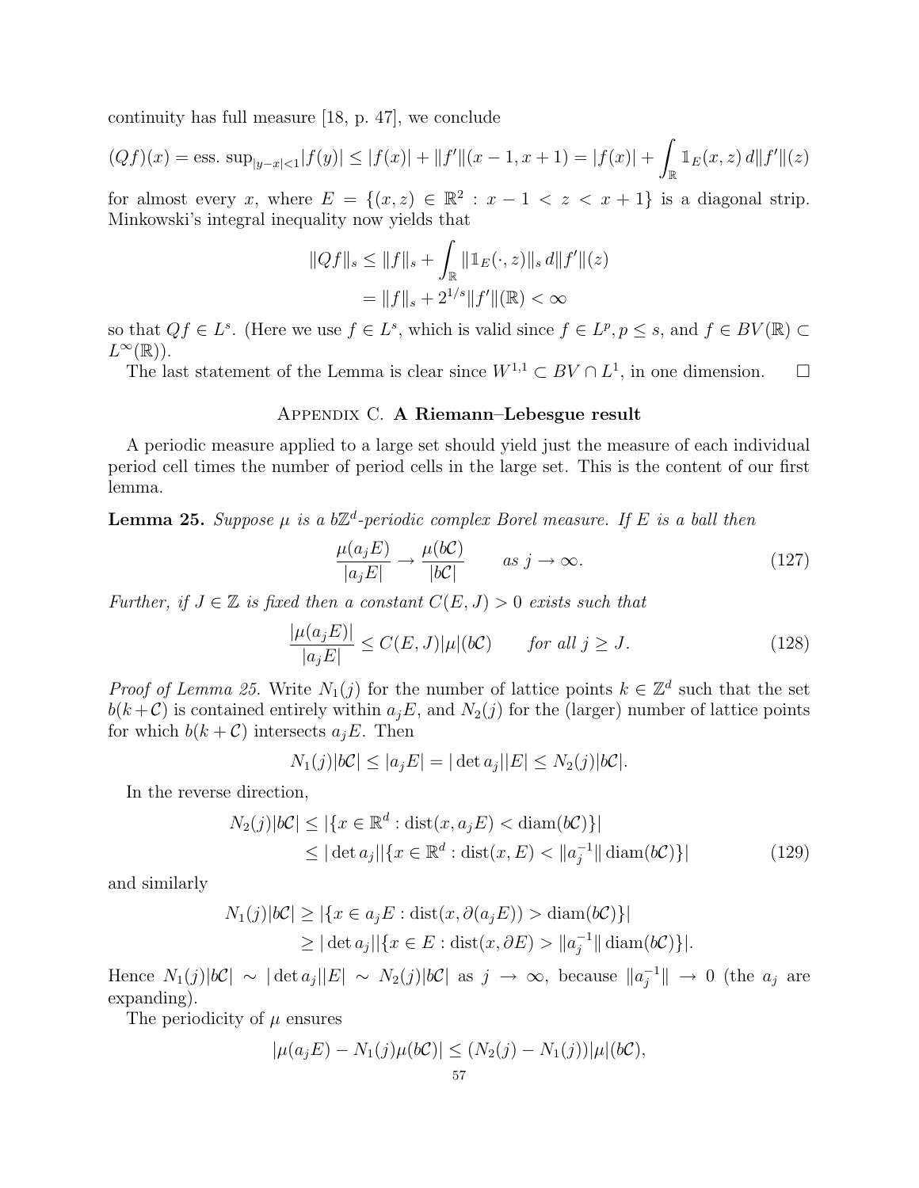continuity has full measure [18, p. 47], we conclude

$$(Qf)(x) = \text{ess. sup}_{|y-x|<1}|f(y)| \leq |f(x)| + \|f'\|(x-1, x+1) = |f(x)| + \int_{\mathbb{R}} \mathbb{1}_E(x, z)\, d\|f'\|(z)$$

for almost every $x$, where $E = \{(x, z) \in \mathbb{R}^2 : x - 1 < z < x + 1\}$ is a diagonal strip. Minkowski's integral inequality now yields that

$$\begin{aligned} \|Qf\|_s &\leq \|f\|_s + \int_{\mathbb{R}} \|\mathbb{1}_E(\cdot, z)\|_s \, d\|f'\|(z) \\ &= \|f\|_s + 2^{1/s}\|f'\|(\mathbb{R}) < \infty \end{aligned}$$

so that $Qf \in L^s$. (Here we use $f \in L^s$, which is valid since $f \in L^p, p \leq s$, and $f \in BV(\mathbb{R}) \subset L^\infty(\mathbb{R})$).

The last statement of the Lemma is clear since $W^{1,1} \subset BV \cap L^1$, in one dimension. $\square$

## Appendix C. A Riemann–Lebesgue result

A periodic measure applied to a large set should yield just the measure of each individual period cell times the number of period cells in the large set. This is the content of our first lemma.

**Lemma 25.** *Suppose $\mu$ is a $b\mathbb{Z}^d$-periodic complex Borel measure. If $E$ is a ball then*

$$\frac{\mu(a_j E)}{|a_j E|} \to \frac{\mu(b\mathcal{C})}{|b\mathcal{C}|} \qquad \text{as } j \to \infty. \tag{127}$$

*Further, if $J \in \mathbb{Z}$ is fixed then a constant $C(E, J) > 0$ exists such that*

$$\frac{|\mu(a_j E)|}{|a_j E|} \leq C(E, J)|\mu|(b\mathcal{C}) \qquad \text{for all } j \geq J. \tag{128}$$

*Proof of Lemma 25.* Write $N_1(j)$ for the number of lattice points $k \in \mathbb{Z}^d$ such that the set $b(k + \mathcal{C})$ is contained entirely within $a_j E$, and $N_2(j)$ for the (larger) number of lattice points for which $b(k + \mathcal{C})$ intersects $a_j E$. Then

$$N_1(j)|b\mathcal{C}| \leq |a_j E| = |\det a_j||E| \leq N_2(j)|b\mathcal{C}|.$$

In the reverse direction,

$$\begin{aligned} N_2(j)|b\mathcal{C}| &\leq |\{x \in \mathbb{R}^d : \text{dist}(x, a_j E) < \text{diam}(b\mathcal{C})\}| \\ &\leq |\det a_j||\{x \in \mathbb{R}^d : \text{dist}(x, E) < \|a_j^{-1}\| \, \text{diam}(b\mathcal{C})\}| \end{aligned} \tag{129}$$

and similarly

$$\begin{aligned} N_1(j)|b\mathcal{C}| &\geq |\{x \in a_j E : \text{dist}(x, \partial(a_j E)) > \text{diam}(b\mathcal{C})\}| \\ &\geq |\det a_j||\{x \in E : \text{dist}(x, \partial E) > \|a_j^{-1}\| \, \text{diam}(b\mathcal{C})\}|. \end{aligned}$$

Hence $N_1(j)|b\mathcal{C}| \sim |\det a_j||E| \sim N_2(j)|b\mathcal{C}|$ as $j \to \infty$, because $\|a_j^{-1}\| \to 0$ (the $a_j$ are expanding).

The periodicity of $\mu$ ensures

$$|\mu(a_j E) - N_1(j)\mu(b\mathcal{C})| \leq (N_2(j) - N_1(j))|\mu|(b\mathcal{C}),$$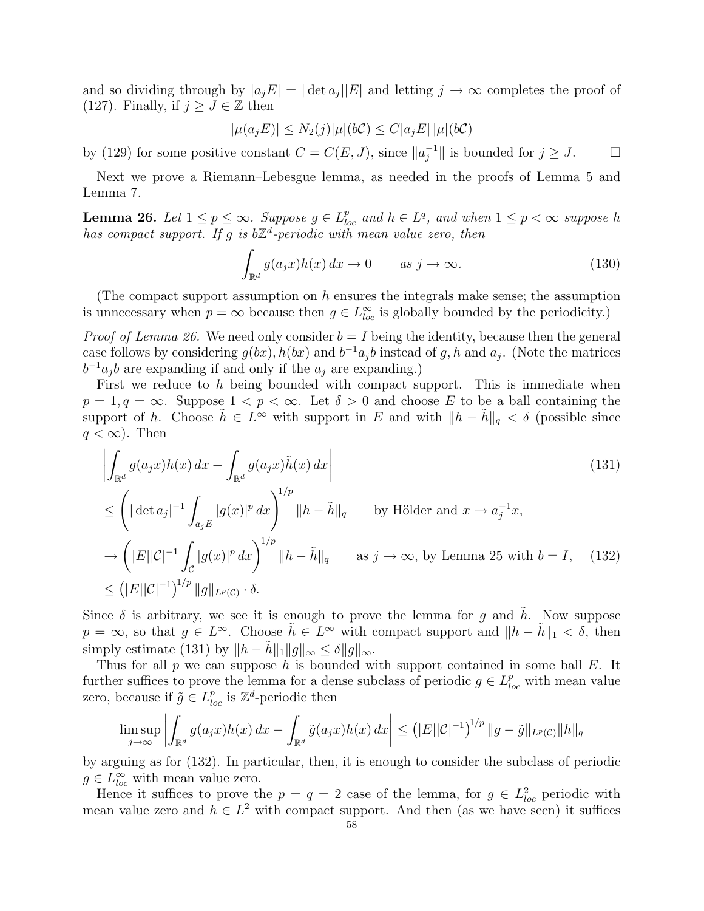and so dividing through by $|a_j E| = |\det a_j||E|$ and letting $j \to \infty$ completes the proof of (127). Finally, if $j \geq J \in \mathbb{Z}$ then

$$|\mu(a_j E)| \leq N_2(j)|\mu|(b\mathcal{C}) \leq C|a_j E|\, |\mu|(b\mathcal{C})$$

by (129) for some positive constant $C = C(E, J)$, since $\|a_j^{-1}\|$ is bounded for $j \geq J$. $\square$

Next we prove a Riemann–Lebesgue lemma, as needed in the proofs of Lemma 5 and Lemma 7.

**Lemma 26.** *Let $1 \leq p \leq \infty$. Suppose $g \in L^p_{loc}$ and $h \in L^q$, and when $1 \leq p < \infty$ suppose $h$ has compact support. If $g$ is $b\mathbb{Z}^d$-periodic with mean value zero, then*

$$\int_{\mathbb{R}^d} g(a_j x) h(x)\, dx \to 0 \qquad \text{as } j \to \infty. \tag{130}$$

(The compact support assumption on $h$ ensures the integrals make sense; the assumption is unnecessary when $p = \infty$ because then $g \in L^\infty_{loc}$ is globally bounded by the periodicity.)

*Proof of Lemma 26.* We need only consider $b = I$ being the identity, because then the general case follows by considering $g(bx), h(bx)$ and $b^{-1}a_j b$ instead of $g, h$ and $a_j$. (Note the matrices $b^{-1}a_j b$ are expanding if and only if the $a_j$ are expanding.)

First we reduce to $h$ being bounded with compact support. This is immediate when $p = 1, q = \infty$. Suppose $1 < p < \infty$. Let $\delta > 0$ and choose $E$ to be a ball containing the support of $h$. Choose $\tilde{h} \in L^\infty$ with support in $E$ and with $\|h - \tilde{h}\|_q < \delta$ (possible since $q < \infty$). Then

$$\left| \int_{\mathbb{R}^d} g(a_j x) h(x)\, dx - \int_{\mathbb{R}^d} g(a_j x) \tilde{h}(x)\, dx \right| \tag{131}$$

$$\leq \left( |\det a_j|^{-1} \int_{a_j E} |g(x)|^p\, dx \right)^{1/p} \|h - \tilde{h}\|_q \qquad \text{by Hölder and } x \mapsto a_j^{-1} x,$$

$$\to \left( |E||\mathcal{C}|^{-1} \int_{\mathcal{C}} |g(x)|^p\, dx \right)^{1/p} \|h - \tilde{h}\|_q \qquad \text{as } j \to \infty \text{, by Lemma 25 with } b = I, \tag{132}$$

$$\leq \left( |E||\mathcal{C}|^{-1} \right)^{1/p} \|g\|_{L^p(\mathcal{C})} \cdot \delta.$$

Since $\delta$ is arbitrary, we see it is enough to prove the lemma for $g$ and $\tilde{h}$. Now suppose $p = \infty$, so that $g \in L^\infty$. Choose $\tilde{h} \in L^\infty$ with compact support and $\|h - \tilde{h}\|_1 < \delta$, then simply estimate (131) by $\|h - \tilde{h}\|_1 \|g\|_\infty \leq \delta \|g\|_\infty$.

Thus for all $p$ we can suppose $h$ is bounded with support contained in some ball $E$. It further suffices to prove the lemma for a dense subclass of periodic $g \in L^p_{loc}$ with mean value zero, because if $\tilde{g} \in L^p_{loc}$ is $\mathbb{Z}^d$-periodic then

$$\limsup_{j \to \infty} \left| \int_{\mathbb{R}^d} g(a_j x) h(x)\, dx - \int_{\mathbb{R}^d} \tilde{g}(a_j x) h(x)\, dx \right| \leq \left( |E||\mathcal{C}|^{-1} \right)^{1/p} \|g - \tilde{g}\|_{L^p(\mathcal{C})} \|h\|_q$$

by arguing as for (132). In particular, then, it is enough to consider the subclass of periodic $g \in L^\infty_{loc}$ with mean value zero.

Hence it suffices to prove the $p = q = 2$ case of the lemma, for $g \in L^2_{loc}$ periodic with mean value zero and $h \in L^2$ with compact support. And then (as we have seen) it suffices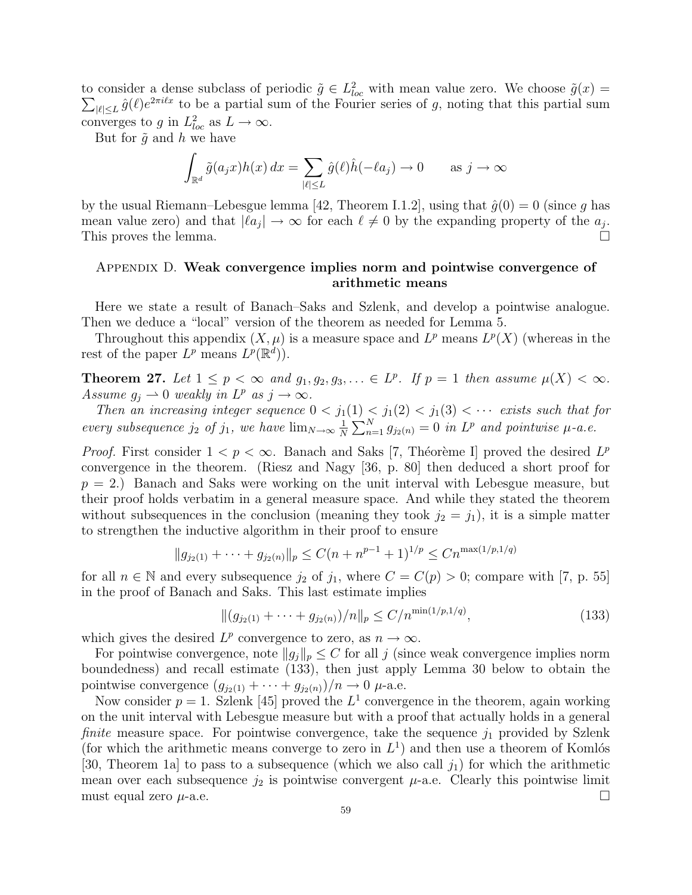to consider a dense subclass of periodic $\tilde{g} \in L^2_{loc}$ with mean value zero. We choose $\tilde{g}(x) = \sum_{|\ell| \le L} \hat{g}(\ell) e^{2\pi i \ell x}$ to be a partial sum of the Fourier series of $g$, noting that this partial sum converges to $g$ in $L^2_{loc}$ as $L \to \infty$.

But for $\tilde{g}$ and $h$ we have

$$\int_{\mathbb{R}^d} \tilde{g}(a_j x) h(x)\, dx = \sum_{|\ell| \le L} \hat{g}(\ell) \hat{h}(-\ell a_j) \to 0 \qquad \text{as } j \to \infty$$

by the usual Riemann–Lebesgue lemma [42, Theorem I.1.2], using that $\hat{g}(0) = 0$ (since $g$ has mean value zero) and that $|\ell a_j| \to \infty$ for each $\ell \neq 0$ by the expanding property of the $a_j$. This proves the lemma. □

## Appendix D. Weak convergence implies norm and pointwise convergence of arithmetic means

Here we state a result of Banach–Saks and Szlenk, and develop a pointwise analogue. Then we deduce a "local" version of the theorem as needed for Lemma 5.

Throughout this appendix $(X, \mu)$ is a measure space and $L^p$ means $L^p(X)$ (whereas in the rest of the paper $L^p$ means $L^p(\mathbb{R}^d)$).

**Theorem 27.** *Let $1 \le p < \infty$ and $g_1, g_2, g_3, \ldots \in L^p$. If $p = 1$ then assume $\mu(X) < \infty$. Assume $g_j \rightharpoonup 0$ weakly in $L^p$ as $j \to \infty$.*

*Then an increasing integer sequence $0 < j_1(1) < j_1(2) < j_1(3) < \cdots$ exists such that for every subsequence $j_2$ of $j_1$, we have $\lim_{N\to\infty} \frac{1}{N} \sum_{n=1}^{N} g_{j_2(n)} = 0$ in $L^p$ and pointwise $\mu$-a.e.*

*Proof.* First consider $1 < p < \infty$. Banach and Saks [7, Théorème I] proved the desired $L^p$ convergence in the theorem. (Riesz and Nagy [36, p. 80] then deduced a short proof for $p = 2$.) Banach and Saks were working on the unit interval with Lebesgue measure, but their proof holds verbatim in a general measure space. And while they stated the theorem without subsequences in the conclusion (meaning they took $j_2 = j_1$), it is a simple matter to strengthen the inductive algorithm in their proof to ensure

$$\|g_{j_2(1)} + \cdots + g_{j_2(n)}\|_p \le C(n + n^{p-1} + 1)^{1/p} \le C n^{\max(1/p, 1/q)}$$

for all $n \in \mathbb{N}$ and every subsequence $j_2$ of $j_1$, where $C = C(p) > 0$; compare with [7, p. 55] in the proof of Banach and Saks. This last estimate implies

$$\|(g_{j_2(1)} + \cdots + g_{j_2(n)})/n\|_p \le C/n^{\min(1/p, 1/q)}, \tag{133}$$

which gives the desired $L^p$ convergence to zero, as $n \to \infty$.

For pointwise convergence, note $\|g_j\|_p \le C$ for all $j$ (since weak convergence implies norm boundedness) and recall estimate (133), then just apply Lemma 30 below to obtain the pointwise convergence $(g_{j_2(1)} + \cdots + g_{j_2(n)})/n \to 0$ $\mu$-a.e.

Now consider $p = 1$. Szlenk [45] proved the $L^1$ convergence in the theorem, again working on the unit interval with Lebesgue measure but with a proof that actually holds in a general *finite* measure space. For pointwise convergence, take the sequence $j_1$ provided by Szlenk (for which the arithmetic means converge to zero in $L^1$) and then use a theorem of Komlós [30, Theorem 1a] to pass to a subsequence (which we also call $j_1$) for which the arithmetic mean over each subsequence $j_2$ is pointwise convergent $\mu$-a.e. Clearly this pointwise limit must equal zero $\mu$-a.e. □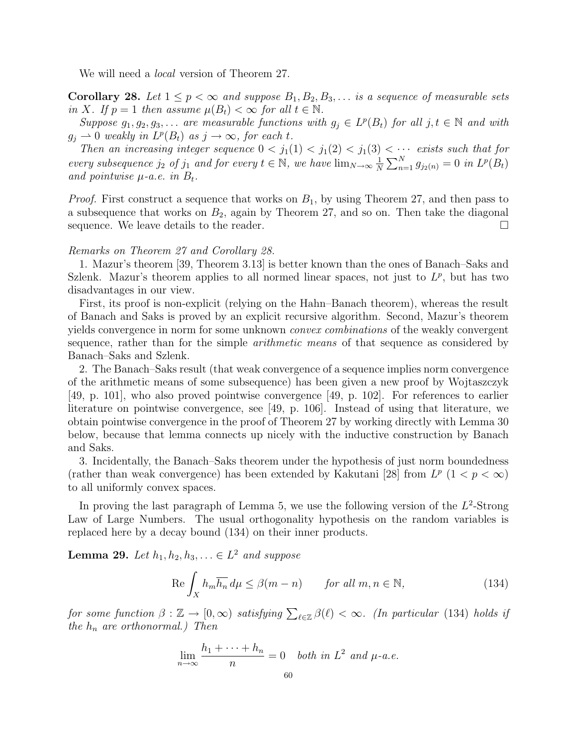We will need a *local* version of Theorem 27.

**Corollary 28.** *Let $1 \leq p < \infty$ and suppose $B_1, B_2, B_3, \ldots$ is a sequence of measurable sets in $X$. If $p = 1$ then assume $\mu(B_t) < \infty$ for all $t \in \mathbb{N}$.*

*Suppose $g_1, g_2, g_3, \ldots$ are measurable functions with $g_j \in L^p(B_t)$ for all $j, t \in \mathbb{N}$ and with $g_j \rightharpoonup 0$ weakly in $L^p(B_t)$ as $j \to \infty$, for each $t$.*

*Then an increasing integer sequence $0 < j_1(1) < j_1(2) < j_1(3) < \cdots$ exists such that for every subsequence $j_2$ of $j_1$ and for every $t \in \mathbb{N}$, we have $\lim_{N\to\infty} \frac{1}{N}\sum_{n=1}^{N} g_{j_2(n)} = 0$ in $L^p(B_t)$ and pointwise $\mu$-a.e. in $B_t$.*

*Proof.* First construct a sequence that works on $B_1$, by using Theorem 27, and then pass to a subsequence that works on $B_2$, again by Theorem 27, and so on. Then take the diagonal sequence. We leave details to the reader. $\square$

*Remarks on Theorem 27 and Corollary 28.*

1. Mazur's theorem [39, Theorem 3.13] is better known than the ones of Banach–Saks and Szlenk. Mazur's theorem applies to all normed linear spaces, not just to $L^p$, but has two disadvantages in our view.

First, its proof is non-explicit (relying on the Hahn–Banach theorem), whereas the result of Banach and Saks is proved by an explicit recursive algorithm. Second, Mazur's theorem yields convergence in norm for some unknown *convex combinations* of the weakly convergent sequence, rather than for the simple *arithmetic means* of that sequence as considered by Banach–Saks and Szlenk.

2. The Banach–Saks result (that weak convergence of a sequence implies norm convergence of the arithmetic means of some subsequence) has been given a new proof by Wojtaszczyk [49, p. 101], who also proved pointwise convergence [49, p. 102]. For references to earlier literature on pointwise convergence, see [49, p. 106]. Instead of using that literature, we obtain pointwise convergence in the proof of Theorem 27 by working directly with Lemma 30 below, because that lemma connects up nicely with the inductive construction by Banach and Saks.

3. Incidentally, the Banach–Saks theorem under the hypothesis of just norm boundedness (rather than weak convergence) has been extended by Kakutani [28] from $L^p$ $(1 < p < \infty)$ to all uniformly convex spaces.

In proving the last paragraph of Lemma 5, we use the following version of the $L^2$-Strong Law of Large Numbers. The usual orthogonality hypothesis on the random variables is replaced here by a decay bound (134) on their inner products.

**Lemma 29.** *Let $h_1, h_2, h_3, \ldots \in L^2$ and suppose*

$$\operatorname{Re} \int_X h_m \overline{h_n}\, d\mu \leq \beta(m-n) \qquad \text{for all } m, n \in \mathbb{N}, \tag{134}$$

*for some function $\beta : \mathbb{Z} \to [0, \infty)$ satisfying $\sum_{\ell\in\mathbb{Z}} \beta(\ell) < \infty$. (In particular (134) holds if the $h_n$ are orthonormal.) Then*

$$\lim_{n\to\infty} \frac{h_1 + \cdots + h_n}{n} = 0 \quad \text{both in } L^2 \text{ and } \mu\text{-a.e.}$$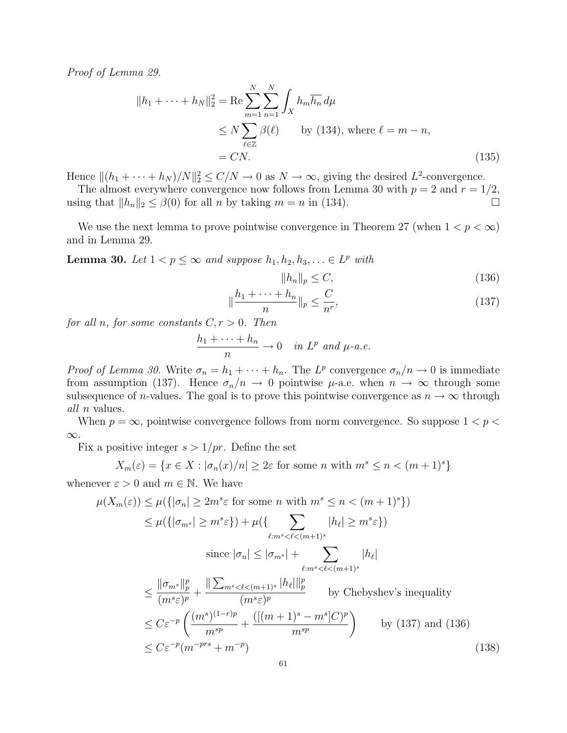*Proof of Lemma 29.*

$$
\begin{aligned}
\|h_1 + \cdots + h_N\|_2^2 &= \operatorname{Re} \sum_{m=1}^{N} \sum_{n=1}^{N} \int_X h_m \overline{h_n} \, d\mu \\
&\le N \sum_{\ell \in \mathbb{Z}} \beta(\ell) \qquad \text{by (134), where } \ell = m - n, \\
&= CN. \qquad (135)
\end{aligned}
$$

Hence $\|(h_1 + \cdots + h_N)/N\|_2^2 \le C/N \to 0$ as $N \to \infty$, giving the desired $L^2$-convergence.

The almost everywhere convergence now follows from Lemma 30 with $p = 2$ and $r = 1/2$, using that $\|h_n\|_2 \le \beta(0)$ for all $n$ by taking $m = n$ in (134). $\square$

We use the next lemma to prove pointwise convergence in Theorem 27 (when $1 < p < \infty$) and in Lemma 29.

**Lemma 30.** *Let $1 < p \le \infty$ and suppose $h_1, h_2, h_3, \ldots \in L^p$ with*

$$
\|h_n\|_p \le C, \qquad (136)
$$

$$
\|\frac{h_1 + \cdots + h_n}{n}\|_p \le \frac{C}{n^r}, \qquad (137)
$$

*for all $n$, for some constants $C, r > 0$. Then*

$$
\frac{h_1 + \cdots + h_n}{n} \to 0 \quad \text{in } L^p \text{ and } \mu\text{-a.e.}
$$

*Proof of Lemma 30.* Write $\sigma_n = h_1 + \cdots + h_n$. The $L^p$ convergence $\sigma_n/n \to 0$ is immediate from assumption (137). Hence $\sigma_n/n \to 0$ pointwise $\mu$-a.e. when $n \to \infty$ through some subsequence of $n$-values. The goal is to prove this pointwise convergence as $n \to \infty$ through *all* $n$ values.

When $p = \infty$, pointwise convergence follows from norm convergence. So suppose $1 < p < \infty$.

Fix a positive integer $s > 1/pr$. Define the set

$$
X_m(\varepsilon) = \{x \in X : |\sigma_n(x)/n| \ge 2\varepsilon \text{ for some } n \text{ with } m^s \le n < (m+1)^s\}
$$

whenever $\varepsilon > 0$ and $m \in \mathbb{N}$. We have

$$
\begin{aligned}
\mu(X_m(\varepsilon)) &\le \mu(\{|\sigma_n| \ge 2m^s\varepsilon \text{ for some } n \text{ with } m^s \le n < (m+1)^s\}) \\
&\le \mu(\{|\sigma_{m^s}| \ge m^s\varepsilon\}) + \mu(\{\sum_{\ell : m^s < \ell < (m+1)^s} |h_\ell| \ge m^s\varepsilon\}) \\
&\qquad \text{since } |\sigma_n| \le |\sigma_{m^s}| + \sum_{\ell : m^s < \ell < (m+1)^s} |h_\ell| \\
&\le \frac{\|\sigma_{m^s}\|_p^p}{(m^s\varepsilon)^p} + \frac{\|\sum_{m^s < \ell < (m+1)^s} |h_\ell|\|_p^p}{(m^s\varepsilon)^p} \qquad \text{by Chebyshev's inequality} \\
&\le C\varepsilon^{-p}\left(\frac{(m^s)^{(1-r)p}}{m^{sp}} + \frac{([(m+1)^s - m^s]C)^p}{m^{sp}}\right) \qquad \text{by (137) and (136)} \\
&\le C\varepsilon^{-p}(m^{-prs} + m^{-p}) \qquad (138)
\end{aligned}
$$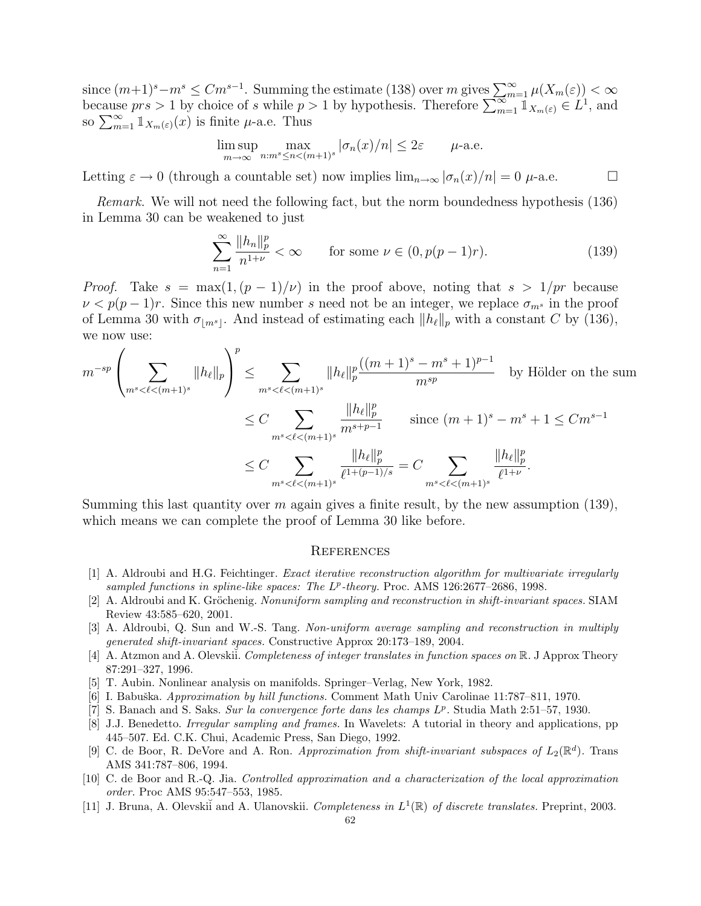since $(m+1)^s - m^s \leq Cm^{s-1}$. Summing the estimate (138) over $m$ gives $\sum_{m=1}^{\infty} \mu(X_m(\varepsilon)) < \infty$ because $prs > 1$ by choice of $s$ while $p > 1$ by hypothesis. Therefore $\sum_{m=1}^{\infty} \mathbb{1}_{X_m(\varepsilon)} \in L^1$, and so $\sum_{m=1}^{\infty} \mathbb{1}_{X_m(\varepsilon)}(x)$ is finite $\mu$-a.e. Thus

$$\limsup_{m\to\infty} \max_{n: m^s \leq n < (m+1)^s} |\sigma_n(x)/n| \leq 2\varepsilon \qquad \mu\text{-a.e.}$$

Letting $\varepsilon \to 0$ (through a countable set) now implies $\lim_{n\to\infty} |\sigma_n(x)/n| = 0$ $\mu$-a.e. □

*Remark.* We will not need the following fact, but the norm boundedness hypothesis (136) in Lemma 30 can be weakened to just

$$\sum_{n=1}^{\infty} \frac{\|h_n\|_p^p}{n^{1+\nu}} < \infty \qquad \text{for some } \nu \in (0, p(p-1)r). \tag{139}$$

*Proof.* Take $s = \max(1, (p-1)/\nu)$ in the proof above, noting that $s > 1/pr$ because $\nu < p(p-1)r$. Since this new number $s$ need not be an integer, we replace $\sigma_{m^s}$ in the proof of Lemma 30 with $\sigma_{\lfloor m^s \rfloor}$. And instead of estimating each $\|h_\ell\|_p$ with a constant $C$ by (136), we now use:

$$\begin{aligned}
m^{-sp}\left(\sum_{m^s<\ell<(m+1)^s} \|h_\ell\|_p\right)^p &\leq \sum_{m^s<\ell<(m+1)^s} \|h_\ell\|_p^p \frac{((m+1)^s - m^s + 1)^{p-1}}{m^{sp}} \quad \text{by Hölder on the sum} \\
&\leq C \sum_{m^s<\ell<(m+1)^s} \frac{\|h_\ell\|_p^p}{m^{s+p-1}} \qquad \text{since } (m+1)^s - m^s + 1 \leq Cm^{s-1} \\
&\leq C \sum_{m^s<\ell<(m+1)^s} \frac{\|h_\ell\|_p^p}{\ell^{1+(p-1)/s}} = C \sum_{m^s<\ell<(m+1)^s} \frac{\|h_\ell\|_p^p}{\ell^{1+\nu}}.
\end{aligned}$$

Summing this last quantity over $m$ again gives a finite result, by the new assumption (139), which means we can complete the proof of Lemma 30 like before.

## References

[1] A. Aldroubi and H.G. Feichtinger. *Exact iterative reconstruction algorithm for multivariate irregularly sampled functions in spline-like spaces: The $L^p$-theory.* Proc. AMS 126:2677–2686, 1998.

[2] A. Aldroubi and K. Gröchenig. *Nonuniform sampling and reconstruction in shift-invariant spaces.* SIAM Review 43:585–620, 2001.

[3] A. Aldroubi, Q. Sun and W.-S. Tang. *Non-uniform average sampling and reconstruction in multiply generated shift-invariant spaces.* Constructive Approx 20:173–189, 2004.

[4] A. Atzmon and A. Olevskii. *Completeness of integer translates in function spaces on $\mathbb{R}$.* J Approx Theory 87:291–327, 1996.

[5] T. Aubin. Nonlinear analysis on manifolds. Springer–Verlag, New York, 1982.

[6] I. Babuška. *Approximation by hill functions.* Comment Math Univ Carolinae 11:787–811, 1970.

[7] S. Banach and S. Saks. *Sur la convergence forte dans les champs $L^p$.* Studia Math 2:51–57, 1930.

[8] J.J. Benedetto. *Irregular sampling and frames.* In Wavelets: A tutorial in theory and applications, pp 445–507. Ed. C.K. Chui, Academic Press, San Diego, 1992.

[9] C. de Boor, R. DeVore and A. Ron. *Approximation from shift-invariant subspaces of $L_2(\mathbb{R}^d)$.* Trans AMS 341:787–806, 1994.

[10] C. de Boor and R.-Q. Jia. *Controlled approximation and a characterization of the local approximation order.* Proc AMS 95:547–553, 1985.

[11] J. Bruna, A. Olevskiĭ and A. Ulanovskii. *Completeness in $L^1(\mathbb{R})$ of discrete translates.* Preprint, 2003.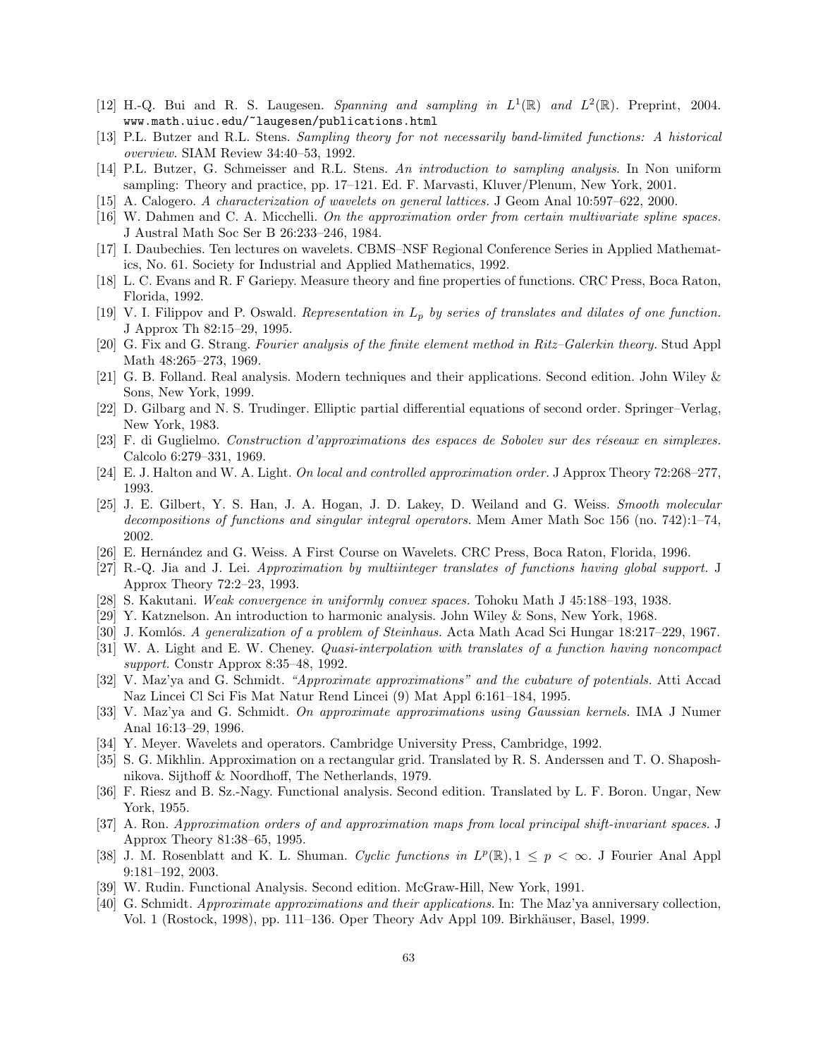[12] H.-Q. Bui and R. S. Laugesen. *Spanning and sampling in $L^1(\mathbb{R})$ and $L^2(\mathbb{R})$.* Preprint, 2004. `www.math.uiuc.edu/~laugesen/publications.html`

[13] P.L. Butzer and R.L. Stens. *Sampling theory for not necessarily band-limited functions: A historical overview.* SIAM Review 34:40–53, 1992.

[14] P.L. Butzer, G. Schmeisser and R.L. Stens. *An introduction to sampling analysis.* In Non uniform sampling: Theory and practice, pp. 17–121. Ed. F. Marvasti, Kluver/Plenum, New York, 2001.

[15] A. Calogero. *A characterization of wavelets on general lattices.* J Geom Anal 10:597–622, 2000.

[16] W. Dahmen and C. A. Micchelli. *On the approximation order from certain multivariate spline spaces.* J Austral Math Soc Ser B 26:233–246, 1984.

[17] I. Daubechies. Ten lectures on wavelets. CBMS–NSF Regional Conference Series in Applied Mathematics, No. 61. Society for Industrial and Applied Mathematics, 1992.

[18] L. C. Evans and R. F Gariepy. Measure theory and fine properties of functions. CRC Press, Boca Raton, Florida, 1992.

[19] V. I. Filippov and P. Oswald. *Representation in $L_p$ by series of translates and dilates of one function.* J Approx Th 82:15–29, 1995.

[20] G. Fix and G. Strang. *Fourier analysis of the finite element method in Ritz–Galerkin theory.* Stud Appl Math 48:265–273, 1969.

[21] G. B. Folland. Real analysis. Modern techniques and their applications. Second edition. John Wiley & Sons, New York, 1999.

[22] D. Gilbarg and N. S. Trudinger. Elliptic partial differential equations of second order. Springer–Verlag, New York, 1983.

[23] F. di Guglielmo. *Construction d'approximations des espaces de Sobolev sur des réseaux en simplexes.* Calcolo 6:279–331, 1969.

[24] E. J. Halton and W. A. Light. *On local and controlled approximation order.* J Approx Theory 72:268–277, 1993.

[25] J. E. Gilbert, Y. S. Han, J. A. Hogan, J. D. Lakey, D. Weiland and G. Weiss. *Smooth molecular decompositions of functions and singular integral operators.* Mem Amer Math Soc 156 (no. 742):1–74, 2002.

[26] E. Hernández and G. Weiss. A First Course on Wavelets. CRC Press, Boca Raton, Florida, 1996.

[27] R.-Q. Jia and J. Lei. *Approximation by multiinteger translates of functions having global support.* J Approx Theory 72:2–23, 1993.

[28] S. Kakutani. *Weak convergence in uniformly convex spaces.* Tohoku Math J 45:188–193, 1938.

[29] Y. Katznelson. An introduction to harmonic analysis. John Wiley & Sons, New York, 1968.

[30] J. Komlós. *A generalization of a problem of Steinhaus.* Acta Math Acad Sci Hungar 18:217–229, 1967.

[31] W. A. Light and E. W. Cheney. *Quasi-interpolation with translates of a function having noncompact support.* Constr Approx 8:35–48, 1992.

[32] V. Maz'ya and G. Schmidt. *"Approximate approximations" and the cubature of potentials.* Atti Accad Naz Lincei Cl Sci Fis Mat Natur Rend Lincei (9) Mat Appl 6:161–184, 1995.

[33] V. Maz'ya and G. Schmidt. *On approximate approximations using Gaussian kernels.* IMA J Numer Anal 16:13–29, 1996.

[34] Y. Meyer. Wavelets and operators. Cambridge University Press, Cambridge, 1992.

[35] S. G. Mikhlin. Approximation on a rectangular grid. Translated by R. S. Anderssen and T. O. Shaposhnikova. Sijthoff & Noordhoff, The Netherlands, 1979.

[36] F. Riesz and B. Sz.-Nagy. Functional analysis. Second edition. Translated by L. F. Boron. Ungar, New York, 1955.

[37] A. Ron. *Approximation orders of and approximation maps from local principal shift-invariant spaces.* J Approx Theory 81:38–65, 1995.

[38] J. M. Rosenblatt and K. L. Shuman. *Cyclic functions in $L^p(\mathbb{R}), 1 \leq p < \infty$.* J Fourier Anal Appl 9:181–192, 2003.

[39] W. Rudin. Functional Analysis. Second edition. McGraw-Hill, New York, 1991.

[40] G. Schmidt. *Approximate approximations and their applications.* In: The Maz'ya anniversary collection, Vol. 1 (Rostock, 1998), pp. 111–136. Oper Theory Adv Appl 109. Birkhäuser, Basel, 1999.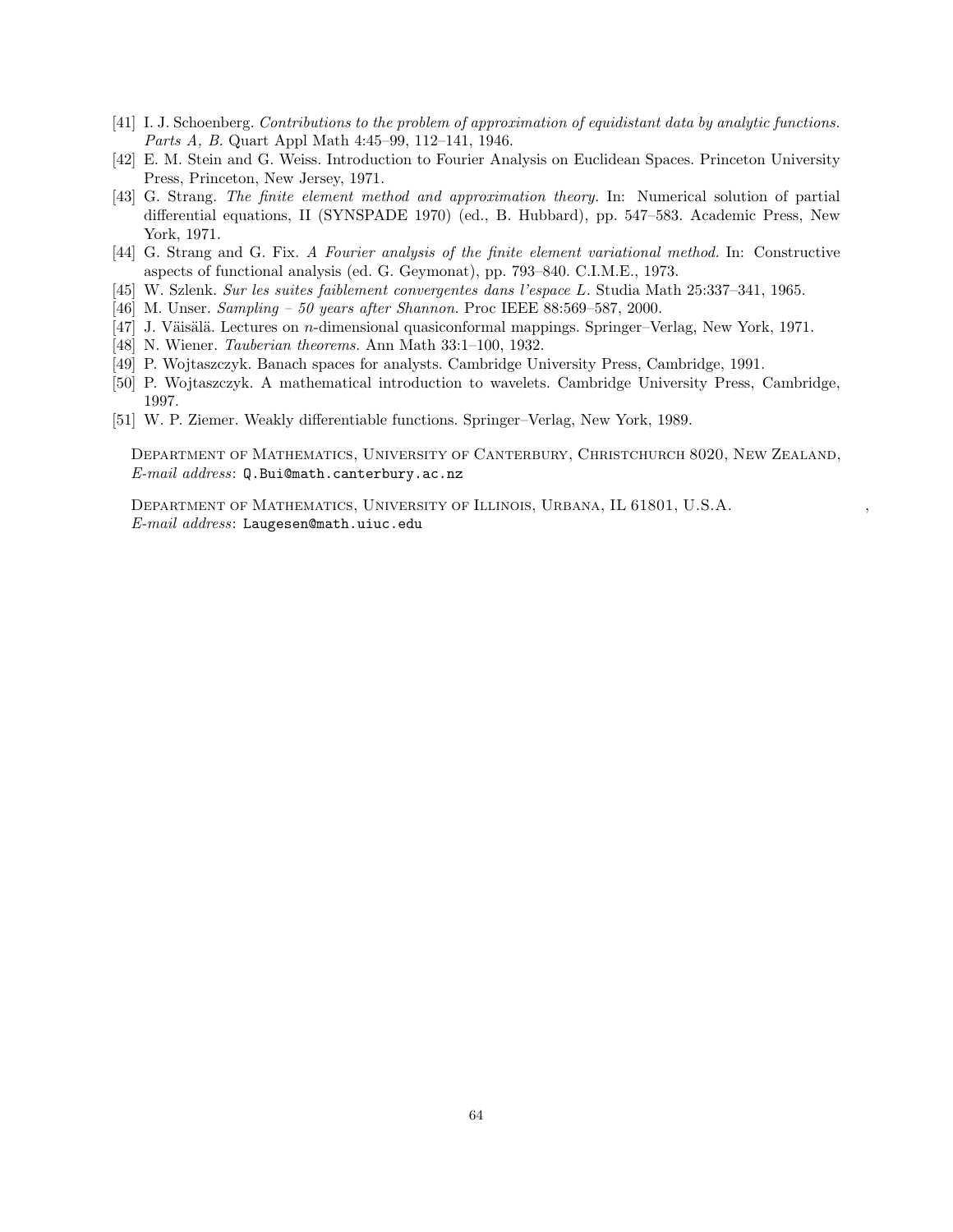[41] I. J. Schoenberg. *Contributions to the problem of approximation of equidistant data by analytic functions. Parts A, B.* Quart Appl Math 4:45–99, 112–141, 1946.

[42] E. M. Stein and G. Weiss. Introduction to Fourier Analysis on Euclidean Spaces. Princeton University Press, Princeton, New Jersey, 1971.

[43] G. Strang. *The finite element method and approximation theory.* In: Numerical solution of partial differential equations, II (SYNSPADE 1970) (ed., B. Hubbard), pp. 547–583. Academic Press, New York, 1971.

[44] G. Strang and G. Fix. *A Fourier analysis of the finite element variational method.* In: Constructive aspects of functional analysis (ed. G. Geymonat), pp. 793–840. C.I.M.E., 1973.

[45] W. Szlenk. *Sur les suites faiblement convergentes dans l'espace L.* Studia Math 25:337–341, 1965.

[46] M. Unser. *Sampling – 50 years after Shannon.* Proc IEEE 88:569–587, 2000.

[47] J. Väisälä. Lectures on $n$-dimensional quasiconformal mappings. Springer–Verlag, New York, 1971.

[48] N. Wiener. *Tauberian theorems.* Ann Math 33:1–100, 1932.

[49] P. Wojtaszczyk. Banach spaces for analysts. Cambridge University Press, Cambridge, 1991.

[50] P. Wojtaszczyk. A mathematical introduction to wavelets. Cambridge University Press, Cambridge, 1997.

[51] W. P. Ziemer. Weakly differentiable functions. Springer–Verlag, New York, 1989.

Department of Mathematics, University of Canterbury, Christchurch 8020, New Zealand,
*E-mail address*: Q.Bui@math.canterbury.ac.nz

Department of Mathematics, University of Illinois, Urbana, IL 61801, U.S.A. ,
*E-mail address*: Laugesen@math.uiuc.edu